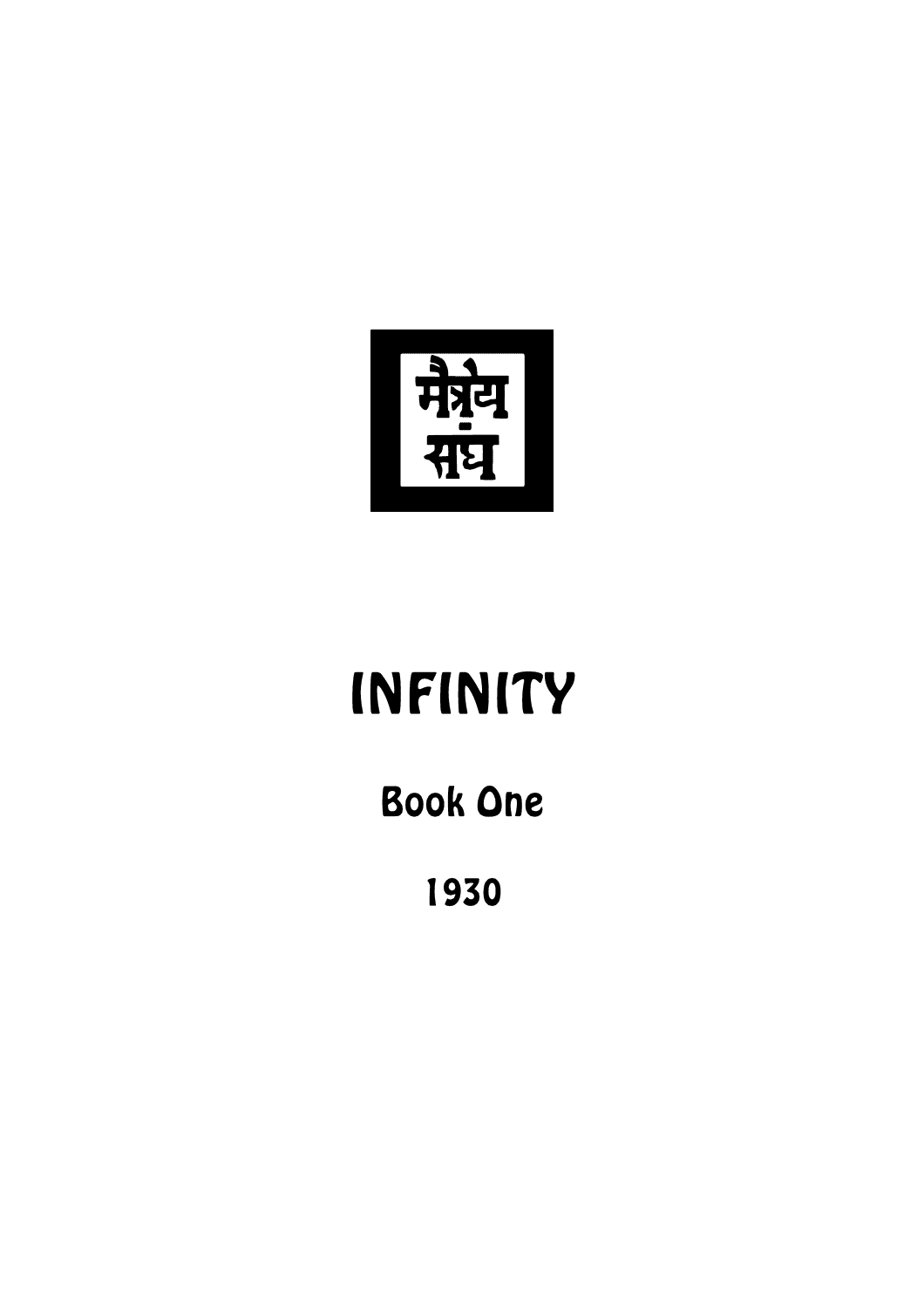मैत्रेय
संघ

# INFINITY

## Book One

1930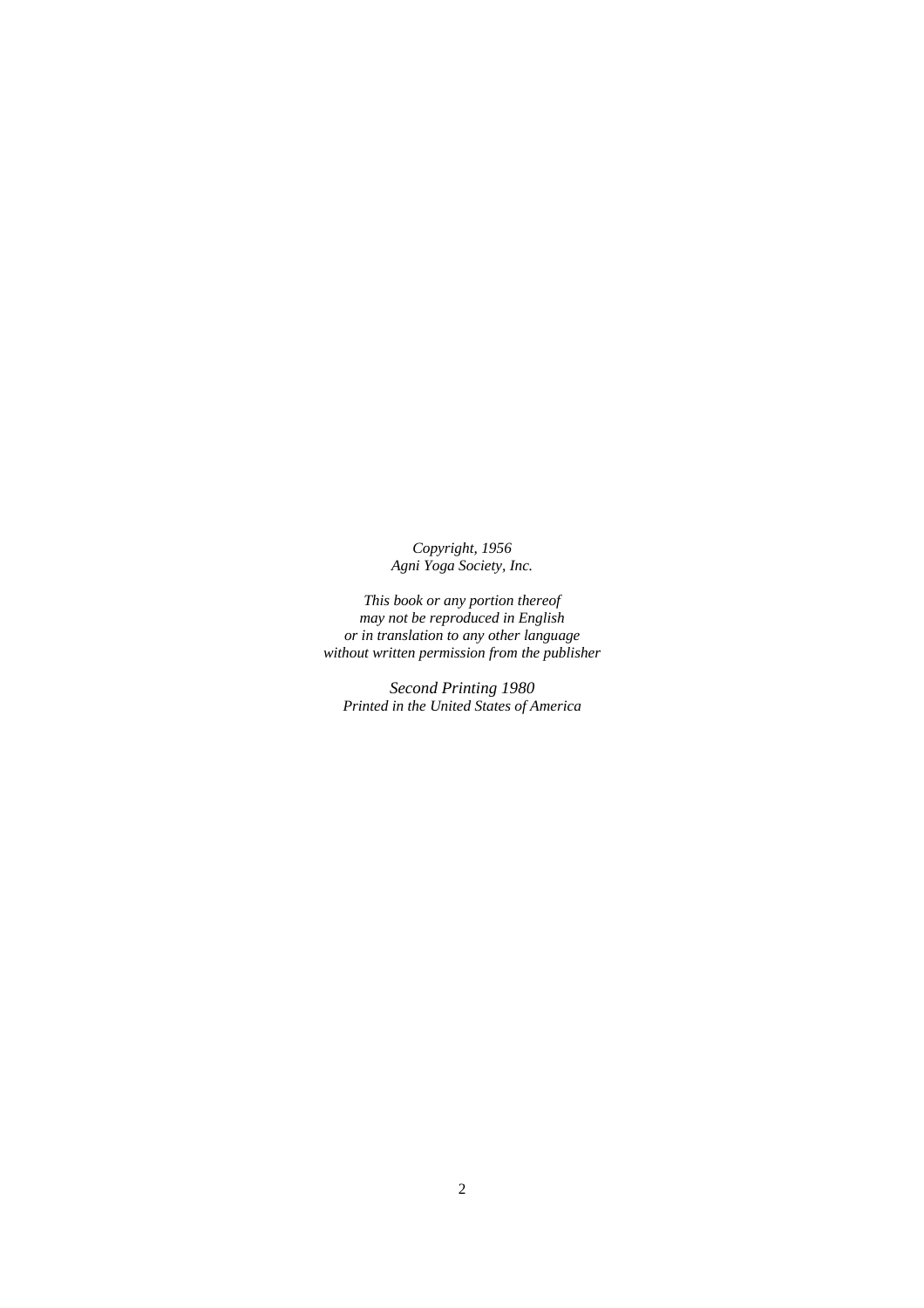*Copyright, 1956*
*Agni Yoga Society, Inc.*

*This book or any portion thereof*
*may not be reproduced in English*
*or in translation to any other language*
*without written permission from the publisher*

*Second Printing 1980*
*Printed in the United States of America*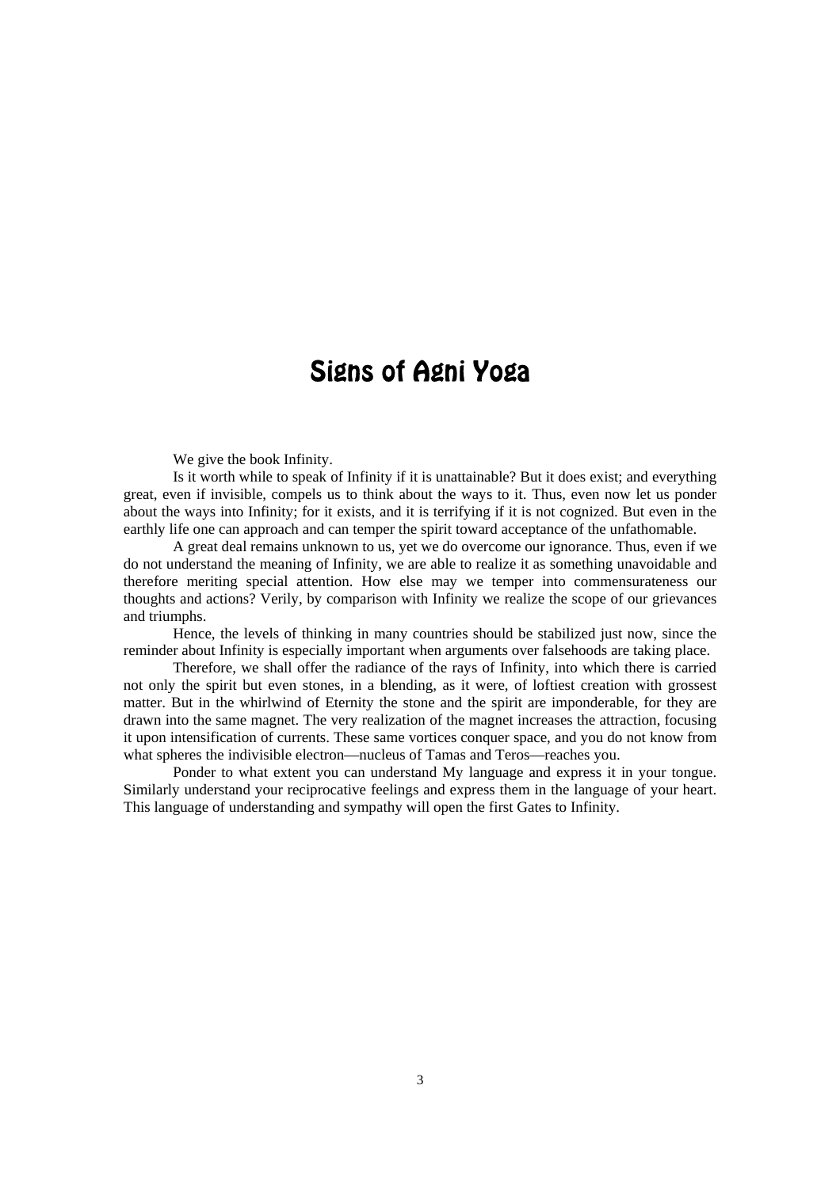# Signs of Agni Yoga

We give the book Infinity.

Is it worth while to speak of Infinity if it is unattainable? But it does exist; and everything great, even if invisible, compels us to think about the ways to it. Thus, even now let us ponder about the ways into Infinity; for it exists, and it is terrifying if it is not cognized. But even in the earthly life one can approach and can temper the spirit toward acceptance of the unfathomable.

A great deal remains unknown to us, yet we do overcome our ignorance. Thus, even if we do not understand the meaning of Infinity, we are able to realize it as something unavoidable and therefore meriting special attention. How else may we temper into commensurateness our thoughts and actions? Verily, by comparison with Infinity we realize the scope of our grievances and triumphs.

Hence, the levels of thinking in many countries should be stabilized just now, since the reminder about Infinity is especially important when arguments over falsehoods are taking place.

Therefore, we shall offer the radiance of the rays of Infinity, into which there is carried not only the spirit but even stones, in a blending, as it were, of loftiest creation with grossest matter. But in the whirlwind of Eternity the stone and the spirit are imponderable, for they are drawn into the same magnet. The very realization of the magnet increases the attraction, focusing it upon intensification of currents. These same vortices conquer space, and you do not know from what spheres the indivisible electron—nucleus of Tamas and Teros—reaches you.

Ponder to what extent you can understand My language and express it in your tongue. Similarly understand your reciprocative feelings and express them in the language of your heart. This language of understanding and sympathy will open the first Gates to Infinity.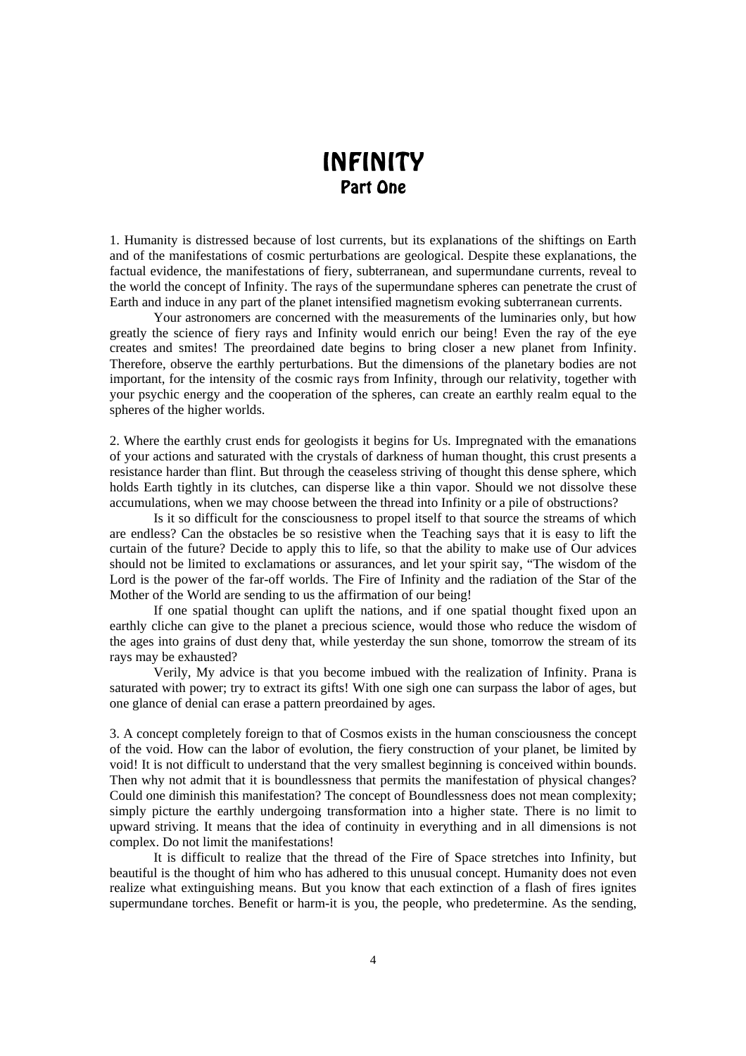# INFINITY
## Part One

1. Humanity is distressed because of lost currents, but its explanations of the shiftings on Earth and of the manifestations of cosmic perturbations are geological. Despite these explanations, the factual evidence, the manifestations of fiery, subterranean, and supermundane currents, reveal to the world the concept of Infinity. The rays of the supermundane spheres can penetrate the crust of Earth and induce in any part of the planet intensified magnetism evoking subterranean currents.

Your astronomers are concerned with the measurements of the luminaries only, but how greatly the science of fiery rays and Infinity would enrich our being! Even the ray of the eye creates and smites! The preordained date begins to bring closer a new planet from Infinity. Therefore, observe the earthly perturbations. But the dimensions of the planetary bodies are not important, for the intensity of the cosmic rays from Infinity, through our relativity, together with your psychic energy and the cooperation of the spheres, can create an earthly realm equal to the spheres of the higher worlds.

2. Where the earthly crust ends for geologists it begins for Us. Impregnated with the emanations of your actions and saturated with the crystals of darkness of human thought, this crust presents a resistance harder than flint. But through the ceaseless striving of thought this dense sphere, which holds Earth tightly in its clutches, can disperse like a thin vapor. Should we not dissolve these accumulations, when we may choose between the thread into Infinity or a pile of obstructions?

Is it so difficult for the consciousness to propel itself to that source the streams of which are endless? Can the obstacles be so resistive when the Teaching says that it is easy to lift the curtain of the future? Decide to apply this to life, so that the ability to make use of Our advices should not be limited to exclamations or assurances, and let your spirit say, "The wisdom of the Lord is the power of the far-off worlds. The Fire of Infinity and the radiation of the Star of the Mother of the World are sending to us the affirmation of our being!

If one spatial thought can uplift the nations, and if one spatial thought fixed upon an earthly cliche can give to the planet a precious science, would those who reduce the wisdom of the ages into grains of dust deny that, while yesterday the sun shone, tomorrow the stream of its rays may be exhausted?

Verily, My advice is that you become imbued with the realization of Infinity. Prana is saturated with power; try to extract its gifts! With one sigh one can surpass the labor of ages, but one glance of denial can erase a pattern preordained by ages.

3. A concept completely foreign to that of Cosmos exists in the human consciousness the concept of the void. How can the labor of evolution, the fiery construction of your planet, be limited by void! It is not difficult to understand that the very smallest beginning is conceived within bounds. Then why not admit that it is boundlessness that permits the manifestation of physical changes? Could one diminish this manifestation? The concept of Boundlessness does not mean complexity; simply picture the earthly undergoing transformation into a higher state. There is no limit to upward striving. It means that the idea of continuity in everything and in all dimensions is not complex. Do not limit the manifestations!

It is difficult to realize that the thread of the Fire of Space stretches into Infinity, but beautiful is the thought of him who has adhered to this unusual concept. Humanity does not even realize what extinguishing means. But you know that each extinction of a flash of fires ignites supermundane torches. Benefit or harm-it is you, the people, who predetermine. As the sending,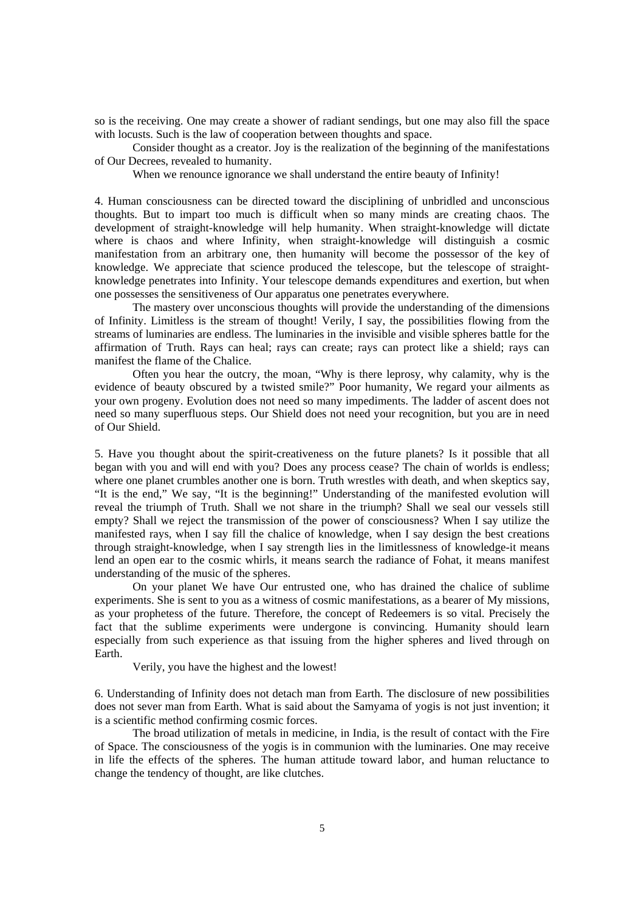so is the receiving. One may create a shower of radiant sendings, but one may also fill the space with locusts. Such is the law of cooperation between thoughts and space.

Consider thought as a creator. Joy is the realization of the beginning of the manifestations of Our Decrees, revealed to humanity.

When we renounce ignorance we shall understand the entire beauty of Infinity!

4. Human consciousness can be directed toward the disciplining of unbridled and unconscious thoughts. But to impart too much is difficult when so many minds are creating chaos. The development of straight-knowledge will help humanity. When straight-knowledge will dictate where is chaos and where Infinity, when straight-knowledge will distinguish a cosmic manifestation from an arbitrary one, then humanity will become the possessor of the key of knowledge. We appreciate that science produced the telescope, but the telescope of straight-knowledge penetrates into Infinity. Your telescope demands expenditures and exertion, but when one possesses the sensitiveness of Our apparatus one penetrates everywhere.

The mastery over unconscious thoughts will provide the understanding of the dimensions of Infinity. Limitless is the stream of thought! Verily, I say, the possibilities flowing from the streams of luminaries are endless. The luminaries in the invisible and visible spheres battle for the affirmation of Truth. Rays can heal; rays can create; rays can protect like a shield; rays can manifest the flame of the Chalice.

Often you hear the outcry, the moan, "Why is there leprosy, why calamity, why is the evidence of beauty obscured by a twisted smile?" Poor humanity, We regard your ailments as your own progeny. Evolution does not need so many impediments. The ladder of ascent does not need so many superfluous steps. Our Shield does not need your recognition, but you are in need of Our Shield.

5. Have you thought about the spirit-creativeness on the future planets? Is it possible that all began with you and will end with you? Does any process cease? The chain of worlds is endless; where one planet crumbles another one is born. Truth wrestles with death, and when skeptics say, "It is the end," We say, "It is the beginning!" Understanding of the manifested evolution will reveal the triumph of Truth. Shall we not share in the triumph? Shall we seal our vessels still empty? Shall we reject the transmission of the power of consciousness? When I say utilize the manifested rays, when I say fill the chalice of knowledge, when I say design the best creations through straight-knowledge, when I say strength lies in the limitlessness of knowledge-it means lend an open ear to the cosmic whirls, it means search the radiance of Fohat, it means manifest understanding of the music of the spheres.

On your planet We have Our entrusted one, who has drained the chalice of sublime experiments. She is sent to you as a witness of cosmic manifestations, as a bearer of My missions, as your prophetess of the future. Therefore, the concept of Redeemers is so vital. Precisely the fact that the sublime experiments were undergone is convincing. Humanity should learn especially from such experience as that issuing from the higher spheres and lived through on Earth.

Verily, you have the highest and the lowest!

6. Understanding of Infinity does not detach man from Earth. The disclosure of new possibilities does not sever man from Earth. What is said about the Samyama of yogis is not just invention; it is a scientific method confirming cosmic forces.

The broad utilization of metals in medicine, in India, is the result of contact with the Fire of Space. The consciousness of the yogis is in communion with the luminaries. One may receive in life the effects of the spheres. The human attitude toward labor, and human reluctance to change the tendency of thought, are like clutches.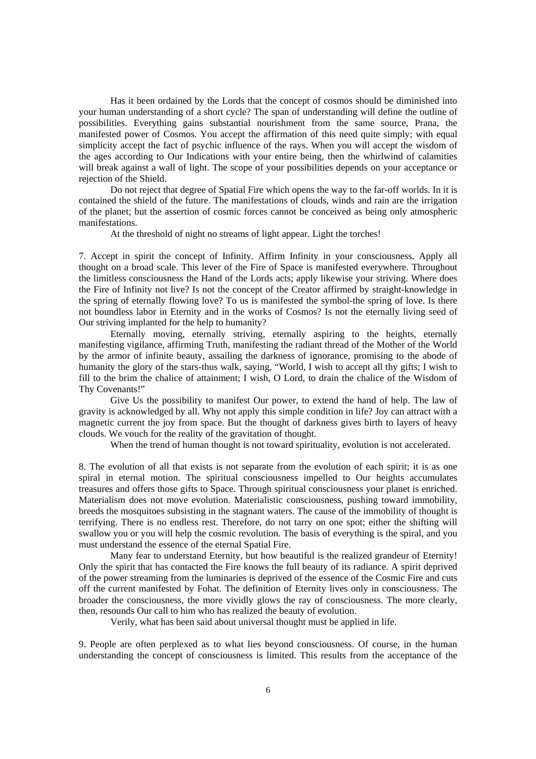Has it been ordained by the Lords that the concept of cosmos should be diminished into your human understanding of a short cycle? The span of understanding will define the outline of possibilities. Everything gains substantial nourishment from the same source, Prana, the manifested power of Cosmos. You accept the affirmation of this need quite simply; with equal simplicity accept the fact of psychic influence of the rays. When you will accept the wisdom of the ages according to Our Indications with your entire being, then the whirlwind of calamities will break against a wall of light. The scope of your possibilities depends on your acceptance or rejection of the Shield.

Do not reject that degree of Spatial Fire which opens the way to the far-off worlds. In it is contained the shield of the future. The manifestations of clouds, winds and rain are the irrigation of the planet; but the assertion of cosmic forces cannot be conceived as being only atmospheric manifestations.

At the threshold of night no streams of light appear. Light the torches!

7. Accept in spirit the concept of Infinity. Affirm Infinity in your consciousness. Apply all thought on a broad scale. This lever of the Fire of Space is manifested everywhere. Throughout the limitless consciousness the Hand of the Lords acts; apply likewise your striving. Where does the Fire of Infinity not live? Is not the concept of the Creator affirmed by straight-knowledge in the spring of eternally flowing love? To us is manifested the symbol-the spring of love. Is there not boundless labor in Eternity and in the works of Cosmos? Is not the eternally living seed of Our striving implanted for the help to humanity?

Eternally moving, eternally striving, eternally aspiring to the heights, eternally manifesting vigilance, affirming Truth, manifesting the radiant thread of the Mother of the World by the armor of infinite beauty, assailing the darkness of ignorance, promising to the abode of humanity the glory of the stars-thus walk, saying, "World, I wish to accept all thy gifts; I wish to fill to the brim the chalice of attainment; I wish, O Lord, to drain the chalice of the Wisdom of Thy Covenants!"

Give Us the possibility to manifest Our power, to extend the hand of help. The law of gravity is acknowledged by all. Why not apply this simple condition in life? Joy can attract with a magnetic current the joy from space. But the thought of darkness gives birth to layers of heavy clouds. We vouch for the reality of the gravitation of thought.

When the trend of human thought is not toward spirituality, evolution is not accelerated.

8. The evolution of all that exists is not separate from the evolution of each spirit; it is as one spiral in eternal motion. The spiritual consciousness impelled to Our heights accumulates treasures and offers those gifts to Space. Through spiritual consciousness your planet is enriched. Materialism does not move evolution. Materialistic consciousness, pushing toward immobility, breeds the mosquitoes subsisting in the stagnant waters. The cause of the immobility of thought is terrifying. There is no endless rest. Therefore, do not tarry on one spot; either the shifting will swallow you or you will help the cosmic revolution. The basis of everything is the spiral, and you must understand the essence of the eternal Spatial Fire.

Many fear to understand Eternity, but how beautiful is the realized grandeur of Eternity! Only the spirit that has contacted the Fire knows the full beauty of its radiance. A spirit deprived of the power streaming from the luminaries is deprived of the essence of the Cosmic Fire and cuts off the current manifested by Fohat. The definition of Eternity lives only in consciousness. The broader the consciousness, the more vividly glows the ray of consciousness. The more clearly, then, resounds Our call to him who has realized the beauty of evolution.

Verily, what has been said about universal thought must be applied in life.

9. People are often perplexed as to what lies beyond consciousness. Of course, in the human understanding the concept of consciousness is limited. This results from the acceptance of the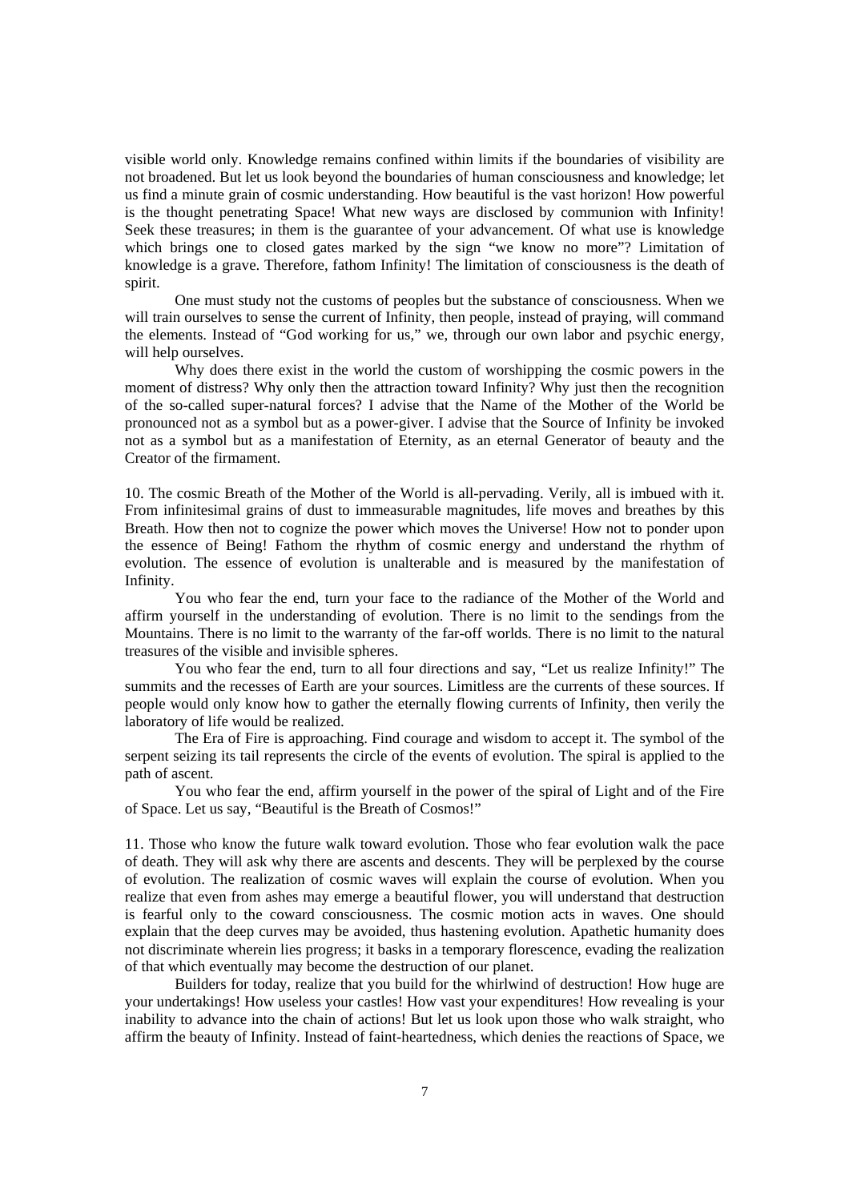visible world only. Knowledge remains confined within limits if the boundaries of visibility are not broadened. But let us look beyond the boundaries of human consciousness and knowledge; let us find a minute grain of cosmic understanding. How beautiful is the vast horizon! How powerful is the thought penetrating Space! What new ways are disclosed by communion with Infinity! Seek these treasures; in them is the guarantee of your advancement. Of what use is knowledge which brings one to closed gates marked by the sign "we know no more"? Limitation of knowledge is a grave. Therefore, fathom Infinity! The limitation of consciousness is the death of spirit.

One must study not the customs of peoples but the substance of consciousness. When we will train ourselves to sense the current of Infinity, then people, instead of praying, will command the elements. Instead of "God working for us," we, through our own labor and psychic energy, will help ourselves.

Why does there exist in the world the custom of worshipping the cosmic powers in the moment of distress? Why only then the attraction toward Infinity? Why just then the recognition of the so-called super-natural forces? I advise that the Name of the Mother of the World be pronounced not as a symbol but as a power-giver. I advise that the Source of Infinity be invoked not as a symbol but as a manifestation of Eternity, as an eternal Generator of beauty and the Creator of the firmament.

10. The cosmic Breath of the Mother of the World is all-pervading. Verily, all is imbued with it. From infinitesimal grains of dust to immeasurable magnitudes, life moves and breathes by this Breath. How then not to cognize the power which moves the Universe! How not to ponder upon the essence of Being! Fathom the rhythm of cosmic energy and understand the rhythm of evolution. The essence of evolution is unalterable and is measured by the manifestation of Infinity.

You who fear the end, turn your face to the radiance of the Mother of the World and affirm yourself in the understanding of evolution. There is no limit to the sendings from the Mountains. There is no limit to the warranty of the far-off worlds. There is no limit to the natural treasures of the visible and invisible spheres.

You who fear the end, turn to all four directions and say, "Let us realize Infinity!" The summits and the recesses of Earth are your sources. Limitless are the currents of these sources. If people would only know how to gather the eternally flowing currents of Infinity, then verily the laboratory of life would be realized.

The Era of Fire is approaching. Find courage and wisdom to accept it. The symbol of the serpent seizing its tail represents the circle of the events of evolution. The spiral is applied to the path of ascent.

You who fear the end, affirm yourself in the power of the spiral of Light and of the Fire of Space. Let us say, "Beautiful is the Breath of Cosmos!"

11. Those who know the future walk toward evolution. Those who fear evolution walk the pace of death. They will ask why there are ascents and descents. They will be perplexed by the course of evolution. The realization of cosmic waves will explain the course of evolution. When you realize that even from ashes may emerge a beautiful flower, you will understand that destruction is fearful only to the coward consciousness. The cosmic motion acts in waves. One should explain that the deep curves may be avoided, thus hastening evolution. Apathetic humanity does not discriminate wherein lies progress; it basks in a temporary florescence, evading the realization of that which eventually may become the destruction of our planet.

Builders for today, realize that you build for the whirlwind of destruction! How huge are your undertakings! How useless your castles! How vast your expenditures! How revealing is your inability to advance into the chain of actions! But let us look upon those who walk straight, who affirm the beauty of Infinity. Instead of faint-heartedness, which denies the reactions of Space, we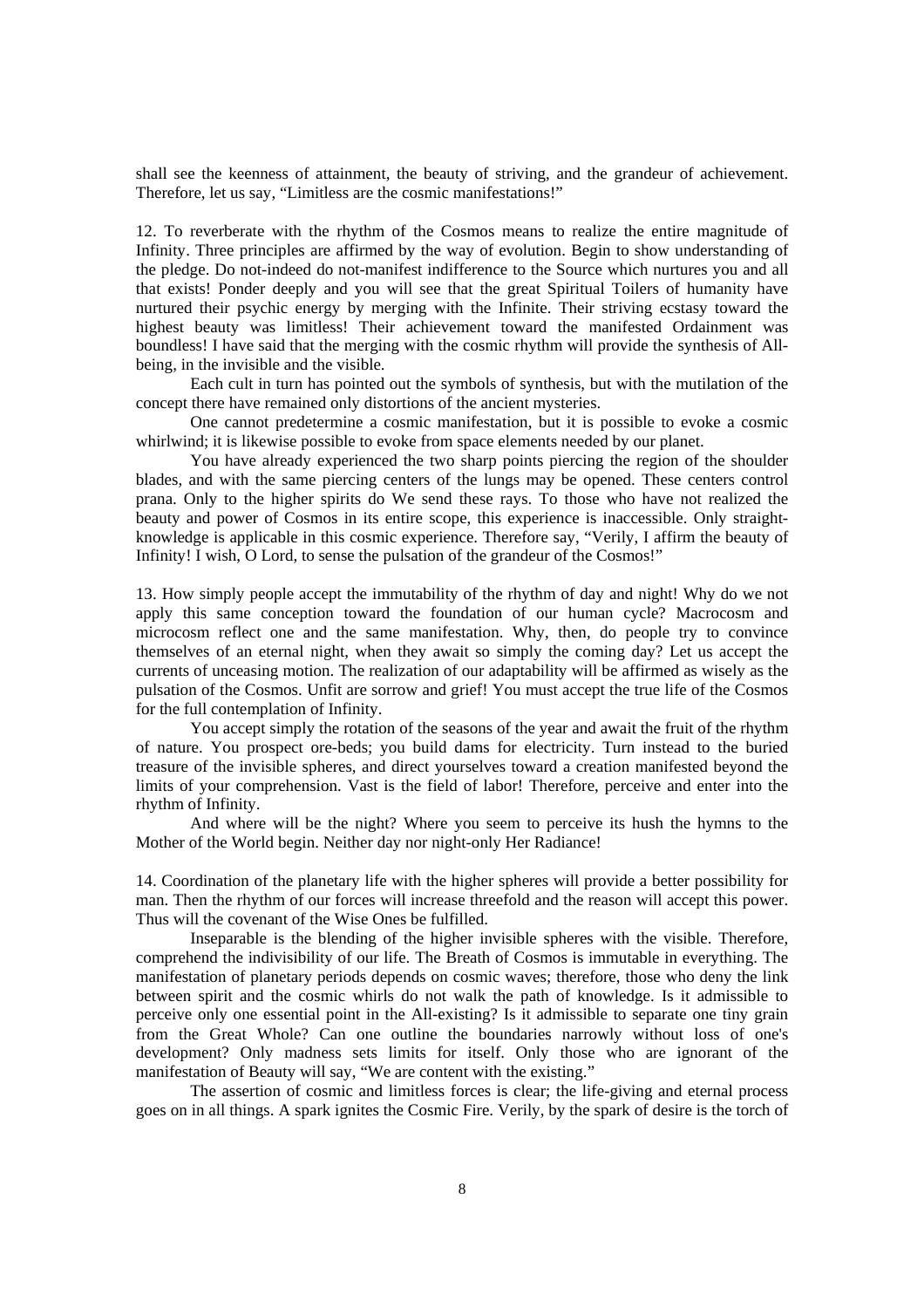shall see the keenness of attainment, the beauty of striving, and the grandeur of achievement. Therefore, let us say, "Limitless are the cosmic manifestations!"

12. To reverberate with the rhythm of the Cosmos means to realize the entire magnitude of Infinity. Three principles are affirmed by the way of evolution. Begin to show understanding of the pledge. Do not-indeed do not-manifest indifference to the Source which nurtures you and all that exists! Ponder deeply and you will see that the great Spiritual Toilers of humanity have nurtured their psychic energy by merging with the Infinite. Their striving ecstasy toward the highest beauty was limitless! Their achievement toward the manifested Ordainment was boundless! I have said that the merging with the cosmic rhythm will provide the synthesis of All-being, in the invisible and the visible.

Each cult in turn has pointed out the symbols of synthesis, but with the mutilation of the concept there have remained only distortions of the ancient mysteries.

One cannot predetermine a cosmic manifestation, but it is possible to evoke a cosmic whirlwind; it is likewise possible to evoke from space elements needed by our planet.

You have already experienced the two sharp points piercing the region of the shoulder blades, and with the same piercing centers of the lungs may be opened. These centers control prana. Only to the higher spirits do We send these rays. To those who have not realized the beauty and power of Cosmos in its entire scope, this experience is inaccessible. Only straight-knowledge is applicable in this cosmic experience. Therefore say, "Verily, I affirm the beauty of Infinity! I wish, O Lord, to sense the pulsation of the grandeur of the Cosmos!"

13. How simply people accept the immutability of the rhythm of day and night! Why do we not apply this same conception toward the foundation of our human cycle? Macrocosm and microcosm reflect one and the same manifestation. Why, then, do people try to convince themselves of an eternal night, when they await so simply the coming day? Let us accept the currents of unceasing motion. The realization of our adaptability will be affirmed as wisely as the pulsation of the Cosmos. Unfit are sorrow and grief! You must accept the true life of the Cosmos for the full contemplation of Infinity.

You accept simply the rotation of the seasons of the year and await the fruit of the rhythm of nature. You prospect ore-beds; you build dams for electricity. Turn instead to the buried treasure of the invisible spheres, and direct yourselves toward a creation manifested beyond the limits of your comprehension. Vast is the field of labor! Therefore, perceive and enter into the rhythm of Infinity.

And where will be the night? Where you seem to perceive its hush the hymns to the Mother of the World begin. Neither day nor night-only Her Radiance!

14. Coordination of the planetary life with the higher spheres will provide a better possibility for man. Then the rhythm of our forces will increase threefold and the reason will accept this power. Thus will the covenant of the Wise Ones be fulfilled.

Inseparable is the blending of the higher invisible spheres with the visible. Therefore, comprehend the indivisibility of our life. The Breath of Cosmos is immutable in everything. The manifestation of planetary periods depends on cosmic waves; therefore, those who deny the link between spirit and the cosmic whirls do not walk the path of knowledge. Is it admissible to perceive only one essential point in the All-existing? Is it admissible to separate one tiny grain from the Great Whole? Can one outline the boundaries narrowly without loss of one's development? Only madness sets limits for itself. Only those who are ignorant of the manifestation of Beauty will say, "We are content with the existing."

The assertion of cosmic and limitless forces is clear; the life-giving and eternal process goes on in all things. A spark ignites the Cosmic Fire. Verily, by the spark of desire is the torch of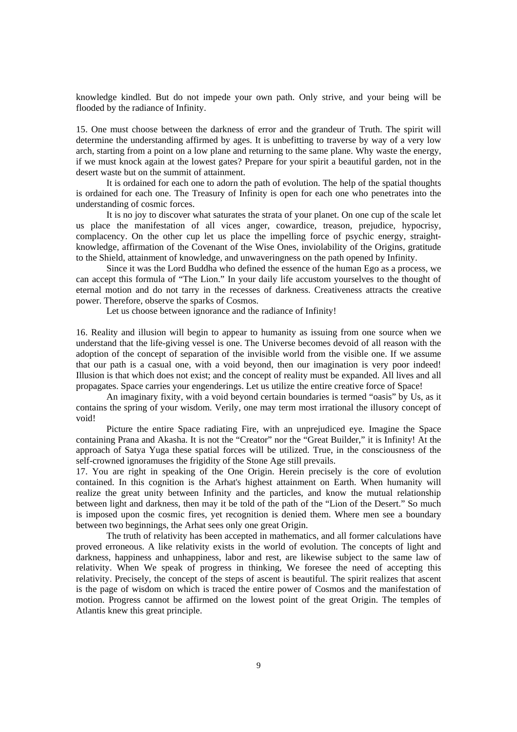knowledge kindled. But do not impede your own path. Only strive, and your being will be flooded by the radiance of Infinity.

15. One must choose between the darkness of error and the grandeur of Truth. The spirit will determine the understanding affirmed by ages. It is unbefitting to traverse by way of a very low arch, starting from a point on a low plane and returning to the same plane. Why waste the energy, if we must knock again at the lowest gates? Prepare for your spirit a beautiful garden, not in the desert waste but on the summit of attainment.

It is ordained for each one to adorn the path of evolution. The help of the spatial thoughts is ordained for each one. The Treasury of Infinity is open for each one who penetrates into the understanding of cosmic forces.

It is no joy to discover what saturates the strata of your planet. On one cup of the scale let us place the manifestation of all vices anger, cowardice, treason, prejudice, hypocrisy, complacency. On the other cup let us place the impelling force of psychic energy, straight-knowledge, affirmation of the Covenant of the Wise Ones, inviolability of the Origins, gratitude to the Shield, attainment of knowledge, and unwaveringness on the path opened by Infinity.

Since it was the Lord Buddha who defined the essence of the human Ego as a process, we can accept this formula of "The Lion." In your daily life accustom yourselves to the thought of eternal motion and do not tarry in the recesses of darkness. Creativeness attracts the creative power. Therefore, observe the sparks of Cosmos.

Let us choose between ignorance and the radiance of Infinity!

16. Reality and illusion will begin to appear to humanity as issuing from one source when we understand that the life-giving vessel is one. The Universe becomes devoid of all reason with the adoption of the concept of separation of the invisible world from the visible one. If we assume that our path is a casual one, with a void beyond, then our imagination is very poor indeed! Illusion is that which does not exist; and the concept of reality must be expanded. All lives and all propagates. Space carries your engenderings. Let us utilize the entire creative force of Space!

An imaginary fixity, with a void beyond certain boundaries is termed "oasis" by Us, as it contains the spring of your wisdom. Verily, one may term most irrational the illusory concept of void!

Picture the entire Space radiating Fire, with an unprejudiced eye. Imagine the Space containing Prana and Akasha. It is not the "Creator" nor the "Great Builder," it is Infinity! At the approach of Satya Yuga these spatial forces will be utilized. True, in the consciousness of the self-crowned ignoramuses the frigidity of the Stone Age still prevails.

17. You are right in speaking of the One Origin. Herein precisely is the core of evolution contained. In this cognition is the Arhat's highest attainment on Earth. When humanity will realize the great unity between Infinity and the particles, and know the mutual relationship between light and darkness, then may it be told of the path of the "Lion of the Desert." So much is imposed upon the cosmic fires, yet recognition is denied them. Where men see a boundary between two beginnings, the Arhat sees only one great Origin.

The truth of relativity has been accepted in mathematics, and all former calculations have proved erroneous. A like relativity exists in the world of evolution. The concepts of light and darkness, happiness and unhappiness, labor and rest, are likewise subject to the same law of relativity. When We speak of progress in thinking, We foresee the need of accepting this relativity. Precisely, the concept of the steps of ascent is beautiful. The spirit realizes that ascent is the page of wisdom on which is traced the entire power of Cosmos and the manifestation of motion. Progress cannot be affirmed on the lowest point of the great Origin. The temples of Atlantis knew this great principle.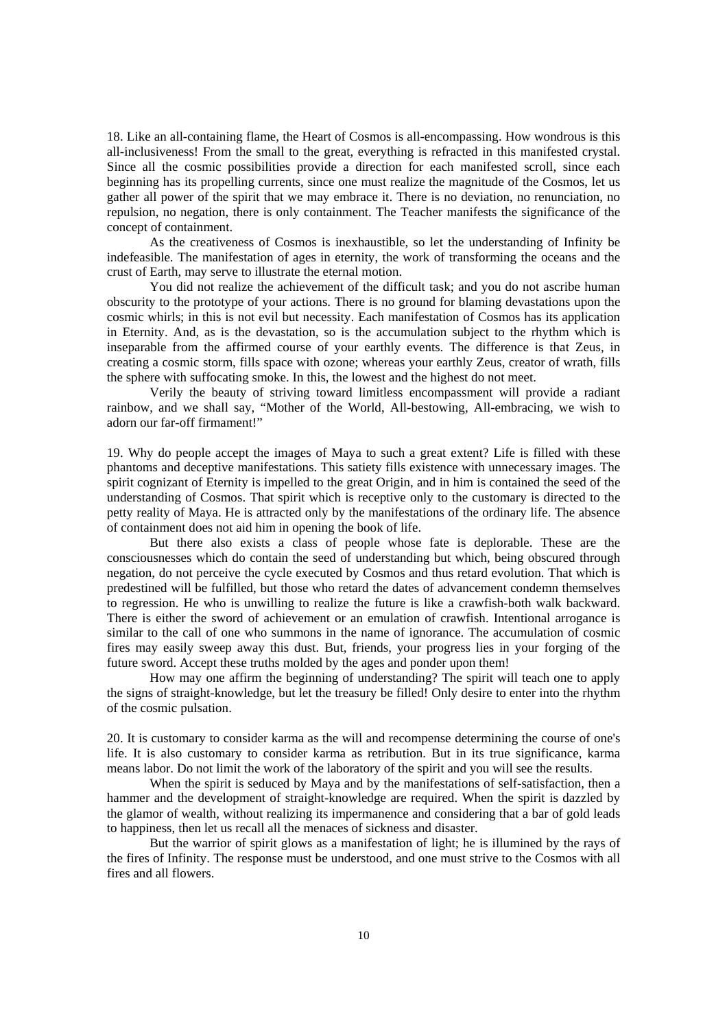18. Like an all-containing flame, the Heart of Cosmos is all-encompassing. How wondrous is this all-inclusiveness! From the small to the great, everything is refracted in this manifested crystal. Since all the cosmic possibilities provide a direction for each manifested scroll, since each beginning has its propelling currents, since one must realize the magnitude of the Cosmos, let us gather all power of the spirit that we may embrace it. There is no deviation, no renunciation, no repulsion, no negation, there is only containment. The Teacher manifests the significance of the concept of containment.

As the creativeness of Cosmos is inexhaustible, so let the understanding of Infinity be indefeasible. The manifestation of ages in eternity, the work of transforming the oceans and the crust of Earth, may serve to illustrate the eternal motion.

You did not realize the achievement of the difficult task; and you do not ascribe human obscurity to the prototype of your actions. There is no ground for blaming devastations upon the cosmic whirls; in this is not evil but necessity. Each manifestation of Cosmos has its application in Eternity. And, as is the devastation, so is the accumulation subject to the rhythm which is inseparable from the affirmed course of your earthly events. The difference is that Zeus, in creating a cosmic storm, fills space with ozone; whereas your earthly Zeus, creator of wrath, fills the sphere with suffocating smoke. In this, the lowest and the highest do not meet.

Verily the beauty of striving toward limitless encompassment will provide a radiant rainbow, and we shall say, "Mother of the World, All-bestowing, All-embracing, we wish to adorn our far-off firmament!"

19. Why do people accept the images of Maya to such a great extent? Life is filled with these phantoms and deceptive manifestations. This satiety fills existence with unnecessary images. The spirit cognizant of Eternity is impelled to the great Origin, and in him is contained the seed of the understanding of Cosmos. That spirit which is receptive only to the customary is directed to the petty reality of Maya. He is attracted only by the manifestations of the ordinary life. The absence of containment does not aid him in opening the book of life.

But there also exists a class of people whose fate is deplorable. These are the consciousnesses which do contain the seed of understanding but which, being obscured through negation, do not perceive the cycle executed by Cosmos and thus retard evolution. That which is predestined will be fulfilled, but those who retard the dates of advancement condemn themselves to regression. He who is unwilling to realize the future is like a crawfish-both walk backward. There is either the sword of achievement or an emulation of crawfish. Intentional arrogance is similar to the call of one who summons in the name of ignorance. The accumulation of cosmic fires may easily sweep away this dust. But, friends, your progress lies in your forging of the future sword. Accept these truths molded by the ages and ponder upon them!

How may one affirm the beginning of understanding? The spirit will teach one to apply the signs of straight-knowledge, but let the treasury be filled! Only desire to enter into the rhythm of the cosmic pulsation.

20. It is customary to consider karma as the will and recompense determining the course of one's life. It is also customary to consider karma as retribution. But in its true significance, karma means labor. Do not limit the work of the laboratory of the spirit and you will see the results.

When the spirit is seduced by Maya and by the manifestations of self-satisfaction, then a hammer and the development of straight-knowledge are required. When the spirit is dazzled by the glamor of wealth, without realizing its impermanence and considering that a bar of gold leads to happiness, then let us recall all the menaces of sickness and disaster.

But the warrior of spirit glows as a manifestation of light; he is illumined by the rays of the fires of Infinity. The response must be understood, and one must strive to the Cosmos with all fires and all flowers.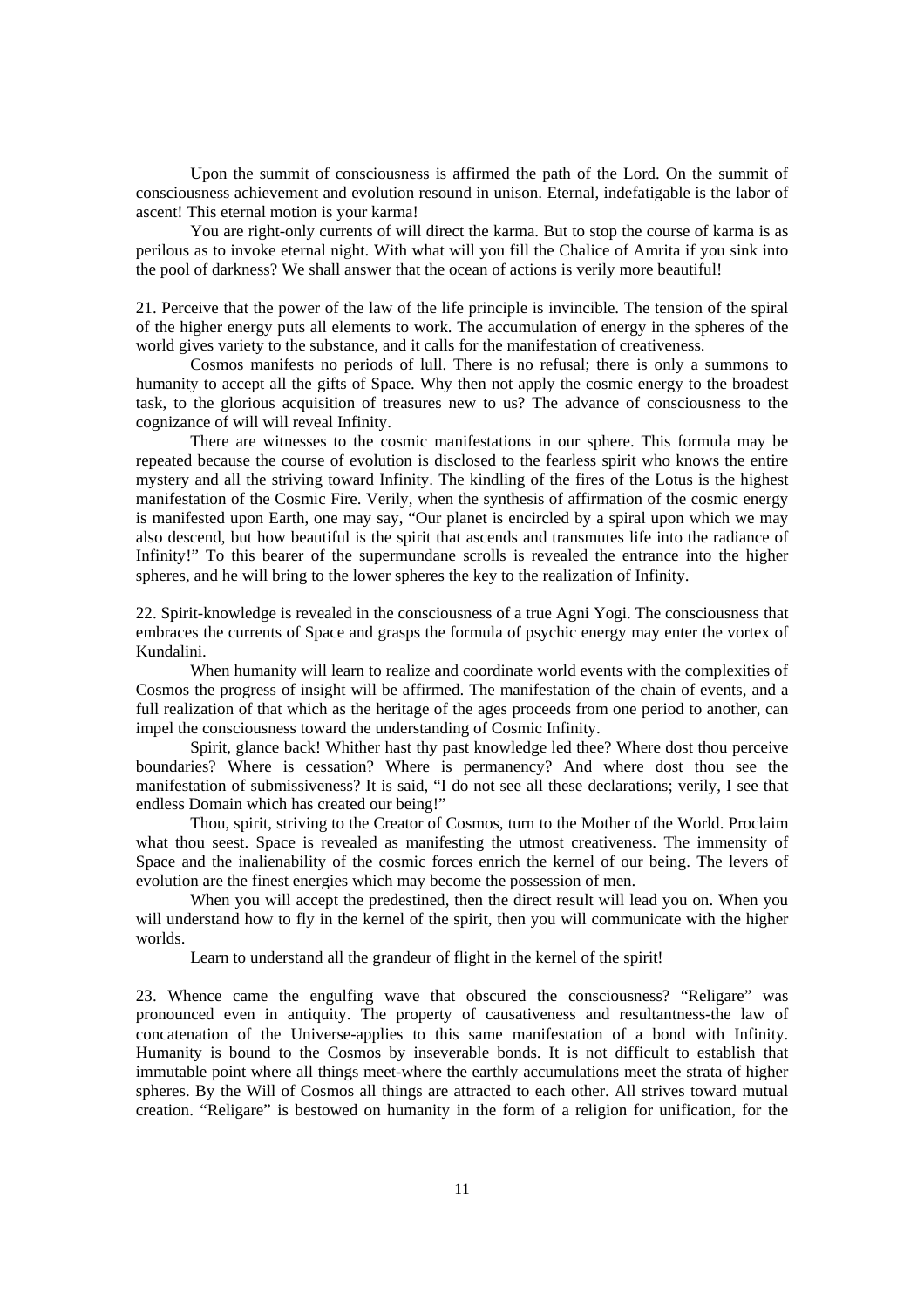Upon the summit of consciousness is affirmed the path of the Lord. On the summit of consciousness achievement and evolution resound in unison. Eternal, indefatigable is the labor of ascent! This eternal motion is your karma!

You are right-only currents of will direct the karma. But to stop the course of karma is as perilous as to invoke eternal night. With what will you fill the Chalice of Amrita if you sink into the pool of darkness? We shall answer that the ocean of actions is verily more beautiful!

21. Perceive that the power of the law of the life principle is invincible. The tension of the spiral of the higher energy puts all elements to work. The accumulation of energy in the spheres of the world gives variety to the substance, and it calls for the manifestation of creativeness.

Cosmos manifests no periods of lull. There is no refusal; there is only a summons to humanity to accept all the gifts of Space. Why then not apply the cosmic energy to the broadest task, to the glorious acquisition of treasures new to us? The advance of consciousness to the cognizance of will will reveal Infinity.

There are witnesses to the cosmic manifestations in our sphere. This formula may be repeated because the course of evolution is disclosed to the fearless spirit who knows the entire mystery and all the striving toward Infinity. The kindling of the fires of the Lotus is the highest manifestation of the Cosmic Fire. Verily, when the synthesis of affirmation of the cosmic energy is manifested upon Earth, one may say, "Our planet is encircled by a spiral upon which we may also descend, but how beautiful is the spirit that ascends and transmutes life into the radiance of Infinity!" To this bearer of the supermundane scrolls is revealed the entrance into the higher spheres, and he will bring to the lower spheres the key to the realization of Infinity.

22. Spirit-knowledge is revealed in the consciousness of a true Agni Yogi. The consciousness that embraces the currents of Space and grasps the formula of psychic energy may enter the vortex of Kundalini.

When humanity will learn to realize and coordinate world events with the complexities of Cosmos the progress of insight will be affirmed. The manifestation of the chain of events, and a full realization of that which as the heritage of the ages proceeds from one period to another, can impel the consciousness toward the understanding of Cosmic Infinity.

Spirit, glance back! Whither hast thy past knowledge led thee? Where dost thou perceive boundaries? Where is cessation? Where is permanency? And where dost thou see the manifestation of submissiveness? It is said, "I do not see all these declarations; verily, I see that endless Domain which has created our being!"

Thou, spirit, striving to the Creator of Cosmos, turn to the Mother of the World. Proclaim what thou seest. Space is revealed as manifesting the utmost creativeness. The immensity of Space and the inalienability of the cosmic forces enrich the kernel of our being. The levers of evolution are the finest energies which may become the possession of men.

When you will accept the predestined, then the direct result will lead you on. When you will understand how to fly in the kernel of the spirit, then you will communicate with the higher worlds.

Learn to understand all the grandeur of flight in the kernel of the spirit!

23. Whence came the engulfing wave that obscured the consciousness? "Religare" was pronounced even in antiquity. The property of causativeness and resultantness-the law of concatenation of the Universe-applies to this same manifestation of a bond with Infinity. Humanity is bound to the Cosmos by inseverable bonds. It is not difficult to establish that immutable point where all things meet-where the earthly accumulations meet the strata of higher spheres. By the Will of Cosmos all things are attracted to each other. All strives toward mutual creation. "Religare" is bestowed on humanity in the form of a religion for unification, for the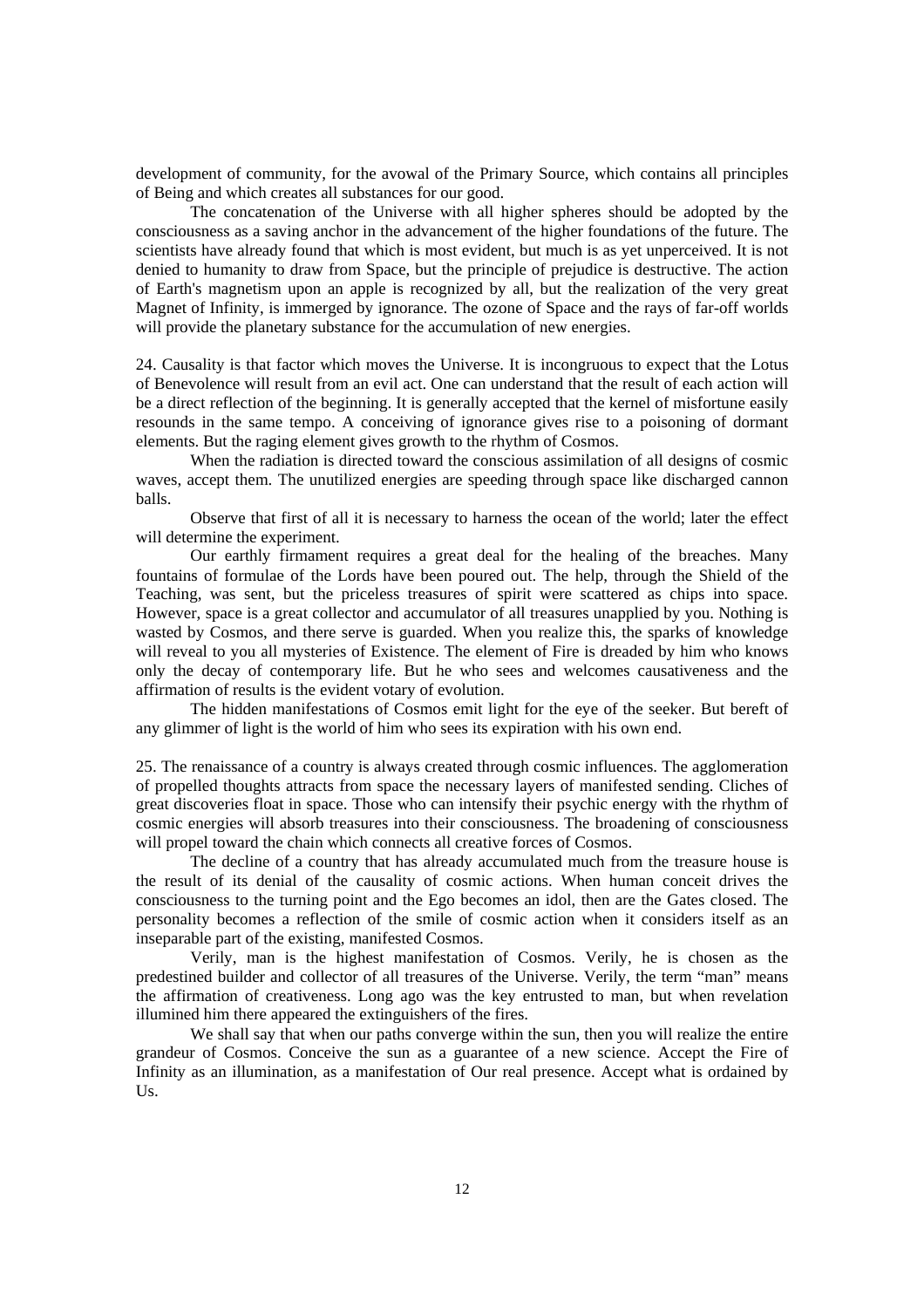development of community, for the avowal of the Primary Source, which contains all principles of Being and which creates all substances for our good.

The concatenation of the Universe with all higher spheres should be adopted by the consciousness as a saving anchor in the advancement of the higher foundations of the future. The scientists have already found that which is most evident, but much is as yet unperceived. It is not denied to humanity to draw from Space, but the principle of prejudice is destructive. The action of Earth's magnetism upon an apple is recognized by all, but the realization of the very great Magnet of Infinity, is immerged by ignorance. The ozone of Space and the rays of far-off worlds will provide the planetary substance for the accumulation of new energies.

24. Causality is that factor which moves the Universe. It is incongruous to expect that the Lotus of Benevolence will result from an evil act. One can understand that the result of each action will be a direct reflection of the beginning. It is generally accepted that the kernel of misfortune easily resounds in the same tempo. A conceiving of ignorance gives rise to a poisoning of dormant elements. But the raging element gives growth to the rhythm of Cosmos.

When the radiation is directed toward the conscious assimilation of all designs of cosmic waves, accept them. The unutilized energies are speeding through space like discharged cannon balls.

Observe that first of all it is necessary to harness the ocean of the world; later the effect will determine the experiment.

Our earthly firmament requires a great deal for the healing of the breaches. Many fountains of formulae of the Lords have been poured out. The help, through the Shield of the Teaching, was sent, but the priceless treasures of spirit were scattered as chips into space. However, space is a great collector and accumulator of all treasures unapplied by you. Nothing is wasted by Cosmos, and there serve is guarded. When you realize this, the sparks of knowledge will reveal to you all mysteries of Existence. The element of Fire is dreaded by him who knows only the decay of contemporary life. But he who sees and welcomes causativeness and the affirmation of results is the evident votary of evolution.

The hidden manifestations of Cosmos emit light for the eye of the seeker. But bereft of any glimmer of light is the world of him who sees its expiration with his own end.

25. The renaissance of a country is always created through cosmic influences. The agglomeration of propelled thoughts attracts from space the necessary layers of manifested sending. Cliches of great discoveries float in space. Those who can intensify their psychic energy with the rhythm of cosmic energies will absorb treasures into their consciousness. The broadening of consciousness will propel toward the chain which connects all creative forces of Cosmos.

The decline of a country that has already accumulated much from the treasure house is the result of its denial of the causality of cosmic actions. When human conceit drives the consciousness to the turning point and the Ego becomes an idol, then are the Gates closed. The personality becomes a reflection of the smile of cosmic action when it considers itself as an inseparable part of the existing, manifested Cosmos.

Verily, man is the highest manifestation of Cosmos. Verily, he is chosen as the predestined builder and collector of all treasures of the Universe. Verily, the term "man" means the affirmation of creativeness. Long ago was the key entrusted to man, but when revelation illumined him there appeared the extinguishers of the fires.

We shall say that when our paths converge within the sun, then you will realize the entire grandeur of Cosmos. Conceive the sun as a guarantee of a new science. Accept the Fire of Infinity as an illumination, as a manifestation of Our real presence. Accept what is ordained by Us.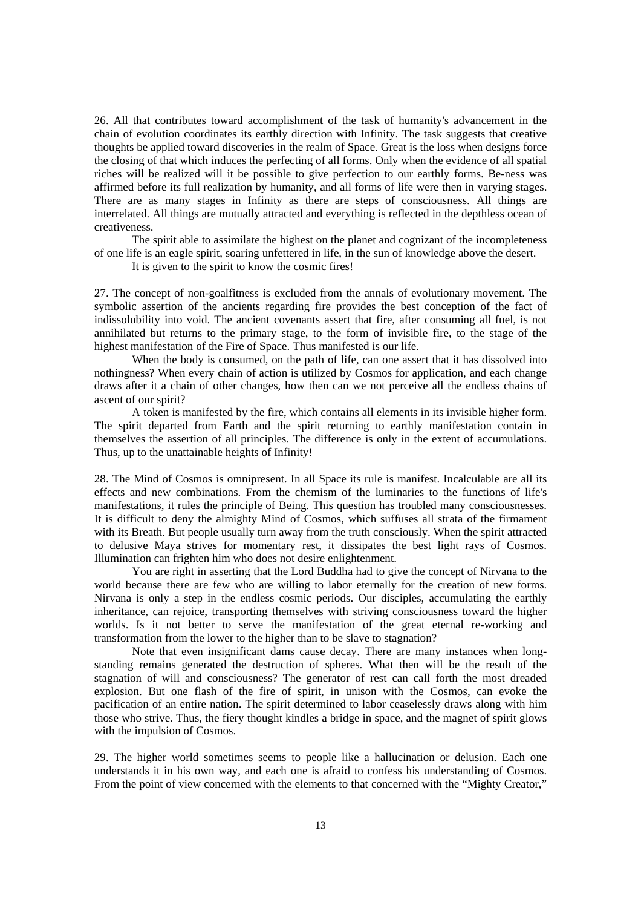26. All that contributes toward accomplishment of the task of humanity's advancement in the chain of evolution coordinates its earthly direction with Infinity. The task suggests that creative thoughts be applied toward discoveries in the realm of Space. Great is the loss when designs force the closing of that which induces the perfecting of all forms. Only when the evidence of all spatial riches will be realized will it be possible to give perfection to our earthly forms. Be-ness was affirmed before its full realization by humanity, and all forms of life were then in varying stages. There are as many stages in Infinity as there are steps of consciousness. All things are interrelated. All things are mutually attracted and everything is reflected in the depthless ocean of creativeness.

The spirit able to assimilate the highest on the planet and cognizant of the incompleteness of one life is an eagle spirit, soaring unfettered in life, in the sun of knowledge above the desert.

It is given to the spirit to know the cosmic fires!

27. The concept of non-goalfitness is excluded from the annals of evolutionary movement. The symbolic assertion of the ancients regarding fire provides the best conception of the fact of indissolubility into void. The ancient covenants assert that fire, after consuming all fuel, is not annihilated but returns to the primary stage, to the form of invisible fire, to the stage of the highest manifestation of the Fire of Space. Thus manifested is our life.

When the body is consumed, on the path of life, can one assert that it has dissolved into nothingness? When every chain of action is utilized by Cosmos for application, and each change draws after it a chain of other changes, how then can we not perceive all the endless chains of ascent of our spirit?

A token is manifested by the fire, which contains all elements in its invisible higher form. The spirit departed from Earth and the spirit returning to earthly manifestation contain in themselves the assertion of all principles. The difference is only in the extent of accumulations. Thus, up to the unattainable heights of Infinity!

28. The Mind of Cosmos is omnipresent. In all Space its rule is manifest. Incalculable are all its effects and new combinations. From the chemism of the luminaries to the functions of life's manifestations, it rules the principle of Being. This question has troubled many consciousnesses. It is difficult to deny the almighty Mind of Cosmos, which suffuses all strata of the firmament with its Breath. But people usually turn away from the truth consciously. When the spirit attracted to delusive Maya strives for momentary rest, it dissipates the best light rays of Cosmos. Illumination can frighten him who does not desire enlightenment.

You are right in asserting that the Lord Buddha had to give the concept of Nirvana to the world because there are few who are willing to labor eternally for the creation of new forms. Nirvana is only a step in the endless cosmic periods. Our disciples, accumulating the earthly inheritance, can rejoice, transporting themselves with striving consciousness toward the higher worlds. Is it not better to serve the manifestation of the great eternal re-working and transformation from the lower to the higher than to be slave to stagnation?

Note that even insignificant dams cause decay. There are many instances when long-standing remains generated the destruction of spheres. What then will be the result of the stagnation of will and consciousness? The generator of rest can call forth the most dreaded explosion. But one flash of the fire of spirit, in unison with the Cosmos, can evoke the pacification of an entire nation. The spirit determined to labor ceaselessly draws along with him those who strive. Thus, the fiery thought kindles a bridge in space, and the magnet of spirit glows with the impulsion of Cosmos.

29. The higher world sometimes seems to people like a hallucination or delusion. Each one understands it in his own way, and each one is afraid to confess his understanding of Cosmos. From the point of view concerned with the elements to that concerned with the "Mighty Creator,"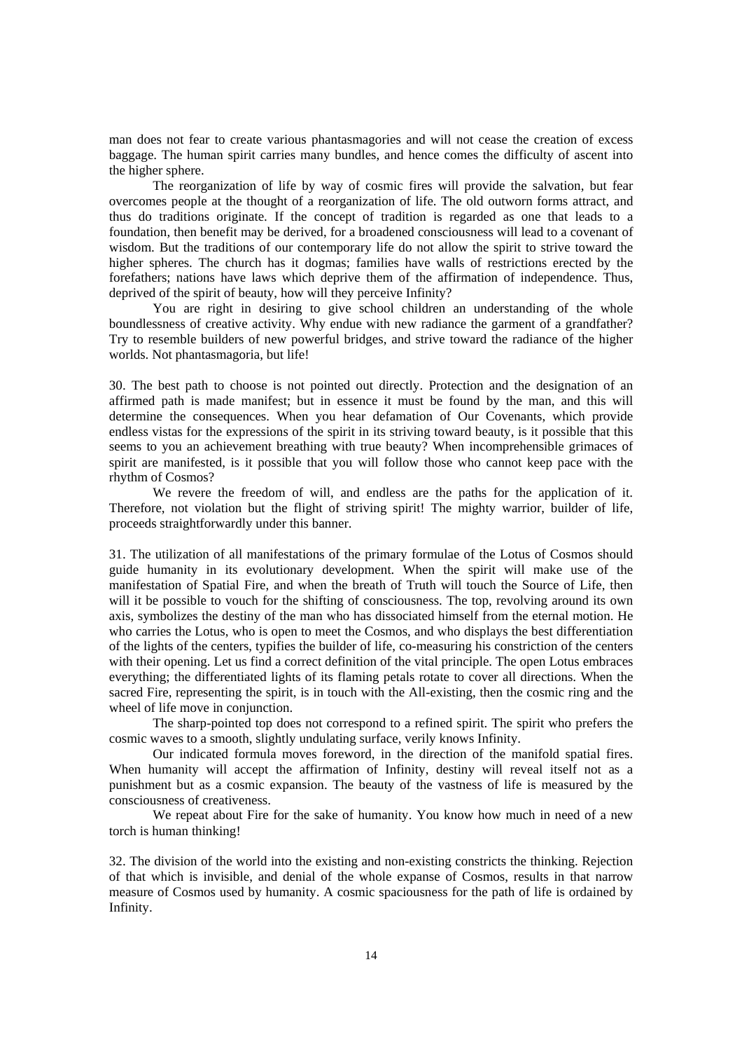man does not fear to create various phantasmagories and will not cease the creation of excess baggage. The human spirit carries many bundles, and hence comes the difficulty of ascent into the higher sphere.

The reorganization of life by way of cosmic fires will provide the salvation, but fear overcomes people at the thought of a reorganization of life. The old outworn forms attract, and thus do traditions originate. If the concept of tradition is regarded as one that leads to a foundation, then benefit may be derived, for a broadened consciousness will lead to a covenant of wisdom. But the traditions of our contemporary life do not allow the spirit to strive toward the higher spheres. The church has it dogmas; families have walls of restrictions erected by the forefathers; nations have laws which deprive them of the affirmation of independence. Thus, deprived of the spirit of beauty, how will they perceive Infinity?

You are right in desiring to give school children an understanding of the whole boundlessness of creative activity. Why endue with new radiance the garment of a grandfather? Try to resemble builders of new powerful bridges, and strive toward the radiance of the higher worlds. Not phantasmagoria, but life!

30. The best path to choose is not pointed out directly. Protection and the designation of an affirmed path is made manifest; but in essence it must be found by the man, and this will determine the consequences. When you hear defamation of Our Covenants, which provide endless vistas for the expressions of the spirit in its striving toward beauty, is it possible that this seems to you an achievement breathing with true beauty? When incomprehensible grimaces of spirit are manifested, is it possible that you will follow those who cannot keep pace with the rhythm of Cosmos?

We revere the freedom of will, and endless are the paths for the application of it. Therefore, not violation but the flight of striving spirit! The mighty warrior, builder of life, proceeds straightforwardly under this banner.

31. The utilization of all manifestations of the primary formulae of the Lotus of Cosmos should guide humanity in its evolutionary development. When the spirit will make use of the manifestation of Spatial Fire, and when the breath of Truth will touch the Source of Life, then will it be possible to vouch for the shifting of consciousness. The top, revolving around its own axis, symbolizes the destiny of the man who has dissociated himself from the eternal motion. He who carries the Lotus, who is open to meet the Cosmos, and who displays the best differentiation of the lights of the centers, typifies the builder of life, co-measuring his constriction of the centers with their opening. Let us find a correct definition of the vital principle. The open Lotus embraces everything; the differentiated lights of its flaming petals rotate to cover all directions. When the sacred Fire, representing the spirit, is in touch with the All-existing, then the cosmic ring and the wheel of life move in conjunction.

The sharp-pointed top does not correspond to a refined spirit. The spirit who prefers the cosmic waves to a smooth, slightly undulating surface, verily knows Infinity.

Our indicated formula moves foreword, in the direction of the manifold spatial fires. When humanity will accept the affirmation of Infinity, destiny will reveal itself not as a punishment but as a cosmic expansion. The beauty of the vastness of life is measured by the consciousness of creativeness.

We repeat about Fire for the sake of humanity. You know how much in need of a new torch is human thinking!

32. The division of the world into the existing and non-existing constricts the thinking. Rejection of that which is invisible, and denial of the whole expanse of Cosmos, results in that narrow measure of Cosmos used by humanity. A cosmic spaciousness for the path of life is ordained by Infinity.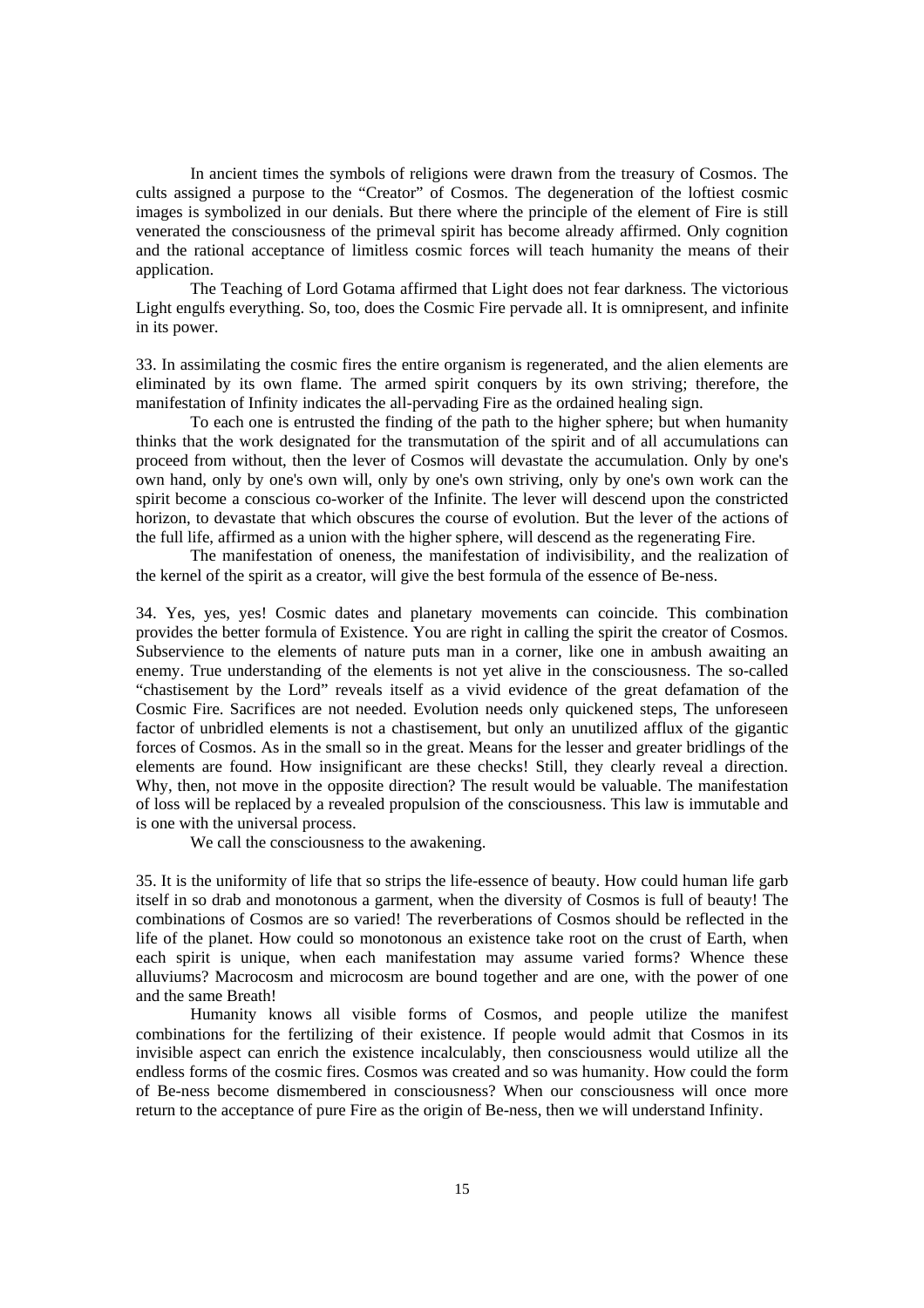In ancient times the symbols of religions were drawn from the treasury of Cosmos. The cults assigned a purpose to the "Creator" of Cosmos. The degeneration of the loftiest cosmic images is symbolized in our denials. But there where the principle of the element of Fire is still venerated the consciousness of the primeval spirit has become already affirmed. Only cognition and the rational acceptance of limitless cosmic forces will teach humanity the means of their application.

The Teaching of Lord Gotama affirmed that Light does not fear darkness. The victorious Light engulfs everything. So, too, does the Cosmic Fire pervade all. It is omnipresent, and infinite in its power.

33. In assimilating the cosmic fires the entire organism is regenerated, and the alien elements are eliminated by its own flame. The armed spirit conquers by its own striving; therefore, the manifestation of Infinity indicates the all-pervading Fire as the ordained healing sign.

To each one is entrusted the finding of the path to the higher sphere; but when humanity thinks that the work designated for the transmutation of the spirit and of all accumulations can proceed from without, then the lever of Cosmos will devastate the accumulation. Only by one's own hand, only by one's own will, only by one's own striving, only by one's own work can the spirit become a conscious co-worker of the Infinite. The lever will descend upon the constricted horizon, to devastate that which obscures the course of evolution. But the lever of the actions of the full life, affirmed as a union with the higher sphere, will descend as the regenerating Fire.

The manifestation of oneness, the manifestation of indivisibility, and the realization of the kernel of the spirit as a creator, will give the best formula of the essence of Be-ness.

34. Yes, yes, yes! Cosmic dates and planetary movements can coincide. This combination provides the better formula of Existence. You are right in calling the spirit the creator of Cosmos. Subservience to the elements of nature puts man in a corner, like one in ambush awaiting an enemy. True understanding of the elements is not yet alive in the consciousness. The so-called "chastisement by the Lord" reveals itself as a vivid evidence of the great defamation of the Cosmic Fire. Sacrifices are not needed. Evolution needs only quickened steps, The unforeseen factor of unbridled elements is not a chastisement, but only an unutilized afflux of the gigantic forces of Cosmos. As in the small so in the great. Means for the lesser and greater bridlings of the elements are found. How insignificant are these checks! Still, they clearly reveal a direction. Why, then, not move in the opposite direction? The result would be valuable. The manifestation of loss will be replaced by a revealed propulsion of the consciousness. This law is immutable and is one with the universal process.

We call the consciousness to the awakening.

35. It is the uniformity of life that so strips the life-essence of beauty. How could human life garb itself in so drab and monotonous a garment, when the diversity of Cosmos is full of beauty! The combinations of Cosmos are so varied! The reverberations of Cosmos should be reflected in the life of the planet. How could so monotonous an existence take root on the crust of Earth, when each spirit is unique, when each manifestation may assume varied forms? Whence these alluviums? Macrocosm and microcosm are bound together and are one, with the power of one and the same Breath!

Humanity knows all visible forms of Cosmos, and people utilize the manifest combinations for the fertilizing of their existence. If people would admit that Cosmos in its invisible aspect can enrich the existence incalculably, then consciousness would utilize all the endless forms of the cosmic fires. Cosmos was created and so was humanity. How could the form of Be-ness become dismembered in consciousness? When our consciousness will once more return to the acceptance of pure Fire as the origin of Be-ness, then we will understand Infinity.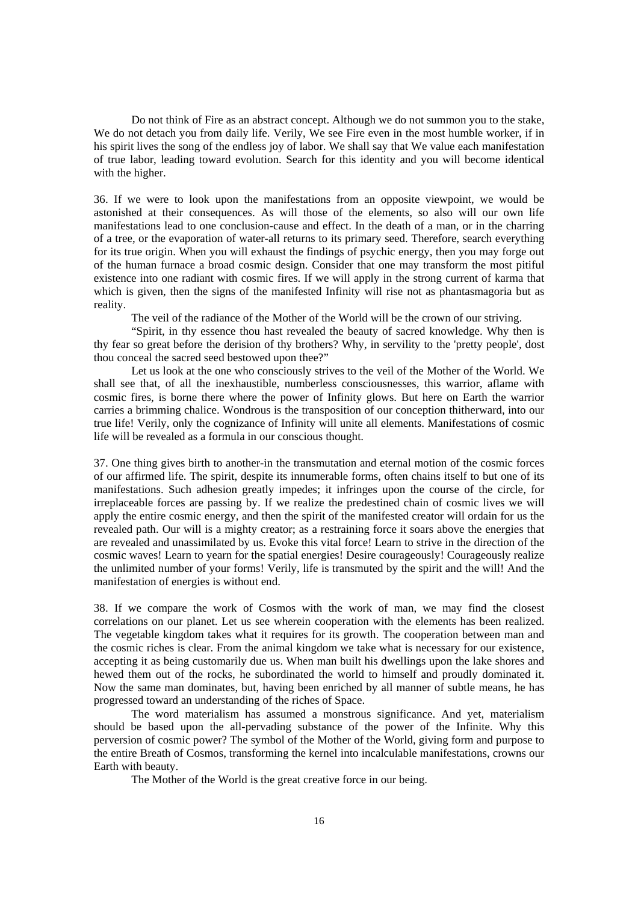Do not think of Fire as an abstract concept. Although we do not summon you to the stake, We do not detach you from daily life. Verily, We see Fire even in the most humble worker, if in his spirit lives the song of the endless joy of labor. We shall say that We value each manifestation of true labor, leading toward evolution. Search for this identity and you will become identical with the higher.

36. If we were to look upon the manifestations from an opposite viewpoint, we would be astonished at their consequences. As will those of the elements, so also will our own life manifestations lead to one conclusion-cause and effect. In the death of a man, or in the charring of a tree, or the evaporation of water-all returns to its primary seed. Therefore, search everything for its true origin. When you will exhaust the findings of psychic energy, then you may forge out of the human furnace a broad cosmic design. Consider that one may transform the most pitiful existence into one radiant with cosmic fires. If we will apply in the strong current of karma that which is given, then the signs of the manifested Infinity will rise not as phantasmagoria but as reality.

The veil of the radiance of the Mother of the World will be the crown of our striving.

“Spirit, in thy essence thou hast revealed the beauty of sacred knowledge. Why then is thy fear so great before the derision of thy brothers? Why, in servility to the 'pretty people', dost thou conceal the sacred seed bestowed upon thee?”

Let us look at the one who consciously strives to the veil of the Mother of the World. We shall see that, of all the inexhaustible, numberless consciousnesses, this warrior, aflame with cosmic fires, is borne there where the power of Infinity glows. But here on Earth the warrior carries a brimming chalice. Wondrous is the transposition of our conception thitherward, into our true life! Verily, only the cognizance of Infinity will unite all elements. Manifestations of cosmic life will be revealed as a formula in our conscious thought.

37. One thing gives birth to another-in the transmutation and eternal motion of the cosmic forces of our affirmed life. The spirit, despite its innumerable forms, often chains itself to but one of its manifestations. Such adhesion greatly impedes; it infringes upon the course of the circle, for irreplaceable forces are passing by. If we realize the predestined chain of cosmic lives we will apply the entire cosmic energy, and then the spirit of the manifested creator will ordain for us the revealed path. Our will is a mighty creator; as a restraining force it soars above the energies that are revealed and unassimilated by us. Evoke this vital force! Learn to strive in the direction of the cosmic waves! Learn to yearn for the spatial energies! Desire courageously! Courageously realize the unlimited number of your forms! Verily, life is transmuted by the spirit and the will! And the manifestation of energies is without end.

38. If we compare the work of Cosmos with the work of man, we may find the closest correlations on our planet. Let us see wherein cooperation with the elements has been realized. The vegetable kingdom takes what it requires for its growth. The cooperation between man and the cosmic riches is clear. From the animal kingdom we take what is necessary for our existence, accepting it as being customarily due us. When man built his dwellings upon the lake shores and hewed them out of the rocks, he subordinated the world to himself and proudly dominated it. Now the same man dominates, but, having been enriched by all manner of subtle means, he has progressed toward an understanding of the riches of Space.

The word materialism has assumed a monstrous significance. And yet, materialism should be based upon the all-pervading substance of the power of the Infinite. Why this perversion of cosmic power? The symbol of the Mother of the World, giving form and purpose to the entire Breath of Cosmos, transforming the kernel into incalculable manifestations, crowns our Earth with beauty.

The Mother of the World is the great creative force in our being.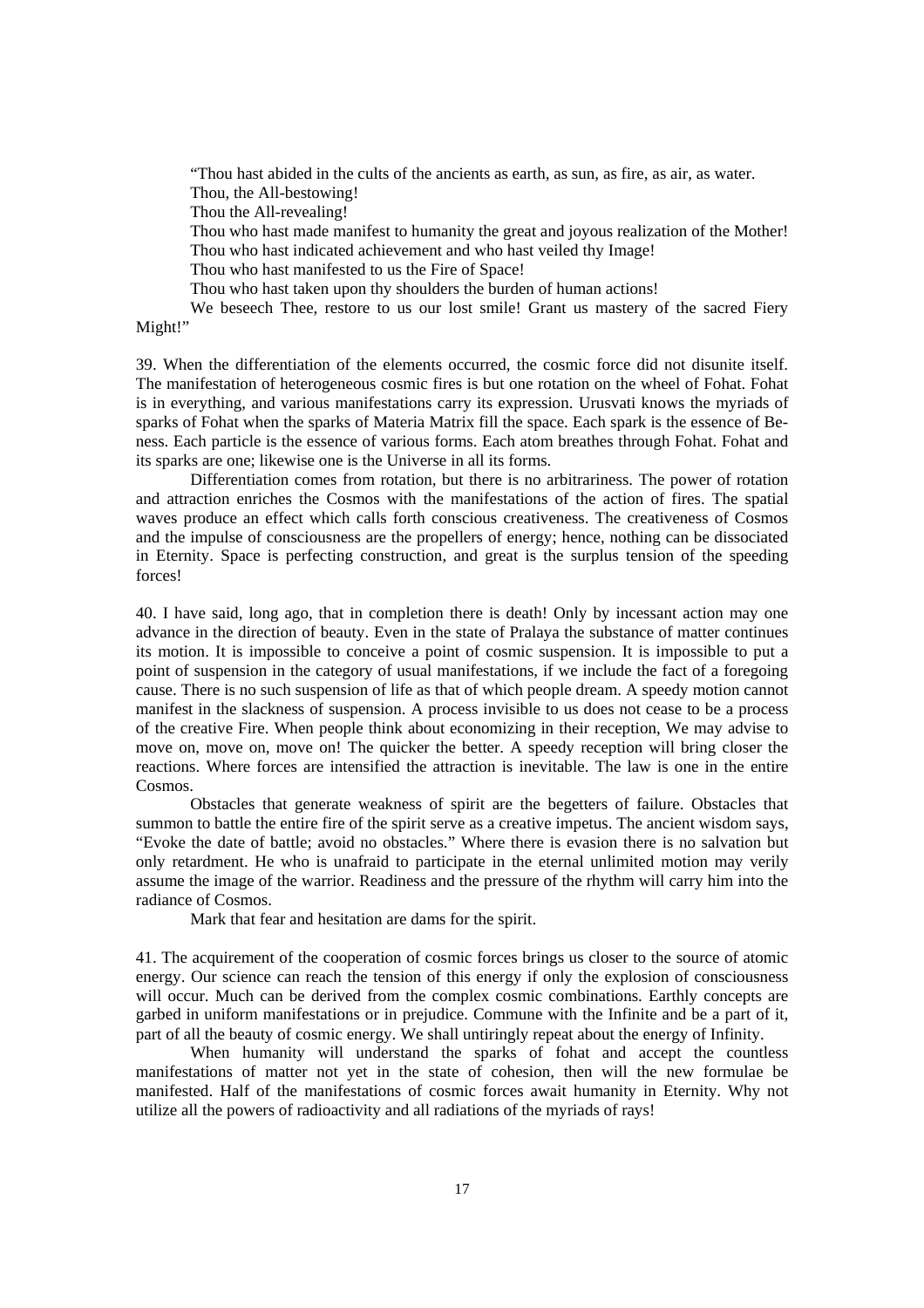"Thou hast abided in the cults of the ancients as earth, as sun, as fire, as air, as water.

Thou, the All-bestowing!

Thou the All-revealing!

Thou who hast made manifest to humanity the great and joyous realization of the Mother!

Thou who hast indicated achievement and who hast veiled thy Image!

Thou who hast manifested to us the Fire of Space!

Thou who hast taken upon thy shoulders the burden of human actions!

We beseech Thee, restore to us our lost smile! Grant us mastery of the sacred Fiery Might!"

39. When the differentiation of the elements occurred, the cosmic force did not disunite itself. The manifestation of heterogeneous cosmic fires is but one rotation on the wheel of Fohat. Fohat is in everything, and various manifestations carry its expression. Urusvati knows the myriads of sparks of Fohat when the sparks of Materia Matrix fill the space. Each spark is the essence of Be-ness. Each particle is the essence of various forms. Each atom breathes through Fohat. Fohat and its sparks are one; likewise one is the Universe in all its forms.

Differentiation comes from rotation, but there is no arbitrariness. The power of rotation and attraction enriches the Cosmos with the manifestations of the action of fires. The spatial waves produce an effect which calls forth conscious creativeness. The creativeness of Cosmos and the impulse of consciousness are the propellers of energy; hence, nothing can be dissociated in Eternity. Space is perfecting construction, and great is the surplus tension of the speeding forces!

40. I have said, long ago, that in completion there is death! Only by incessant action may one advance in the direction of beauty. Even in the state of Pralaya the substance of matter continues its motion. It is impossible to conceive a point of cosmic suspension. It is impossible to put a point of suspension in the category of usual manifestations, if we include the fact of a foregoing cause. There is no such suspension of life as that of which people dream. A speedy motion cannot manifest in the slackness of suspension. A process invisible to us does not cease to be a process of the creative Fire. When people think about economizing in their reception, We may advise to move on, move on, move on! The quicker the better. A speedy reception will bring closer the reactions. Where forces are intensified the attraction is inevitable. The law is one in the entire Cosmos.

Obstacles that generate weakness of spirit are the begetters of failure. Obstacles that summon to battle the entire fire of the spirit serve as a creative impetus. The ancient wisdom says, "Evoke the date of battle; avoid no obstacles." Where there is evasion there is no salvation but only retardment. He who is unafraid to participate in the eternal unlimited motion may verily assume the image of the warrior. Readiness and the pressure of the rhythm will carry him into the radiance of Cosmos.

Mark that fear and hesitation are dams for the spirit.

41. The acquirement of the cooperation of cosmic forces brings us closer to the source of atomic energy. Our science can reach the tension of this energy if only the explosion of consciousness will occur. Much can be derived from the complex cosmic combinations. Earthly concepts are garbed in uniform manifestations or in prejudice. Commune with the Infinite and be a part of it, part of all the beauty of cosmic energy. We shall untiringly repeat about the energy of Infinity.

When humanity will understand the sparks of fohat and accept the countless manifestations of matter not yet in the state of cohesion, then will the new formulae be manifested. Half of the manifestations of cosmic forces await humanity in Eternity. Why not utilize all the powers of radioactivity and all radiations of the myriads of rays!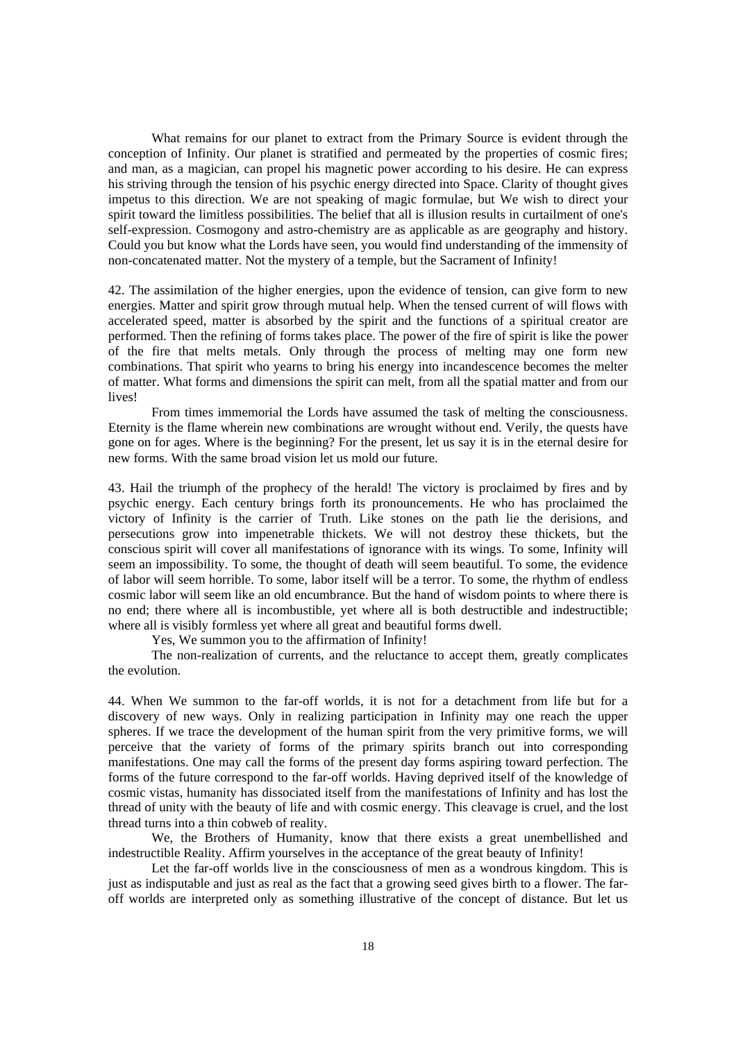What remains for our planet to extract from the Primary Source is evident through the conception of Infinity. Our planet is stratified and permeated by the properties of cosmic fires; and man, as a magician, can propel his magnetic power according to his desire. He can express his striving through the tension of his psychic energy directed into Space. Clarity of thought gives impetus to this direction. We are not speaking of magic formulae, but We wish to direct your spirit toward the limitless possibilities. The belief that all is illusion results in curtailment of one's self-expression. Cosmogony and astro-chemistry are as applicable as are geography and history. Could you but know what the Lords have seen, you would find understanding of the immensity of non-concatenated matter. Not the mystery of a temple, but the Sacrament of Infinity!

42. The assimilation of the higher energies, upon the evidence of tension, can give form to new energies. Matter and spirit grow through mutual help. When the tensed current of will flows with accelerated speed, matter is absorbed by the spirit and the functions of a spiritual creator are performed. Then the refining of forms takes place. The power of the fire of spirit is like the power of the fire that melts metals. Only through the process of melting may one form new combinations. That spirit who yearns to bring his energy into incandescence becomes the melter of matter. What forms and dimensions the spirit can melt, from all the spatial matter and from our lives!

From times immemorial the Lords have assumed the task of melting the consciousness. Eternity is the flame wherein new combinations are wrought without end. Verily, the quests have gone on for ages. Where is the beginning? For the present, let us say it is in the eternal desire for new forms. With the same broad vision let us mold our future.

43. Hail the triumph of the prophecy of the herald! The victory is proclaimed by fires and by psychic energy. Each century brings forth its pronouncements. He who has proclaimed the victory of Infinity is the carrier of Truth. Like stones on the path lie the derisions, and persecutions grow into impenetrable thickets. We will not destroy these thickets, but the conscious spirit will cover all manifestations of ignorance with its wings. To some, Infinity will seem an impossibility. To some, the thought of death will seem beautiful. To some, the evidence of labor will seem horrible. To some, labor itself will be a terror. To some, the rhythm of endless cosmic labor will seem like an old encumbrance. But the hand of wisdom points to where there is no end; there where all is incombustible, yet where all is both destructible and indestructible; where all is visibly formless yet where all great and beautiful forms dwell.

Yes, We summon you to the affirmation of Infinity!

The non-realization of currents, and the reluctance to accept them, greatly complicates the evolution.

44. When We summon to the far-off worlds, it is not for a detachment from life but for a discovery of new ways. Only in realizing participation in Infinity may one reach the upper spheres. If we trace the development of the human spirit from the very primitive forms, we will perceive that the variety of forms of the primary spirits branch out into corresponding manifestations. One may call the forms of the present day forms aspiring toward perfection. The forms of the future correspond to the far-off worlds. Having deprived itself of the knowledge of cosmic vistas, humanity has dissociated itself from the manifestations of Infinity and has lost the thread of unity with the beauty of life and with cosmic energy. This cleavage is cruel, and the lost thread turns into a thin cobweb of reality.

We, the Brothers of Humanity, know that there exists a great unembellished and indestructible Reality. Affirm yourselves in the acceptance of the great beauty of Infinity!

Let the far-off worlds live in the consciousness of men as a wondrous kingdom. This is just as indisputable and just as real as the fact that a growing seed gives birth to a flower. The far-off worlds are interpreted only as something illustrative of the concept of distance. But let us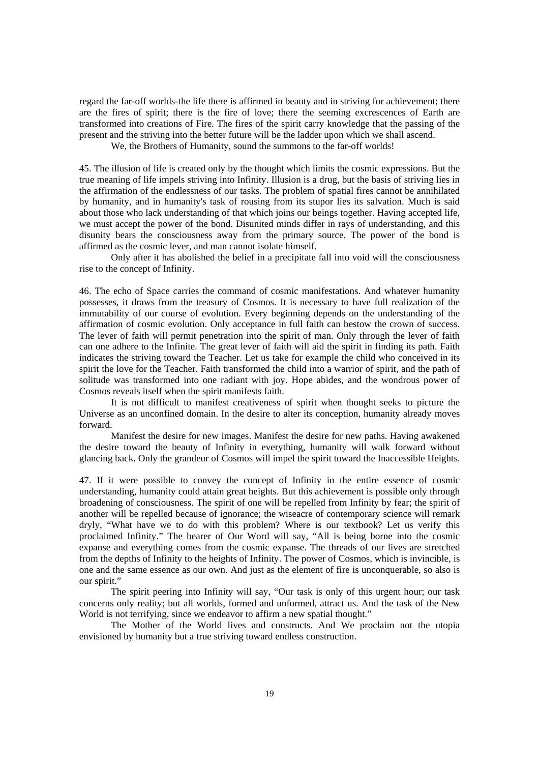regard the far-off worlds-the life there is affirmed in beauty and in striving for achievement; there are the fires of spirit; there is the fire of love; there the seeming excrescences of Earth are transformed into creations of Fire. The fires of the spirit carry knowledge that the passing of the present and the striving into the better future will be the ladder upon which we shall ascend.

We, the Brothers of Humanity, sound the summons to the far-off worlds!

45. The illusion of life is created only by the thought which limits the cosmic expressions. But the true meaning of life impels striving into Infinity. Illusion is a drug, but the basis of striving lies in the affirmation of the endlessness of our tasks. The problem of spatial fires cannot be annihilated by humanity, and in humanity's task of rousing from its stupor lies its salvation. Much is said about those who lack understanding of that which joins our beings together. Having accepted life, we must accept the power of the bond. Disunited minds differ in rays of understanding, and this disunity bears the consciousness away from the primary source. The power of the bond is affirmed as the cosmic lever, and man cannot isolate himself.

Only after it has abolished the belief in a precipitate fall into void will the consciousness rise to the concept of Infinity.

46. The echo of Space carries the command of cosmic manifestations. And whatever humanity possesses, it draws from the treasury of Cosmos. It is necessary to have full realization of the immutability of our course of evolution. Every beginning depends on the understanding of the affirmation of cosmic evolution. Only acceptance in full faith can bestow the crown of success. The lever of faith will permit penetration into the spirit of man. Only through the lever of faith can one adhere to the Infinite. The great lever of faith will aid the spirit in finding its path. Faith indicates the striving toward the Teacher. Let us take for example the child who conceived in its spirit the love for the Teacher. Faith transformed the child into a warrior of spirit, and the path of solitude was transformed into one radiant with joy. Hope abides, and the wondrous power of Cosmos reveals itself when the spirit manifests faith.

It is not difficult to manifest creativeness of spirit when thought seeks to picture the Universe as an unconfined domain. In the desire to alter its conception, humanity already moves forward.

Manifest the desire for new images. Manifest the desire for new paths. Having awakened the desire toward the beauty of Infinity in everything, humanity will walk forward without glancing back. Only the grandeur of Cosmos will impel the spirit toward the Inaccessible Heights.

47. If it were possible to convey the concept of Infinity in the entire essence of cosmic understanding, humanity could attain great heights. But this achievement is possible only through broadening of consciousness. The spirit of one will be repelled from Infinity by fear; the spirit of another will be repelled because of ignorance; the wiseacre of contemporary science will remark dryly, "What have we to do with this problem? Where is our textbook? Let us verify this proclaimed Infinity." The bearer of Our Word will say, "All is being borne into the cosmic expanse and everything comes from the cosmic expanse. The threads of our lives are stretched from the depths of Infinity to the heights of Infinity. The power of Cosmos, which is invincible, is one and the same essence as our own. And just as the element of fire is unconquerable, so also is our spirit."

The spirit peering into Infinity will say, "Our task is only of this urgent hour; our task concerns only reality; but all worlds, formed and unformed, attract us. And the task of the New World is not terrifying, since we endeavor to affirm a new spatial thought."

The Mother of the World lives and constructs. And We proclaim not the utopia envisioned by humanity but a true striving toward endless construction.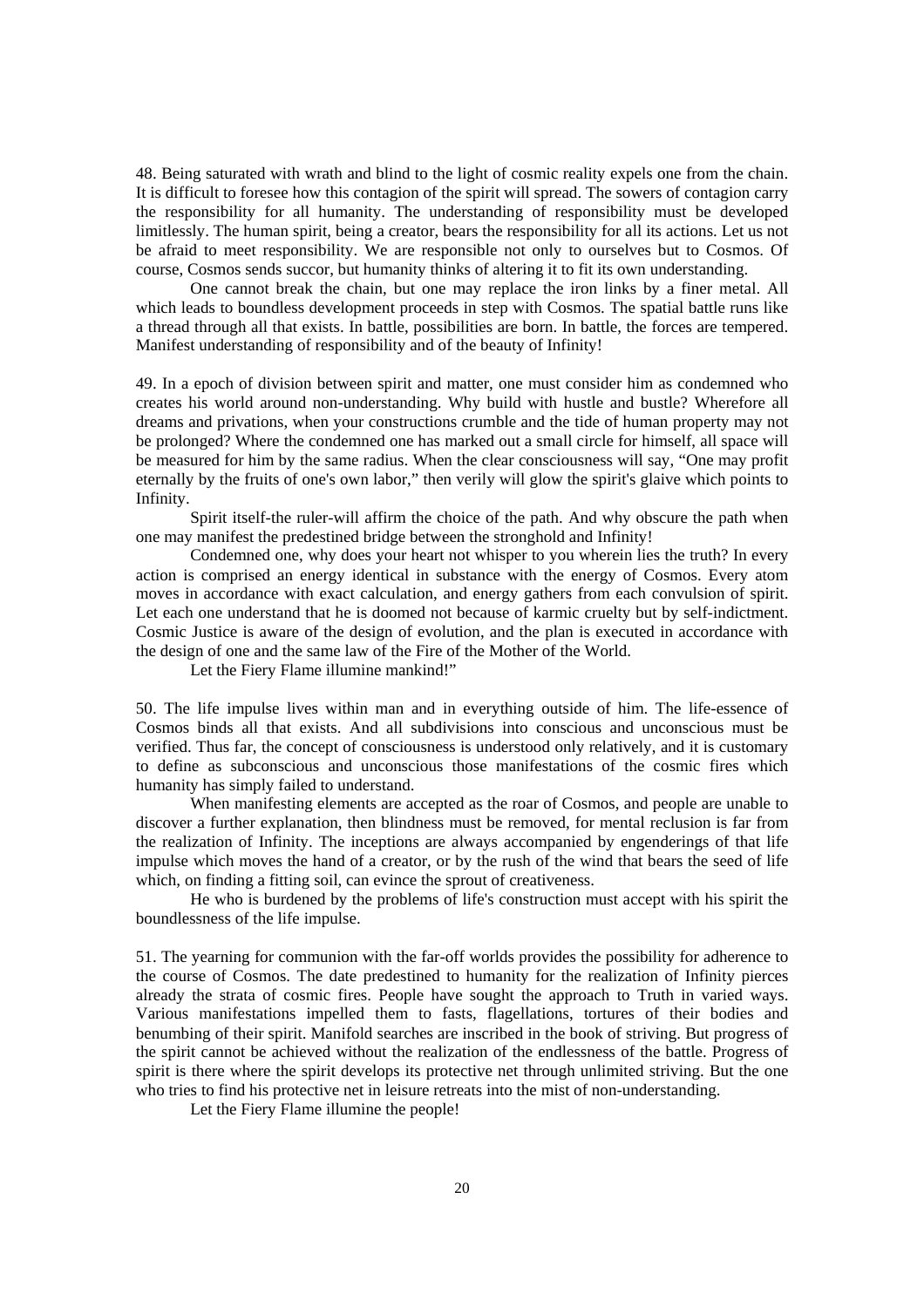48. Being saturated with wrath and blind to the light of cosmic reality expels one from the chain. It is difficult to foresee how this contagion of the spirit will spread. The sowers of contagion carry the responsibility for all humanity. The understanding of responsibility must be developed limitlessly. The human spirit, being a creator, bears the responsibility for all its actions. Let us not be afraid to meet responsibility. We are responsible not only to ourselves but to Cosmos. Of course, Cosmos sends succor, but humanity thinks of altering it to fit its own understanding.

One cannot break the chain, but one may replace the iron links by a finer metal. All which leads to boundless development proceeds in step with Cosmos. The spatial battle runs like a thread through all that exists. In battle, possibilities are born. In battle, the forces are tempered. Manifest understanding of responsibility and of the beauty of Infinity!

49. In a epoch of division between spirit and matter, one must consider him as condemned who creates his world around non-understanding. Why build with hustle and bustle? Wherefore all dreams and privations, when your constructions crumble and the tide of human property may not be prolonged? Where the condemned one has marked out a small circle for himself, all space will be measured for him by the same radius. When the clear consciousness will say, "One may profit eternally by the fruits of one's own labor," then verily will glow the spirit's glaive which points to Infinity.

Spirit itself-the ruler-will affirm the choice of the path. And why obscure the path when one may manifest the predestined bridge between the stronghold and Infinity!

Condemned one, why does your heart not whisper to you wherein lies the truth? In every action is comprised an energy identical in substance with the energy of Cosmos. Every atom moves in accordance with exact calculation, and energy gathers from each convulsion of spirit. Let each one understand that he is doomed not because of karmic cruelty but by self-indictment. Cosmic Justice is aware of the design of evolution, and the plan is executed in accordance with the design of one and the same law of the Fire of the Mother of the World.

Let the Fiery Flame illumine mankind!"

50. The life impulse lives within man and in everything outside of him. The life-essence of Cosmos binds all that exists. And all subdivisions into conscious and unconscious must be verified. Thus far, the concept of consciousness is understood only relatively, and it is customary to define as subconscious and unconscious those manifestations of the cosmic fires which humanity has simply failed to understand.

When manifesting elements are accepted as the roar of Cosmos, and people are unable to discover a further explanation, then blindness must be removed, for mental reclusion is far from the realization of Infinity. The inceptions are always accompanied by engenderings of that life impulse which moves the hand of a creator, or by the rush of the wind that bears the seed of life which, on finding a fitting soil, can evince the sprout of creativeness.

He who is burdened by the problems of life's construction must accept with his spirit the boundlessness of the life impulse.

51. The yearning for communion with the far-off worlds provides the possibility for adherence to the course of Cosmos. The date predestined to humanity for the realization of Infinity pierces already the strata of cosmic fires. People have sought the approach to Truth in varied ways. Various manifestations impelled them to fasts, flagellations, tortures of their bodies and benumbing of their spirit. Manifold searches are inscribed in the book of striving. But progress of the spirit cannot be achieved without the realization of the endlessness of the battle. Progress of spirit is there where the spirit develops its protective net through unlimited striving. But the one who tries to find his protective net in leisure retreats into the mist of non-understanding.

Let the Fiery Flame illumine the people!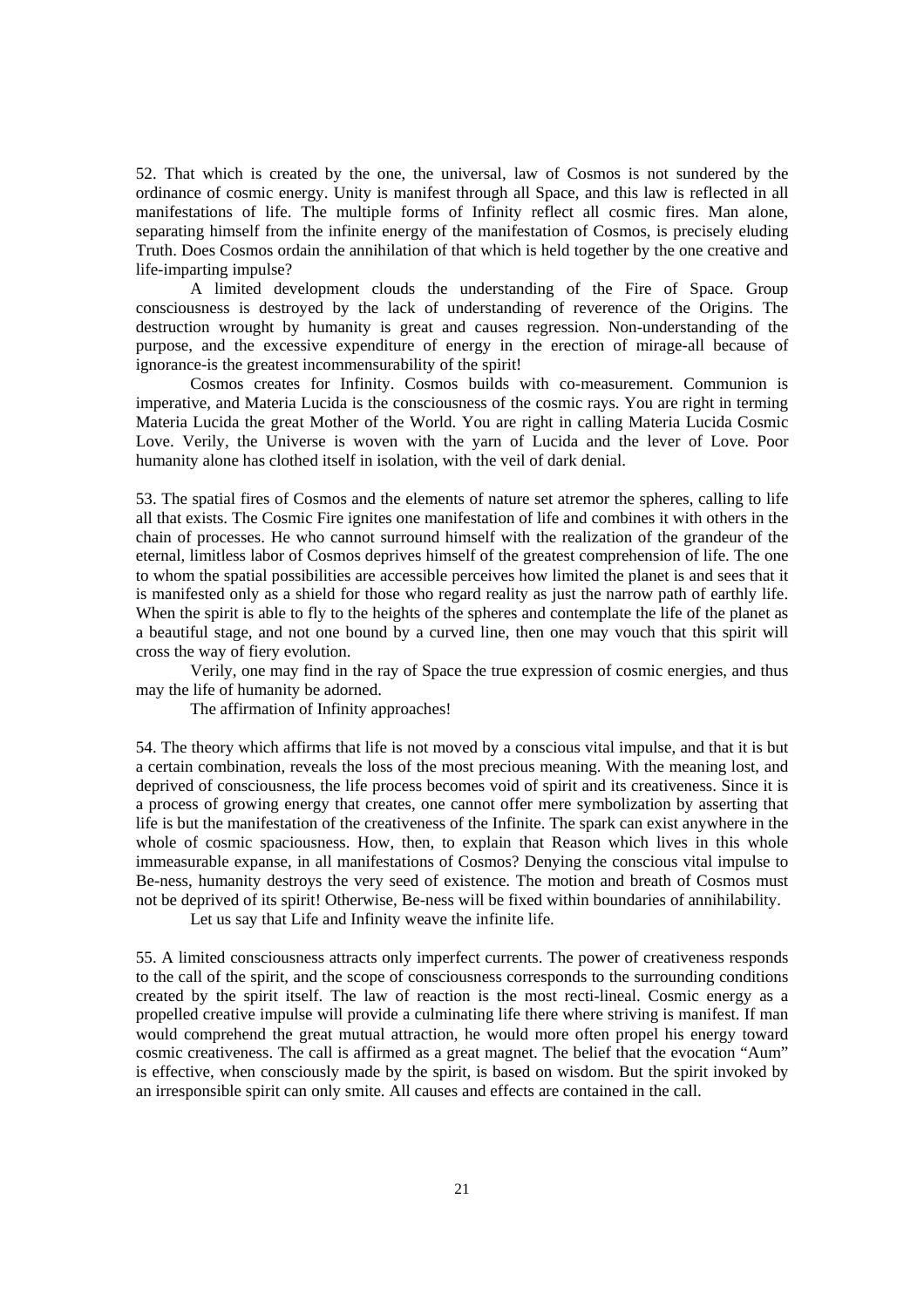52. That which is created by the one, the universal, law of Cosmos is not sundered by the ordinance of cosmic energy. Unity is manifest through all Space, and this law is reflected in all manifestations of life. The multiple forms of Infinity reflect all cosmic fires. Man alone, separating himself from the infinite energy of the manifestation of Cosmos, is precisely eluding Truth. Does Cosmos ordain the annihilation of that which is held together by the one creative and life-imparting impulse?

A limited development clouds the understanding of the Fire of Space. Group consciousness is destroyed by the lack of understanding of reverence of the Origins. The destruction wrought by humanity is great and causes regression. Non-understanding of the purpose, and the excessive expenditure of energy in the erection of mirage-all because of ignorance-is the greatest incommensurability of the spirit!

Cosmos creates for Infinity. Cosmos builds with co-measurement. Communion is imperative, and Materia Lucida is the consciousness of the cosmic rays. You are right in terming Materia Lucida the great Mother of the World. You are right in calling Materia Lucida Cosmic Love. Verily, the Universe is woven with the yarn of Lucida and the lever of Love. Poor humanity alone has clothed itself in isolation, with the veil of dark denial.

53. The spatial fires of Cosmos and the elements of nature set atremor the spheres, calling to life all that exists. The Cosmic Fire ignites one manifestation of life and combines it with others in the chain of processes. He who cannot surround himself with the realization of the grandeur of the eternal, limitless labor of Cosmos deprives himself of the greatest comprehension of life. The one to whom the spatial possibilities are accessible perceives how limited the planet is and sees that it is manifested only as a shield for those who regard reality as just the narrow path of earthly life. When the spirit is able to fly to the heights of the spheres and contemplate the life of the planet as a beautiful stage, and not one bound by a curved line, then one may vouch that this spirit will cross the way of fiery evolution.

Verily, one may find in the ray of Space the true expression of cosmic energies, and thus may the life of humanity be adorned.

The affirmation of Infinity approaches!

54. The theory which affirms that life is not moved by a conscious vital impulse, and that it is but a certain combination, reveals the loss of the most precious meaning. With the meaning lost, and deprived of consciousness, the life process becomes void of spirit and its creativeness. Since it is a process of growing energy that creates, one cannot offer mere symbolization by asserting that life is but the manifestation of the creativeness of the Infinite. The spark can exist anywhere in the whole of cosmic spaciousness. How, then, to explain that Reason which lives in this whole immeasurable expanse, in all manifestations of Cosmos? Denying the conscious vital impulse to Be-ness, humanity destroys the very seed of existence. The motion and breath of Cosmos must not be deprived of its spirit! Otherwise, Be-ness will be fixed within boundaries of annihilability.

Let us say that Life and Infinity weave the infinite life.

55. A limited consciousness attracts only imperfect currents. The power of creativeness responds to the call of the spirit, and the scope of consciousness corresponds to the surrounding conditions created by the spirit itself. The law of reaction is the most recti-lineal. Cosmic energy as a propelled creative impulse will provide a culminating life there where striving is manifest. If man would comprehend the great mutual attraction, he would more often propel his energy toward cosmic creativeness. The call is affirmed as a great magnet. The belief that the evocation "Aum" is effective, when consciously made by the spirit, is based on wisdom. But the spirit invoked by an irresponsible spirit can only smite. All causes and effects are contained in the call.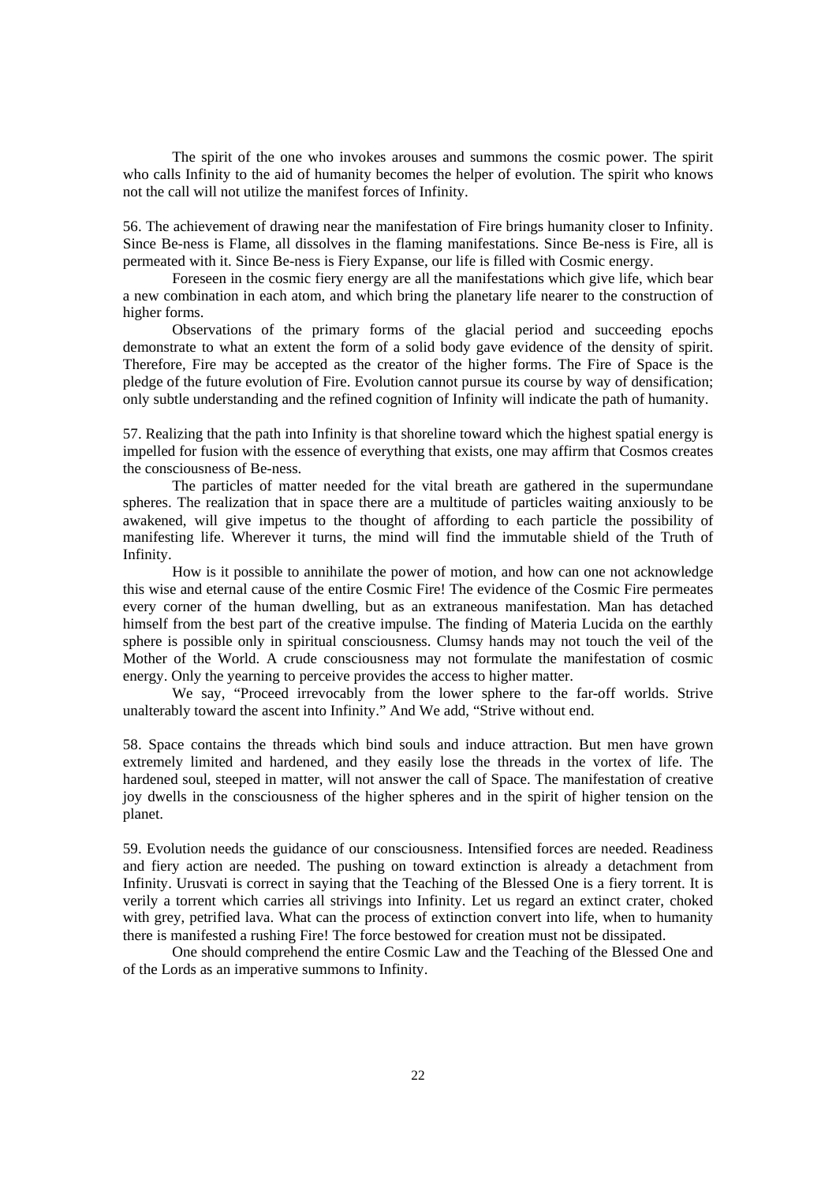The spirit of the one who invokes arouses and summons the cosmic power. The spirit who calls Infinity to the aid of humanity becomes the helper of evolution. The spirit who knows not the call will not utilize the manifest forces of Infinity.

56. The achievement of drawing near the manifestation of Fire brings humanity closer to Infinity. Since Be-ness is Flame, all dissolves in the flaming manifestations. Since Be-ness is Fire, all is permeated with it. Since Be-ness is Fiery Expanse, our life is filled with Cosmic energy.

Foreseen in the cosmic fiery energy are all the manifestations which give life, which bear a new combination in each atom, and which bring the planetary life nearer to the construction of higher forms.

Observations of the primary forms of the glacial period and succeeding epochs demonstrate to what an extent the form of a solid body gave evidence of the density of spirit. Therefore, Fire may be accepted as the creator of the higher forms. The Fire of Space is the pledge of the future evolution of Fire. Evolution cannot pursue its course by way of densification; only subtle understanding and the refined cognition of Infinity will indicate the path of humanity.

57. Realizing that the path into Infinity is that shoreline toward which the highest spatial energy is impelled for fusion with the essence of everything that exists, one may affirm that Cosmos creates the consciousness of Be-ness.

The particles of matter needed for the vital breath are gathered in the supermundane spheres. The realization that in space there are a multitude of particles waiting anxiously to be awakened, will give impetus to the thought of affording to each particle the possibility of manifesting life. Wherever it turns, the mind will find the immutable shield of the Truth of Infinity.

How is it possible to annihilate the power of motion, and how can one not acknowledge this wise and eternal cause of the entire Cosmic Fire! The evidence of the Cosmic Fire permeates every corner of the human dwelling, but as an extraneous manifestation. Man has detached himself from the best part of the creative impulse. The finding of Materia Lucida on the earthly sphere is possible only in spiritual consciousness. Clumsy hands may not touch the veil of the Mother of the World. A crude consciousness may not formulate the manifestation of cosmic energy. Only the yearning to perceive provides the access to higher matter.

We say, "Proceed irrevocably from the lower sphere to the far-off worlds. Strive unalterably toward the ascent into Infinity." And We add, "Strive without end.

58. Space contains the threads which bind souls and induce attraction. But men have grown extremely limited and hardened, and they easily lose the threads in the vortex of life. The hardened soul, steeped in matter, will not answer the call of Space. The manifestation of creative joy dwells in the consciousness of the higher spheres and in the spirit of higher tension on the planet.

59. Evolution needs the guidance of our consciousness. Intensified forces are needed. Readiness and fiery action are needed. The pushing on toward extinction is already a detachment from Infinity. Urusvati is correct in saying that the Teaching of the Blessed One is a fiery torrent. It is verily a torrent which carries all strivings into Infinity. Let us regard an extinct crater, choked with grey, petrified lava. What can the process of extinction convert into life, when to humanity there is manifested a rushing Fire! The force bestowed for creation must not be dissipated.

One should comprehend the entire Cosmic Law and the Teaching of the Blessed One and of the Lords as an imperative summons to Infinity.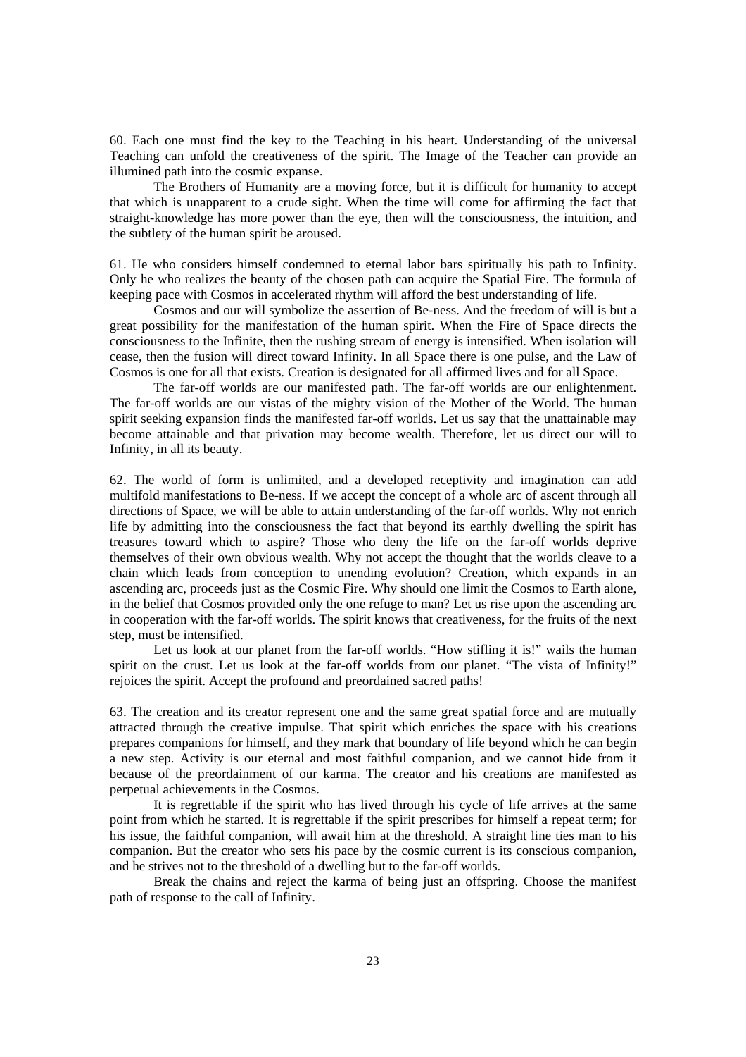60. Each one must find the key to the Teaching in his heart. Understanding of the universal Teaching can unfold the creativeness of the spirit. The Image of the Teacher can provide an illumined path into the cosmic expanse.

The Brothers of Humanity are a moving force, but it is difficult for humanity to accept that which is unapparent to a crude sight. When the time will come for affirming the fact that straight-knowledge has more power than the eye, then will the consciousness, the intuition, and the subtlety of the human spirit be aroused.

61. He who considers himself condemned to eternal labor bars spiritually his path to Infinity. Only he who realizes the beauty of the chosen path can acquire the Spatial Fire. The formula of keeping pace with Cosmos in accelerated rhythm will afford the best understanding of life.

Cosmos and our will symbolize the assertion of Be-ness. And the freedom of will is but a great possibility for the manifestation of the human spirit. When the Fire of Space directs the consciousness to the Infinite, then the rushing stream of energy is intensified. When isolation will cease, then the fusion will direct toward Infinity. In all Space there is one pulse, and the Law of Cosmos is one for all that exists. Creation is designated for all affirmed lives and for all Space.

The far-off worlds are our manifested path. The far-off worlds are our enlightenment. The far-off worlds are our vistas of the mighty vision of the Mother of the World. The human spirit seeking expansion finds the manifested far-off worlds. Let us say that the unattainable may become attainable and that privation may become wealth. Therefore, let us direct our will to Infinity, in all its beauty.

62. The world of form is unlimited, and a developed receptivity and imagination can add multifold manifestations to Be-ness. If we accept the concept of a whole arc of ascent through all directions of Space, we will be able to attain understanding of the far-off worlds. Why not enrich life by admitting into the consciousness the fact that beyond its earthly dwelling the spirit has treasures toward which to aspire? Those who deny the life on the far-off worlds deprive themselves of their own obvious wealth. Why not accept the thought that the worlds cleave to a chain which leads from conception to unending evolution? Creation, which expands in an ascending arc, proceeds just as the Cosmic Fire. Why should one limit the Cosmos to Earth alone, in the belief that Cosmos provided only the one refuge to man? Let us rise upon the ascending arc in cooperation with the far-off worlds. The spirit knows that creativeness, for the fruits of the next step, must be intensified.

Let us look at our planet from the far-off worlds. "How stifling it is!" wails the human spirit on the crust. Let us look at the far-off worlds from our planet. "The vista of Infinity!" rejoices the spirit. Accept the profound and preordained sacred paths!

63. The creation and its creator represent one and the same great spatial force and are mutually attracted through the creative impulse. That spirit which enriches the space with his creations prepares companions for himself, and they mark that boundary of life beyond which he can begin a new step. Activity is our eternal and most faithful companion, and we cannot hide from it because of the preordainment of our karma. The creator and his creations are manifested as perpetual achievements in the Cosmos.

It is regrettable if the spirit who has lived through his cycle of life arrives at the same point from which he started. It is regrettable if the spirit prescribes for himself a repeat term; for his issue, the faithful companion, will await him at the threshold. A straight line ties man to his companion. But the creator who sets his pace by the cosmic current is its conscious companion, and he strives not to the threshold of a dwelling but to the far-off worlds.

Break the chains and reject the karma of being just an offspring. Choose the manifest path of response to the call of Infinity.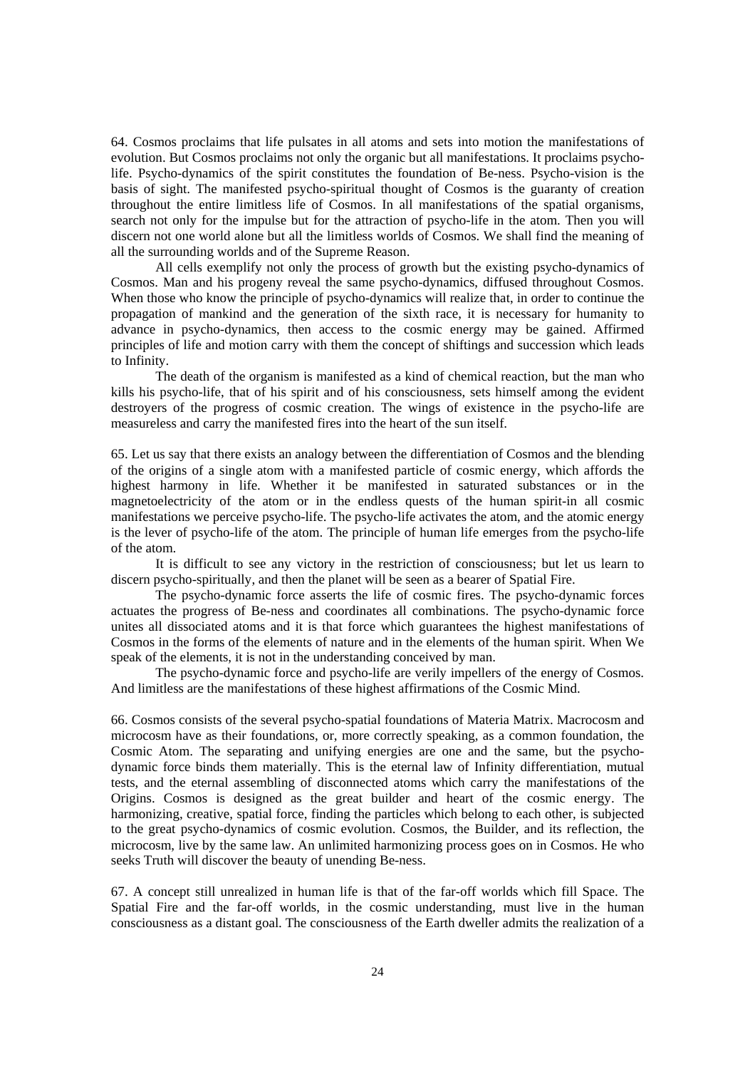64. Cosmos proclaims that life pulsates in all atoms and sets into motion the manifestations of evolution. But Cosmos proclaims not only the organic but all manifestations. It proclaims psycho-life. Psycho-dynamics of the spirit constitutes the foundation of Be-ness. Psycho-vision is the basis of sight. The manifested psycho-spiritual thought of Cosmos is the guaranty of creation throughout the entire limitless life of Cosmos. In all manifestations of the spatial organisms, search not only for the impulse but for the attraction of psycho-life in the atom. Then you will discern not one world alone but all the limitless worlds of Cosmos. We shall find the meaning of all the surrounding worlds and of the Supreme Reason.

All cells exemplify not only the process of growth but the existing psycho-dynamics of Cosmos. Man and his progeny reveal the same psycho-dynamics, diffused throughout Cosmos. When those who know the principle of psycho-dynamics will realize that, in order to continue the propagation of mankind and the generation of the sixth race, it is necessary for humanity to advance in psycho-dynamics, then access to the cosmic energy may be gained. Affirmed principles of life and motion carry with them the concept of shiftings and succession which leads to Infinity.

The death of the organism is manifested as a kind of chemical reaction, but the man who kills his psycho-life, that of his spirit and of his consciousness, sets himself among the evident destroyers of the progress of cosmic creation. The wings of existence in the psycho-life are measureless and carry the manifested fires into the heart of the sun itself.

65. Let us say that there exists an analogy between the differentiation of Cosmos and the blending of the origins of a single atom with a manifested particle of cosmic energy, which affords the highest harmony in life. Whether it be manifested in saturated substances or in the magnetoelectricity of the atom or in the endless quests of the human spirit-in all cosmic manifestations we perceive psycho-life. The psycho-life activates the atom, and the atomic energy is the lever of psycho-life of the atom. The principle of human life emerges from the psycho-life of the atom.

It is difficult to see any victory in the restriction of consciousness; but let us learn to discern psycho-spiritually, and then the planet will be seen as a bearer of Spatial Fire.

The psycho-dynamic force asserts the life of cosmic fires. The psycho-dynamic forces actuates the progress of Be-ness and coordinates all combinations. The psycho-dynamic force unites all dissociated atoms and it is that force which guarantees the highest manifestations of Cosmos in the forms of the elements of nature and in the elements of the human spirit. When We speak of the elements, it is not in the understanding conceived by man.

The psycho-dynamic force and psycho-life are verily impellers of the energy of Cosmos. And limitless are the manifestations of these highest affirmations of the Cosmic Mind.

66. Cosmos consists of the several psycho-spatial foundations of Materia Matrix. Macrocosm and microcosm have as their foundations, or, more correctly speaking, as a common foundation, the Cosmic Atom. The separating and unifying energies are one and the same, but the psycho-dynamic force binds them materially. This is the eternal law of Infinity differentiation, mutual tests, and the eternal assembling of disconnected atoms which carry the manifestations of the Origins. Cosmos is designed as the great builder and heart of the cosmic energy. The harmonizing, creative, spatial force, finding the particles which belong to each other, is subjected to the great psycho-dynamics of cosmic evolution. Cosmos, the Builder, and its reflection, the microcosm, live by the same law. An unlimited harmonizing process goes on in Cosmos. He who seeks Truth will discover the beauty of unending Be-ness.

67. A concept still unrealized in human life is that of the far-off worlds which fill Space. The Spatial Fire and the far-off worlds, in the cosmic understanding, must live in the human consciousness as a distant goal. The consciousness of the Earth dweller admits the realization of a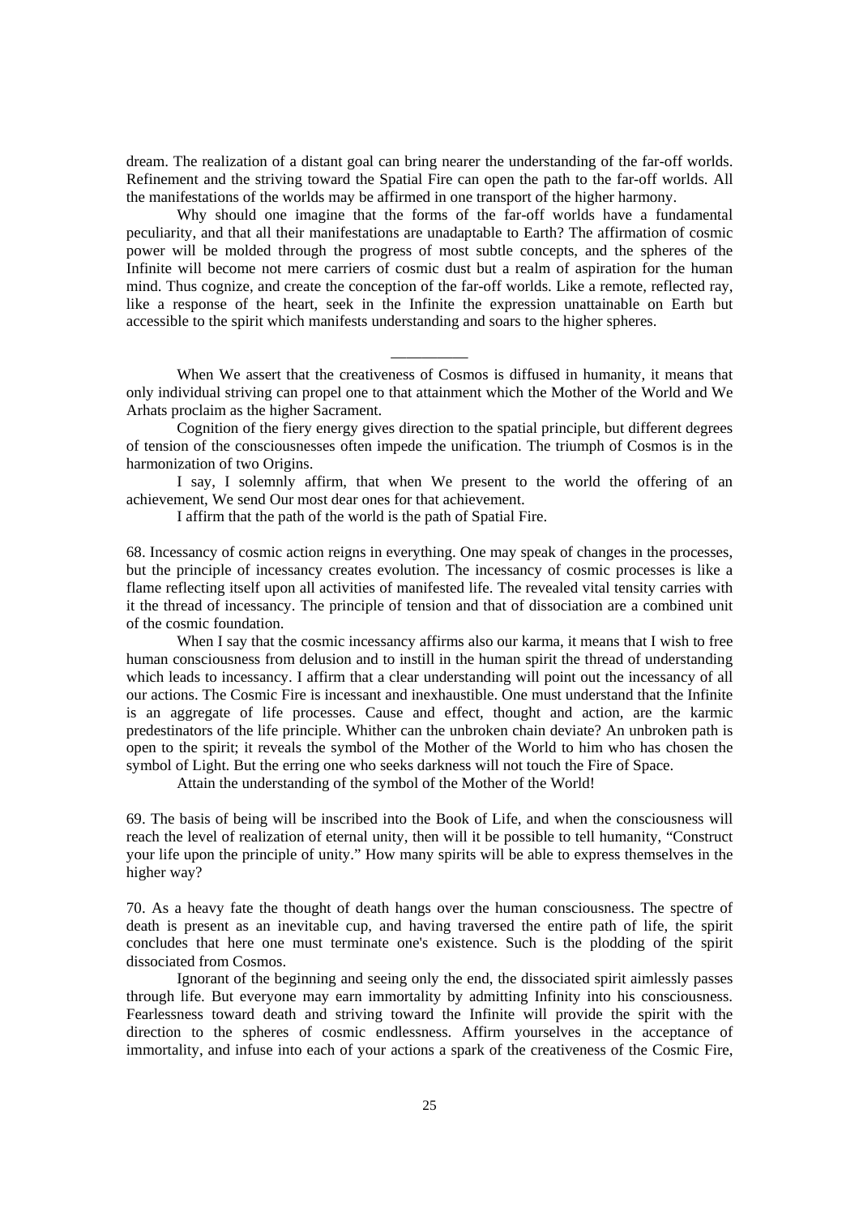dream. The realization of a distant goal can bring nearer the understanding of the far-off worlds. Refinement and the striving toward the Spatial Fire can open the path to the far-off worlds. All the manifestations of the worlds may be affirmed in one transport of the higher harmony.

Why should one imagine that the forms of the far-off worlds have a fundamental peculiarity, and that all their manifestations are unadaptable to Earth? The affirmation of cosmic power will be molded through the progress of most subtle concepts, and the spheres of the Infinite will become not mere carriers of cosmic dust but a realm of aspiration for the human mind. Thus cognize, and create the conception of the far-off worlds. Like a remote, reflected ray, like a response of the heart, seek in the Infinite the expression unattainable on Earth but accessible to the spirit which manifests understanding and soars to the higher spheres.

---

When We assert that the creativeness of Cosmos is diffused in humanity, it means that only individual striving can propel one to that attainment which the Mother of the World and We Arhats proclaim as the higher Sacrament.

Cognition of the fiery energy gives direction to the spatial principle, but different degrees of tension of the consciousnesses often impede the unification. The triumph of Cosmos is in the harmonization of two Origins.

I say, I solemnly affirm, that when We present to the world the offering of an achievement, We send Our most dear ones for that achievement.

I affirm that the path of the world is the path of Spatial Fire.

68. Incessancy of cosmic action reigns in everything. One may speak of changes in the processes, but the principle of incessancy creates evolution. The incessancy of cosmic processes is like a flame reflecting itself upon all activities of manifested life. The revealed vital tensity carries with it the thread of incessancy. The principle of tension and that of dissociation are a combined unit of the cosmic foundation.

When I say that the cosmic incessancy affirms also our karma, it means that I wish to free human consciousness from delusion and to instill in the human spirit the thread of understanding which leads to incessancy. I affirm that a clear understanding will point out the incessancy of all our actions. The Cosmic Fire is incessant and inexhaustible. One must understand that the Infinite is an aggregate of life processes. Cause and effect, thought and action, are the karmic predestinators of the life principle. Whither can the unbroken chain deviate? An unbroken path is open to the spirit; it reveals the symbol of the Mother of the World to him who has chosen the symbol of Light. But the erring one who seeks darkness will not touch the Fire of Space.

Attain the understanding of the symbol of the Mother of the World!

69. The basis of being will be inscribed into the Book of Life, and when the consciousness will reach the level of realization of eternal unity, then will it be possible to tell humanity, "Construct your life upon the principle of unity." How many spirits will be able to express themselves in the higher way?

70. As a heavy fate the thought of death hangs over the human consciousness. The spectre of death is present as an inevitable cup, and having traversed the entire path of life, the spirit concludes that here one must terminate one's existence. Such is the plodding of the spirit dissociated from Cosmos.

Ignorant of the beginning and seeing only the end, the dissociated spirit aimlessly passes through life. But everyone may earn immortality by admitting Infinity into his consciousness. Fearlessness toward death and striving toward the Infinite will provide the spirit with the direction to the spheres of cosmic endlessness. Affirm yourselves in the acceptance of immortality, and infuse into each of your actions a spark of the creativeness of the Cosmic Fire,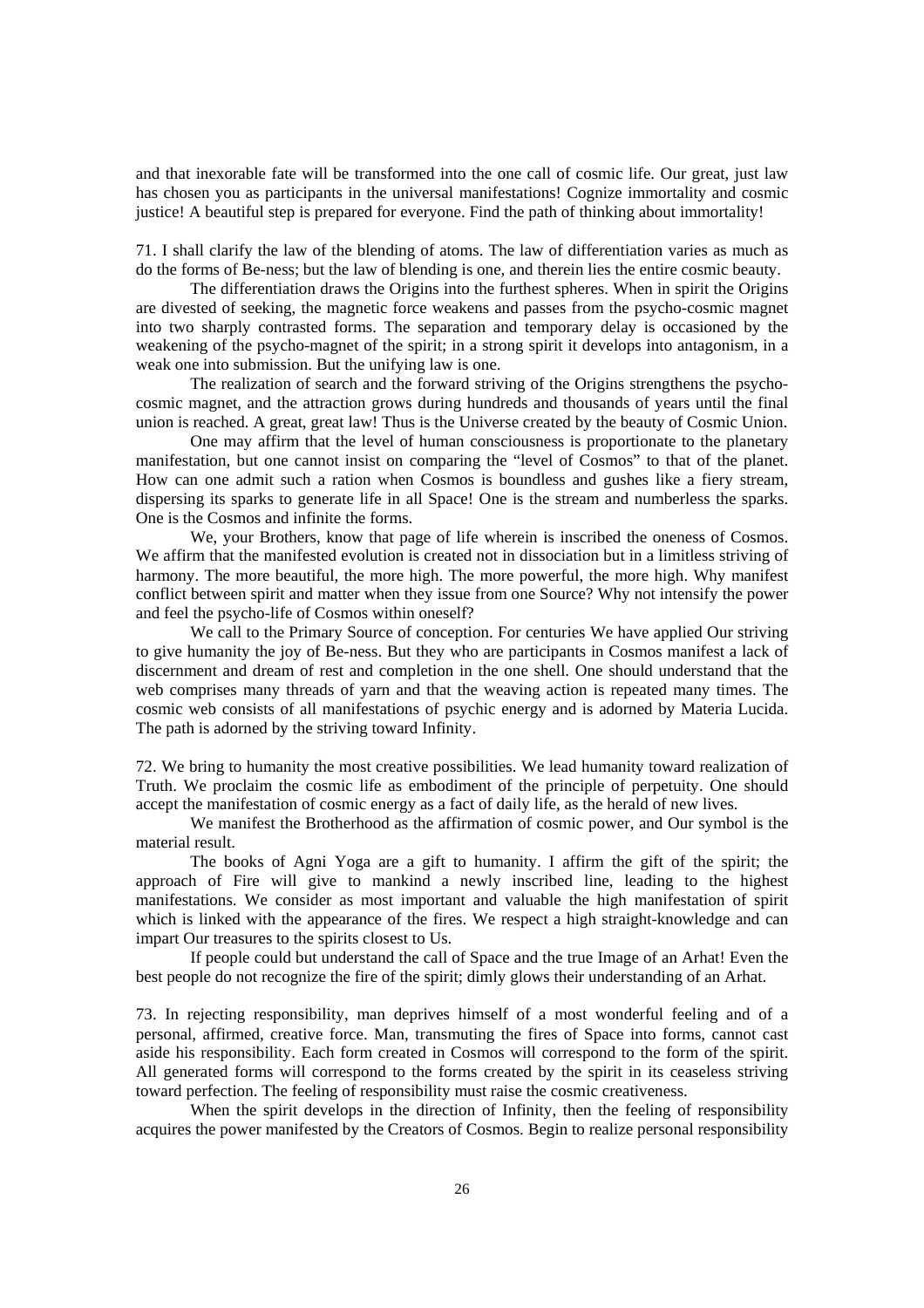and that inexorable fate will be transformed into the one call of cosmic life. Our great, just law has chosen you as participants in the universal manifestations! Cognize immortality and cosmic justice! A beautiful step is prepared for everyone. Find the path of thinking about immortality!

71. I shall clarify the law of the blending of atoms. The law of differentiation varies as much as do the forms of Be-ness; but the law of blending is one, and therein lies the entire cosmic beauty.

The differentiation draws the Origins into the furthest spheres. When in spirit the Origins are divested of seeking, the magnetic force weakens and passes from the psycho-cosmic magnet into two sharply contrasted forms. The separation and temporary delay is occasioned by the weakening of the psycho-magnet of the spirit; in a strong spirit it develops into antagonism, in a weak one into submission. But the unifying law is one.

The realization of search and the forward striving of the Origins strengthens the psycho-cosmic magnet, and the attraction grows during hundreds and thousands of years until the final union is reached. A great, great law! Thus is the Universe created by the beauty of Cosmic Union.

One may affirm that the level of human consciousness is proportionate to the planetary manifestation, but one cannot insist on comparing the "level of Cosmos" to that of the planet. How can one admit such a ration when Cosmos is boundless and gushes like a fiery stream, dispersing its sparks to generate life in all Space! One is the stream and numberless the sparks. One is the Cosmos and infinite the forms.

We, your Brothers, know that page of life wherein is inscribed the oneness of Cosmos. We affirm that the manifested evolution is created not in dissociation but in a limitless striving of harmony. The more beautiful, the more high. The more powerful, the more high. Why manifest conflict between spirit and matter when they issue from one Source? Why not intensify the power and feel the psycho-life of Cosmos within oneself?

We call to the Primary Source of conception. For centuries We have applied Our striving to give humanity the joy of Be-ness. But they who are participants in Cosmos manifest a lack of discernment and dream of rest and completion in the one shell. One should understand that the web comprises many threads of yarn and that the weaving action is repeated many times. The cosmic web consists of all manifestations of psychic energy and is adorned by Materia Lucida. The path is adorned by the striving toward Infinity.

72. We bring to humanity the most creative possibilities. We lead humanity toward realization of Truth. We proclaim the cosmic life as embodiment of the principle of perpetuity. One should accept the manifestation of cosmic energy as a fact of daily life, as the herald of new lives.

We manifest the Brotherhood as the affirmation of cosmic power, and Our symbol is the material result.

The books of Agni Yoga are a gift to humanity. I affirm the gift of the spirit; the approach of Fire will give to mankind a newly inscribed line, leading to the highest manifestations. We consider as most important and valuable the high manifestation of spirit which is linked with the appearance of the fires. We respect a high straight-knowledge and can impart Our treasures to the spirits closest to Us.

If people could but understand the call of Space and the true Image of an Arhat! Even the best people do not recognize the fire of the spirit; dimly glows their understanding of an Arhat.

73. In rejecting responsibility, man deprives himself of a most wonderful feeling and of a personal, affirmed, creative force. Man, transmuting the fires of Space into forms, cannot cast aside his responsibility. Each form created in Cosmos will correspond to the form of the spirit. All generated forms will correspond to the forms created by the spirit in its ceaseless striving toward perfection. The feeling of responsibility must raise the cosmic creativeness.

When the spirit develops in the direction of Infinity, then the feeling of responsibility acquires the power manifested by the Creators of Cosmos. Begin to realize personal responsibility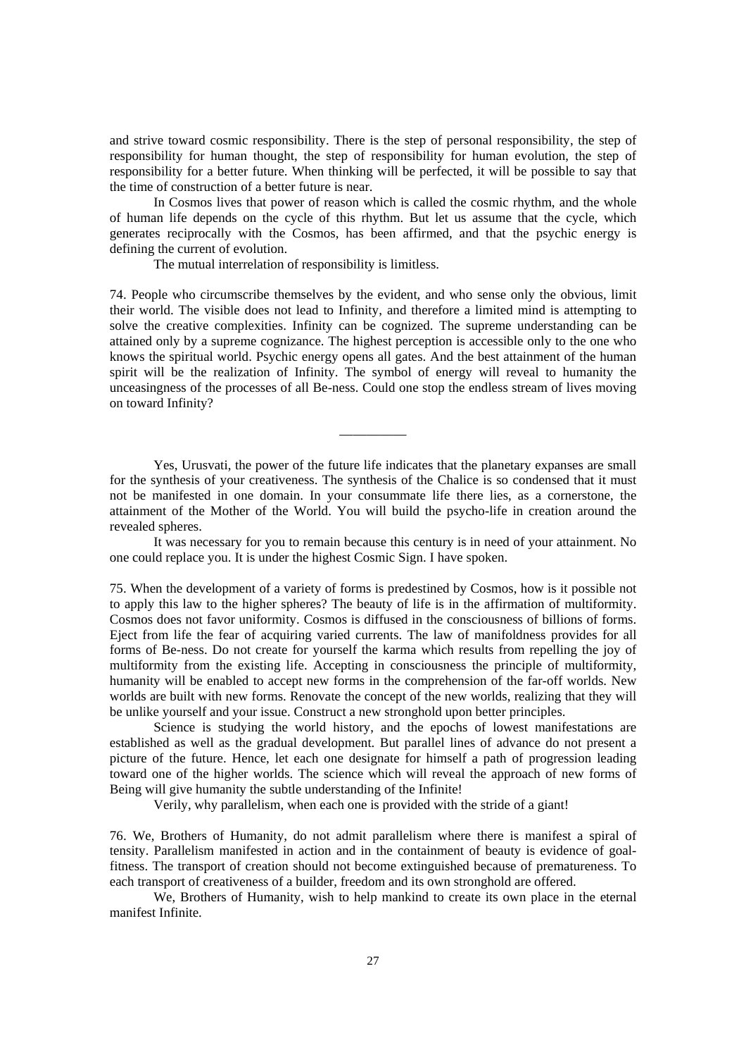and strive toward cosmic responsibility. There is the step of personal responsibility, the step of responsibility for human thought, the step of responsibility for human evolution, the step of responsibility for a better future. When thinking will be perfected, it will be possible to say that the time of construction of a better future is near.

In Cosmos lives that power of reason which is called the cosmic rhythm, and the whole of human life depends on the cycle of this rhythm. But let us assume that the cycle, which generates reciprocally with the Cosmos, has been affirmed, and that the psychic energy is defining the current of evolution.

The mutual interrelation of responsibility is limitless.

74. People who circumscribe themselves by the evident, and who sense only the obvious, limit their world. The visible does not lead to Infinity, and therefore a limited mind is attempting to solve the creative complexities. Infinity can be cognized. The supreme understanding can be attained only by a supreme cognizance. The highest perception is accessible only to the one who knows the spiritual world. Psychic energy opens all gates. And the best attainment of the human spirit will be the realization of Infinity. The symbol of energy will reveal to humanity the unceasingness of the processes of all Be-ness. Could one stop the endless stream of lives moving on toward Infinity?

__________

Yes, Urusvati, the power of the future life indicates that the planetary expanses are small for the synthesis of your creativeness. The synthesis of the Chalice is so condensed that it must not be manifested in one domain. In your consummate life there lies, as a cornerstone, the attainment of the Mother of the World. You will build the psycho-life in creation around the revealed spheres.

It was necessary for you to remain because this century is in need of your attainment. No one could replace you. It is under the highest Cosmic Sign. I have spoken.

75. When the development of a variety of forms is predestined by Cosmos, how is it possible not to apply this law to the higher spheres? The beauty of life is in the affirmation of multiformity. Cosmos does not favor uniformity. Cosmos is diffused in the consciousness of billions of forms. Eject from life the fear of acquiring varied currents. The law of manifoldness provides for all forms of Be-ness. Do not create for yourself the karma which results from repelling the joy of multiformity from the existing life. Accepting in consciousness the principle of multiformity, humanity will be enabled to accept new forms in the comprehension of the far-off worlds. New worlds are built with new forms. Renovate the concept of the new worlds, realizing that they will be unlike yourself and your issue. Construct a new stronghold upon better principles.

Science is studying the world history, and the epochs of lowest manifestations are established as well as the gradual development. But parallel lines of advance do not present a picture of the future. Hence, let each one designate for himself a path of progression leading toward one of the higher worlds. The science which will reveal the approach of new forms of Being will give humanity the subtle understanding of the Infinite!

Verily, why parallelism, when each one is provided with the stride of a giant!

76. We, Brothers of Humanity, do not admit parallelism where there is manifest a spiral of tensity. Parallelism manifested in action and in the containment of beauty is evidence of goal-fitness. The transport of creation should not become extinguished because of prematureness. To each transport of creativeness of a builder, freedom and its own stronghold are offered.

We, Brothers of Humanity, wish to help mankind to create its own place in the eternal manifest Infinite.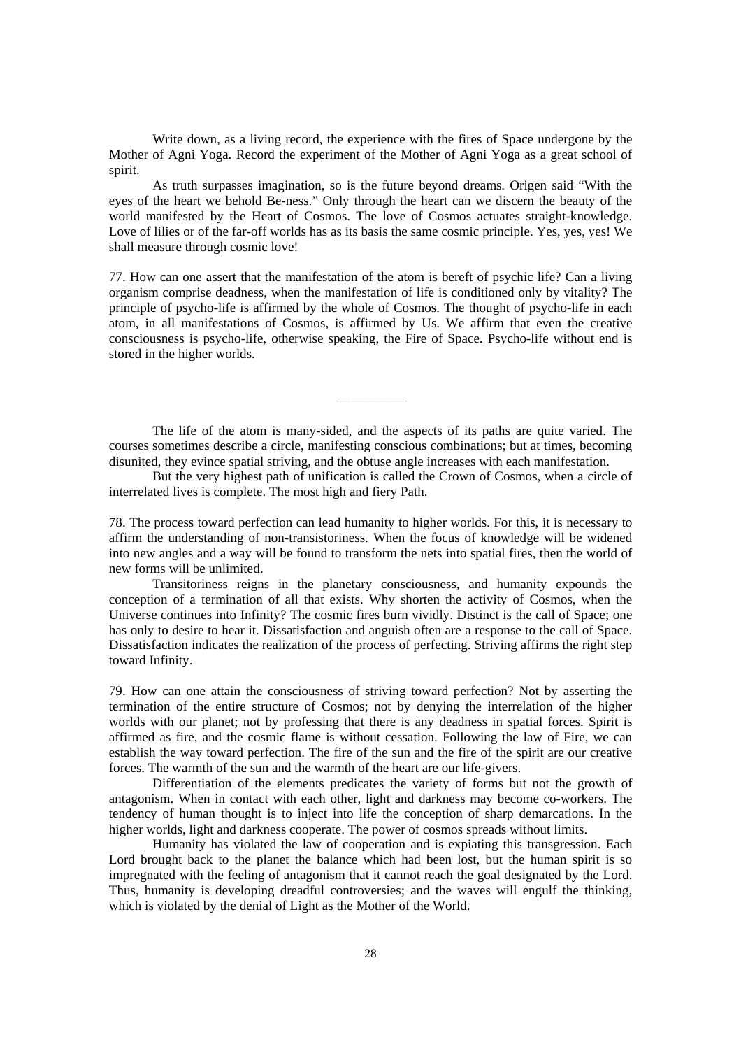Write down, as a living record, the experience with the fires of Space undergone by the Mother of Agni Yoga. Record the experiment of the Mother of Agni Yoga as a great school of spirit.

As truth surpasses imagination, so is the future beyond dreams. Origen said "With the eyes of the heart we behold Be-ness." Only through the heart can we discern the beauty of the world manifested by the Heart of Cosmos. The love of Cosmos actuates straight-knowledge. Love of lilies or of the far-off worlds has as its basis the same cosmic principle. Yes, yes, yes! We shall measure through cosmic love!

77. How can one assert that the manifestation of the atom is bereft of psychic life? Can a living organism comprise deadness, when the manifestation of life is conditioned only by vitality? The principle of psycho-life is affirmed by the whole of Cosmos. The thought of psycho-life in each atom, in all manifestations of Cosmos, is affirmed by Us. We affirm that even the creative consciousness is psycho-life, otherwise speaking, the Fire of Space. Psycho-life without end is stored in the higher worlds.

---

The life of the atom is many-sided, and the aspects of its paths are quite varied. The courses sometimes describe a circle, manifesting conscious combinations; but at times, becoming disunited, they evince spatial striving, and the obtuse angle increases with each manifestation.

But the very highest path of unification is called the Crown of Cosmos, when a circle of interrelated lives is complete. The most high and fiery Path.

78. The process toward perfection can lead humanity to higher worlds. For this, it is necessary to affirm the understanding of non-transistoriness. When the focus of knowledge will be widened into new angles and a way will be found to transform the nets into spatial fires, then the world of new forms will be unlimited.

Transitoriness reigns in the planetary consciousness, and humanity expounds the conception of a termination of all that exists. Why shorten the activity of Cosmos, when the Universe continues into Infinity? The cosmic fires burn vividly. Distinct is the call of Space; one has only to desire to hear it. Dissatisfaction and anguish often are a response to the call of Space. Dissatisfaction indicates the realization of the process of perfecting. Striving affirms the right step toward Infinity.

79. How can one attain the consciousness of striving toward perfection? Not by asserting the termination of the entire structure of Cosmos; not by denying the interrelation of the higher worlds with our planet; not by professing that there is any deadness in spatial forces. Spirit is affirmed as fire, and the cosmic flame is without cessation. Following the law of Fire, we can establish the way toward perfection. The fire of the sun and the fire of the spirit are our creative forces. The warmth of the sun and the warmth of the heart are our life-givers.

Differentiation of the elements predicates the variety of forms but not the growth of antagonism. When in contact with each other, light and darkness may become co-workers. The tendency of human thought is to inject into life the conception of sharp demarcations. In the higher worlds, light and darkness cooperate. The power of cosmos spreads without limits.

Humanity has violated the law of cooperation and is expiating this transgression. Each Lord brought back to the planet the balance which had been lost, but the human spirit is so impregnated with the feeling of antagonism that it cannot reach the goal designated by the Lord. Thus, humanity is developing dreadful controversies; and the waves will engulf the thinking, which is violated by the denial of Light as the Mother of the World.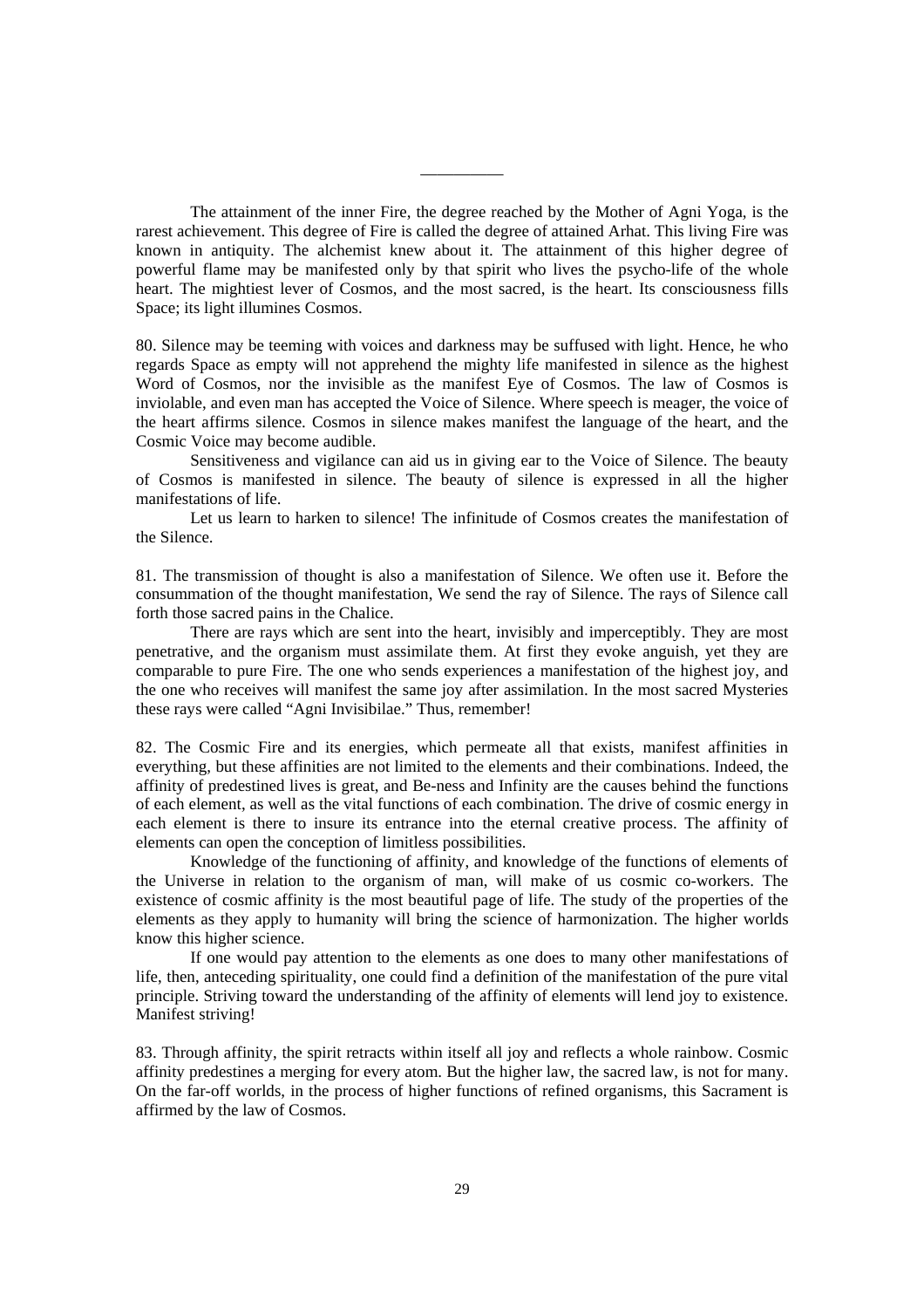---

The attainment of the inner Fire, the degree reached by the Mother of Agni Yoga, is the rarest achievement. This degree of Fire is called the degree of attained Arhat. This living Fire was known in antiquity. The alchemist knew about it. The attainment of this higher degree of powerful flame may be manifested only by that spirit who lives the psycho-life of the whole heart. The mightiest lever of Cosmos, and the most sacred, is the heart. Its consciousness fills Space; its light illumines Cosmos.

80. Silence may be teeming with voices and darkness may be suffused with light. Hence, he who regards Space as empty will not apprehend the mighty life manifested in silence as the highest Word of Cosmos, nor the invisible as the manifest Eye of Cosmos. The law of Cosmos is inviolable, and even man has accepted the Voice of Silence. Where speech is meager, the voice of the heart affirms silence. Cosmos in silence makes manifest the language of the heart, and the Cosmic Voice may become audible.

Sensitiveness and vigilance can aid us in giving ear to the Voice of Silence. The beauty of Cosmos is manifested in silence. The beauty of silence is expressed in all the higher manifestations of life.

Let us learn to harken to silence! The infinitude of Cosmos creates the manifestation of the Silence.

81. The transmission of thought is also a manifestation of Silence. We often use it. Before the consummation of the thought manifestation, We send the ray of Silence. The rays of Silence call forth those sacred pains in the Chalice.

There are rays which are sent into the heart, invisibly and imperceptibly. They are most penetrative, and the organism must assimilate them. At first they evoke anguish, yet they are comparable to pure Fire. The one who sends experiences a manifestation of the highest joy, and the one who receives will manifest the same joy after assimilation. In the most sacred Mysteries these rays were called "Agni Invisibilae." Thus, remember!

82. The Cosmic Fire and its energies, which permeate all that exists, manifest affinities in everything, but these affinities are not limited to the elements and their combinations. Indeed, the affinity of predestined lives is great, and Be-ness and Infinity are the causes behind the functions of each element, as well as the vital functions of each combination. The drive of cosmic energy in each element is there to insure its entrance into the eternal creative process. The affinity of elements can open the conception of limitless possibilities.

Knowledge of the functioning of affinity, and knowledge of the functions of elements of the Universe in relation to the organism of man, will make of us cosmic co-workers. The existence of cosmic affinity is the most beautiful page of life. The study of the properties of the elements as they apply to humanity will bring the science of harmonization. The higher worlds know this higher science.

If one would pay attention to the elements as one does to many other manifestations of life, then, anteceding spirituality, one could find a definition of the manifestation of the pure vital principle. Striving toward the understanding of the affinity of elements will lend joy to existence. Manifest striving!

83. Through affinity, the spirit retracts within itself all joy and reflects a whole rainbow. Cosmic affinity predestines a merging for every atom. But the higher law, the sacred law, is not for many. On the far-off worlds, in the process of higher functions of refined organisms, this Sacrament is affirmed by the law of Cosmos.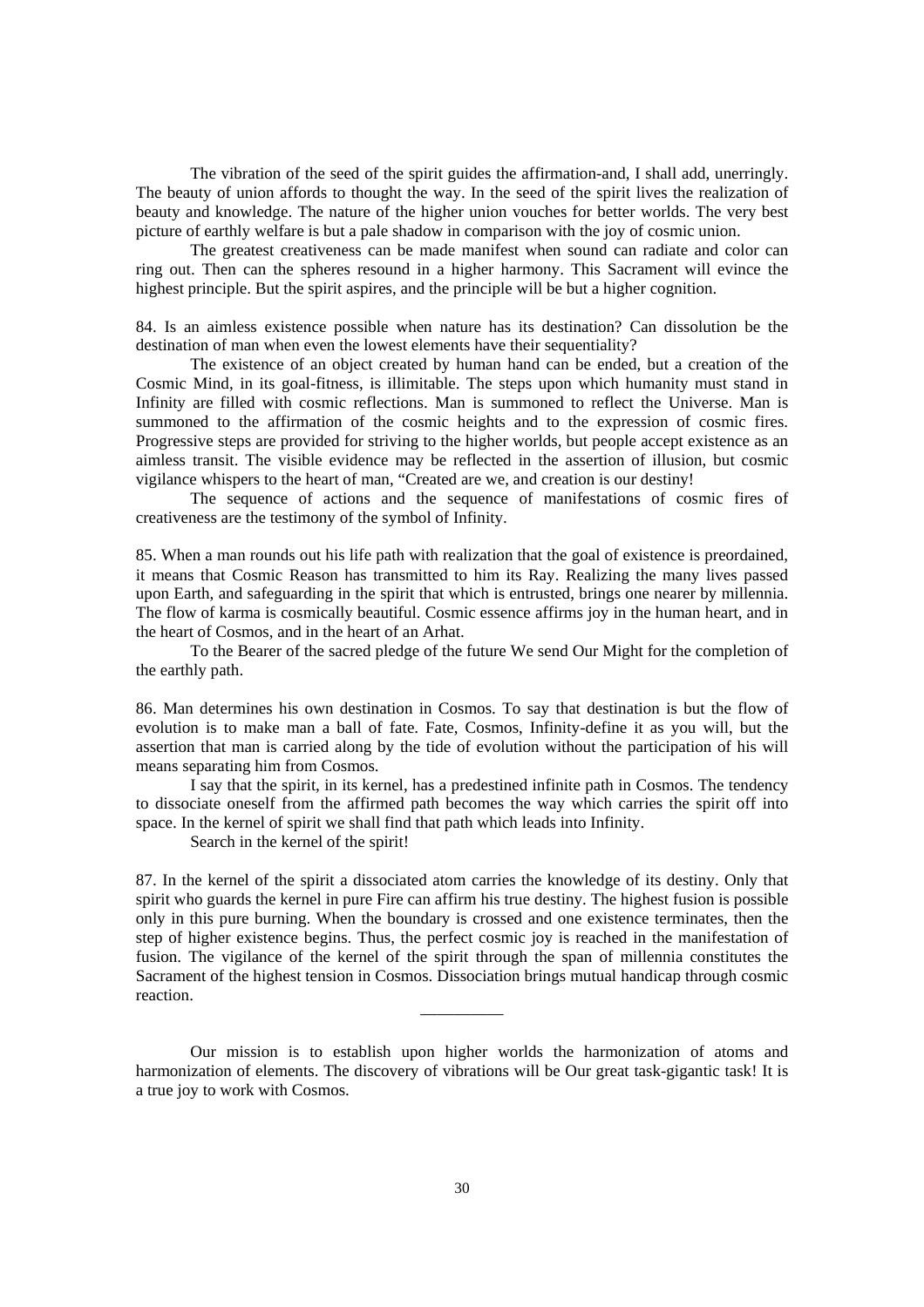The vibration of the seed of the spirit guides the affirmation-and, I shall add, unerringly. The beauty of union affords to thought the way. In the seed of the spirit lives the realization of beauty and knowledge. The nature of the higher union vouches for better worlds. The very best picture of earthly welfare is but a pale shadow in comparison with the joy of cosmic union.

The greatest creativeness can be made manifest when sound can radiate and color can ring out. Then can the spheres resound in a higher harmony. This Sacrament will evince the highest principle. But the spirit aspires, and the principle will be but a higher cognition.

84. Is an aimless existence possible when nature has its destination? Can dissolution be the destination of man when even the lowest elements have their sequentiality?

The existence of an object created by human hand can be ended, but a creation of the Cosmic Mind, in its goal-fitness, is illimitable. The steps upon which humanity must stand in Infinity are filled with cosmic reflections. Man is summoned to reflect the Universe. Man is summoned to the affirmation of the cosmic heights and to the expression of cosmic fires. Progressive steps are provided for striving to the higher worlds, but people accept existence as an aimless transit. The visible evidence may be reflected in the assertion of illusion, but cosmic vigilance whispers to the heart of man, "Created are we, and creation is our destiny!

The sequence of actions and the sequence of manifestations of cosmic fires of creativeness are the testimony of the symbol of Infinity.

85. When a man rounds out his life path with realization that the goal of existence is preordained, it means that Cosmic Reason has transmitted to him its Ray. Realizing the many lives passed upon Earth, and safeguarding in the spirit that which is entrusted, brings one nearer by millennia. The flow of karma is cosmically beautiful. Cosmic essence affirms joy in the human heart, and in the heart of Cosmos, and in the heart of an Arhat.

To the Bearer of the sacred pledge of the future We send Our Might for the completion of the earthly path.

86. Man determines his own destination in Cosmos. To say that destination is but the flow of evolution is to make man a ball of fate. Fate, Cosmos, Infinity-define it as you will, but the assertion that man is carried along by the tide of evolution without the participation of his will means separating him from Cosmos.

I say that the spirit, in its kernel, has a predestined infinite path in Cosmos. The tendency to dissociate oneself from the affirmed path becomes the way which carries the spirit off into space. In the kernel of spirit we shall find that path which leads into Infinity.

Search in the kernel of the spirit!

87. In the kernel of the spirit a dissociated atom carries the knowledge of its destiny. Only that spirit who guards the kernel in pure Fire can affirm his true destiny. The highest fusion is possible only in this pure burning. When the boundary is crossed and one existence terminates, then the step of higher existence begins. Thus, the perfect cosmic joy is reached in the manifestation of fusion. The vigilance of the kernel of the spirit through the span of millennia constitutes the Sacrament of the highest tension in Cosmos. Dissociation brings mutual handicap through cosmic reaction.

---

Our mission is to establish upon higher worlds the harmonization of atoms and harmonization of elements. The discovery of vibrations will be Our great task-gigantic task! It is a true joy to work with Cosmos.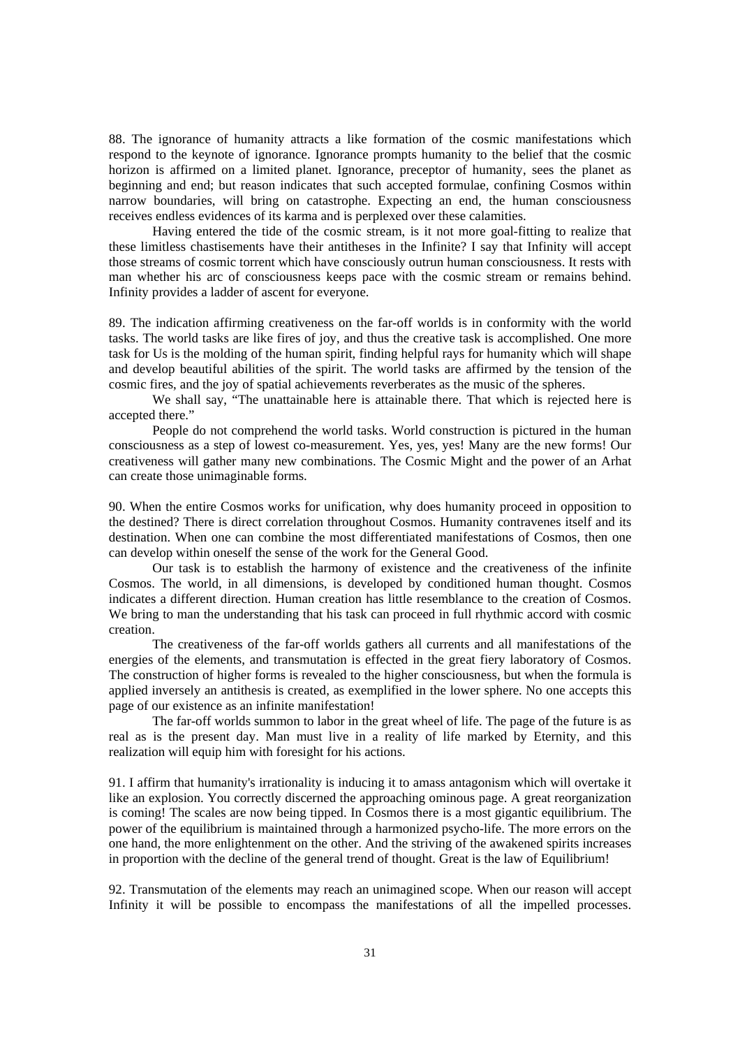88. The ignorance of humanity attracts a like formation of the cosmic manifestations which respond to the keynote of ignorance. Ignorance prompts humanity to the belief that the cosmic horizon is affirmed on a limited planet. Ignorance, preceptor of humanity, sees the planet as beginning and end; but reason indicates that such accepted formulae, confining Cosmos within narrow boundaries, will bring on catastrophe. Expecting an end, the human consciousness receives endless evidences of its karma and is perplexed over these calamities.

Having entered the tide of the cosmic stream, is it not more goal-fitting to realize that these limitless chastisements have their antitheses in the Infinite? I say that Infinity will accept those streams of cosmic torrent which have consciously outrun human consciousness. It rests with man whether his arc of consciousness keeps pace with the cosmic stream or remains behind. Infinity provides a ladder of ascent for everyone.

89. The indication affirming creativeness on the far-off worlds is in conformity with the world tasks. The world tasks are like fires of joy, and thus the creative task is accomplished. One more task for Us is the molding of the human spirit, finding helpful rays for humanity which will shape and develop beautiful abilities of the spirit. The world tasks are affirmed by the tension of the cosmic fires, and the joy of spatial achievements reverberates as the music of the spheres.

We shall say, "The unattainable here is attainable there. That which is rejected here is accepted there."

People do not comprehend the world tasks. World construction is pictured in the human consciousness as a step of lowest co-measurement. Yes, yes, yes! Many are the new forms! Our creativeness will gather many new combinations. The Cosmic Might and the power of an Arhat can create those unimaginable forms.

90. When the entire Cosmos works for unification, why does humanity proceed in opposition to the destined? There is direct correlation throughout Cosmos. Humanity contravenes itself and its destination. When one can combine the most differentiated manifestations of Cosmos, then one can develop within oneself the sense of the work for the General Good.

Our task is to establish the harmony of existence and the creativeness of the infinite Cosmos. The world, in all dimensions, is developed by conditioned human thought. Cosmos indicates a different direction. Human creation has little resemblance to the creation of Cosmos. We bring to man the understanding that his task can proceed in full rhythmic accord with cosmic creation.

The creativeness of the far-off worlds gathers all currents and all manifestations of the energies of the elements, and transmutation is effected in the great fiery laboratory of Cosmos. The construction of higher forms is revealed to the higher consciousness, but when the formula is applied inversely an antithesis is created, as exemplified in the lower sphere. No one accepts this page of our existence as an infinite manifestation!

The far-off worlds summon to labor in the great wheel of life. The page of the future is as real as is the present day. Man must live in a reality of life marked by Eternity, and this realization will equip him with foresight for his actions.

91. I affirm that humanity's irrationality is inducing it to amass antagonism which will overtake it like an explosion. You correctly discerned the approaching ominous page. A great reorganization is coming! The scales are now being tipped. In Cosmos there is a most gigantic equilibrium. The power of the equilibrium is maintained through a harmonized psycho-life. The more errors on the one hand, the more enlightenment on the other. And the striving of the awakened spirits increases in proportion with the decline of the general trend of thought. Great is the law of Equilibrium!

92. Transmutation of the elements may reach an unimagined scope. When our reason will accept Infinity it will be possible to encompass the manifestations of all the impelled processes.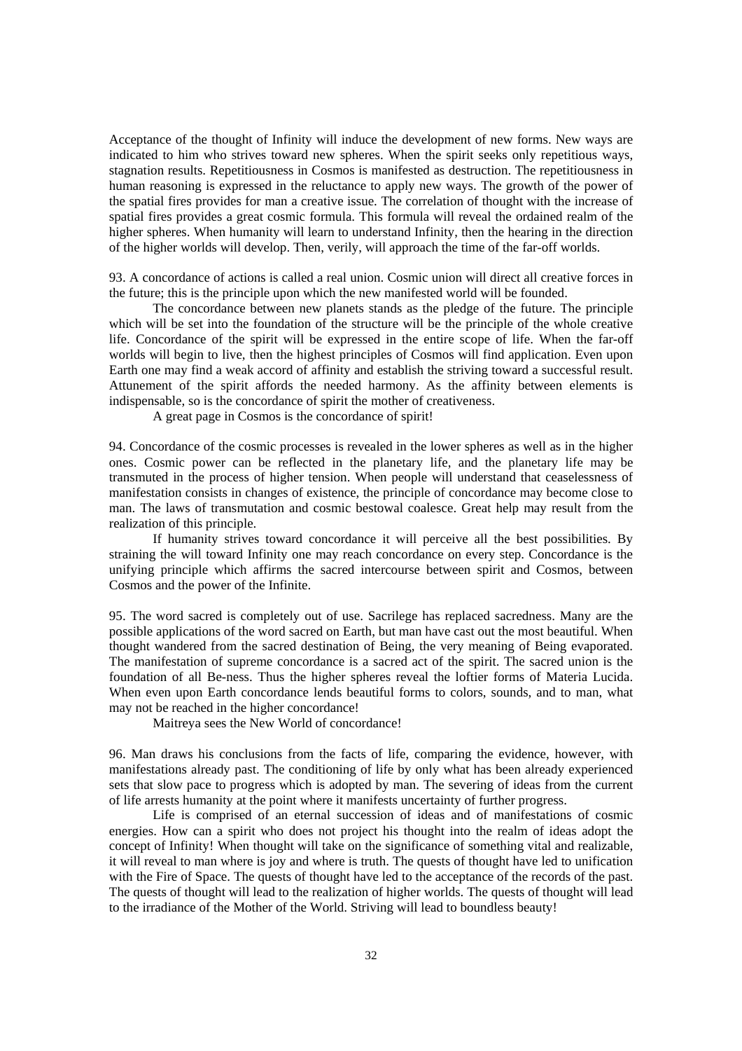Acceptance of the thought of Infinity will induce the development of new forms. New ways are indicated to him who strives toward new spheres. When the spirit seeks only repetitious ways, stagnation results. Repetitiousness in Cosmos is manifested as destruction. The repetitiousness in human reasoning is expressed in the reluctance to apply new ways. The growth of the power of the spatial fires provides for man a creative issue. The correlation of thought with the increase of spatial fires provides a great cosmic formula. This formula will reveal the ordained realm of the higher spheres. When humanity will learn to understand Infinity, then the hearing in the direction of the higher worlds will develop. Then, verily, will approach the time of the far-off worlds.

93. A concordance of actions is called a real union. Cosmic union will direct all creative forces in the future; this is the principle upon which the new manifested world will be founded.

The concordance between new planets stands as the pledge of the future. The principle which will be set into the foundation of the structure will be the principle of the whole creative life. Concordance of the spirit will be expressed in the entire scope of life. When the far-off worlds will begin to live, then the highest principles of Cosmos will find application. Even upon Earth one may find a weak accord of affinity and establish the striving toward a successful result. Attunement of the spirit affords the needed harmony. As the affinity between elements is indispensable, so is the concordance of spirit the mother of creativeness.

A great page in Cosmos is the concordance of spirit!

94. Concordance of the cosmic processes is revealed in the lower spheres as well as in the higher ones. Cosmic power can be reflected in the planetary life, and the planetary life may be transmuted in the process of higher tension. When people will understand that ceaselessness of manifestation consists in changes of existence, the principle of concordance may become close to man. The laws of transmutation and cosmic bestowal coalesce. Great help may result from the realization of this principle.

If humanity strives toward concordance it will perceive all the best possibilities. By straining the will toward Infinity one may reach concordance on every step. Concordance is the unifying principle which affirms the sacred intercourse between spirit and Cosmos, between Cosmos and the power of the Infinite.

95. The word sacred is completely out of use. Sacrilege has replaced sacredness. Many are the possible applications of the word sacred on Earth, but man have cast out the most beautiful. When thought wandered from the sacred destination of Being, the very meaning of Being evaporated. The manifestation of supreme concordance is a sacred act of the spirit. The sacred union is the foundation of all Be-ness. Thus the higher spheres reveal the loftier forms of Materia Lucida. When even upon Earth concordance lends beautiful forms to colors, sounds, and to man, what may not be reached in the higher concordance!

Maitreya sees the New World of concordance!

96. Man draws his conclusions from the facts of life, comparing the evidence, however, with manifestations already past. The conditioning of life by only what has been already experienced sets that slow pace to progress which is adopted by man. The severing of ideas from the current of life arrests humanity at the point where it manifests uncertainty of further progress.

Life is comprised of an eternal succession of ideas and of manifestations of cosmic energies. How can a spirit who does not project his thought into the realm of ideas adopt the concept of Infinity! When thought will take on the significance of something vital and realizable, it will reveal to man where is joy and where is truth. The quests of thought have led to unification with the Fire of Space. The quests of thought have led to the acceptance of the records of the past. The quests of thought will lead to the realization of higher worlds. The quests of thought will lead to the irradiance of the Mother of the World. Striving will lead to boundless beauty!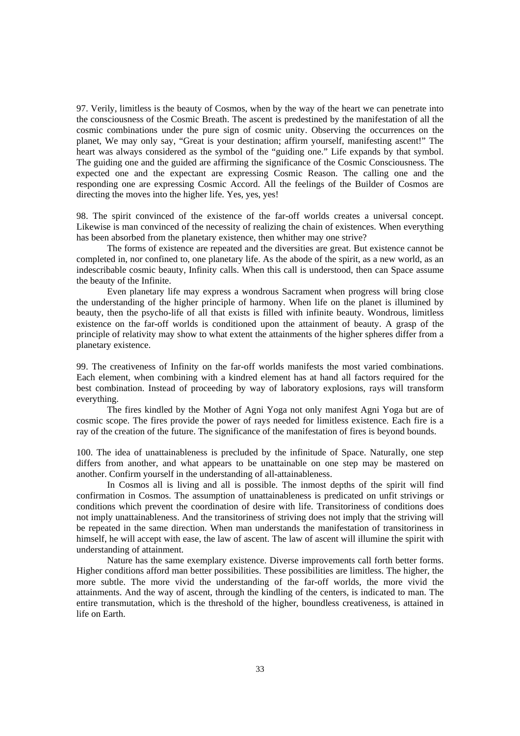97. Verily, limitless is the beauty of Cosmos, when by the way of the heart we can penetrate into the consciousness of the Cosmic Breath. The ascent is predestined by the manifestation of all the cosmic combinations under the pure sign of cosmic unity. Observing the occurrences on the planet, We may only say, "Great is your destination; affirm yourself, manifesting ascent!" The heart was always considered as the symbol of the "guiding one." Life expands by that symbol. The guiding one and the guided are affirming the significance of the Cosmic Consciousness. The expected one and the expectant are expressing Cosmic Reason. The calling one and the responding one are expressing Cosmic Accord. All the feelings of the Builder of Cosmos are directing the moves into the higher life. Yes, yes, yes!

98. The spirit convinced of the existence of the far-off worlds creates a universal concept. Likewise is man convinced of the necessity of realizing the chain of existences. When everything has been absorbed from the planetary existence, then whither may one strive?

The forms of existence are repeated and the diversities are great. But existence cannot be completed in, nor confined to, one planetary life. As the abode of the spirit, as a new world, as an indescribable cosmic beauty, Infinity calls. When this call is understood, then can Space assume the beauty of the Infinite.

Even planetary life may express a wondrous Sacrament when progress will bring close the understanding of the higher principle of harmony. When life on the planet is illumined by beauty, then the psycho-life of all that exists is filled with infinite beauty. Wondrous, limitless existence on the far-off worlds is conditioned upon the attainment of beauty. A grasp of the principle of relativity may show to what extent the attainments of the higher spheres differ from a planetary existence.

99. The creativeness of Infinity on the far-off worlds manifests the most varied combinations. Each element, when combining with a kindred element has at hand all factors required for the best combination. Instead of proceeding by way of laboratory explosions, rays will transform everything.

The fires kindled by the Mother of Agni Yoga not only manifest Agni Yoga but are of cosmic scope. The fires provide the power of rays needed for limitless existence. Each fire is a ray of the creation of the future. The significance of the manifestation of fires is beyond bounds.

100. The idea of unattainableness is precluded by the infinitude of Space. Naturally, one step differs from another, and what appears to be unattainable on one step may be mastered on another. Confirm yourself in the understanding of all-attainableness.

In Cosmos all is living and all is possible. The inmost depths of the spirit will find confirmation in Cosmos. The assumption of unattainableness is predicated on unfit strivings or conditions which prevent the coordination of desire with life. Transitoriness of conditions does not imply unattainableness. And the transitoriness of striving does not imply that the striving will be repeated in the same direction. When man understands the manifestation of transitoriness in himself, he will accept with ease, the law of ascent. The law of ascent will illumine the spirit with understanding of attainment.

Nature has the same exemplary existence. Diverse improvements call forth better forms. Higher conditions afford man better possibilities. These possibilities are limitless. The higher, the more subtle. The more vivid the understanding of the far-off worlds, the more vivid the attainments. And the way of ascent, through the kindling of the centers, is indicated to man. The entire transmutation, which is the threshold of the higher, boundless creativeness, is attained in life on Earth.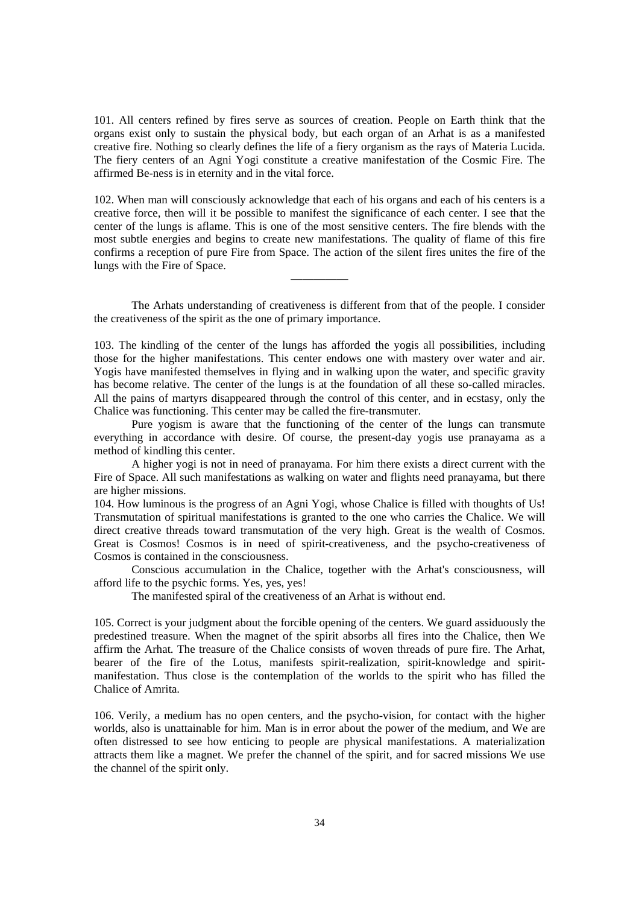101. All centers refined by fires serve as sources of creation. People on Earth think that the organs exist only to sustain the physical body, but each organ of an Arhat is as a manifested creative fire. Nothing so clearly defines the life of a fiery organism as the rays of Materia Lucida. The fiery centers of an Agni Yogi constitute a creative manifestation of the Cosmic Fire. The affirmed Be-ness is in eternity and in the vital force.

102. When man will consciously acknowledge that each of his organs and each of his centers is a creative force, then will it be possible to manifest the significance of each center. I see that the center of the lungs is aflame. This is one of the most sensitive centers. The fire blends with the most subtle energies and begins to create new manifestations. The quality of flame of this fire confirms a reception of pure Fire from Space. The action of the silent fires unites the fire of the lungs with the Fire of Space.

__________

The Arhats understanding of creativeness is different from that of the people. I consider the creativeness of the spirit as the one of primary importance.

103. The kindling of the center of the lungs has afforded the yogis all possibilities, including those for the higher manifestations. This center endows one with mastery over water and air. Yogis have manifested themselves in flying and in walking upon the water, and specific gravity has become relative. The center of the lungs is at the foundation of all these so-called miracles. All the pains of martyrs disappeared through the control of this center, and in ecstasy, only the Chalice was functioning. This center may be called the fire-transmuter.

Pure yogism is aware that the functioning of the center of the lungs can transmute everything in accordance with desire. Of course, the present-day yogis use pranayama as a method of kindling this center.

A higher yogi is not in need of pranayama. For him there exists a direct current with the Fire of Space. All such manifestations as walking on water and flights need pranayama, but there are higher missions.

104. How luminous is the progress of an Agni Yogi, whose Chalice is filled with thoughts of Us! Transmutation of spiritual manifestations is granted to the one who carries the Chalice. We will direct creative threads toward transmutation of the very high. Great is the wealth of Cosmos. Great is Cosmos! Cosmos is in need of spirit-creativeness, and the psycho-creativeness of Cosmos is contained in the consciousness.

Conscious accumulation in the Chalice, together with the Arhat's consciousness, will afford life to the psychic forms. Yes, yes, yes!

The manifested spiral of the creativeness of an Arhat is without end.

105. Correct is your judgment about the forcible opening of the centers. We guard assiduously the predestined treasure. When the magnet of the spirit absorbs all fires into the Chalice, then We affirm the Arhat. The treasure of the Chalice consists of woven threads of pure fire. The Arhat, bearer of the fire of the Lotus, manifests spirit-realization, spirit-knowledge and spirit-manifestation. Thus close is the contemplation of the worlds to the spirit who has filled the Chalice of Amrita.

106. Verily, a medium has no open centers, and the psycho-vision, for contact with the higher worlds, also is unattainable for him. Man is in error about the power of the medium, and We are often distressed to see how enticing to people are physical manifestations. A materialization attracts them like a magnet. We prefer the channel of the spirit, and for sacred missions We use the channel of the spirit only.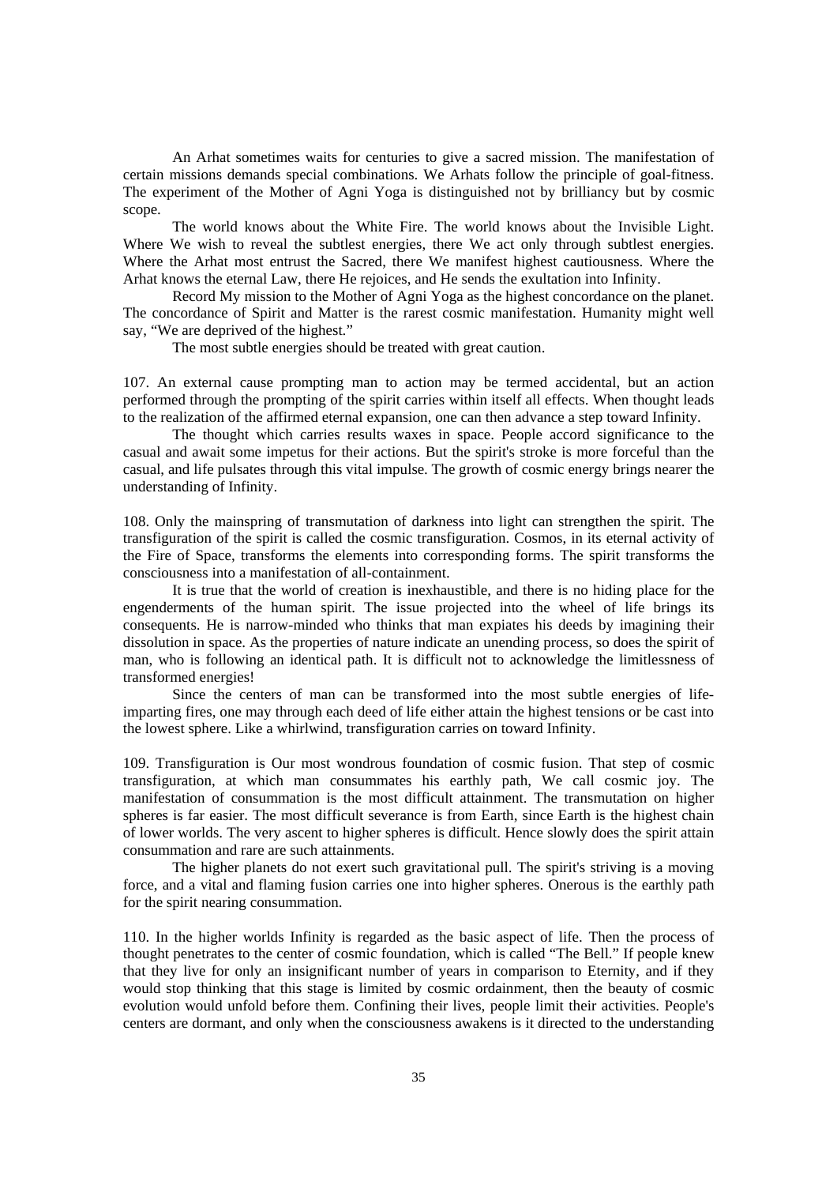An Arhat sometimes waits for centuries to give a sacred mission. The manifestation of certain missions demands special combinations. We Arhats follow the principle of goal-fitness. The experiment of the Mother of Agni Yoga is distinguished not by brilliancy but by cosmic scope.

The world knows about the White Fire. The world knows about the Invisible Light. Where We wish to reveal the subtlest energies, there We act only through subtlest energies. Where the Arhat most entrust the Sacred, there We manifest highest cautiousness. Where the Arhat knows the eternal Law, there He rejoices, and He sends the exultation into Infinity.

Record My mission to the Mother of Agni Yoga as the highest concordance on the planet. The concordance of Spirit and Matter is the rarest cosmic manifestation. Humanity might well say, "We are deprived of the highest."

The most subtle energies should be treated with great caution.

107. An external cause prompting man to action may be termed accidental, but an action performed through the prompting of the spirit carries within itself all effects. When thought leads to the realization of the affirmed eternal expansion, one can then advance a step toward Infinity.

The thought which carries results waxes in space. People accord significance to the casual and await some impetus for their actions. But the spirit's stroke is more forceful than the casual, and life pulsates through this vital impulse. The growth of cosmic energy brings nearer the understanding of Infinity.

108. Only the mainspring of transmutation of darkness into light can strengthen the spirit. The transfiguration of the spirit is called the cosmic transfiguration. Cosmos, in its eternal activity of the Fire of Space, transforms the elements into corresponding forms. The spirit transforms the consciousness into a manifestation of all-containment.

It is true that the world of creation is inexhaustible, and there is no hiding place for the engenderments of the human spirit. The issue projected into the wheel of life brings its consequents. He is narrow-minded who thinks that man expiates his deeds by imagining their dissolution in space. As the properties of nature indicate an unending process, so does the spirit of man, who is following an identical path. It is difficult not to acknowledge the limitlessness of transformed energies!

Since the centers of man can be transformed into the most subtle energies of life-imparting fires, one may through each deed of life either attain the highest tensions or be cast into the lowest sphere. Like a whirlwind, transfiguration carries on toward Infinity.

109. Transfiguration is Our most wondrous foundation of cosmic fusion. That step of cosmic transfiguration, at which man consummates his earthly path, We call cosmic joy. The manifestation of consummation is the most difficult attainment. The transmutation on higher spheres is far easier. The most difficult severance is from Earth, since Earth is the highest chain of lower worlds. The very ascent to higher spheres is difficult. Hence slowly does the spirit attain consummation and rare are such attainments.

The higher planets do not exert such gravitational pull. The spirit's striving is a moving force, and a vital and flaming fusion carries one into higher spheres. Onerous is the earthly path for the spirit nearing consummation.

110. In the higher worlds Infinity is regarded as the basic aspect of life. Then the process of thought penetrates to the center of cosmic foundation, which is called "The Bell." If people knew that they live for only an insignificant number of years in comparison to Eternity, and if they would stop thinking that this stage is limited by cosmic ordainment, then the beauty of cosmic evolution would unfold before them. Confining their lives, people limit their activities. People's centers are dormant, and only when the consciousness awakens is it directed to the understanding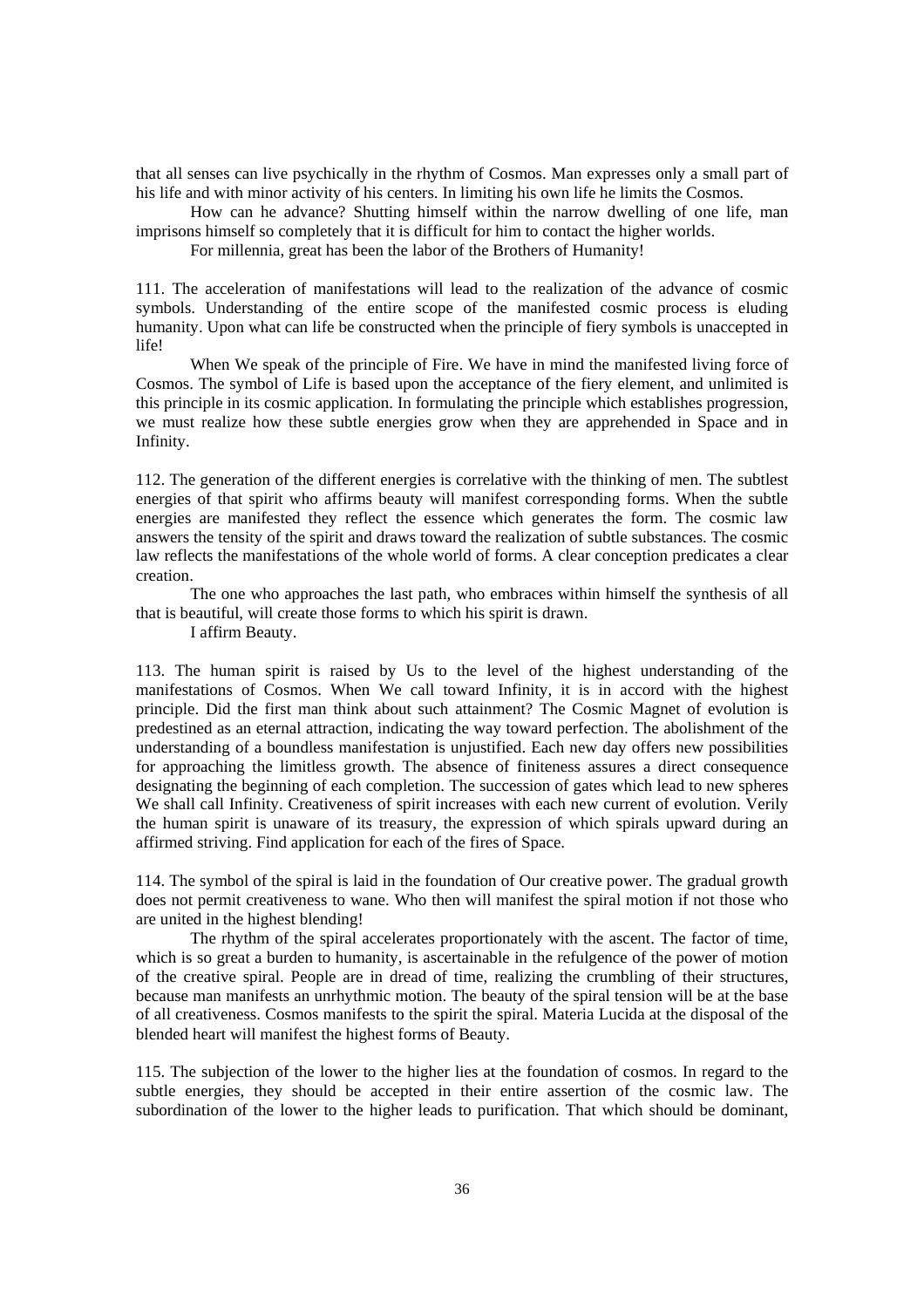that all senses can live psychically in the rhythm of Cosmos. Man expresses only a small part of his life and with minor activity of his centers. In limiting his own life he limits the Cosmos.

How can he advance? Shutting himself within the narrow dwelling of one life, man imprisons himself so completely that it is difficult for him to contact the higher worlds.

For millennia, great has been the labor of the Brothers of Humanity!

111. The acceleration of manifestations will lead to the realization of the advance of cosmic symbols. Understanding of the entire scope of the manifested cosmic process is eluding humanity. Upon what can life be constructed when the principle of fiery symbols is unaccepted in life!

When We speak of the principle of Fire. We have in mind the manifested living force of Cosmos. The symbol of Life is based upon the acceptance of the fiery element, and unlimited is this principle in its cosmic application. In formulating the principle which establishes progression, we must realize how these subtle energies grow when they are apprehended in Space and in Infinity.

112. The generation of the different energies is correlative with the thinking of men. The subtlest energies of that spirit who affirms beauty will manifest corresponding forms. When the subtle energies are manifested they reflect the essence which generates the form. The cosmic law answers the tensity of the spirit and draws toward the realization of subtle substances. The cosmic law reflects the manifestations of the whole world of forms. A clear conception predicates a clear creation.

The one who approaches the last path, who embraces within himself the synthesis of all that is beautiful, will create those forms to which his spirit is drawn.

I affirm Beauty.

113. The human spirit is raised by Us to the level of the highest understanding of the manifestations of Cosmos. When We call toward Infinity, it is in accord with the highest principle. Did the first man think about such attainment? The Cosmic Magnet of evolution is predestined as an eternal attraction, indicating the way toward perfection. The abolishment of the understanding of a boundless manifestation is unjustified. Each new day offers new possibilities for approaching the limitless growth. The absence of finiteness assures a direct consequence designating the beginning of each completion. The succession of gates which lead to new spheres We shall call Infinity. Creativeness of spirit increases with each new current of evolution. Verily the human spirit is unaware of its treasury, the expression of which spirals upward during an affirmed striving. Find application for each of the fires of Space.

114. The symbol of the spiral is laid in the foundation of Our creative power. The gradual growth does not permit creativeness to wane. Who then will manifest the spiral motion if not those who are united in the highest blending!

The rhythm of the spiral accelerates proportionately with the ascent. The factor of time, which is so great a burden to humanity, is ascertainable in the refulgence of the power of motion of the creative spiral. People are in dread of time, realizing the crumbling of their structures, because man manifests an unrhythmic motion. The beauty of the spiral tension will be at the base of all creativeness. Cosmos manifests to the spirit the spiral. Materia Lucida at the disposal of the blended heart will manifest the highest forms of Beauty.

115. The subjection of the lower to the higher lies at the foundation of cosmos. In regard to the subtle energies, they should be accepted in their entire assertion of the cosmic law. The subordination of the lower to the higher leads to purification. That which should be dominant,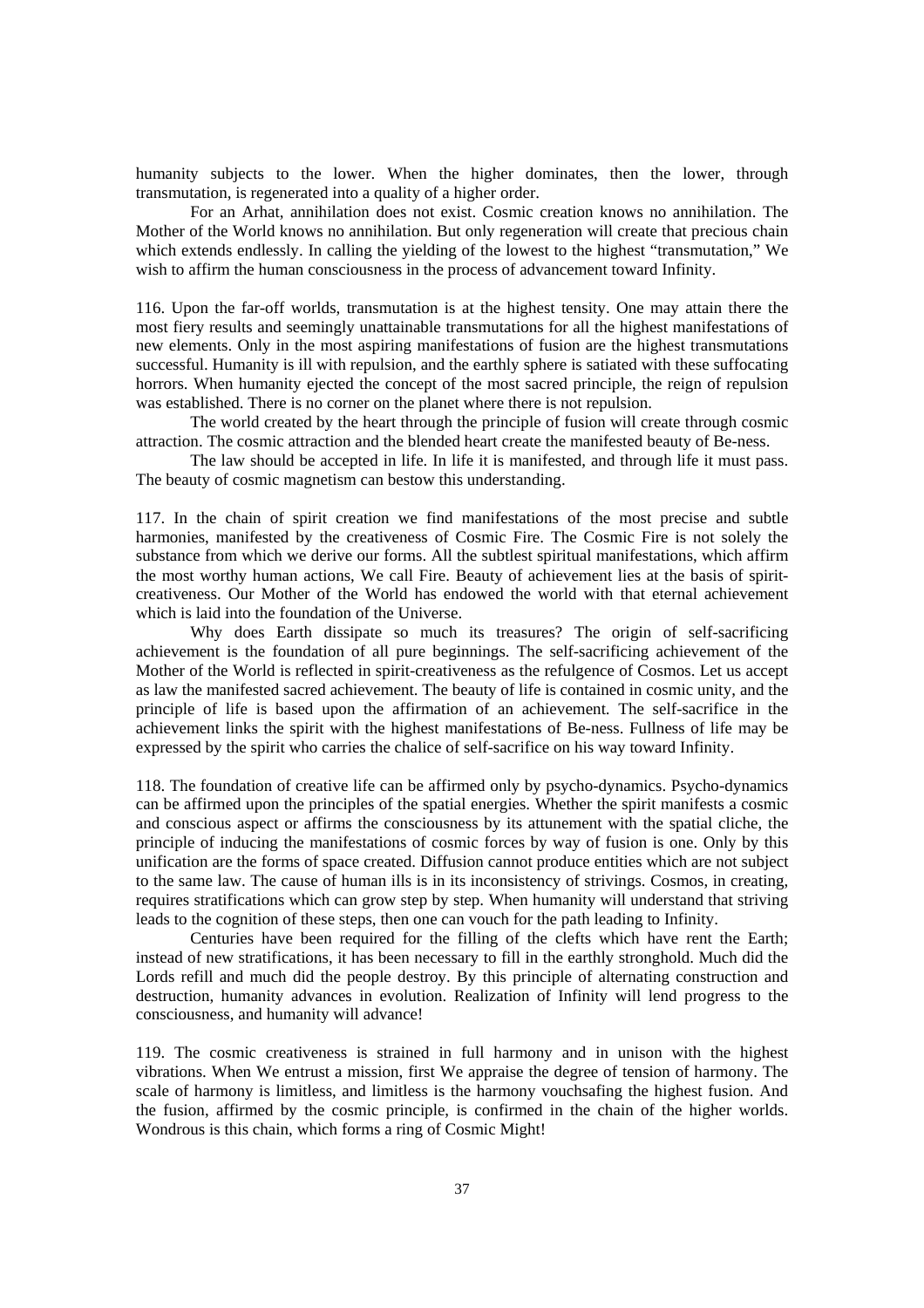humanity subjects to the lower. When the higher dominates, then the lower, through transmutation, is regenerated into a quality of a higher order.

For an Arhat, annihilation does not exist. Cosmic creation knows no annihilation. The Mother of the World knows no annihilation. But only regeneration will create that precious chain which extends endlessly. In calling the yielding of the lowest to the highest "transmutation," We wish to affirm the human consciousness in the process of advancement toward Infinity.

116. Upon the far-off worlds, transmutation is at the highest tensity. One may attain there the most fiery results and seemingly unattainable transmutations for all the highest manifestations of new elements. Only in the most aspiring manifestations of fusion are the highest transmutations successful. Humanity is ill with repulsion, and the earthly sphere is satiated with these suffocating horrors. When humanity ejected the concept of the most sacred principle, the reign of repulsion was established. There is no corner on the planet where there is not repulsion.

The world created by the heart through the principle of fusion will create through cosmic attraction. The cosmic attraction and the blended heart create the manifested beauty of Be-ness.

The law should be accepted in life. In life it is manifested, and through life it must pass. The beauty of cosmic magnetism can bestow this understanding.

117. In the chain of spirit creation we find manifestations of the most precise and subtle harmonies, manifested by the creativeness of Cosmic Fire. The Cosmic Fire is not solely the substance from which we derive our forms. All the subtlest spiritual manifestations, which affirm the most worthy human actions, We call Fire. Beauty of achievement lies at the basis of spirit-creativeness. Our Mother of the World has endowed the world with that eternal achievement which is laid into the foundation of the Universe.

Why does Earth dissipate so much its treasures? The origin of self-sacrificing achievement is the foundation of all pure beginnings. The self-sacrificing achievement of the Mother of the World is reflected in spirit-creativeness as the refulgence of Cosmos. Let us accept as law the manifested sacred achievement. The beauty of life is contained in cosmic unity, and the principle of life is based upon the affirmation of an achievement. The self-sacrifice in the achievement links the spirit with the highest manifestations of Be-ness. Fullness of life may be expressed by the spirit who carries the chalice of self-sacrifice on his way toward Infinity.

118. The foundation of creative life can be affirmed only by psycho-dynamics. Psycho-dynamics can be affirmed upon the principles of the spatial energies. Whether the spirit manifests a cosmic and conscious aspect or affirms the consciousness by its attunement with the spatial cliche, the principle of inducing the manifestations of cosmic forces by way of fusion is one. Only by this unification are the forms of space created. Diffusion cannot produce entities which are not subject to the same law. The cause of human ills is in its inconsistency of strivings. Cosmos, in creating, requires stratifications which can grow step by step. When humanity will understand that striving leads to the cognition of these steps, then one can vouch for the path leading to Infinity.

Centuries have been required for the filling of the clefts which have rent the Earth; instead of new stratifications, it has been necessary to fill in the earthly stronghold. Much did the Lords refill and much did the people destroy. By this principle of alternating construction and destruction, humanity advances in evolution. Realization of Infinity will lend progress to the consciousness, and humanity will advance!

119. The cosmic creativeness is strained in full harmony and in unison with the highest vibrations. When We entrust a mission, first We appraise the degree of tension of harmony. The scale of harmony is limitless, and limitless is the harmony vouchsafing the highest fusion. And the fusion, affirmed by the cosmic principle, is confirmed in the chain of the higher worlds. Wondrous is this chain, which forms a ring of Cosmic Might!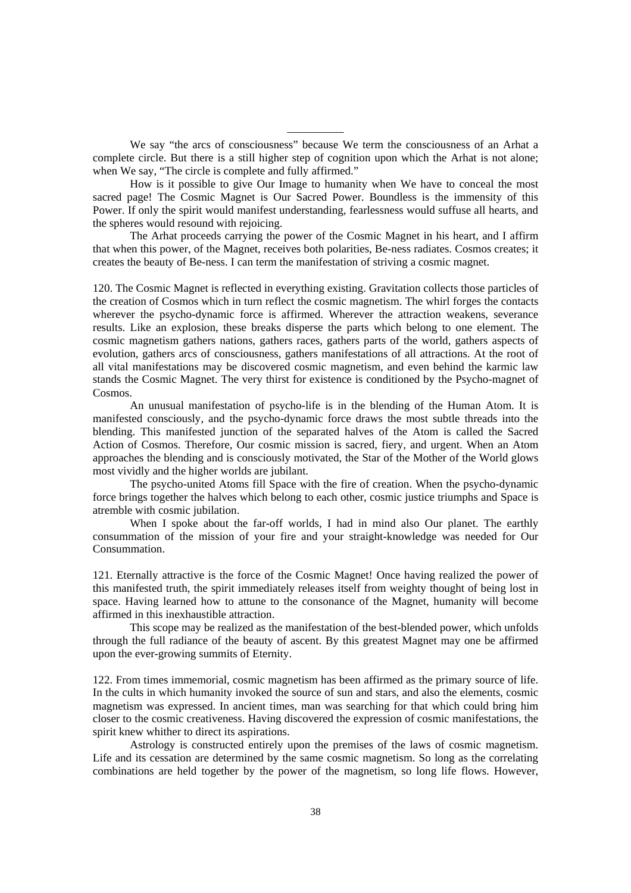---

We say "the arcs of consciousness" because We term the consciousness of an Arhat a complete circle. But there is a still higher step of cognition upon which the Arhat is not alone; when We say, "The circle is complete and fully affirmed."

How is it possible to give Our Image to humanity when We have to conceal the most sacred page! The Cosmic Magnet is Our Sacred Power. Boundless is the immensity of this Power. If only the spirit would manifest understanding, fearlessness would suffuse all hearts, and the spheres would resound with rejoicing.

The Arhat proceeds carrying the power of the Cosmic Magnet in his heart, and I affirm that when this power, of the Magnet, receives both polarities, Be-ness radiates. Cosmos creates; it creates the beauty of Be-ness. I can term the manifestation of striving a cosmic magnet.

120. The Cosmic Magnet is reflected in everything existing. Gravitation collects those particles of the creation of Cosmos which in turn reflect the cosmic magnetism. The whirl forges the contacts wherever the psycho-dynamic force is affirmed. Wherever the attraction weakens, severance results. Like an explosion, these breaks disperse the parts which belong to one element. The cosmic magnetism gathers nations, gathers races, gathers parts of the world, gathers aspects of evolution, gathers arcs of consciousness, gathers manifestations of all attractions. At the root of all vital manifestations may be discovered cosmic magnetism, and even behind the karmic law stands the Cosmic Magnet. The very thirst for existence is conditioned by the Psycho-magnet of Cosmos.

An unusual manifestation of psycho-life is in the blending of the Human Atom. It is manifested consciously, and the psycho-dynamic force draws the most subtle threads into the blending. This manifested junction of the separated halves of the Atom is called the Sacred Action of Cosmos. Therefore, Our cosmic mission is sacred, fiery, and urgent. When an Atom approaches the blending and is consciously motivated, the Star of the Mother of the World glows most vividly and the higher worlds are jubilant.

The psycho-united Atoms fill Space with the fire of creation. When the psycho-dynamic force brings together the halves which belong to each other, cosmic justice triumphs and Space is atremble with cosmic jubilation.

When I spoke about the far-off worlds, I had in mind also Our planet. The earthly consummation of the mission of your fire and your straight-knowledge was needed for Our Consummation.

121. Eternally attractive is the force of the Cosmic Magnet! Once having realized the power of this manifested truth, the spirit immediately releases itself from weighty thought of being lost in space. Having learned how to attune to the consonance of the Magnet, humanity will become affirmed in this inexhaustible attraction.

This scope may be realized as the manifestation of the best-blended power, which unfolds through the full radiance of the beauty of ascent. By this greatest Magnet may one be affirmed upon the ever-growing summits of Eternity.

122. From times immemorial, cosmic magnetism has been affirmed as the primary source of life. In the cults in which humanity invoked the source of sun and stars, and also the elements, cosmic magnetism was expressed. In ancient times, man was searching for that which could bring him closer to the cosmic creativeness. Having discovered the expression of cosmic manifestations, the spirit knew whither to direct its aspirations.

Astrology is constructed entirely upon the premises of the laws of cosmic magnetism. Life and its cessation are determined by the same cosmic magnetism. So long as the correlating combinations are held together by the power of the magnetism, so long life flows. However,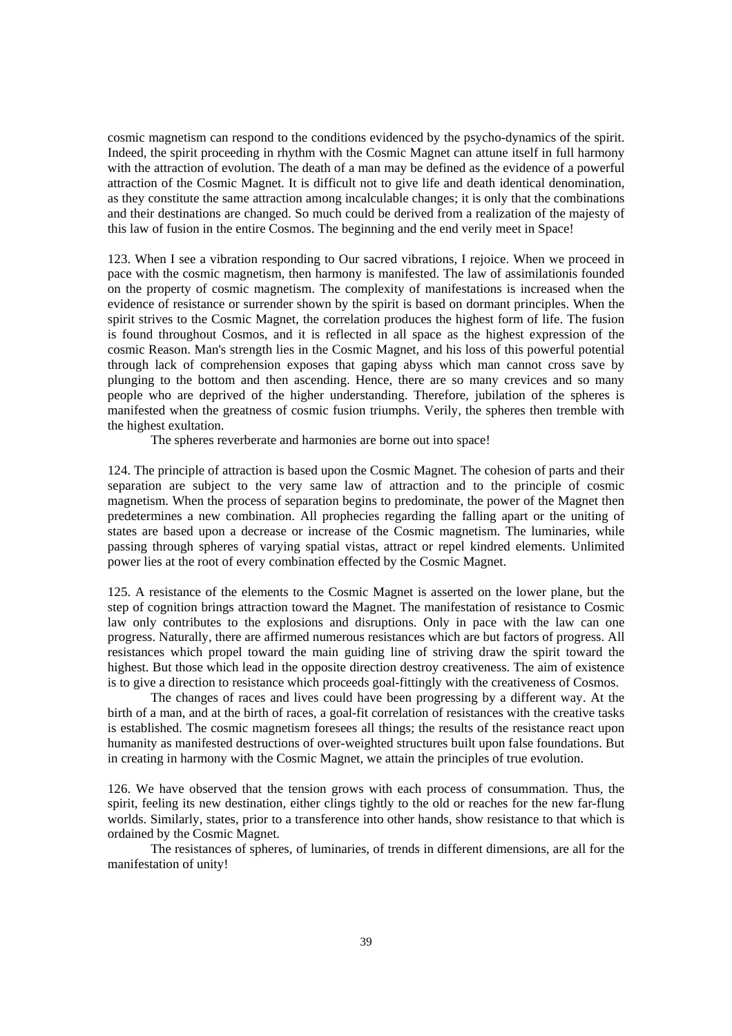cosmic magnetism can respond to the conditions evidenced by the psycho-dynamics of the spirit. Indeed, the spirit proceeding in rhythm with the Cosmic Magnet can attune itself in full harmony with the attraction of evolution. The death of a man may be defined as the evidence of a powerful attraction of the Cosmic Magnet. It is difficult not to give life and death identical denomination, as they constitute the same attraction among incalculable changes; it is only that the combinations and their destinations are changed. So much could be derived from a realization of the majesty of this law of fusion in the entire Cosmos. The beginning and the end verily meet in Space!

123. When I see a vibration responding to Our sacred vibrations, I rejoice. When we proceed in pace with the cosmic magnetism, then harmony is manifested. The law of assimilationis founded on the property of cosmic magnetism. The complexity of manifestations is increased when the evidence of resistance or surrender shown by the spirit is based on dormant principles. When the spirit strives to the Cosmic Magnet, the correlation produces the highest form of life. The fusion is found throughout Cosmos, and it is reflected in all space as the highest expression of the cosmic Reason. Man's strength lies in the Cosmic Magnet, and his loss of this powerful potential through lack of comprehension exposes that gaping abyss which man cannot cross save by plunging to the bottom and then ascending. Hence, there are so many crevices and so many people who are deprived of the higher understanding. Therefore, jubilation of the spheres is manifested when the greatness of cosmic fusion triumphs. Verily, the spheres then tremble with the highest exultation.

The spheres reverberate and harmonies are borne out into space!

124. The principle of attraction is based upon the Cosmic Magnet. The cohesion of parts and their separation are subject to the very same law of attraction and to the principle of cosmic magnetism. When the process of separation begins to predominate, the power of the Magnet then predetermines a new combination. All prophecies regarding the falling apart or the uniting of states are based upon a decrease or increase of the Cosmic magnetism. The luminaries, while passing through spheres of varying spatial vistas, attract or repel kindred elements. Unlimited power lies at the root of every combination effected by the Cosmic Magnet.

125. A resistance of the elements to the Cosmic Magnet is asserted on the lower plane, but the step of cognition brings attraction toward the Magnet. The manifestation of resistance to Cosmic law only contributes to the explosions and disruptions. Only in pace with the law can one progress. Naturally, there are affirmed numerous resistances which are but factors of progress. All resistances which propel toward the main guiding line of striving draw the spirit toward the highest. But those which lead in the opposite direction destroy creativeness. The aim of existence is to give a direction to resistance which proceeds goal-fittingly with the creativeness of Cosmos.

The changes of races and lives could have been progressing by a different way. At the birth of a man, and at the birth of races, a goal-fit correlation of resistances with the creative tasks is established. The cosmic magnetism foresees all things; the results of the resistance react upon humanity as manifested destructions of over-weighted structures built upon false foundations. But in creating in harmony with the Cosmic Magnet, we attain the principles of true evolution.

126. We have observed that the tension grows with each process of consummation. Thus, the spirit, feeling its new destination, either clings tightly to the old or reaches for the new far-flung worlds. Similarly, states, prior to a transference into other hands, show resistance to that which is ordained by the Cosmic Magnet.

The resistances of spheres, of luminaries, of trends in different dimensions, are all for the manifestation of unity!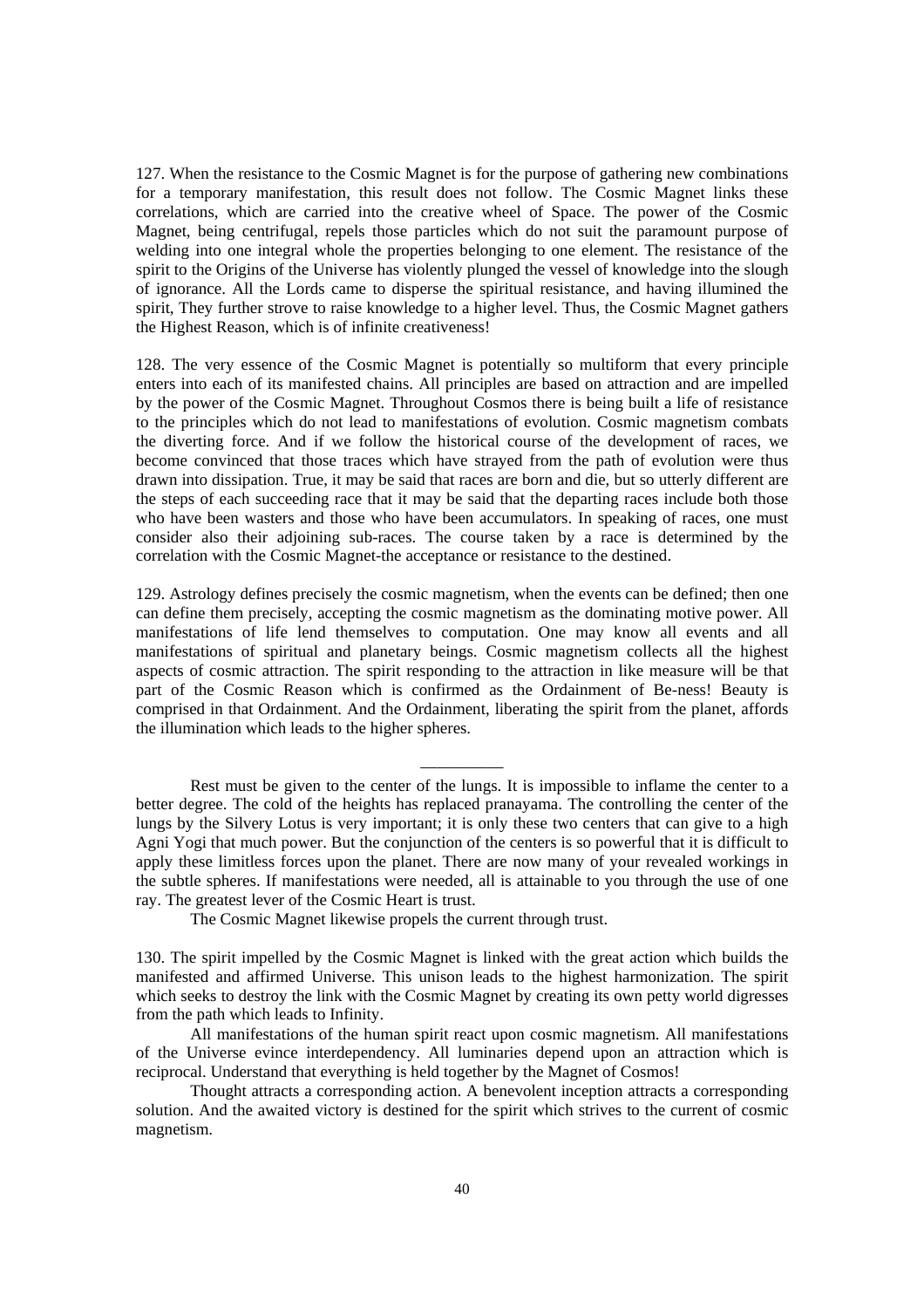127. When the resistance to the Cosmic Magnet is for the purpose of gathering new combinations for a temporary manifestation, this result does not follow. The Cosmic Magnet links these correlations, which are carried into the creative wheel of Space. The power of the Cosmic Magnet, being centrifugal, repels those particles which do not suit the paramount purpose of welding into one integral whole the properties belonging to one element. The resistance of the spirit to the Origins of the Universe has violently plunged the vessel of knowledge into the slough of ignorance. All the Lords came to disperse the spiritual resistance, and having illumined the spirit, They further strove to raise knowledge to a higher level. Thus, the Cosmic Magnet gathers the Highest Reason, which is of infinite creativeness!

128. The very essence of the Cosmic Magnet is potentially so multiform that every principle enters into each of its manifested chains. All principles are based on attraction and are impelled by the power of the Cosmic Magnet. Throughout Cosmos there is being built a life of resistance to the principles which do not lead to manifestations of evolution. Cosmic magnetism combats the diverting force. And if we follow the historical course of the development of races, we become convinced that those traces which have strayed from the path of evolution were thus drawn into dissipation. True, it may be said that races are born and die, but so utterly different are the steps of each succeeding race that it may be said that the departing races include both those who have been wasters and those who have been accumulators. In speaking of races, one must consider also their adjoining sub-races. The course taken by a race is determined by the correlation with the Cosmic Magnet-the acceptance or resistance to the destined.

129. Astrology defines precisely the cosmic magnetism, when the events can be defined; then one can define them precisely, accepting the cosmic magnetism as the dominating motive power. All manifestations of life lend themselves to computation. One may know all events and all manifestations of spiritual and planetary beings. Cosmic magnetism collects all the highest aspects of cosmic attraction. The spirit responding to the attraction in like measure will be that part of the Cosmic Reason which is confirmed as the Ordainment of Be-ness! Beauty is comprised in that Ordainment. And the Ordainment, liberating the spirit from the planet, affords the illumination which leads to the higher spheres.

---

Rest must be given to the center of the lungs. It is impossible to inflame the center to a better degree. The cold of the heights has replaced pranayama. The controlling the center of the lungs by the Silvery Lotus is very important; it is only these two centers that can give to a high Agni Yogi that much power. But the conjunction of the centers is so powerful that it is difficult to apply these limitless forces upon the planet. There are now many of your revealed workings in the subtle spheres. If manifestations were needed, all is attainable to you through the use of one ray. The greatest lever of the Cosmic Heart is trust.

The Cosmic Magnet likewise propels the current through trust.

130. The spirit impelled by the Cosmic Magnet is linked with the great action which builds the manifested and affirmed Universe. This unison leads to the highest harmonization. The spirit which seeks to destroy the link with the Cosmic Magnet by creating its own petty world digresses from the path which leads to Infinity.

All manifestations of the human spirit react upon cosmic magnetism. All manifestations of the Universe evince interdependency. All luminaries depend upon an attraction which is reciprocal. Understand that everything is held together by the Magnet of Cosmos!

Thought attracts a corresponding action. A benevolent inception attracts a corresponding solution. And the awaited victory is destined for the spirit which strives to the current of cosmic magnetism.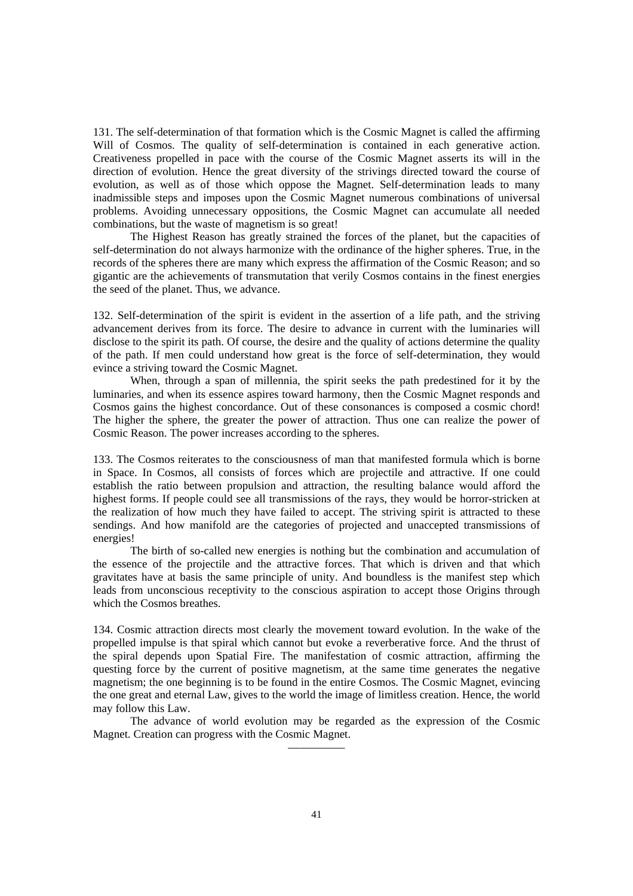131. The self-determination of that formation which is the Cosmic Magnet is called the affirming Will of Cosmos. The quality of self-determination is contained in each generative action. Creativeness propelled in pace with the course of the Cosmic Magnet asserts its will in the direction of evolution. Hence the great diversity of the strivings directed toward the course of evolution, as well as of those which oppose the Magnet. Self-determination leads to many inadmissible steps and imposes upon the Cosmic Magnet numerous combinations of universal problems. Avoiding unnecessary oppositions, the Cosmic Magnet can accumulate all needed combinations, but the waste of magnetism is so great!

The Highest Reason has greatly strained the forces of the planet, but the capacities of self-determination do not always harmonize with the ordinance of the higher spheres. True, in the records of the spheres there are many which express the affirmation of the Cosmic Reason; and so gigantic are the achievements of transmutation that verily Cosmos contains in the finest energies the seed of the planet. Thus, we advance.

132. Self-determination of the spirit is evident in the assertion of a life path, and the striving advancement derives from its force. The desire to advance in current with the luminaries will disclose to the spirit its path. Of course, the desire and the quality of actions determine the quality of the path. If men could understand how great is the force of self-determination, they would evince a striving toward the Cosmic Magnet.

When, through a span of millennia, the spirit seeks the path predestined for it by the luminaries, and when its essence aspires toward harmony, then the Cosmic Magnet responds and Cosmos gains the highest concordance. Out of these consonances is composed a cosmic chord! The higher the sphere, the greater the power of attraction. Thus one can realize the power of Cosmic Reason. The power increases according to the spheres.

133. The Cosmos reiterates to the consciousness of man that manifested formula which is borne in Space. In Cosmos, all consists of forces which are projectile and attractive. If one could establish the ratio between propulsion and attraction, the resulting balance would afford the highest forms. If people could see all transmissions of the rays, they would be horror-stricken at the realization of how much they have failed to accept. The striving spirit is attracted to these sendings. And how manifold are the categories of projected and unaccepted transmissions of energies!

The birth of so-called new energies is nothing but the combination and accumulation of the essence of the projectile and the attractive forces. That which is driven and that which gravitates have at basis the same principle of unity. And boundless is the manifest step which leads from unconscious receptivity to the conscious aspiration to accept those Origins through which the Cosmos breathes.

134. Cosmic attraction directs most clearly the movement toward evolution. In the wake of the propelled impulse is that spiral which cannot but evoke a reverberative force. And the thrust of the spiral depends upon Spatial Fire. The manifestation of cosmic attraction, affirming the questing force by the current of positive magnetism, at the same time generates the negative magnetism; the one beginning is to be found in the entire Cosmos. The Cosmic Magnet, evincing the one great and eternal Law, gives to the world the image of limitless creation. Hence, the world may follow this Law.

The advance of world evolution may be regarded as the expression of the Cosmic Magnet. Creation can progress with the Cosmic Magnet.

---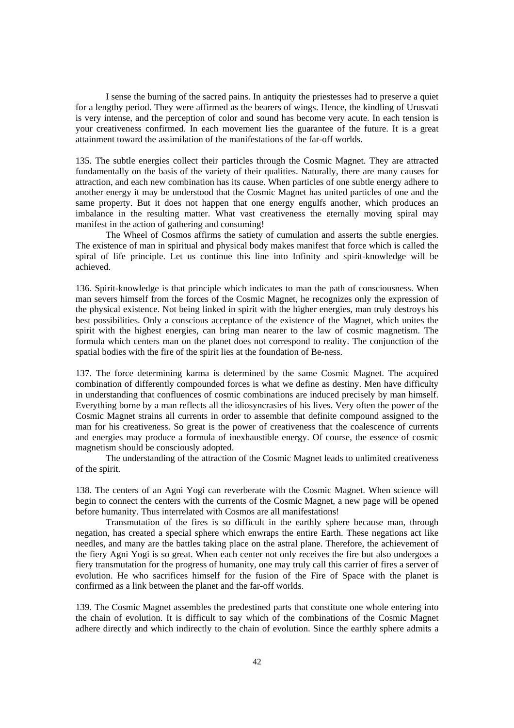I sense the burning of the sacred pains. In antiquity the priestesses had to preserve a quiet for a lengthy period. They were affirmed as the bearers of wings. Hence, the kindling of Urusvati is very intense, and the perception of color and sound has become very acute. In each tension is your creativeness confirmed. In each movement lies the guarantee of the future. It is a great attainment toward the assimilation of the manifestations of the far-off worlds.

135. The subtle energies collect their particles through the Cosmic Magnet. They are attracted fundamentally on the basis of the variety of their qualities. Naturally, there are many causes for attraction, and each new combination has its cause. When particles of one subtle energy adhere to another energy it may be understood that the Cosmic Magnet has united particles of one and the same property. But it does not happen that one energy engulfs another, which produces an imbalance in the resulting matter. What vast creativeness the eternally moving spiral may manifest in the action of gathering and consuming!

The Wheel of Cosmos affirms the satiety of cumulation and asserts the subtle energies. The existence of man in spiritual and physical body makes manifest that force which is called the spiral of life principle. Let us continue this line into Infinity and spirit-knowledge will be achieved.

136. Spirit-knowledge is that principle which indicates to man the path of consciousness. When man severs himself from the forces of the Cosmic Magnet, he recognizes only the expression of the physical existence. Not being linked in spirit with the higher energies, man truly destroys his best possibilities. Only a conscious acceptance of the existence of the Magnet, which unites the spirit with the highest energies, can bring man nearer to the law of cosmic magnetism. The formula which centers man on the planet does not correspond to reality. The conjunction of the spatial bodies with the fire of the spirit lies at the foundation of Be-ness.

137. The force determining karma is determined by the same Cosmic Magnet. The acquired combination of differently compounded forces is what we define as destiny. Men have difficulty in understanding that confluences of cosmic combinations are induced precisely by man himself. Everything borne by a man reflects all the idiosyncrasies of his lives. Very often the power of the Cosmic Magnet strains all currents in order to assemble that definite compound assigned to the man for his creativeness. So great is the power of creativeness that the coalescence of currents and energies may produce a formula of inexhaustible energy. Of course, the essence of cosmic magnetism should be consciously adopted.

The understanding of the attraction of the Cosmic Magnet leads to unlimited creativeness of the spirit.

138. The centers of an Agni Yogi can reverberate with the Cosmic Magnet. When science will begin to connect the centers with the currents of the Cosmic Magnet, a new page will be opened before humanity. Thus interrelated with Cosmos are all manifestations!

Transmutation of the fires is so difficult in the earthly sphere because man, through negation, has created a special sphere which enwraps the entire Earth. These negations act like needles, and many are the battles taking place on the astral plane. Therefore, the achievement of the fiery Agni Yogi is so great. When each center not only receives the fire but also undergoes a fiery transmutation for the progress of humanity, one may truly call this carrier of fires a server of evolution. He who sacrifices himself for the fusion of the Fire of Space with the planet is confirmed as a link between the planet and the far-off worlds.

139. The Cosmic Magnet assembles the predestined parts that constitute one whole entering into the chain of evolution. It is difficult to say which of the combinations of the Cosmic Magnet adhere directly and which indirectly to the chain of evolution. Since the earthly sphere admits a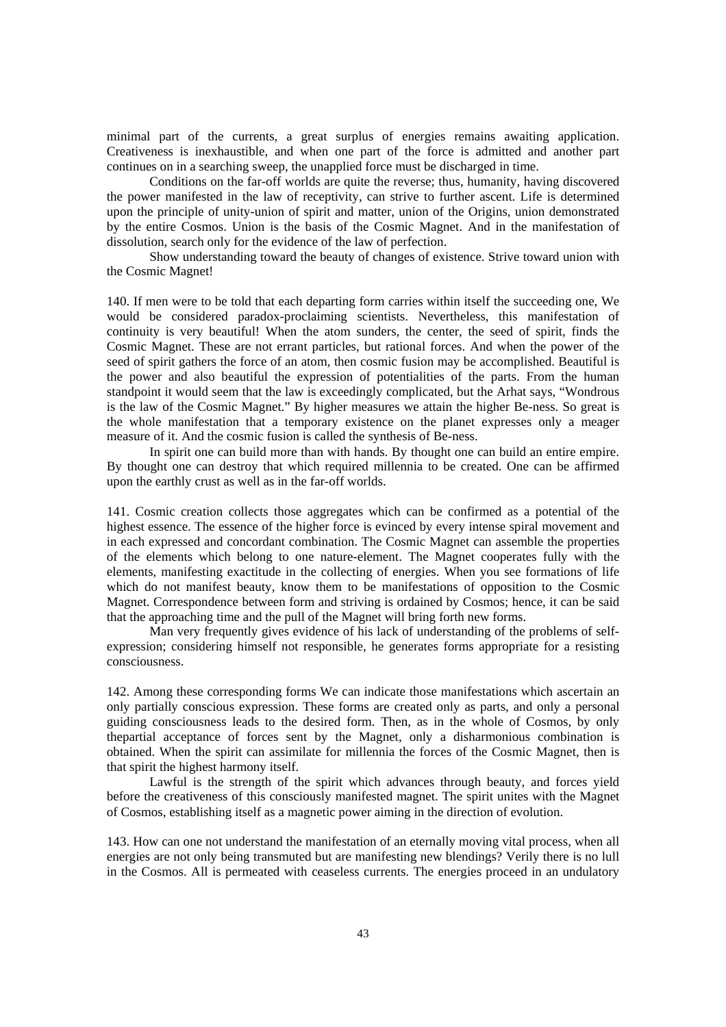minimal part of the currents, a great surplus of energies remains awaiting application. Creativeness is inexhaustible, and when one part of the force is admitted and another part continues on in a searching sweep, the unapplied force must be discharged in time.

Conditions on the far-off worlds are quite the reverse; thus, humanity, having discovered the power manifested in the law of receptivity, can strive to further ascent. Life is determined upon the principle of unity-union of spirit and matter, union of the Origins, union demonstrated by the entire Cosmos. Union is the basis of the Cosmic Magnet. And in the manifestation of dissolution, search only for the evidence of the law of perfection.

Show understanding toward the beauty of changes of existence. Strive toward union with the Cosmic Magnet!

140. If men were to be told that each departing form carries within itself the succeeding one, We would be considered paradox-proclaiming scientists. Nevertheless, this manifestation of continuity is very beautiful! When the atom sunders, the center, the seed of spirit, finds the Cosmic Magnet. These are not errant particles, but rational forces. And when the power of the seed of spirit gathers the force of an atom, then cosmic fusion may be accomplished. Beautiful is the power and also beautiful the expression of potentialities of the parts. From the human standpoint it would seem that the law is exceedingly complicated, but the Arhat says, "Wondrous is the law of the Cosmic Magnet." By higher measures we attain the higher Be-ness. So great is the whole manifestation that a temporary existence on the planet expresses only a meager measure of it. And the cosmic fusion is called the synthesis of Be-ness.

In spirit one can build more than with hands. By thought one can build an entire empire. By thought one can destroy that which required millennia to be created. One can be affirmed upon the earthly crust as well as in the far-off worlds.

141. Cosmic creation collects those aggregates which can be confirmed as a potential of the highest essence. The essence of the higher force is evinced by every intense spiral movement and in each expressed and concordant combination. The Cosmic Magnet can assemble the properties of the elements which belong to one nature-element. The Magnet cooperates fully with the elements, manifesting exactitude in the collecting of energies. When you see formations of life which do not manifest beauty, know them to be manifestations of opposition to the Cosmic Magnet. Correspondence between form and striving is ordained by Cosmos; hence, it can be said that the approaching time and the pull of the Magnet will bring forth new forms.

Man very frequently gives evidence of his lack of understanding of the problems of self-expression; considering himself not responsible, he generates forms appropriate for a resisting consciousness.

142. Among these corresponding forms We can indicate those manifestations which ascertain an only partially conscious expression. These forms are created only as parts, and only a personal guiding consciousness leads to the desired form. Then, as in the whole of Cosmos, by only thepartial acceptance of forces sent by the Magnet, only a disharmonious combination is obtained. When the spirit can assimilate for millennia the forces of the Cosmic Magnet, then is that spirit the highest harmony itself.

Lawful is the strength of the spirit which advances through beauty, and forces yield before the creativeness of this consciously manifested magnet. The spirit unites with the Magnet of Cosmos, establishing itself as a magnetic power aiming in the direction of evolution.

143. How can one not understand the manifestation of an eternally moving vital process, when all energies are not only being transmuted but are manifesting new blendings? Verily there is no lull in the Cosmos. All is permeated with ceaseless currents. The energies proceed in an undulatory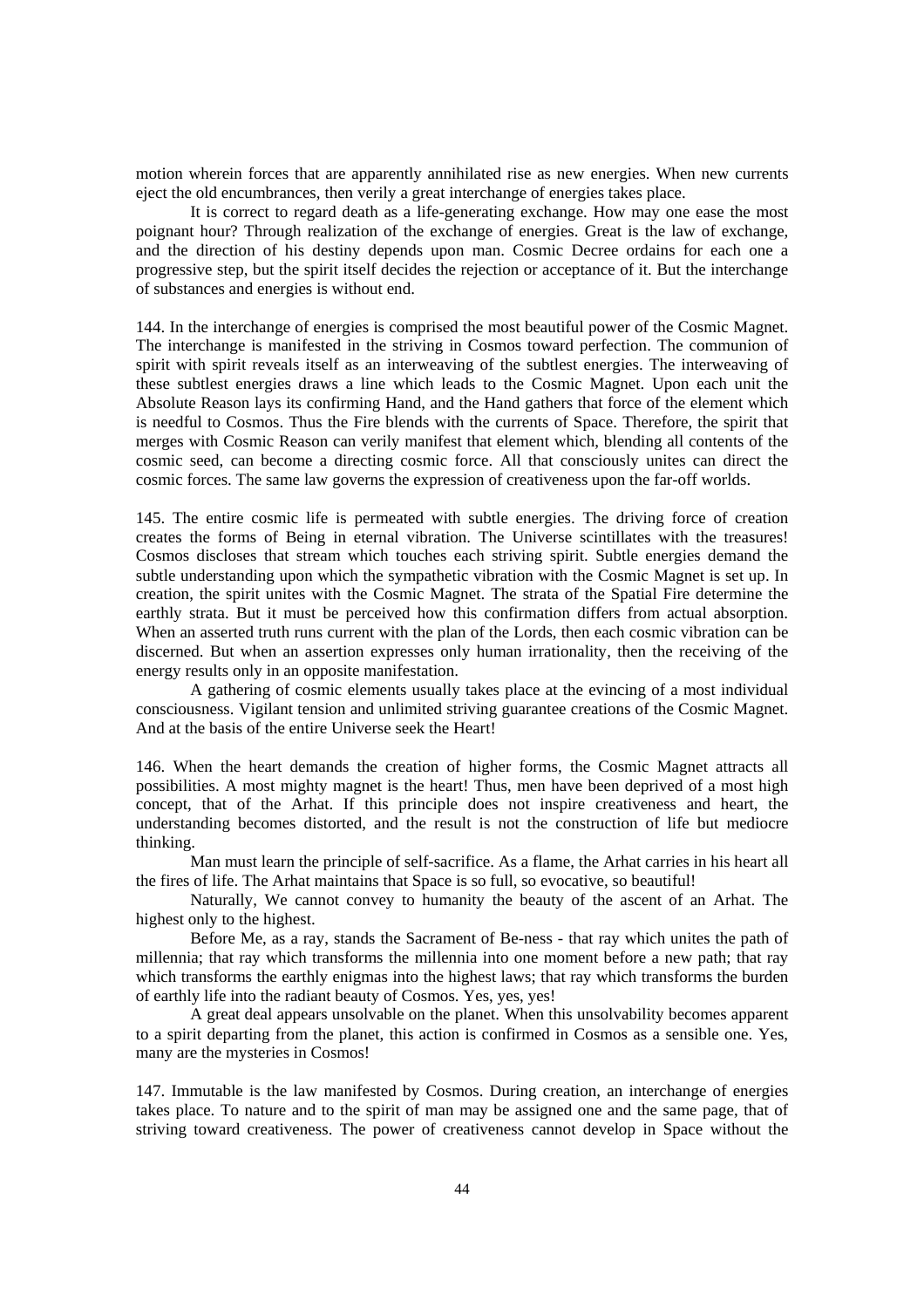motion wherein forces that are apparently annihilated rise as new energies. When new currents eject the old encumbrances, then verily a great interchange of energies takes place.

It is correct to regard death as a life-generating exchange. How may one ease the most poignant hour? Through realization of the exchange of energies. Great is the law of exchange, and the direction of his destiny depends upon man. Cosmic Decree ordains for each one a progressive step, but the spirit itself decides the rejection or acceptance of it. But the interchange of substances and energies is without end.

144. In the interchange of energies is comprised the most beautiful power of the Cosmic Magnet. The interchange is manifested in the striving in Cosmos toward perfection. The communion of spirit with spirit reveals itself as an interweaving of the subtlest energies. The interweaving of these subtlest energies draws a line which leads to the Cosmic Magnet. Upon each unit the Absolute Reason lays its confirming Hand, and the Hand gathers that force of the element which is needful to Cosmos. Thus the Fire blends with the currents of Space. Therefore, the spirit that merges with Cosmic Reason can verily manifest that element which, blending all contents of the cosmic seed, can become a directing cosmic force. All that consciously unites can direct the cosmic forces. The same law governs the expression of creativeness upon the far-off worlds.

145. The entire cosmic life is permeated with subtle energies. The driving force of creation creates the forms of Being in eternal vibration. The Universe scintillates with the treasures! Cosmos discloses that stream which touches each striving spirit. Subtle energies demand the subtle understanding upon which the sympathetic vibration with the Cosmic Magnet is set up. In creation, the spirit unites with the Cosmic Magnet. The strata of the Spatial Fire determine the earthly strata. But it must be perceived how this confirmation differs from actual absorption. When an asserted truth runs current with the plan of the Lords, then each cosmic vibration can be discerned. But when an assertion expresses only human irrationality, then the receiving of the energy results only in an opposite manifestation.

A gathering of cosmic elements usually takes place at the evincing of a most individual consciousness. Vigilant tension and unlimited striving guarantee creations of the Cosmic Magnet. And at the basis of the entire Universe seek the Heart!

146. When the heart demands the creation of higher forms, the Cosmic Magnet attracts all possibilities. A most mighty magnet is the heart! Thus, men have been deprived of a most high concept, that of the Arhat. If this principle does not inspire creativeness and heart, the understanding becomes distorted, and the result is not the construction of life but mediocre thinking.

Man must learn the principle of self-sacrifice. As a flame, the Arhat carries in his heart all the fires of life. The Arhat maintains that Space is so full, so evocative, so beautiful!

Naturally, We cannot convey to humanity the beauty of the ascent of an Arhat. The highest only to the highest.

Before Me, as a ray, stands the Sacrament of Be-ness - that ray which unites the path of millennia; that ray which transforms the millennia into one moment before a new path; that ray which transforms the earthly enigmas into the highest laws; that ray which transforms the burden of earthly life into the radiant beauty of Cosmos. Yes, yes, yes!

A great deal appears unsolvable on the planet. When this unsolvability becomes apparent to a spirit departing from the planet, this action is confirmed in Cosmos as a sensible one. Yes, many are the mysteries in Cosmos!

147. Immutable is the law manifested by Cosmos. During creation, an interchange of energies takes place. To nature and to the spirit of man may be assigned one and the same page, that of striving toward creativeness. The power of creativeness cannot develop in Space without the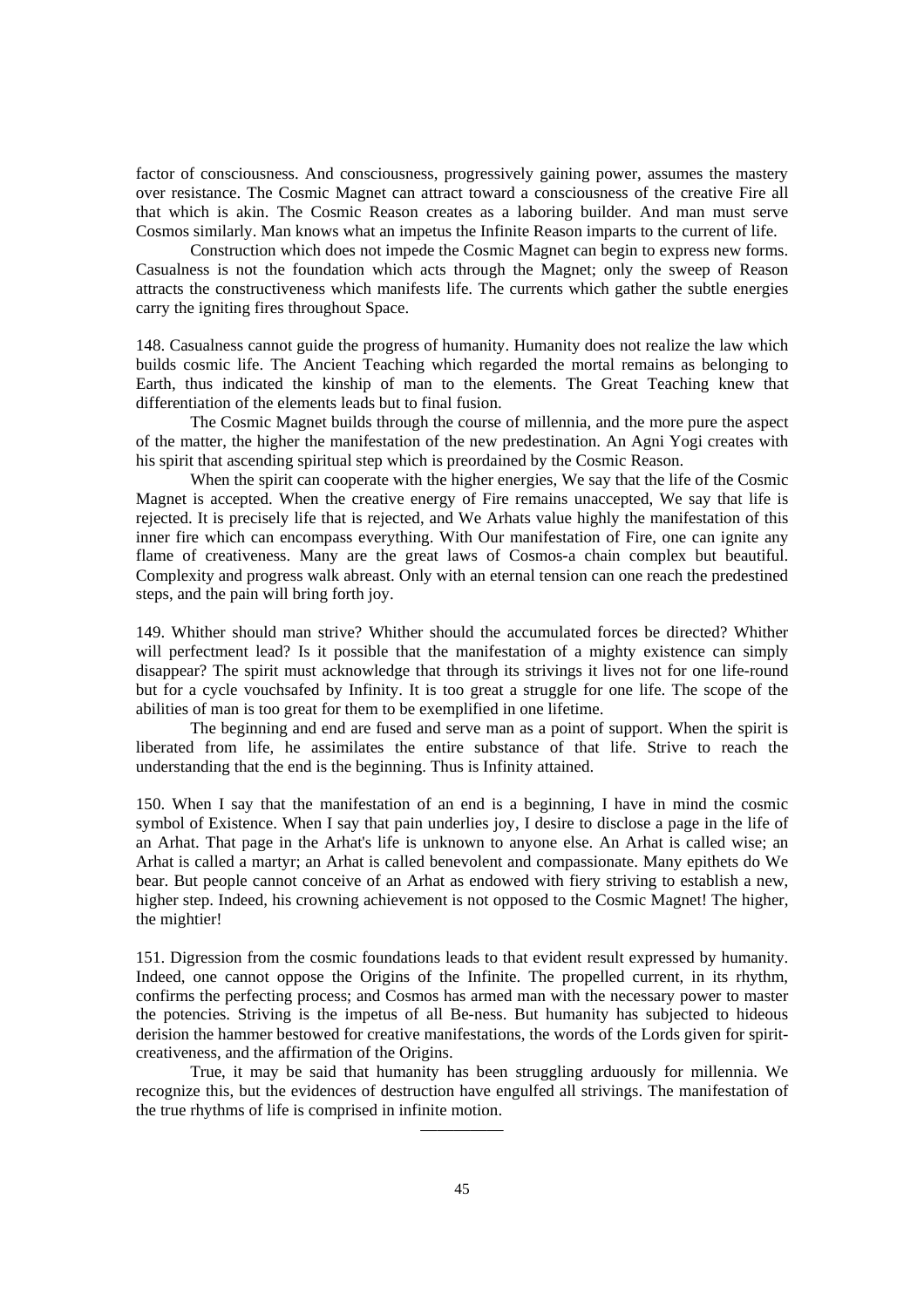factor of consciousness. And consciousness, progressively gaining power, assumes the mastery over resistance. The Cosmic Magnet can attract toward a consciousness of the creative Fire all that which is akin. The Cosmic Reason creates as a laboring builder. And man must serve Cosmos similarly. Man knows what an impetus the Infinite Reason imparts to the current of life.

Construction which does not impede the Cosmic Magnet can begin to express new forms. Casualness is not the foundation which acts through the Magnet; only the sweep of Reason attracts the constructiveness which manifests life. The currents which gather the subtle energies carry the igniting fires throughout Space.

148. Casualness cannot guide the progress of humanity. Humanity does not realize the law which builds cosmic life. The Ancient Teaching which regarded the mortal remains as belonging to Earth, thus indicated the kinship of man to the elements. The Great Teaching knew that differentiation of the elements leads but to final fusion.

The Cosmic Magnet builds through the course of millennia, and the more pure the aspect of the matter, the higher the manifestation of the new predestination. An Agni Yogi creates with his spirit that ascending spiritual step which is preordained by the Cosmic Reason.

When the spirit can cooperate with the higher energies, We say that the life of the Cosmic Magnet is accepted. When the creative energy of Fire remains unaccepted, We say that life is rejected. It is precisely life that is rejected, and We Arhats value highly the manifestation of this inner fire which can encompass everything. With Our manifestation of Fire, one can ignite any flame of creativeness. Many are the great laws of Cosmos-a chain complex but beautiful. Complexity and progress walk abreast. Only with an eternal tension can one reach the predestined steps, and the pain will bring forth joy.

149. Whither should man strive? Whither should the accumulated forces be directed? Whither will perfectment lead? Is it possible that the manifestation of a mighty existence can simply disappear? The spirit must acknowledge that through its strivings it lives not for one life-round but for a cycle vouchsafed by Infinity. It is too great a struggle for one life. The scope of the abilities of man is too great for them to be exemplified in one lifetime.

The beginning and end are fused and serve man as a point of support. When the spirit is liberated from life, he assimilates the entire substance of that life. Strive to reach the understanding that the end is the beginning. Thus is Infinity attained.

150. When I say that the manifestation of an end is a beginning, I have in mind the cosmic symbol of Existence. When I say that pain underlies joy, I desire to disclose a page in the life of an Arhat. That page in the Arhat's life is unknown to anyone else. An Arhat is called wise; an Arhat is called a martyr; an Arhat is called benevolent and compassionate. Many epithets do We bear. But people cannot conceive of an Arhat as endowed with fiery striving to establish a new, higher step. Indeed, his crowning achievement is not opposed to the Cosmic Magnet! The higher, the mightier!

151. Digression from the cosmic foundations leads to that evident result expressed by humanity. Indeed, one cannot oppose the Origins of the Infinite. The propelled current, in its rhythm, confirms the perfecting process; and Cosmos has armed man with the necessary power to master the potencies. Striving is the impetus of all Be-ness. But humanity has subjected to hideous derision the hammer bestowed for creative manifestations, the words of the Lords given for spirit-creativeness, and the affirmation of the Origins.

True, it may be said that humanity has been struggling arduously for millennia. We recognize this, but the evidences of destruction have engulfed all strivings. The manifestation of the true rhythms of life is comprised in infinite motion.

---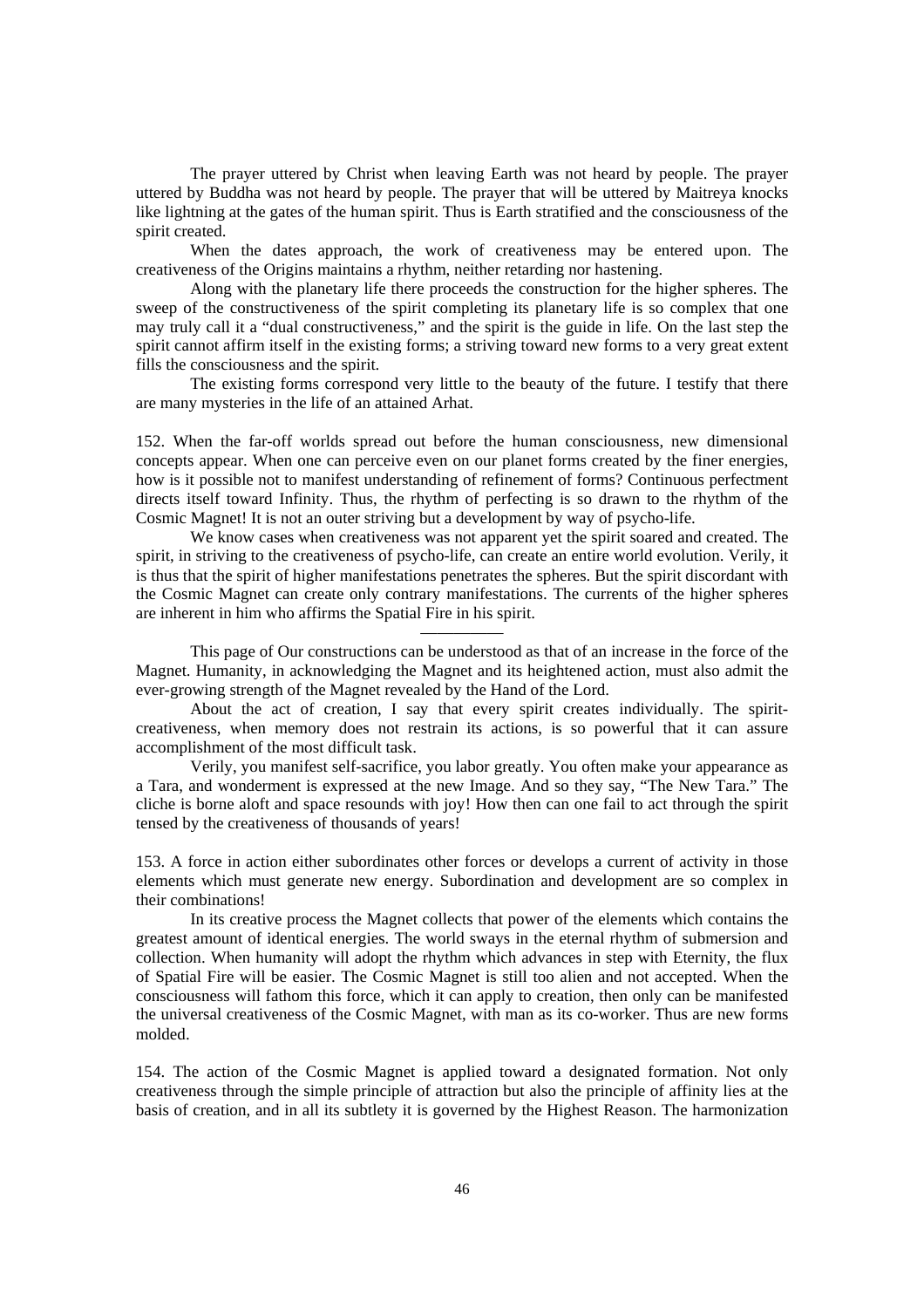The prayer uttered by Christ when leaving Earth was not heard by people. The prayer uttered by Buddha was not heard by people. The prayer that will be uttered by Maitreya knocks like lightning at the gates of the human spirit. Thus is Earth stratified and the consciousness of the spirit created.

When the dates approach, the work of creativeness may be entered upon. The creativeness of the Origins maintains a rhythm, neither retarding nor hastening.

Along with the planetary life there proceeds the construction for the higher spheres. The sweep of the constructiveness of the spirit completing its planetary life is so complex that one may truly call it a "dual constructiveness," and the spirit is the guide in life. On the last step the spirit cannot affirm itself in the existing forms; a striving toward new forms to a very great extent fills the consciousness and the spirit.

The existing forms correspond very little to the beauty of the future. I testify that there are many mysteries in the life of an attained Arhat.

152. When the far-off worlds spread out before the human consciousness, new dimensional concepts appear. When one can perceive even on our planet forms created by the finer energies, how is it possible not to manifest understanding of refinement of forms? Continuous perfectment directs itself toward Infinity. Thus, the rhythm of perfecting is so drawn to the rhythm of the Cosmic Magnet! It is not an outer striving but a development by way of psycho-life.

We know cases when creativeness was not apparent yet the spirit soared and created. The spirit, in striving to the creativeness of psycho-life, can create an entire world evolution. Verily, it is thus that the spirit of higher manifestations penetrates the spheres. But the spirit discordant with the Cosmic Magnet can create only contrary manifestations. The currents of the higher spheres are inherent in him who affirms the Spatial Fire in his spirit.

---

This page of Our constructions can be understood as that of an increase in the force of the Magnet. Humanity, in acknowledging the Magnet and its heightened action, must also admit the ever-growing strength of the Magnet revealed by the Hand of the Lord.

About the act of creation, I say that every spirit creates individually. The spirit-creativeness, when memory does not restrain its actions, is so powerful that it can assure accomplishment of the most difficult task.

Verily, you manifest self-sacrifice, you labor greatly. You often make your appearance as a Tara, and wonderment is expressed at the new Image. And so they say, "The New Tara." The cliche is borne aloft and space resounds with joy! How then can one fail to act through the spirit tensed by the creativeness of thousands of years!

153. A force in action either subordinates other forces or develops a current of activity in those elements which must generate new energy. Subordination and development are so complex in their combinations!

In its creative process the Magnet collects that power of the elements which contains the greatest amount of identical energies. The world sways in the eternal rhythm of submersion and collection. When humanity will adopt the rhythm which advances in step with Eternity, the flux of Spatial Fire will be easier. The Cosmic Magnet is still too alien and not accepted. When the consciousness will fathom this force, which it can apply to creation, then only can be manifested the universal creativeness of the Cosmic Magnet, with man as its co-worker. Thus are new forms molded.

154. The action of the Cosmic Magnet is applied toward a designated formation. Not only creativeness through the simple principle of attraction but also the principle of affinity lies at the basis of creation, and in all its subtlety it is governed by the Highest Reason. The harmonization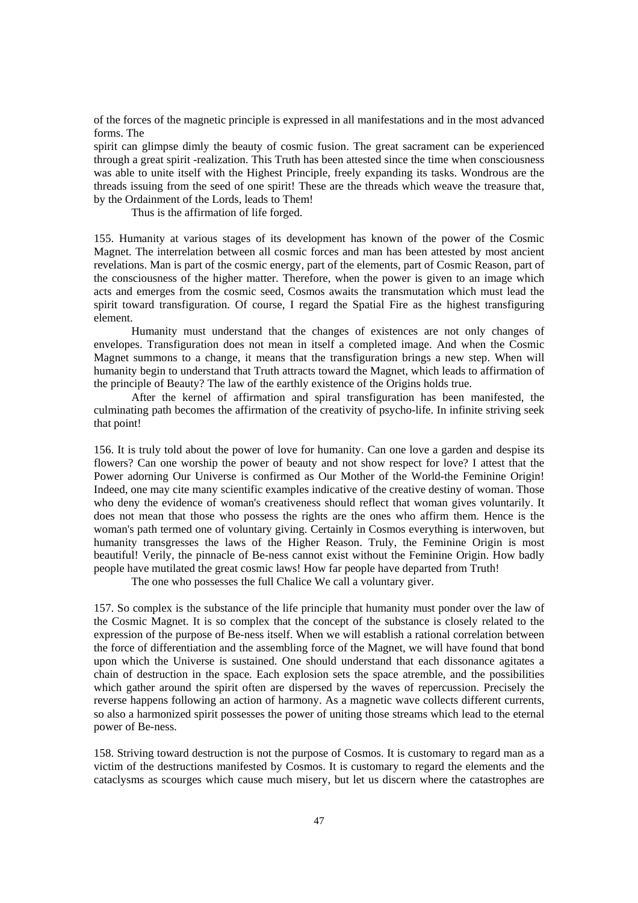of the forces of the magnetic principle is expressed in all manifestations and in the most advanced forms. The

spirit can glimpse dimly the beauty of cosmic fusion. The great sacrament can be experienced through a great spirit -realization. This Truth has been attested since the time when consciousness was able to unite itself with the Highest Principle, freely expanding its tasks. Wondrous are the threads issuing from the seed of one spirit! These are the threads which weave the treasure that, by the Ordainment of the Lords, leads to Them!

Thus is the affirmation of life forged.

155. Humanity at various stages of its development has known of the power of the Cosmic Magnet. The interrelation between all cosmic forces and man has been attested by most ancient revelations. Man is part of the cosmic energy, part of the elements, part of Cosmic Reason, part of the consciousness of the higher matter. Therefore, when the power is given to an image which acts and emerges from the cosmic seed, Cosmos awaits the transmutation which must lead the spirit toward transfiguration. Of course, I regard the Spatial Fire as the highest transfiguring element.

Humanity must understand that the changes of existences are not only changes of envelopes. Transfiguration does not mean in itself a completed image. And when the Cosmic Magnet summons to a change, it means that the transfiguration brings a new step. When will humanity begin to understand that Truth attracts toward the Magnet, which leads to affirmation of the principle of Beauty? The law of the earthly existence of the Origins holds true.

After the kernel of affirmation and spiral transfiguration has been manifested, the culminating path becomes the affirmation of the creativity of psycho-life. In infinite striving seek that point!

156. It is truly told about the power of love for humanity. Can one love a garden and despise its flowers? Can one worship the power of beauty and not show respect for love? I attest that the Power adorning Our Universe is confirmed as Our Mother of the World-the Feminine Origin! Indeed, one may cite many scientific examples indicative of the creative destiny of woman. Those who deny the evidence of woman's creativeness should reflect that woman gives voluntarily. It does not mean that those who possess the rights are the ones who affirm them. Hence is the woman's path termed one of voluntary giving. Certainly in Cosmos everything is interwoven, but humanity transgresses the laws of the Higher Reason. Truly, the Feminine Origin is most beautiful! Verily, the pinnacle of Be-ness cannot exist without the Feminine Origin. How badly people have mutilated the great cosmic laws! How far people have departed from Truth!

The one who possesses the full Chalice We call a voluntary giver.

157. So complex is the substance of the life principle that humanity must ponder over the law of the Cosmic Magnet. It is so complex that the concept of the substance is closely related to the expression of the purpose of Be-ness itself. When we will establish a rational correlation between the force of differentiation and the assembling force of the Magnet, we will have found that bond upon which the Universe is sustained. One should understand that each dissonance agitates a chain of destruction in the space. Each explosion sets the space atremble, and the possibilities which gather around the spirit often are dispersed by the waves of repercussion. Precisely the reverse happens following an action of harmony. As a magnetic wave collects different currents, so also a harmonized spirit possesses the power of uniting those streams which lead to the eternal power of Be-ness.

158. Striving toward destruction is not the purpose of Cosmos. It is customary to regard man as a victim of the destructions manifested by Cosmos. It is customary to regard the elements and the cataclysms as scourges which cause much misery, but let us discern where the catastrophes are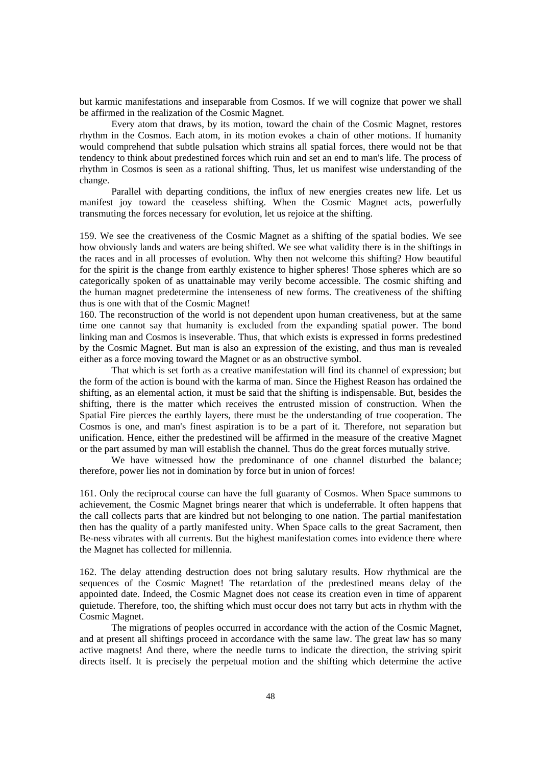but karmic manifestations and inseparable from Cosmos. If we will cognize that power we shall be affirmed in the realization of the Cosmic Magnet.

Every atom that draws, by its motion, toward the chain of the Cosmic Magnet, restores rhythm in the Cosmos. Each atom, in its motion evokes a chain of other motions. If humanity would comprehend that subtle pulsation which strains all spatial forces, there would not be that tendency to think about predestined forces which ruin and set an end to man's life. The process of rhythm in Cosmos is seen as a rational shifting. Thus, let us manifest wise understanding of the change.

Parallel with departing conditions, the influx of new energies creates new life. Let us manifest joy toward the ceaseless shifting. When the Cosmic Magnet acts, powerfully transmuting the forces necessary for evolution, let us rejoice at the shifting.

159. We see the creativeness of the Cosmic Magnet as a shifting of the spatial bodies. We see how obviously lands and waters are being shifted. We see what validity there is in the shiftings in the races and in all processes of evolution. Why then not welcome this shifting? How beautiful for the spirit is the change from earthly existence to higher spheres! Those spheres which are so categorically spoken of as unattainable may verily become accessible. The cosmic shifting and the human magnet predetermine the intenseness of new forms. The creativeness of the shifting thus is one with that of the Cosmic Magnet!

160. The reconstruction of the world is not dependent upon human creativeness, but at the same time one cannot say that humanity is excluded from the expanding spatial power. The bond linking man and Cosmos is inseverable. Thus, that which exists is expressed in forms predestined by the Cosmic Magnet. But man is also an expression of the existing, and thus man is revealed either as a force moving toward the Magnet or as an obstructive symbol.

That which is set forth as a creative manifestation will find its channel of expression; but the form of the action is bound with the karma of man. Since the Highest Reason has ordained the shifting, as an elemental action, it must be said that the shifting is indispensable. But, besides the shifting, there is the matter which receives the entrusted mission of construction. When the Spatial Fire pierces the earthly layers, there must be the understanding of true cooperation. The Cosmos is one, and man's finest aspiration is to be a part of it. Therefore, not separation but unification. Hence, either the predestined will be affirmed in the measure of the creative Magnet or the part assumed by man will establish the channel. Thus do the great forces mutually strive.

We have witnessed how the predominance of one channel disturbed the balance; therefore, power lies not in domination by force but in union of forces!

161. Only the reciprocal course can have the full guaranty of Cosmos. When Space summons to achievement, the Cosmic Magnet brings nearer that which is undeferrable. It often happens that the call collects parts that are kindred but not belonging to one nation. The partial manifestation then has the quality of a partly manifested unity. When Space calls to the great Sacrament, then Be-ness vibrates with all currents. But the highest manifestation comes into evidence there where the Magnet has collected for millennia.

162. The delay attending destruction does not bring salutary results. How rhythmical are the sequences of the Cosmic Magnet! The retardation of the predestined means delay of the appointed date. Indeed, the Cosmic Magnet does not cease its creation even in time of apparent quietude. Therefore, too, the shifting which must occur does not tarry but acts in rhythm with the Cosmic Magnet.

The migrations of peoples occurred in accordance with the action of the Cosmic Magnet, and at present all shiftings proceed in accordance with the same law. The great law has so many active magnets! And there, where the needle turns to indicate the direction, the striving spirit directs itself. It is precisely the perpetual motion and the shifting which determine the active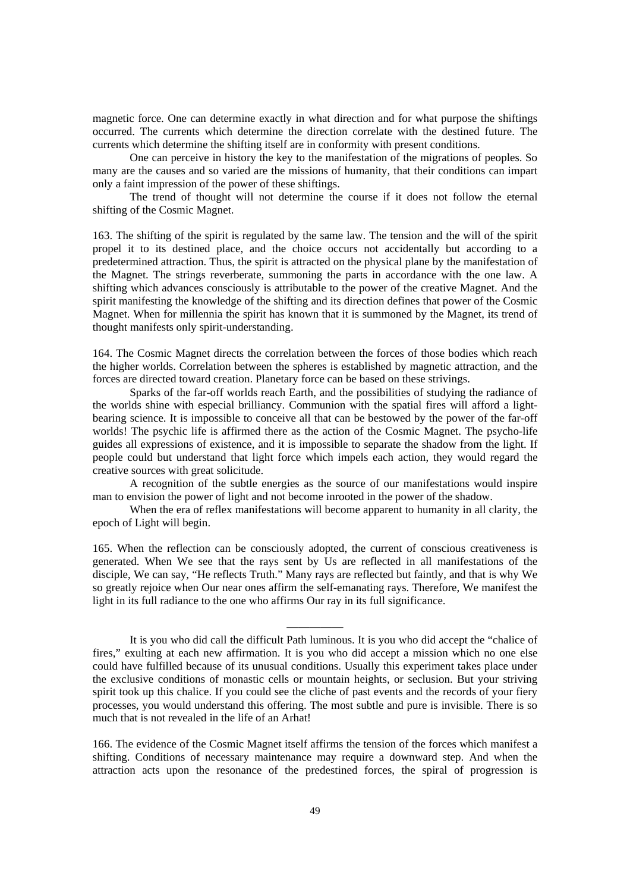magnetic force. One can determine exactly in what direction and for what purpose the shiftings occurred. The currents which determine the direction correlate with the destined future. The currents which determine the shifting itself are in conformity with present conditions.

One can perceive in history the key to the manifestation of the migrations of peoples. So many are the causes and so varied are the missions of humanity, that their conditions can impart only a faint impression of the power of these shiftings.

The trend of thought will not determine the course if it does not follow the eternal shifting of the Cosmic Magnet.

163. The shifting of the spirit is regulated by the same law. The tension and the will of the spirit propel it to its destined place, and the choice occurs not accidentally but according to a predetermined attraction. Thus, the spirit is attracted on the physical plane by the manifestation of the Magnet. The strings reverberate, summoning the parts in accordance with the one law. A shifting which advances consciously is attributable to the power of the creative Magnet. And the spirit manifesting the knowledge of the shifting and its direction defines that power of the Cosmic Magnet. When for millennia the spirit has known that it is summoned by the Magnet, its trend of thought manifests only spirit-understanding.

164. The Cosmic Magnet directs the correlation between the forces of those bodies which reach the higher worlds. Correlation between the spheres is established by magnetic attraction, and the forces are directed toward creation. Planetary force can be based on these strivings.

Sparks of the far-off worlds reach Earth, and the possibilities of studying the radiance of the worlds shine with especial brilliancy. Communion with the spatial fires will afford a light-bearing science. It is impossible to conceive all that can be bestowed by the power of the far-off worlds! The psychic life is affirmed there as the action of the Cosmic Magnet. The psycho-life guides all expressions of existence, and it is impossible to separate the shadow from the light. If people could but understand that light force which impels each action, they would regard the creative sources with great solicitude.

A recognition of the subtle energies as the source of our manifestations would inspire man to envision the power of light and not become inrooted in the power of the shadow.

When the era of reflex manifestations will become apparent to humanity in all clarity, the epoch of Light will begin.

165. When the reflection can be consciously adopted, the current of conscious creativeness is generated. When We see that the rays sent by Us are reflected in all manifestations of the disciple, We can say, "He reflects Truth." Many rays are reflected but faintly, and that is why We so greatly rejoice when Our near ones affirm the self-emanating rays. Therefore, We manifest the light in its full radiance to the one who affirms Our ray in its full significance.

---

It is you who did call the difficult Path luminous. It is you who did accept the "chalice of fires," exulting at each new affirmation. It is you who did accept a mission which no one else could have fulfilled because of its unusual conditions. Usually this experiment takes place under the exclusive conditions of monastic cells or mountain heights, or seclusion. But your striving spirit took up this chalice. If you could see the cliche of past events and the records of your fiery processes, you would understand this offering. The most subtle and pure is invisible. There is so much that is not revealed in the life of an Arhat!

166. The evidence of the Cosmic Magnet itself affirms the tension of the forces which manifest a shifting. Conditions of necessary maintenance may require a downward step. And when the attraction acts upon the resonance of the predestined forces, the spiral of progression is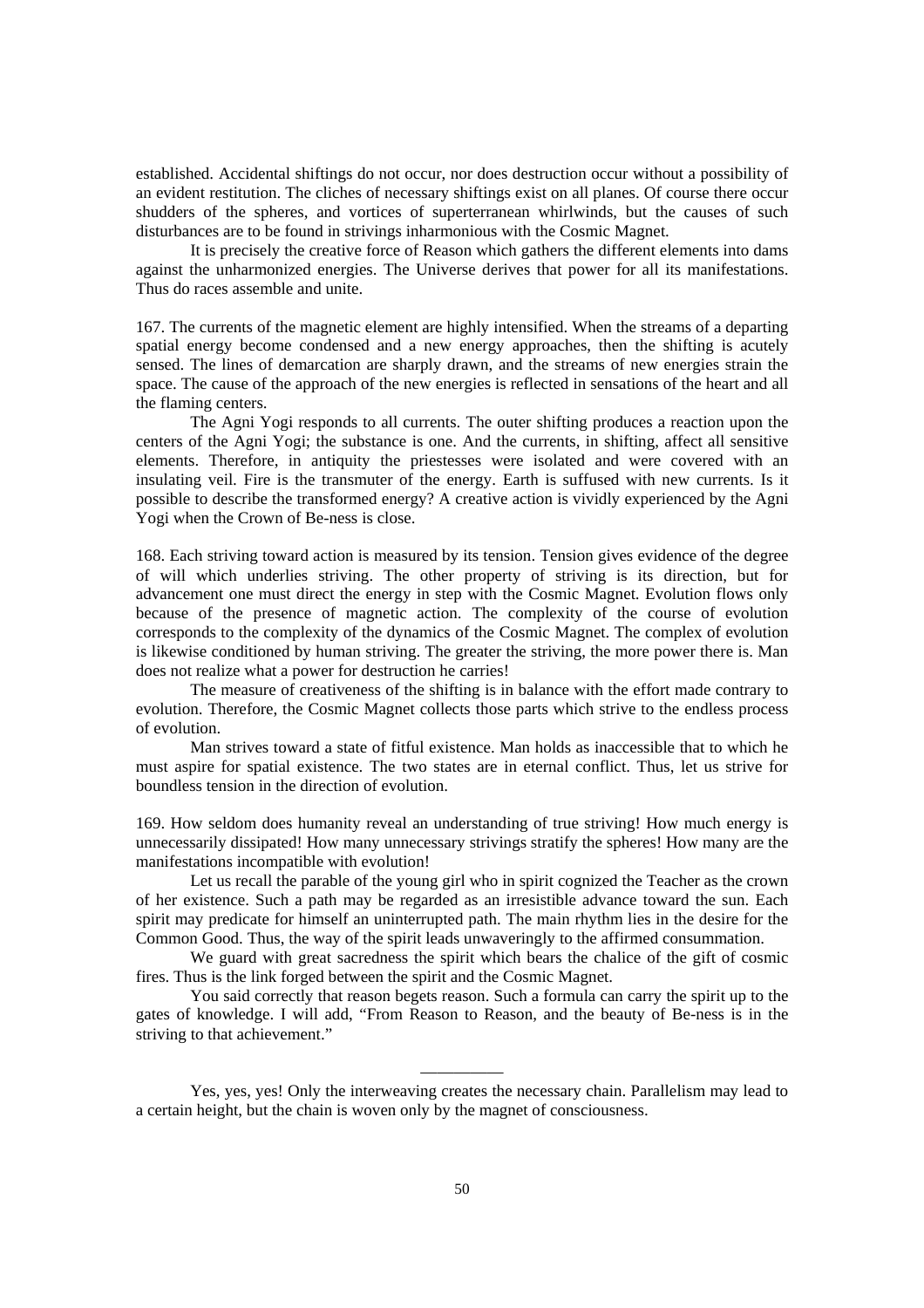established. Accidental shiftings do not occur, nor does destruction occur without a possibility of an evident restitution. The cliches of necessary shiftings exist on all planes. Of course there occur shudders of the spheres, and vortices of superterranean whirlwinds, but the causes of such disturbances are to be found in strivings inharmonious with the Cosmic Magnet.

It is precisely the creative force of Reason which gathers the different elements into dams against the unharmonized energies. The Universe derives that power for all its manifestations. Thus do races assemble and unite.

167. The currents of the magnetic element are highly intensified. When the streams of a departing spatial energy become condensed and a new energy approaches, then the shifting is acutely sensed. The lines of demarcation are sharply drawn, and the streams of new energies strain the space. The cause of the approach of the new energies is reflected in sensations of the heart and all the flaming centers.

The Agni Yogi responds to all currents. The outer shifting produces a reaction upon the centers of the Agni Yogi; the substance is one. And the currents, in shifting, affect all sensitive elements. Therefore, in antiquity the priestesses were isolated and were covered with an insulating veil. Fire is the transmuter of the energy. Earth is suffused with new currents. Is it possible to describe the transformed energy? A creative action is vividly experienced by the Agni Yogi when the Crown of Be-ness is close.

168. Each striving toward action is measured by its tension. Tension gives evidence of the degree of will which underlies striving. The other property of striving is its direction, but for advancement one must direct the energy in step with the Cosmic Magnet. Evolution flows only because of the presence of magnetic action. The complexity of the course of evolution corresponds to the complexity of the dynamics of the Cosmic Magnet. The complex of evolution is likewise conditioned by human striving. The greater the striving, the more power there is. Man does not realize what a power for destruction he carries!

The measure of creativeness of the shifting is in balance with the effort made contrary to evolution. Therefore, the Cosmic Magnet collects those parts which strive to the endless process of evolution.

Man strives toward a state of fitful existence. Man holds as inaccessible that to which he must aspire for spatial existence. The two states are in eternal conflict. Thus, let us strive for boundless tension in the direction of evolution.

169. How seldom does humanity reveal an understanding of true striving! How much energy is unnecessarily dissipated! How many unnecessary strivings stratify the spheres! How many are the manifestations incompatible with evolution!

Let us recall the parable of the young girl who in spirit cognized the Teacher as the crown of her existence. Such a path may be regarded as an irresistible advance toward the sun. Each spirit may predicate for himself an uninterrupted path. The main rhythm lies in the desire for the Common Good. Thus, the way of the spirit leads unwaveringly to the affirmed consummation.

We guard with great sacredness the spirit which bears the chalice of the gift of cosmic fires. Thus is the link forged between the spirit and the Cosmic Magnet.

You said correctly that reason begets reason. Such a formula can carry the spirit up to the gates of knowledge. I will add, "From Reason to Reason, and the beauty of Be-ness is in the striving to that achievement."

---

Yes, yes, yes! Only the interweaving creates the necessary chain. Parallelism may lead to a certain height, but the chain is woven only by the magnet of consciousness.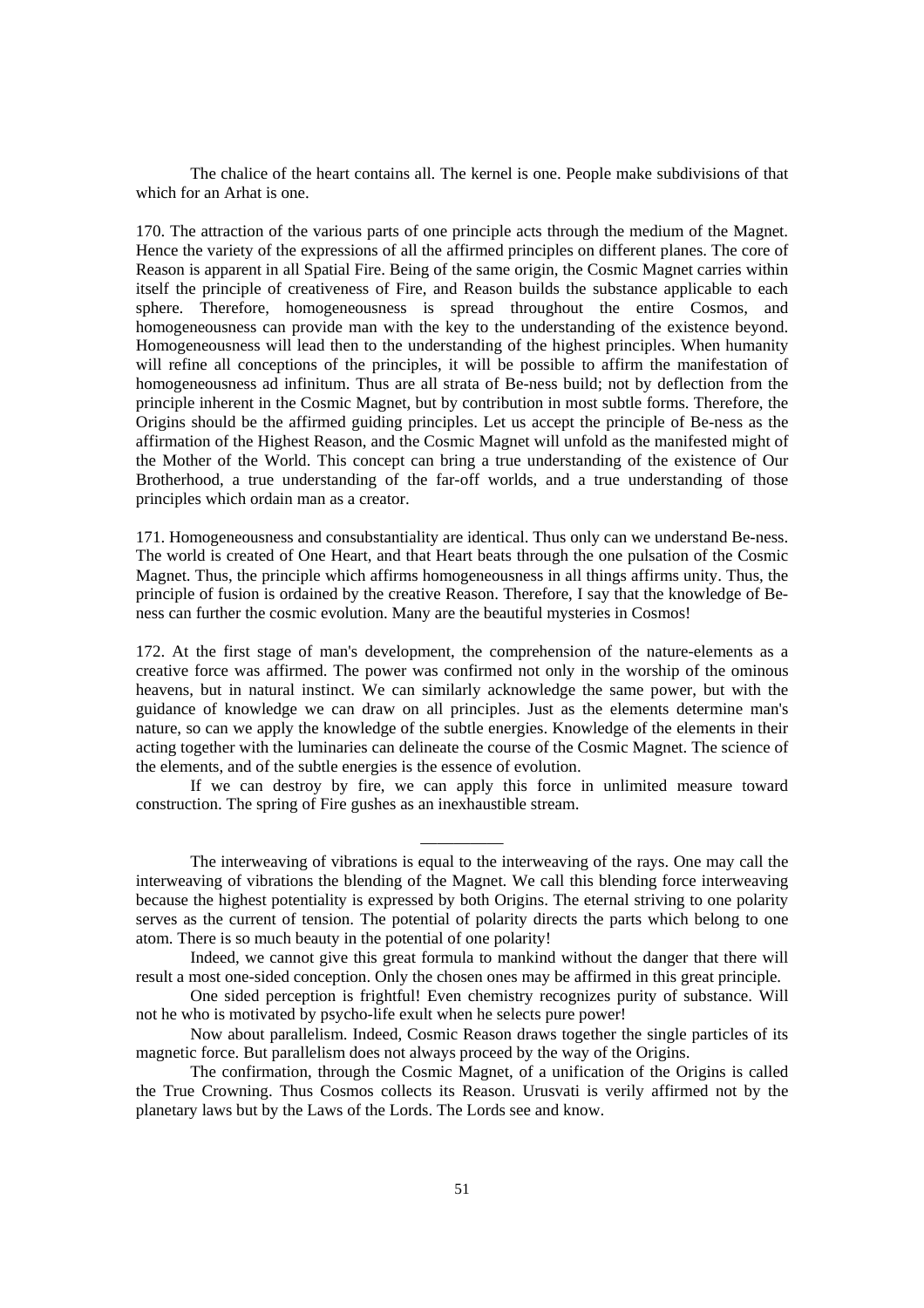The chalice of the heart contains all. The kernel is one. People make subdivisions of that which for an Arhat is one.

170. The attraction of the various parts of one principle acts through the medium of the Magnet. Hence the variety of the expressions of all the affirmed principles on different planes. The core of Reason is apparent in all Spatial Fire. Being of the same origin, the Cosmic Magnet carries within itself the principle of creativeness of Fire, and Reason builds the substance applicable to each sphere. Therefore, homogeneousness is spread throughout the entire Cosmos, and homogeneousness can provide man with the key to the understanding of the existence beyond. Homogeneousness will lead then to the understanding of the highest principles. When humanity will refine all conceptions of the principles, it will be possible to affirm the manifestation of homogeneousness ad infinitum. Thus are all strata of Be-ness build; not by deflection from the principle inherent in the Cosmic Magnet, but by contribution in most subtle forms. Therefore, the Origins should be the affirmed guiding principles. Let us accept the principle of Be-ness as the affirmation of the Highest Reason, and the Cosmic Magnet will unfold as the manifested might of the Mother of the World. This concept can bring a true understanding of the existence of Our Brotherhood, a true understanding of the far-off worlds, and a true understanding of those principles which ordain man as a creator.

171. Homogeneousness and consubstantiality are identical. Thus only can we understand Be-ness. The world is created of One Heart, and that Heart beats through the one pulsation of the Cosmic Magnet. Thus, the principle which affirms homogeneousness in all things affirms unity. Thus, the principle of fusion is ordained by the creative Reason. Therefore, I say that the knowledge of Be-ness can further the cosmic evolution. Many are the beautiful mysteries in Cosmos!

172. At the first stage of man's development, the comprehension of the nature-elements as a creative force was affirmed. The power was confirmed not only in the worship of the ominous heavens, but in natural instinct. We can similarly acknowledge the same power, but with the guidance of knowledge we can draw on all principles. Just as the elements determine man's nature, so can we apply the knowledge of the subtle energies. Knowledge of the elements in their acting together with the luminaries can delineate the course of the Cosmic Magnet. The science of the elements, and of the subtle energies is the essence of evolution.

If we can destroy by fire, we can apply this force in unlimited measure toward construction. The spring of Fire gushes as an inexhaustible stream.

---

The interweaving of vibrations is equal to the interweaving of the rays. One may call the interweaving of vibrations the blending of the Magnet. We call this blending force interweaving because the highest potentiality is expressed by both Origins. The eternal striving to one polarity serves as the current of tension. The potential of polarity directs the parts which belong to one atom. There is so much beauty in the potential of one polarity!

Indeed, we cannot give this great formula to mankind without the danger that there will result a most one-sided conception. Only the chosen ones may be affirmed in this great principle.

One sided perception is frightful! Even chemistry recognizes purity of substance. Will not he who is motivated by psycho-life exult when he selects pure power!

Now about parallelism. Indeed, Cosmic Reason draws together the single particles of its magnetic force. But parallelism does not always proceed by the way of the Origins.

The confirmation, through the Cosmic Magnet, of a unification of the Origins is called the True Crowning. Thus Cosmos collects its Reason. Urusvati is verily affirmed not by the planetary laws but by the Laws of the Lords. The Lords see and know.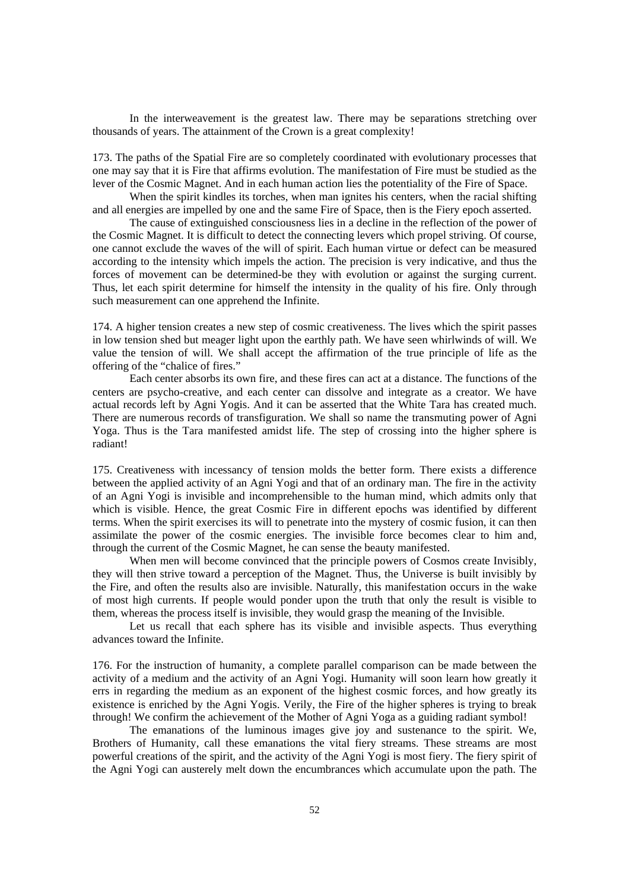In the interweavement is the greatest law. There may be separations stretching over thousands of years. The attainment of the Crown is a great complexity!

173. The paths of the Spatial Fire are so completely coordinated with evolutionary processes that one may say that it is Fire that affirms evolution. The manifestation of Fire must be studied as the lever of the Cosmic Magnet. And in each human action lies the potentiality of the Fire of Space.

When the spirit kindles its torches, when man ignites his centers, when the racial shifting and all energies are impelled by one and the same Fire of Space, then is the Fiery epoch asserted.

The cause of extinguished consciousness lies in a decline in the reflection of the power of the Cosmic Magnet. It is difficult to detect the connecting levers which propel striving. Of course, one cannot exclude the waves of the will of spirit. Each human virtue or defect can be measured according to the intensity which impels the action. The precision is very indicative, and thus the forces of movement can be determined-be they with evolution or against the surging current. Thus, let each spirit determine for himself the intensity in the quality of his fire. Only through such measurement can one apprehend the Infinite.

174. A higher tension creates a new step of cosmic creativeness. The lives which the spirit passes in low tension shed but meager light upon the earthly path. We have seen whirlwinds of will. We value the tension of will. We shall accept the affirmation of the true principle of life as the offering of the "chalice of fires."

Each center absorbs its own fire, and these fires can act at a distance. The functions of the centers are psycho-creative, and each center can dissolve and integrate as a creator. We have actual records left by Agni Yogis. And it can be asserted that the White Tara has created much. There are numerous records of transfiguration. We shall so name the transmuting power of Agni Yoga. Thus is the Tara manifested amidst life. The step of crossing into the higher sphere is radiant!

175. Creativeness with incessancy of tension molds the better form. There exists a difference between the applied activity of an Agni Yogi and that of an ordinary man. The fire in the activity of an Agni Yogi is invisible and incomprehensible to the human mind, which admits only that which is visible. Hence, the great Cosmic Fire in different epochs was identified by different terms. When the spirit exercises its will to penetrate into the mystery of cosmic fusion, it can then assimilate the power of the cosmic energies. The invisible force becomes clear to him and, through the current of the Cosmic Magnet, he can sense the beauty manifested.

When men will become convinced that the principle powers of Cosmos create Invisibly, they will then strive toward a perception of the Magnet. Thus, the Universe is built invisibly by the Fire, and often the results also are invisible. Naturally, this manifestation occurs in the wake of most high currents. If people would ponder upon the truth that only the result is visible to them, whereas the process itself is invisible, they would grasp the meaning of the Invisible.

Let us recall that each sphere has its visible and invisible aspects. Thus everything advances toward the Infinite.

176. For the instruction of humanity, a complete parallel comparison can be made between the activity of a medium and the activity of an Agni Yogi. Humanity will soon learn how greatly it errs in regarding the medium as an exponent of the highest cosmic forces, and how greatly its existence is enriched by the Agni Yogis. Verily, the Fire of the higher spheres is trying to break through! We confirm the achievement of the Mother of Agni Yoga as a guiding radiant symbol!

The emanations of the luminous images give joy and sustenance to the spirit. We, Brothers of Humanity, call these emanations the vital fiery streams. These streams are most powerful creations of the spirit, and the activity of the Agni Yogi is most fiery. The fiery spirit of the Agni Yogi can austerely melt down the encumbrances which accumulate upon the path. The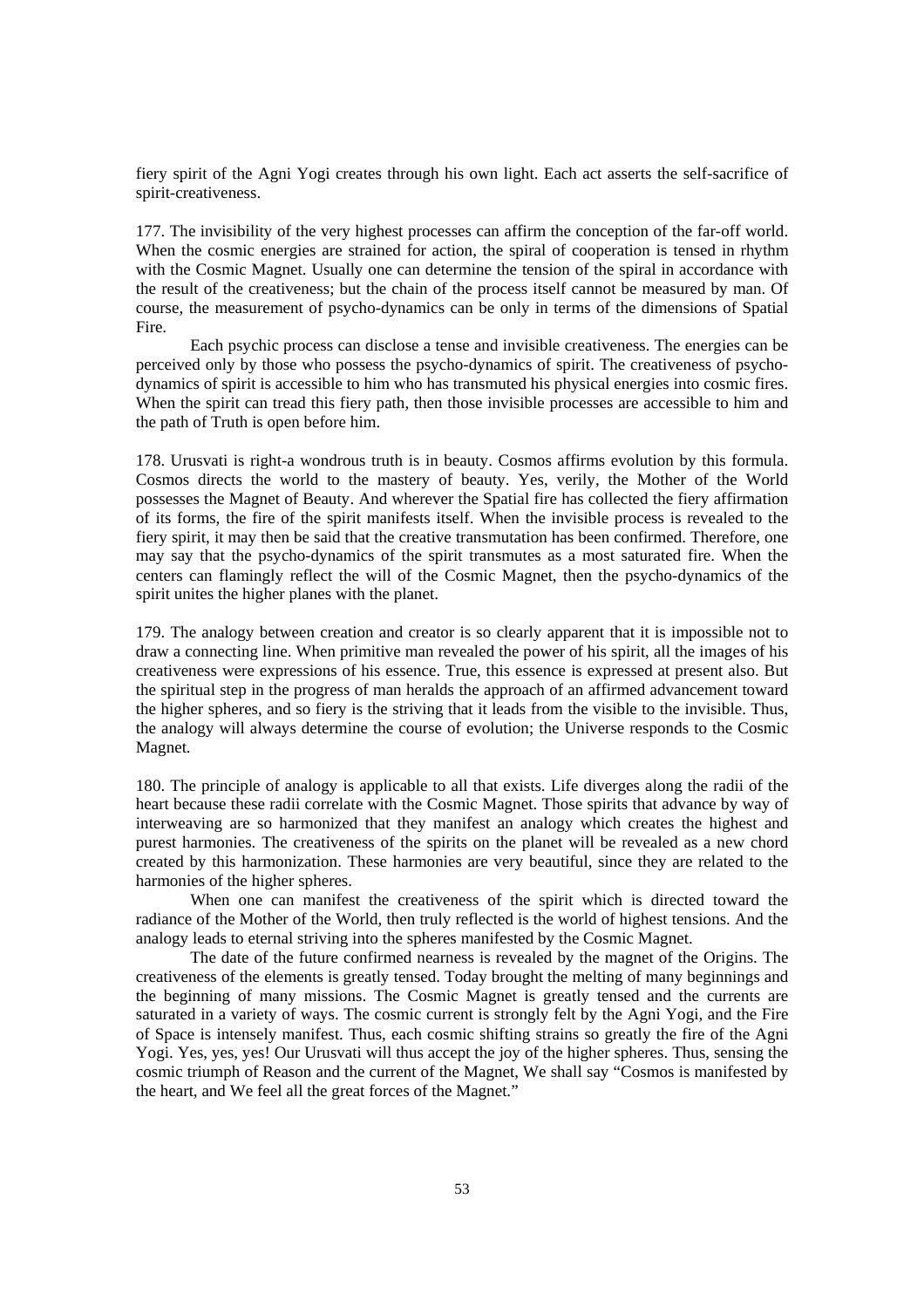fiery spirit of the Agni Yogi creates through his own light. Each act asserts the self-sacrifice of spirit-creativeness.

177. The invisibility of the very highest processes can affirm the conception of the far-off world. When the cosmic energies are strained for action, the spiral of cooperation is tensed in rhythm with the Cosmic Magnet. Usually one can determine the tension of the spiral in accordance with the result of the creativeness; but the chain of the process itself cannot be measured by man. Of course, the measurement of psycho-dynamics can be only in terms of the dimensions of Spatial Fire.

Each psychic process can disclose a tense and invisible creativeness. The energies can be perceived only by those who possess the psycho-dynamics of spirit. The creativeness of psycho-dynamics of spirit is accessible to him who has transmuted his physical energies into cosmic fires. When the spirit can tread this fiery path, then those invisible processes are accessible to him and the path of Truth is open before him.

178. Urusvati is right-a wondrous truth is in beauty. Cosmos affirms evolution by this formula. Cosmos directs the world to the mastery of beauty. Yes, verily, the Mother of the World possesses the Magnet of Beauty. And wherever the Spatial fire has collected the fiery affirmation of its forms, the fire of the spirit manifests itself. When the invisible process is revealed to the fiery spirit, it may then be said that the creative transmutation has been confirmed. Therefore, one may say that the psycho-dynamics of the spirit transmutes as a most saturated fire. When the centers can flamingly reflect the will of the Cosmic Magnet, then the psycho-dynamics of the spirit unites the higher planes with the planet.

179. The analogy between creation and creator is so clearly apparent that it is impossible not to draw a connecting line. When primitive man revealed the power of his spirit, all the images of his creativeness were expressions of his essence. True, this essence is expressed at present also. But the spiritual step in the progress of man heralds the approach of an affirmed advancement toward the higher spheres, and so fiery is the striving that it leads from the visible to the invisible. Thus, the analogy will always determine the course of evolution; the Universe responds to the Cosmic Magnet.

180. The principle of analogy is applicable to all that exists. Life diverges along the radii of the heart because these radii correlate with the Cosmic Magnet. Those spirits that advance by way of interweaving are so harmonized that they manifest an analogy which creates the highest and purest harmonies. The creativeness of the spirits on the planet will be revealed as a new chord created by this harmonization. These harmonies are very beautiful, since they are related to the harmonies of the higher spheres.

When one can manifest the creativeness of the spirit which is directed toward the radiance of the Mother of the World, then truly reflected is the world of highest tensions. And the analogy leads to eternal striving into the spheres manifested by the Cosmic Magnet.

The date of the future confirmed nearness is revealed by the magnet of the Origins. The creativeness of the elements is greatly tensed. Today brought the melting of many beginnings and the beginning of many missions. The Cosmic Magnet is greatly tensed and the currents are saturated in a variety of ways. The cosmic current is strongly felt by the Agni Yogi, and the Fire of Space is intensely manifest. Thus, each cosmic shifting strains so greatly the fire of the Agni Yogi. Yes, yes, yes! Our Urusvati will thus accept the joy of the higher spheres. Thus, sensing the cosmic triumph of Reason and the current of the Magnet, We shall say "Cosmos is manifested by the heart, and We feel all the great forces of the Magnet."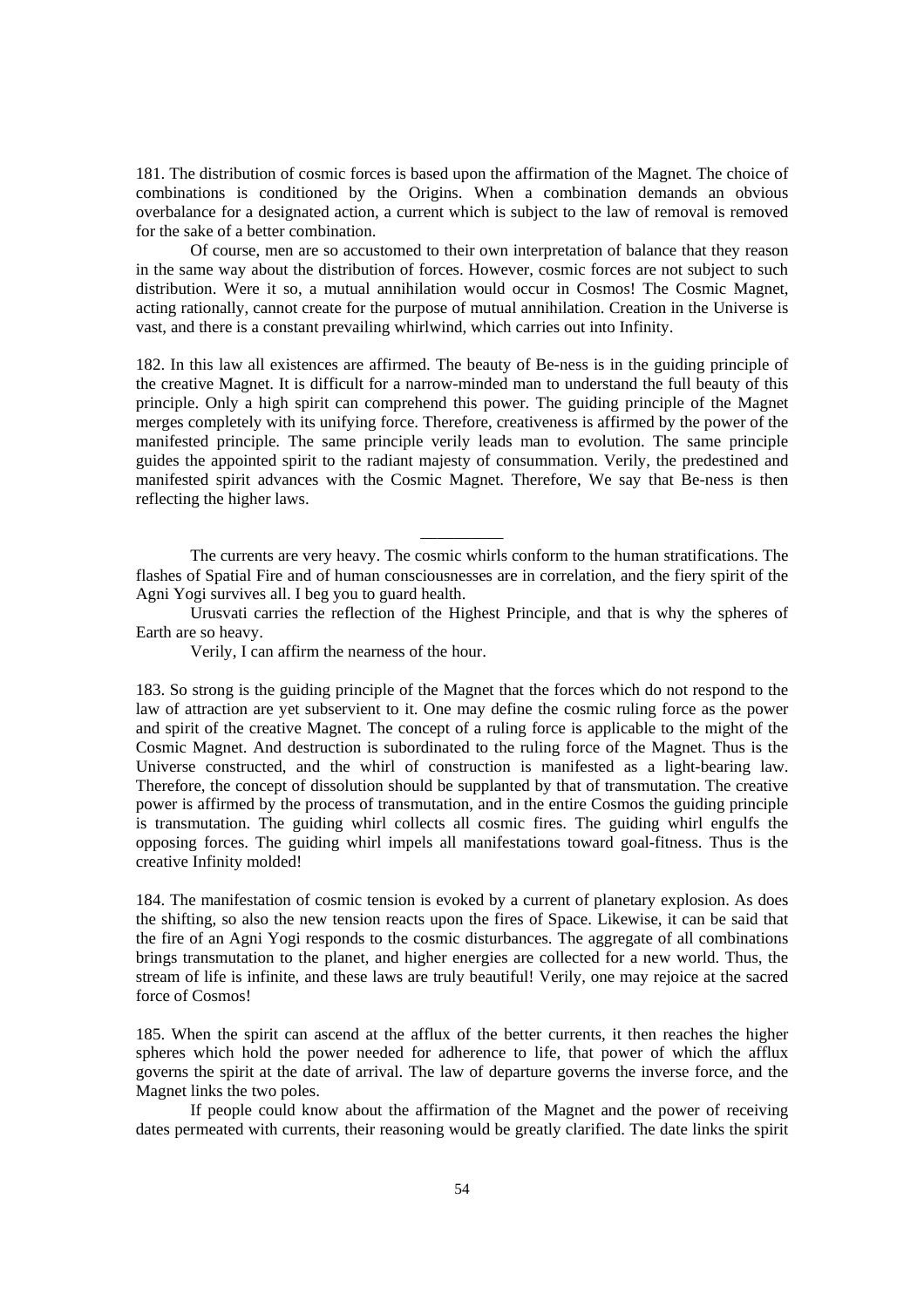181. The distribution of cosmic forces is based upon the affirmation of the Magnet. The choice of combinations is conditioned by the Origins. When a combination demands an obvious overbalance for a designated action, a current which is subject to the law of removal is removed for the sake of a better combination.

Of course, men are so accustomed to their own interpretation of balance that they reason in the same way about the distribution of forces. However, cosmic forces are not subject to such distribution. Were it so, a mutual annihilation would occur in Cosmos! The Cosmic Magnet, acting rationally, cannot create for the purpose of mutual annihilation. Creation in the Universe is vast, and there is a constant prevailing whirlwind, which carries out into Infinity.

182. In this law all existences are affirmed. The beauty of Be-ness is in the guiding principle of the creative Magnet. It is difficult for a narrow-minded man to understand the full beauty of this principle. Only a high spirit can comprehend this power. The guiding principle of the Magnet merges completely with its unifying force. Therefore, creativeness is affirmed by the power of the manifested principle. The same principle verily leads man to evolution. The same principle guides the appointed spirit to the radiant majesty of consummation. Verily, the predestined and manifested spirit advances with the Cosmic Magnet. Therefore, We say that Be-ness is then reflecting the higher laws.

__________

The currents are very heavy. The cosmic whirls conform to the human stratifications. The flashes of Spatial Fire and of human consciousnesses are in correlation, and the fiery spirit of the Agni Yogi survives all. I beg you to guard health.

Urusvati carries the reflection of the Highest Principle, and that is why the spheres of Earth are so heavy.

Verily, I can affirm the nearness of the hour.

183. So strong is the guiding principle of the Magnet that the forces which do not respond to the law of attraction are yet subservient to it. One may define the cosmic ruling force as the power and spirit of the creative Magnet. The concept of a ruling force is applicable to the might of the Cosmic Magnet. And destruction is subordinated to the ruling force of the Magnet. Thus is the Universe constructed, and the whirl of construction is manifested as a light-bearing law. Therefore, the concept of dissolution should be supplanted by that of transmutation. The creative power is affirmed by the process of transmutation, and in the entire Cosmos the guiding principle is transmutation. The guiding whirl collects all cosmic fires. The guiding whirl engulfs the opposing forces. The guiding whirl impels all manifestations toward goal-fitness. Thus is the creative Infinity molded!

184. The manifestation of cosmic tension is evoked by a current of planetary explosion. As does the shifting, so also the new tension reacts upon the fires of Space. Likewise, it can be said that the fire of an Agni Yogi responds to the cosmic disturbances. The aggregate of all combinations brings transmutation to the planet, and higher energies are collected for a new world. Thus, the stream of life is infinite, and these laws are truly beautiful! Verily, one may rejoice at the sacred force of Cosmos!

185. When the spirit can ascend at the afflux of the better currents, it then reaches the higher spheres which hold the power needed for adherence to life, that power of which the afflux governs the spirit at the date of arrival. The law of departure governs the inverse force, and the Magnet links the two poles.

If people could know about the affirmation of the Magnet and the power of receiving dates permeated with currents, their reasoning would be greatly clarified. The date links the spirit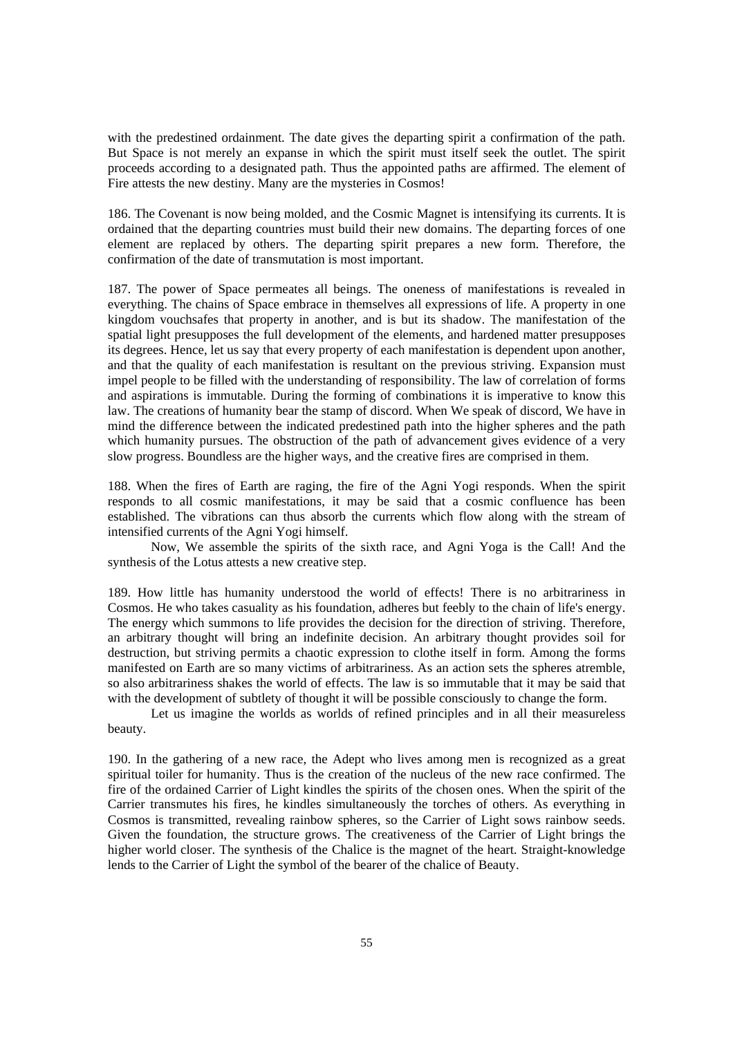with the predestined ordainment. The date gives the departing spirit a confirmation of the path. But Space is not merely an expanse in which the spirit must itself seek the outlet. The spirit proceeds according to a designated path. Thus the appointed paths are affirmed. The element of Fire attests the new destiny. Many are the mysteries in Cosmos!

186. The Covenant is now being molded, and the Cosmic Magnet is intensifying its currents. It is ordained that the departing countries must build their new domains. The departing forces of one element are replaced by others. The departing spirit prepares a new form. Therefore, the confirmation of the date of transmutation is most important.

187. The power of Space permeates all beings. The oneness of manifestations is revealed in everything. The chains of Space embrace in themselves all expressions of life. A property in one kingdom vouchsafes that property in another, and is but its shadow. The manifestation of the spatial light presupposes the full development of the elements, and hardened matter presupposes its degrees. Hence, let us say that every property of each manifestation is dependent upon another, and that the quality of each manifestation is resultant on the previous striving. Expansion must impel people to be filled with the understanding of responsibility. The law of correlation of forms and aspirations is immutable. During the forming of combinations it is imperative to know this law. The creations of humanity bear the stamp of discord. When We speak of discord, We have in mind the difference between the indicated predestined path into the higher spheres and the path which humanity pursues. The obstruction of the path of advancement gives evidence of a very slow progress. Boundless are the higher ways, and the creative fires are comprised in them.

188. When the fires of Earth are raging, the fire of the Agni Yogi responds. When the spirit responds to all cosmic manifestations, it may be said that a cosmic confluence has been established. The vibrations can thus absorb the currents which flow along with the stream of intensified currents of the Agni Yogi himself.

Now, We assemble the spirits of the sixth race, and Agni Yoga is the Call! And the synthesis of the Lotus attests a new creative step.

189. How little has humanity understood the world of effects! There is no arbitrariness in Cosmos. He who takes casuality as his foundation, adheres but feebly to the chain of life's energy. The energy which summons to life provides the decision for the direction of striving. Therefore, an arbitrary thought will bring an indefinite decision. An arbitrary thought provides soil for destruction, but striving permits a chaotic expression to clothe itself in form. Among the forms manifested on Earth are so many victims of arbitrariness. As an action sets the spheres atremble, so also arbitrariness shakes the world of effects. The law is so immutable that it may be said that with the development of subtlety of thought it will be possible consciously to change the form.

Let us imagine the worlds as worlds of refined principles and in all their measureless beauty.

190. In the gathering of a new race, the Adept who lives among men is recognized as a great spiritual toiler for humanity. Thus is the creation of the nucleus of the new race confirmed. The fire of the ordained Carrier of Light kindles the spirits of the chosen ones. When the spirit of the Carrier transmutes his fires, he kindles simultaneously the torches of others. As everything in Cosmos is transmitted, revealing rainbow spheres, so the Carrier of Light sows rainbow seeds. Given the foundation, the structure grows. The creativeness of the Carrier of Light brings the higher world closer. The synthesis of the Chalice is the magnet of the heart. Straight-knowledge lends to the Carrier of Light the symbol of the bearer of the chalice of Beauty.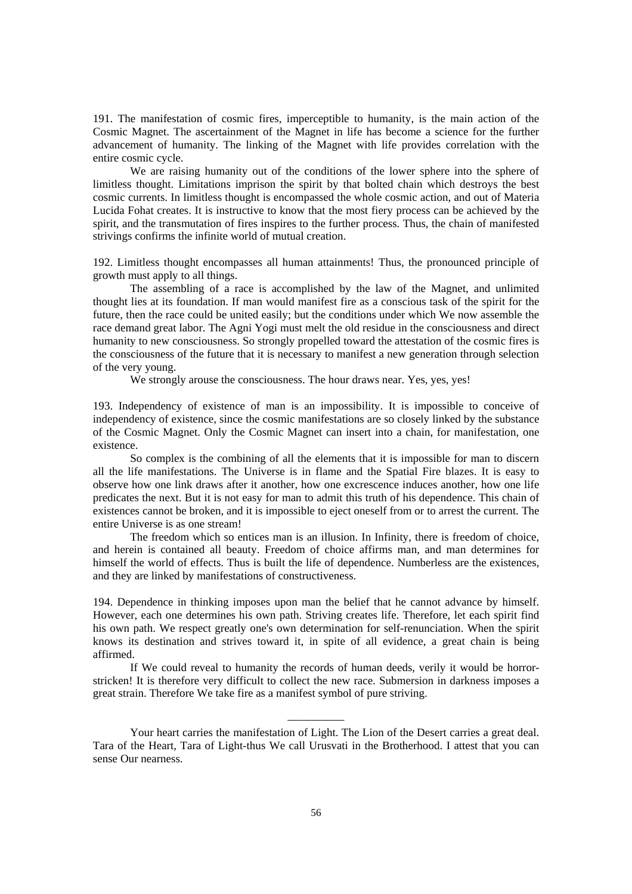191. The manifestation of cosmic fires, imperceptible to humanity, is the main action of the Cosmic Magnet. The ascertainment of the Magnet in life has become a science for the further advancement of humanity. The linking of the Magnet with life provides correlation with the entire cosmic cycle.

We are raising humanity out of the conditions of the lower sphere into the sphere of limitless thought. Limitations imprison the spirit by that bolted chain which destroys the best cosmic currents. In limitless thought is encompassed the whole cosmic action, and out of Materia Lucida Fohat creates. It is instructive to know that the most fiery process can be achieved by the spirit, and the transmutation of fires inspires to the further process. Thus, the chain of manifested strivings confirms the infinite world of mutual creation.

192. Limitless thought encompasses all human attainments! Thus, the pronounced principle of growth must apply to all things.

The assembling of a race is accomplished by the law of the Magnet, and unlimited thought lies at its foundation. If man would manifest fire as a conscious task of the spirit for the future, then the race could be united easily; but the conditions under which We now assemble the race demand great labor. The Agni Yogi must melt the old residue in the consciousness and direct humanity to new consciousness. So strongly propelled toward the attestation of the cosmic fires is the consciousness of the future that it is necessary to manifest a new generation through selection of the very young.

We strongly arouse the consciousness. The hour draws near. Yes, yes, yes!

193. Independency of existence of man is an impossibility. It is impossible to conceive of independency of existence, since the cosmic manifestations are so closely linked by the substance of the Cosmic Magnet. Only the Cosmic Magnet can insert into a chain, for manifestation, one existence.

So complex is the combining of all the elements that it is impossible for man to discern all the life manifestations. The Universe is in flame and the Spatial Fire blazes. It is easy to observe how one link draws after it another, how one excrescence induces another, how one life predicates the next. But it is not easy for man to admit this truth of his dependence. This chain of existences cannot be broken, and it is impossible to eject oneself from or to arrest the current. The entire Universe is as one stream!

The freedom which so entices man is an illusion. In Infinity, there is freedom of choice, and herein is contained all beauty. Freedom of choice affirms man, and man determines for himself the world of effects. Thus is built the life of dependence. Numberless are the existences, and they are linked by manifestations of constructiveness.

194. Dependence in thinking imposes upon man the belief that he cannot advance by himself. However, each one determines his own path. Striving creates life. Therefore, let each spirit find his own path. We respect greatly one's own determination for self-renunciation. When the spirit knows its destination and strives toward it, in spite of all evidence, a great chain is being affirmed.

If We could reveal to humanity the records of human deeds, verily it would be horror-stricken! It is therefore very difficult to collect the new race. Submersion in darkness imposes a great strain. Therefore We take fire as a manifest symbol of pure striving.

---

Your heart carries the manifestation of Light. The Lion of the Desert carries a great deal. Tara of the Heart, Tara of Light-thus We call Urusvati in the Brotherhood. I attest that you can sense Our nearness.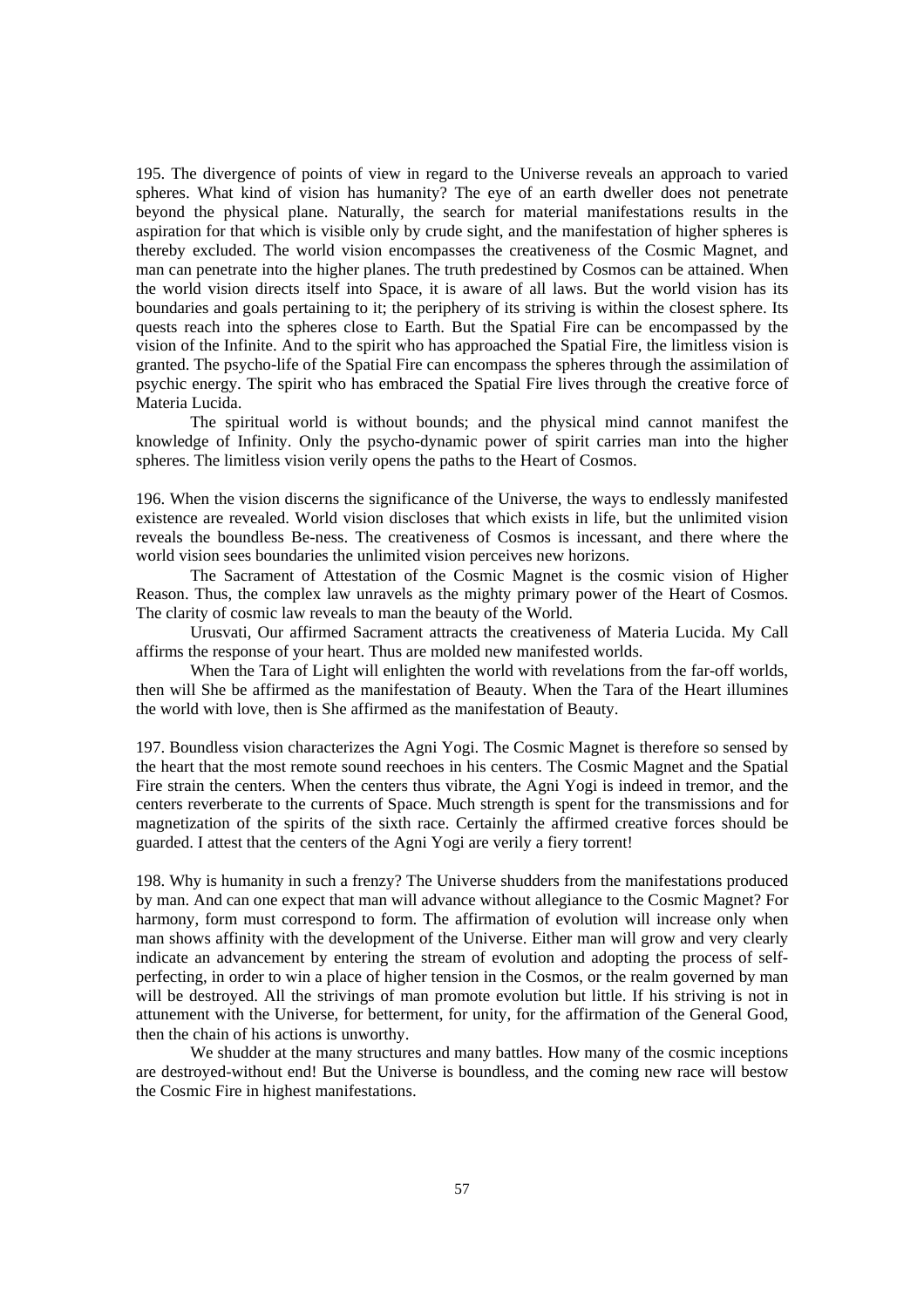195. The divergence of points of view in regard to the Universe reveals an approach to varied spheres. What kind of vision has humanity? The eye of an earth dweller does not penetrate beyond the physical plane. Naturally, the search for material manifestations results in the aspiration for that which is visible only by crude sight, and the manifestation of higher spheres is thereby excluded. The world vision encompasses the creativeness of the Cosmic Magnet, and man can penetrate into the higher planes. The truth predestined by Cosmos can be attained. When the world vision directs itself into Space, it is aware of all laws. But the world vision has its boundaries and goals pertaining to it; the periphery of its striving is within the closest sphere. Its quests reach into the spheres close to Earth. But the Spatial Fire can be encompassed by the vision of the Infinite. And to the spirit who has approached the Spatial Fire, the limitless vision is granted. The psycho-life of the Spatial Fire can encompass the spheres through the assimilation of psychic energy. The spirit who has embraced the Spatial Fire lives through the creative force of Materia Lucida.

The spiritual world is without bounds; and the physical mind cannot manifest the knowledge of Infinity. Only the psycho-dynamic power of spirit carries man into the higher spheres. The limitless vision verily opens the paths to the Heart of Cosmos.

196. When the vision discerns the significance of the Universe, the ways to endlessly manifested existence are revealed. World vision discloses that which exists in life, but the unlimited vision reveals the boundless Be-ness. The creativeness of Cosmos is incessant, and there where the world vision sees boundaries the unlimited vision perceives new horizons.

The Sacrament of Attestation of the Cosmic Magnet is the cosmic vision of Higher Reason. Thus, the complex law unravels as the mighty primary power of the Heart of Cosmos. The clarity of cosmic law reveals to man the beauty of the World.

Urusvati, Our affirmed Sacrament attracts the creativeness of Materia Lucida. My Call affirms the response of your heart. Thus are molded new manifested worlds.

When the Tara of Light will enlighten the world with revelations from the far-off worlds, then will She be affirmed as the manifestation of Beauty. When the Tara of the Heart illumines the world with love, then is She affirmed as the manifestation of Beauty.

197. Boundless vision characterizes the Agni Yogi. The Cosmic Magnet is therefore so sensed by the heart that the most remote sound reechoes in his centers. The Cosmic Magnet and the Spatial Fire strain the centers. When the centers thus vibrate, the Agni Yogi is indeed in tremor, and the centers reverberate to the currents of Space. Much strength is spent for the transmissions and for magnetization of the spirits of the sixth race. Certainly the affirmed creative forces should be guarded. I attest that the centers of the Agni Yogi are verily a fiery torrent!

198. Why is humanity in such a frenzy? The Universe shudders from the manifestations produced by man. And can one expect that man will advance without allegiance to the Cosmic Magnet? For harmony, form must correspond to form. The affirmation of evolution will increase only when man shows affinity with the development of the Universe. Either man will grow and very clearly indicate an advancement by entering the stream of evolution and adopting the process of self-perfecting, in order to win a place of higher tension in the Cosmos, or the realm governed by man will be destroyed. All the strivings of man promote evolution but little. If his striving is not in attunement with the Universe, for betterment, for unity, for the affirmation of the General Good, then the chain of his actions is unworthy.

We shudder at the many structures and many battles. How many of the cosmic inceptions are destroyed-without end! But the Universe is boundless, and the coming new race will bestow the Cosmic Fire in highest manifestations.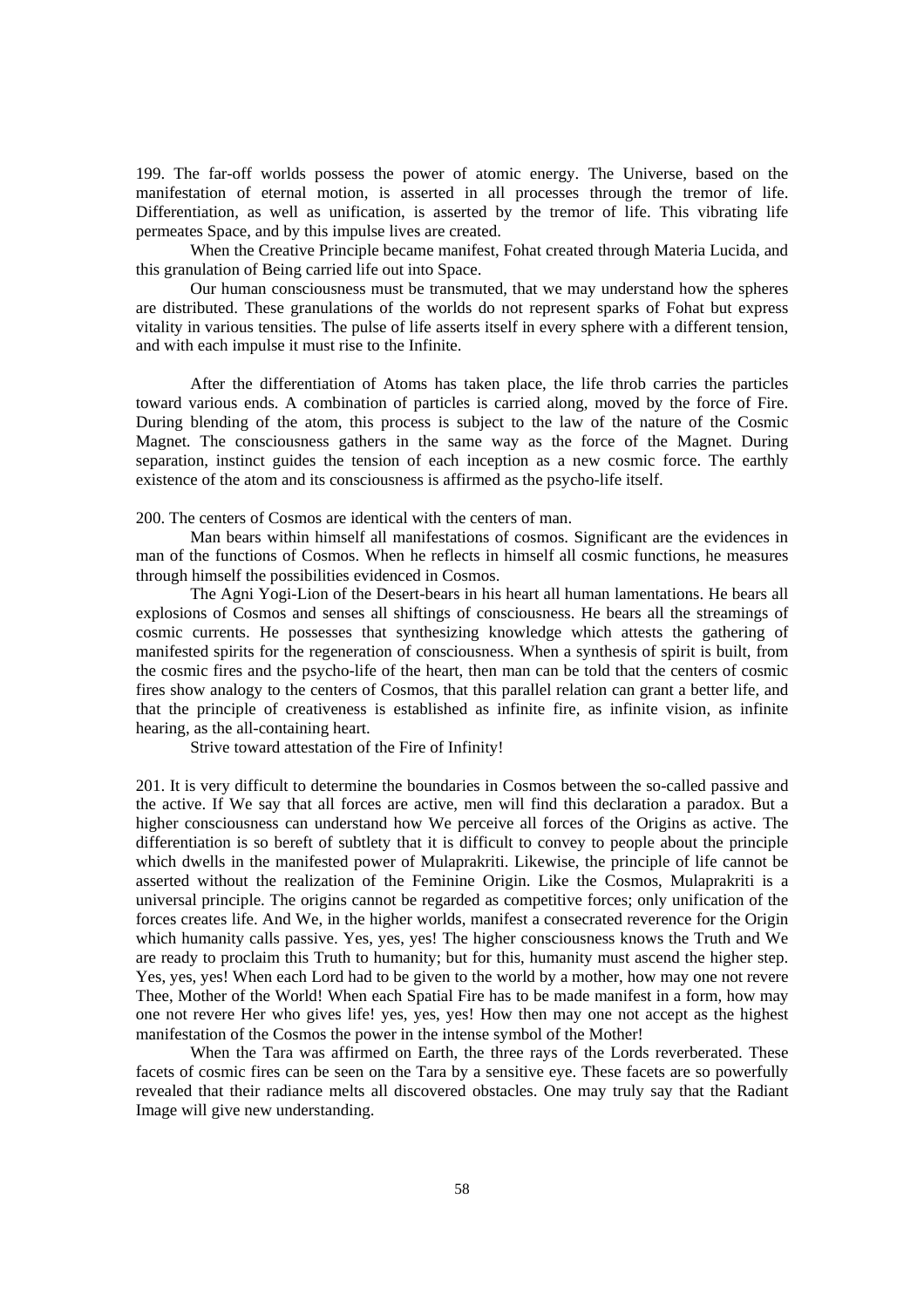199. The far-off worlds possess the power of atomic energy. The Universe, based on the manifestation of eternal motion, is asserted in all processes through the tremor of life. Differentiation, as well as unification, is asserted by the tremor of life. This vibrating life permeates Space, and by this impulse lives are created.

When the Creative Principle became manifest, Fohat created through Materia Lucida, and this granulation of Being carried life out into Space.

Our human consciousness must be transmuted, that we may understand how the spheres are distributed. These granulations of the worlds do not represent sparks of Fohat but express vitality in various tensities. The pulse of life asserts itself in every sphere with a different tension, and with each impulse it must rise to the Infinite.

After the differentiation of Atoms has taken place, the life throb carries the particles toward various ends. A combination of particles is carried along, moved by the force of Fire. During blending of the atom, this process is subject to the law of the nature of the Cosmic Magnet. The consciousness gathers in the same way as the force of the Magnet. During separation, instinct guides the tension of each inception as a new cosmic force. The earthly existence of the atom and its consciousness is affirmed as the psycho-life itself.

200. The centers of Cosmos are identical with the centers of man.

Man bears within himself all manifestations of cosmos. Significant are the evidences in man of the functions of Cosmos. When he reflects in himself all cosmic functions, he measures through himself the possibilities evidenced in Cosmos.

The Agni Yogi-Lion of the Desert-bears in his heart all human lamentations. He bears all explosions of Cosmos and senses all shiftings of consciousness. He bears all the streamings of cosmic currents. He possesses that synthesizing knowledge which attests the gathering of manifested spirits for the regeneration of consciousness. When a synthesis of spirit is built, from the cosmic fires and the psycho-life of the heart, then man can be told that the centers of cosmic fires show analogy to the centers of Cosmos, that this parallel relation can grant a better life, and that the principle of creativeness is established as infinite fire, as infinite vision, as infinite hearing, as the all-containing heart.

Strive toward attestation of the Fire of Infinity!

201. It is very difficult to determine the boundaries in Cosmos between the so-called passive and the active. If We say that all forces are active, men will find this declaration a paradox. But a higher consciousness can understand how We perceive all forces of the Origins as active. The differentiation is so bereft of subtlety that it is difficult to convey to people about the principle which dwells in the manifested power of Mulaprakriti. Likewise, the principle of life cannot be asserted without the realization of the Feminine Origin. Like the Cosmos, Mulaprakriti is a universal principle. The origins cannot be regarded as competitive forces; only unification of the forces creates life. And We, in the higher worlds, manifest a consecrated reverence for the Origin which humanity calls passive. Yes, yes, yes! The higher consciousness knows the Truth and We are ready to proclaim this Truth to humanity; but for this, humanity must ascend the higher step. Yes, yes, yes! When each Lord had to be given to the world by a mother, how may one not revere Thee, Mother of the World! When each Spatial Fire has to be made manifest in a form, how may one not revere Her who gives life! yes, yes, yes! How then may one not accept as the highest manifestation of the Cosmos the power in the intense symbol of the Mother!

When the Tara was affirmed on Earth, the three rays of the Lords reverberated. These facets of cosmic fires can be seen on the Tara by a sensitive eye. These facets are so powerfully revealed that their radiance melts all discovered obstacles. One may truly say that the Radiant Image will give new understanding.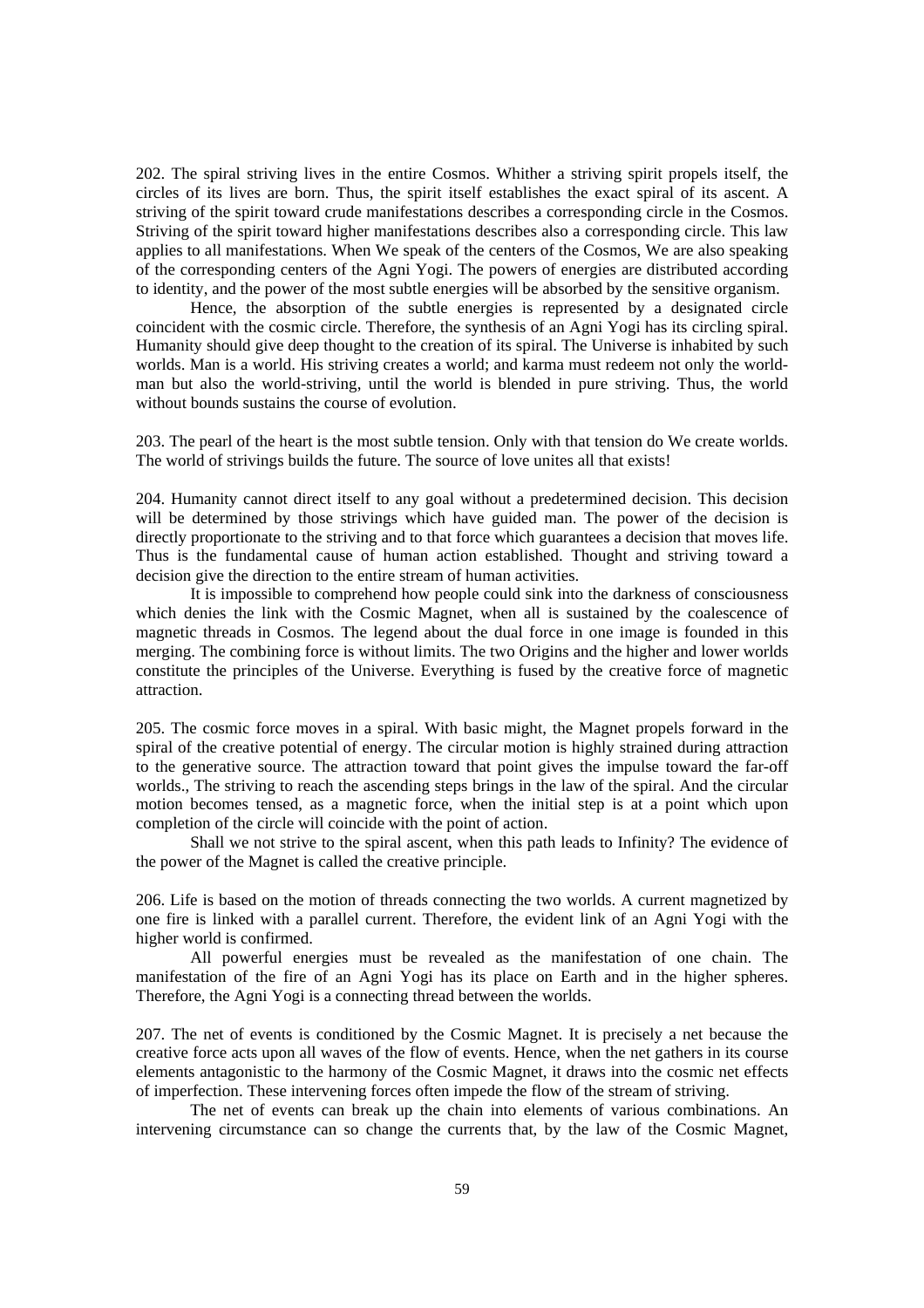202. The spiral striving lives in the entire Cosmos. Whither a striving spirit propels itself, the circles of its lives are born. Thus, the spirit itself establishes the exact spiral of its ascent. A striving of the spirit toward crude manifestations describes a corresponding circle in the Cosmos. Striving of the spirit toward higher manifestations describes also a corresponding circle. This law applies to all manifestations. When We speak of the centers of the Cosmos, We are also speaking of the corresponding centers of the Agni Yogi. The powers of energies are distributed according to identity, and the power of the most subtle energies will be absorbed by the sensitive organism.

Hence, the absorption of the subtle energies is represented by a designated circle coincident with the cosmic circle. Therefore, the synthesis of an Agni Yogi has its circling spiral. Humanity should give deep thought to the creation of its spiral. The Universe is inhabited by such worlds. Man is a world. His striving creates a world; and karma must redeem not only the world-man but also the world-striving, until the world is blended in pure striving. Thus, the world without bounds sustains the course of evolution.

203. The pearl of the heart is the most subtle tension. Only with that tension do We create worlds. The world of strivings builds the future. The source of love unites all that exists!

204. Humanity cannot direct itself to any goal without a predetermined decision. This decision will be determined by those strivings which have guided man. The power of the decision is directly proportionate to the striving and to that force which guarantees a decision that moves life. Thus is the fundamental cause of human action established. Thought and striving toward a decision give the direction to the entire stream of human activities.

It is impossible to comprehend how people could sink into the darkness of consciousness which denies the link with the Cosmic Magnet, when all is sustained by the coalescence of magnetic threads in Cosmos. The legend about the dual force in one image is founded in this merging. The combining force is without limits. The two Origins and the higher and lower worlds constitute the principles of the Universe. Everything is fused by the creative force of magnetic attraction.

205. The cosmic force moves in a spiral. With basic might, the Magnet propels forward in the spiral of the creative potential of energy. The circular motion is highly strained during attraction to the generative source. The attraction toward that point gives the impulse toward the far-off worlds., The striving to reach the ascending steps brings in the law of the spiral. And the circular motion becomes tensed, as a magnetic force, when the initial step is at a point which upon completion of the circle will coincide with the point of action.

Shall we not strive to the spiral ascent, when this path leads to Infinity? The evidence of the power of the Magnet is called the creative principle.

206. Life is based on the motion of threads connecting the two worlds. A current magnetized by one fire is linked with a parallel current. Therefore, the evident link of an Agni Yogi with the higher world is confirmed.

All powerful energies must be revealed as the manifestation of one chain. The manifestation of the fire of an Agni Yogi has its place on Earth and in the higher spheres. Therefore, the Agni Yogi is a connecting thread between the worlds.

207. The net of events is conditioned by the Cosmic Magnet. It is precisely a net because the creative force acts upon all waves of the flow of events. Hence, when the net gathers in its course elements antagonistic to the harmony of the Cosmic Magnet, it draws into the cosmic net effects of imperfection. These intervening forces often impede the flow of the stream of striving.

The net of events can break up the chain into elements of various combinations. An intervening circumstance can so change the currents that, by the law of the Cosmic Magnet,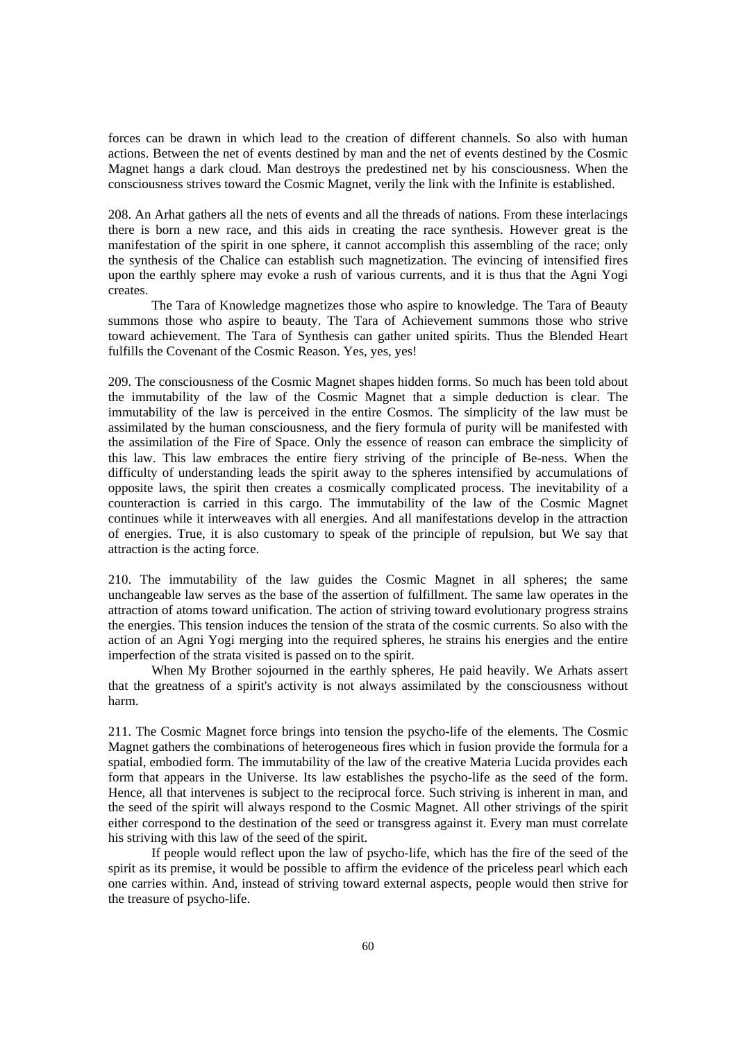forces can be drawn in which lead to the creation of different channels. So also with human actions. Between the net of events destined by man and the net of events destined by the Cosmic Magnet hangs a dark cloud. Man destroys the predestined net by his consciousness. When the consciousness strives toward the Cosmic Magnet, verily the link with the Infinite is established.

208. An Arhat gathers all the nets of events and all the threads of nations. From these interlacings there is born a new race, and this aids in creating the race synthesis. However great is the manifestation of the spirit in one sphere, it cannot accomplish this assembling of the race; only the synthesis of the Chalice can establish such magnetization. The evincing of intensified fires upon the earthly sphere may evoke a rush of various currents, and it is thus that the Agni Yogi creates.

The Tara of Knowledge magnetizes those who aspire to knowledge. The Tara of Beauty summons those who aspire to beauty. The Tara of Achievement summons those who strive toward achievement. The Tara of Synthesis can gather united spirits. Thus the Blended Heart fulfills the Covenant of the Cosmic Reason. Yes, yes, yes!

209. The consciousness of the Cosmic Magnet shapes hidden forms. So much has been told about the immutability of the law of the Cosmic Magnet that a simple deduction is clear. The immutability of the law is perceived in the entire Cosmos. The simplicity of the law must be assimilated by the human consciousness, and the fiery formula of purity will be manifested with the assimilation of the Fire of Space. Only the essence of reason can embrace the simplicity of this law. This law embraces the entire fiery striving of the principle of Be-ness. When the difficulty of understanding leads the spirit away to the spheres intensified by accumulations of opposite laws, the spirit then creates a cosmically complicated process. The inevitability of a counteraction is carried in this cargo. The immutability of the law of the Cosmic Magnet continues while it interweaves with all energies. And all manifestations develop in the attraction of energies. True, it is also customary to speak of the principle of repulsion, but We say that attraction is the acting force.

210. The immutability of the law guides the Cosmic Magnet in all spheres; the same unchangeable law serves as the base of the assertion of fulfillment. The same law operates in the attraction of atoms toward unification. The action of striving toward evolutionary progress strains the energies. This tension induces the tension of the strata of the cosmic currents. So also with the action of an Agni Yogi merging into the required spheres, he strains his energies and the entire imperfection of the strata visited is passed on to the spirit.

When My Brother sojourned in the earthly spheres, He paid heavily. We Arhats assert that the greatness of a spirit's activity is not always assimilated by the consciousness without harm.

211. The Cosmic Magnet force brings into tension the psycho-life of the elements. The Cosmic Magnet gathers the combinations of heterogeneous fires which in fusion provide the formula for a spatial, embodied form. The immutability of the law of the creative Materia Lucida provides each form that appears in the Universe. Its law establishes the psycho-life as the seed of the form. Hence, all that intervenes is subject to the reciprocal force. Such striving is inherent in man, and the seed of the spirit will always respond to the Cosmic Magnet. All other strivings of the spirit either correspond to the destination of the seed or transgress against it. Every man must correlate his striving with this law of the seed of the spirit.

If people would reflect upon the law of psycho-life, which has the fire of the seed of the spirit as its premise, it would be possible to affirm the evidence of the priceless pearl which each one carries within. And, instead of striving toward external aspects, people would then strive for the treasure of psycho-life.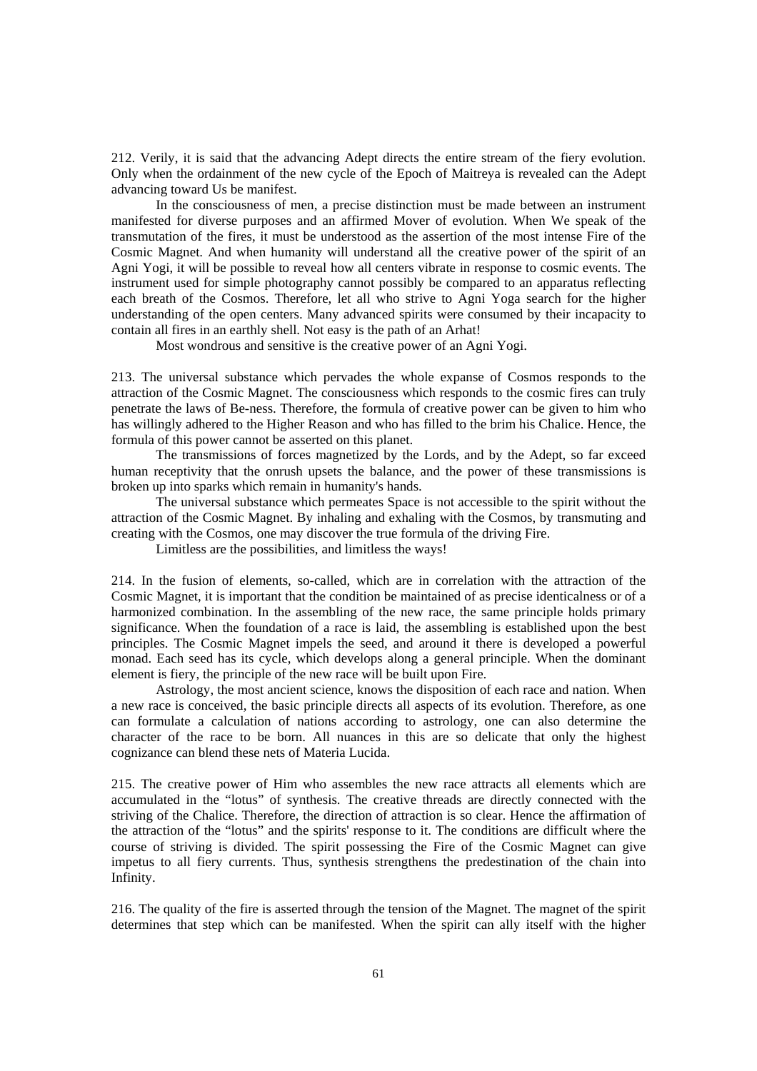212. Verily, it is said that the advancing Adept directs the entire stream of the fiery evolution. Only when the ordainment of the new cycle of the Epoch of Maitreya is revealed can the Adept advancing toward Us be manifest.

In the consciousness of men, a precise distinction must be made between an instrument manifested for diverse purposes and an affirmed Mover of evolution. When We speak of the transmutation of the fires, it must be understood as the assertion of the most intense Fire of the Cosmic Magnet. And when humanity will understand all the creative power of the spirit of an Agni Yogi, it will be possible to reveal how all centers vibrate in response to cosmic events. The instrument used for simple photography cannot possibly be compared to an apparatus reflecting each breath of the Cosmos. Therefore, let all who strive to Agni Yoga search for the higher understanding of the open centers. Many advanced spirits were consumed by their incapacity to contain all fires in an earthly shell. Not easy is the path of an Arhat!

Most wondrous and sensitive is the creative power of an Agni Yogi.

213. The universal substance which pervades the whole expanse of Cosmos responds to the attraction of the Cosmic Magnet. The consciousness which responds to the cosmic fires can truly penetrate the laws of Be-ness. Therefore, the formula of creative power can be given to him who has willingly adhered to the Higher Reason and who has filled to the brim his Chalice. Hence, the formula of this power cannot be asserted on this planet.

The transmissions of forces magnetized by the Lords, and by the Adept, so far exceed human receptivity that the onrush upsets the balance, and the power of these transmissions is broken up into sparks which remain in humanity's hands.

The universal substance which permeates Space is not accessible to the spirit without the attraction of the Cosmic Magnet. By inhaling and exhaling with the Cosmos, by transmuting and creating with the Cosmos, one may discover the true formula of the driving Fire.

Limitless are the possibilities, and limitless the ways!

214. In the fusion of elements, so-called, which are in correlation with the attraction of the Cosmic Magnet, it is important that the condition be maintained of as precise identicalness or of a harmonized combination. In the assembling of the new race, the same principle holds primary significance. When the foundation of a race is laid, the assembling is established upon the best principles. The Cosmic Magnet impels the seed, and around it there is developed a powerful monad. Each seed has its cycle, which develops along a general principle. When the dominant element is fiery, the principle of the new race will be built upon Fire.

Astrology, the most ancient science, knows the disposition of each race and nation. When a new race is conceived, the basic principle directs all aspects of its evolution. Therefore, as one can formulate a calculation of nations according to astrology, one can also determine the character of the race to be born. All nuances in this are so delicate that only the highest cognizance can blend these nets of Materia Lucida.

215. The creative power of Him who assembles the new race attracts all elements which are accumulated in the "lotus" of synthesis. The creative threads are directly connected with the striving of the Chalice. Therefore, the direction of attraction is so clear. Hence the affirmation of the attraction of the "lotus" and the spirits' response to it. The conditions are difficult where the course of striving is divided. The spirit possessing the Fire of the Cosmic Magnet can give impetus to all fiery currents. Thus, synthesis strengthens the predestination of the chain into Infinity.

216. The quality of the fire is asserted through the tension of the Magnet. The magnet of the spirit determines that step which can be manifested. When the spirit can ally itself with the higher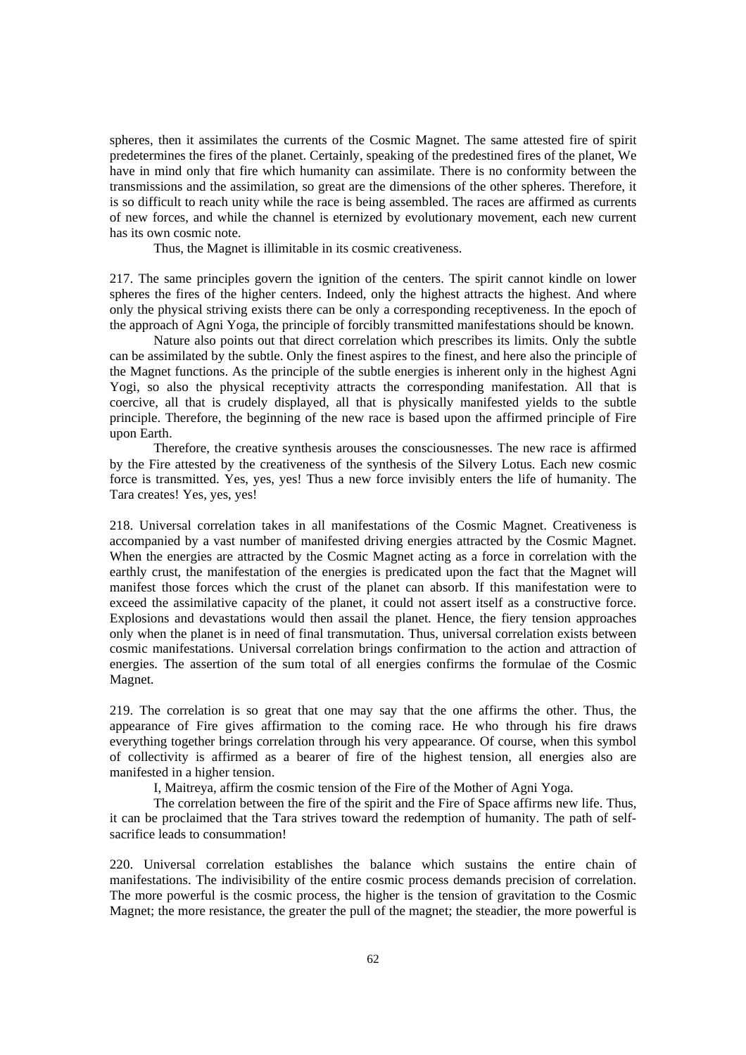spheres, then it assimilates the currents of the Cosmic Magnet. The same attested fire of spirit predetermines the fires of the planet. Certainly, speaking of the predestined fires of the planet, We have in mind only that fire which humanity can assimilate. There is no conformity between the transmissions and the assimilation, so great are the dimensions of the other spheres. Therefore, it is so difficult to reach unity while the race is being assembled. The races are affirmed as currents of new forces, and while the channel is eternized by evolutionary movement, each new current has its own cosmic note.

Thus, the Magnet is illimitable in its cosmic creativeness.

217. The same principles govern the ignition of the centers. The spirit cannot kindle on lower spheres the fires of the higher centers. Indeed, only the highest attracts the highest. And where only the physical striving exists there can be only a corresponding receptiveness. In the epoch of the approach of Agni Yoga, the principle of forcibly transmitted manifestations should be known.

Nature also points out that direct correlation which prescribes its limits. Only the subtle can be assimilated by the subtle. Only the finest aspires to the finest, and here also the principle of the Magnet functions. As the principle of the subtle energies is inherent only in the highest Agni Yogi, so also the physical receptivity attracts the corresponding manifestation. All that is coercive, all that is crudely displayed, all that is physically manifested yields to the subtle principle. Therefore, the beginning of the new race is based upon the affirmed principle of Fire upon Earth.

Therefore, the creative synthesis arouses the consciousnesses. The new race is affirmed by the Fire attested by the creativeness of the synthesis of the Silvery Lotus. Each new cosmic force is transmitted. Yes, yes, yes! Thus a new force invisibly enters the life of humanity. The Tara creates! Yes, yes, yes!

218. Universal correlation takes in all manifestations of the Cosmic Magnet. Creativeness is accompanied by a vast number of manifested driving energies attracted by the Cosmic Magnet. When the energies are attracted by the Cosmic Magnet acting as a force in correlation with the earthly crust, the manifestation of the energies is predicated upon the fact that the Magnet will manifest those forces which the crust of the planet can absorb. If this manifestation were to exceed the assimilative capacity of the planet, it could not assert itself as a constructive force. Explosions and devastations would then assail the planet. Hence, the fiery tension approaches only when the planet is in need of final transmutation. Thus, universal correlation exists between cosmic manifestations. Universal correlation brings confirmation to the action and attraction of energies. The assertion of the sum total of all energies confirms the formulae of the Cosmic Magnet.

219. The correlation is so great that one may say that the one affirms the other. Thus, the appearance of Fire gives affirmation to the coming race. He who through his fire draws everything together brings correlation through his very appearance. Of course, when this symbol of collectivity is affirmed as a bearer of fire of the highest tension, all energies also are manifested in a higher tension.

I, Maitreya, affirm the cosmic tension of the Fire of the Mother of Agni Yoga.

The correlation between the fire of the spirit and the Fire of Space affirms new life. Thus, it can be proclaimed that the Tara strives toward the redemption of humanity. The path of self-sacrifice leads to consummation!

220. Universal correlation establishes the balance which sustains the entire chain of manifestations. The indivisibility of the entire cosmic process demands precision of correlation. The more powerful is the cosmic process, the higher is the tension of gravitation to the Cosmic Magnet; the more resistance, the greater the pull of the magnet; the steadier, the more powerful is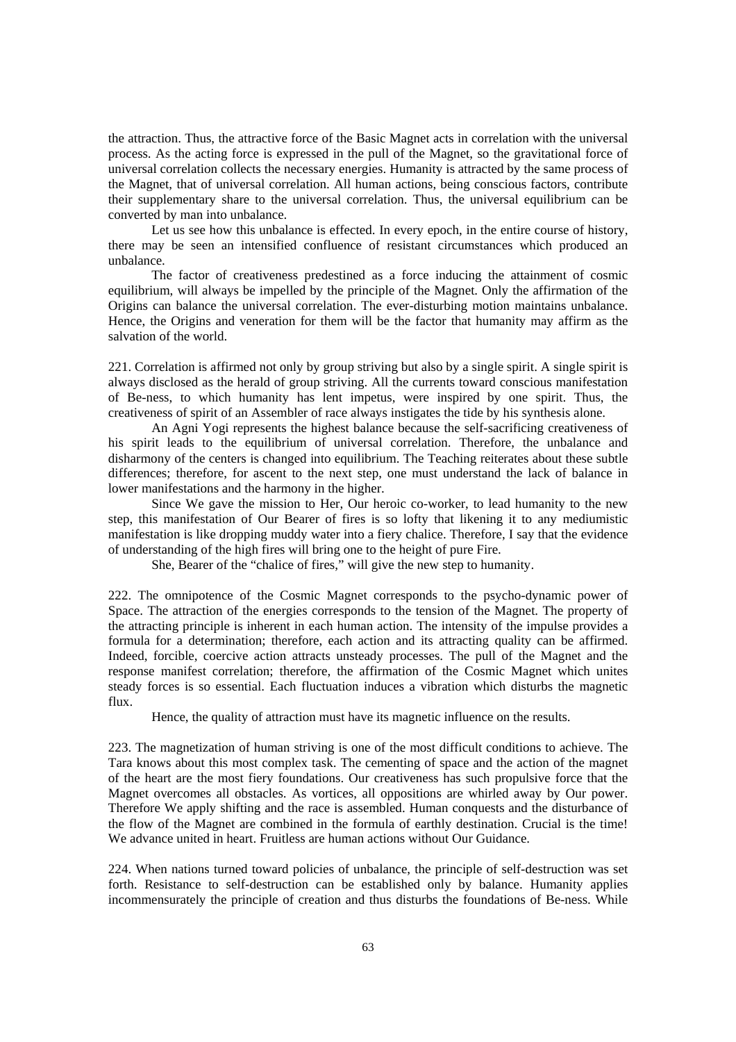the attraction. Thus, the attractive force of the Basic Magnet acts in correlation with the universal process. As the acting force is expressed in the pull of the Magnet, so the gravitational force of universal correlation collects the necessary energies. Humanity is attracted by the same process of the Magnet, that of universal correlation. All human actions, being conscious factors, contribute their supplementary share to the universal correlation. Thus, the universal equilibrium can be converted by man into unbalance.

Let us see how this unbalance is effected. In every epoch, in the entire course of history, there may be seen an intensified confluence of resistant circumstances which produced an unbalance.

The factor of creativeness predestined as a force inducing the attainment of cosmic equilibrium, will always be impelled by the principle of the Magnet. Only the affirmation of the Origins can balance the universal correlation. The ever-disturbing motion maintains unbalance. Hence, the Origins and veneration for them will be the factor that humanity may affirm as the salvation of the world.

221. Correlation is affirmed not only by group striving but also by a single spirit. A single spirit is always disclosed as the herald of group striving. All the currents toward conscious manifestation of Be-ness, to which humanity has lent impetus, were inspired by one spirit. Thus, the creativeness of spirit of an Assembler of race always instigates the tide by his synthesis alone.

An Agni Yogi represents the highest balance because the self-sacrificing creativeness of his spirit leads to the equilibrium of universal correlation. Therefore, the unbalance and disharmony of the centers is changed into equilibrium. The Teaching reiterates about these subtle differences; therefore, for ascent to the next step, one must understand the lack of balance in lower manifestations and the harmony in the higher.

Since We gave the mission to Her, Our heroic co-worker, to lead humanity to the new step, this manifestation of Our Bearer of fires is so lofty that likening it to any mediumistic manifestation is like dropping muddy water into a fiery chalice. Therefore, I say that the evidence of understanding of the high fires will bring one to the height of pure Fire.

She, Bearer of the "chalice of fires," will give the new step to humanity.

222. The omnipotence of the Cosmic Magnet corresponds to the psycho-dynamic power of Space. The attraction of the energies corresponds to the tension of the Magnet. The property of the attracting principle is inherent in each human action. The intensity of the impulse provides a formula for a determination; therefore, each action and its attracting quality can be affirmed. Indeed, forcible, coercive action attracts unsteady processes. The pull of the Magnet and the response manifest correlation; therefore, the affirmation of the Cosmic Magnet which unites steady forces is so essential. Each fluctuation induces a vibration which disturbs the magnetic flux.

Hence, the quality of attraction must have its magnetic influence on the results.

223. The magnetization of human striving is one of the most difficult conditions to achieve. The Tara knows about this most complex task. The cementing of space and the action of the magnet of the heart are the most fiery foundations. Our creativeness has such propulsive force that the Magnet overcomes all obstacles. As vortices, all oppositions are whirled away by Our power. Therefore We apply shifting and the race is assembled. Human conquests and the disturbance of the flow of the Magnet are combined in the formula of earthly destination. Crucial is the time! We advance united in heart. Fruitless are human actions without Our Guidance.

224. When nations turned toward policies of unbalance, the principle of self-destruction was set forth. Resistance to self-destruction can be established only by balance. Humanity applies incommensurately the principle of creation and thus disturbs the foundations of Be-ness. While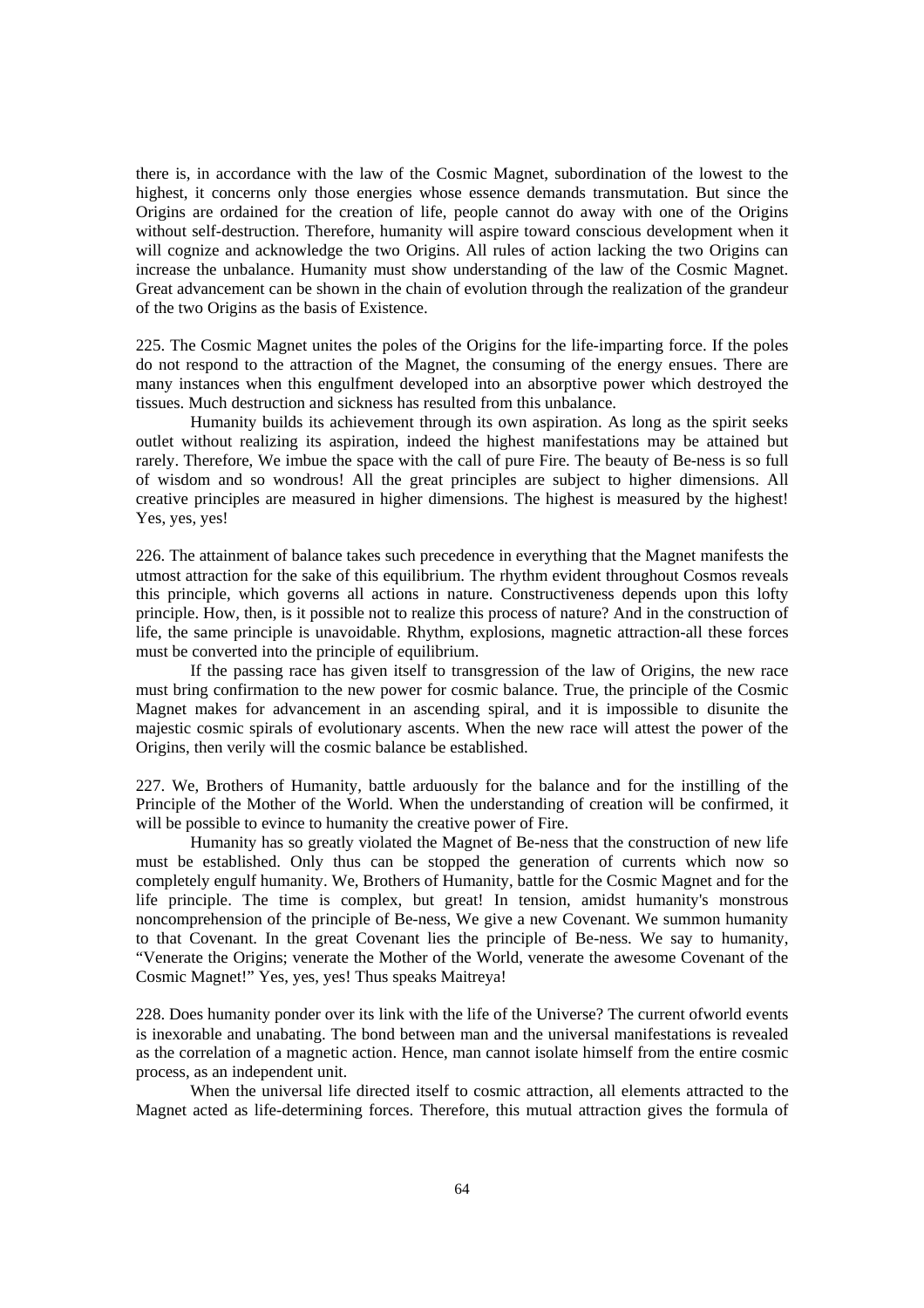there is, in accordance with the law of the Cosmic Magnet, subordination of the lowest to the highest, it concerns only those energies whose essence demands transmutation. But since the Origins are ordained for the creation of life, people cannot do away with one of the Origins without self-destruction. Therefore, humanity will aspire toward conscious development when it will cognize and acknowledge the two Origins. All rules of action lacking the two Origins can increase the unbalance. Humanity must show understanding of the law of the Cosmic Magnet. Great advancement can be shown in the chain of evolution through the realization of the grandeur of the two Origins as the basis of Existence.

225. The Cosmic Magnet unites the poles of the Origins for the life-imparting force. If the poles do not respond to the attraction of the Magnet, the consuming of the energy ensues. There are many instances when this engulfment developed into an absorptive power which destroyed the tissues. Much destruction and sickness has resulted from this unbalance.

Humanity builds its achievement through its own aspiration. As long as the spirit seeks outlet without realizing its aspiration, indeed the highest manifestations may be attained but rarely. Therefore, We imbue the space with the call of pure Fire. The beauty of Be-ness is so full of wisdom and so wondrous! All the great principles are subject to higher dimensions. All creative principles are measured in higher dimensions. The highest is measured by the highest! Yes, yes, yes!

226. The attainment of balance takes such precedence in everything that the Magnet manifests the utmost attraction for the sake of this equilibrium. The rhythm evident throughout Cosmos reveals this principle, which governs all actions in nature. Constructiveness depends upon this lofty principle. How, then, is it possible not to realize this process of nature? And in the construction of life, the same principle is unavoidable. Rhythm, explosions, magnetic attraction-all these forces must be converted into the principle of equilibrium.

If the passing race has given itself to transgression of the law of Origins, the new race must bring confirmation to the new power for cosmic balance. True, the principle of the Cosmic Magnet makes for advancement in an ascending spiral, and it is impossible to disunite the majestic cosmic spirals of evolutionary ascents. When the new race will attest the power of the Origins, then verily will the cosmic balance be established.

227. We, Brothers of Humanity, battle arduously for the balance and for the instilling of the Principle of the Mother of the World. When the understanding of creation will be confirmed, it will be possible to evince to humanity the creative power of Fire.

Humanity has so greatly violated the Magnet of Be-ness that the construction of new life must be established. Only thus can be stopped the generation of currents which now so completely engulf humanity. We, Brothers of Humanity, battle for the Cosmic Magnet and for the life principle. The time is complex, but great! In tension, amidst humanity's monstrous noncomprehension of the principle of Be-ness, We give a new Covenant. We summon humanity to that Covenant. In the great Covenant lies the principle of Be-ness. We say to humanity, "Venerate the Origins; venerate the Mother of the World, venerate the awesome Covenant of the Cosmic Magnet!" Yes, yes, yes! Thus speaks Maitreya!

228. Does humanity ponder over its link with the life of the Universe? The current ofworld events is inexorable and unabating. The bond between man and the universal manifestations is revealed as the correlation of a magnetic action. Hence, man cannot isolate himself from the entire cosmic process, as an independent unit.

When the universal life directed itself to cosmic attraction, all elements attracted to the Magnet acted as life-determining forces. Therefore, this mutual attraction gives the formula of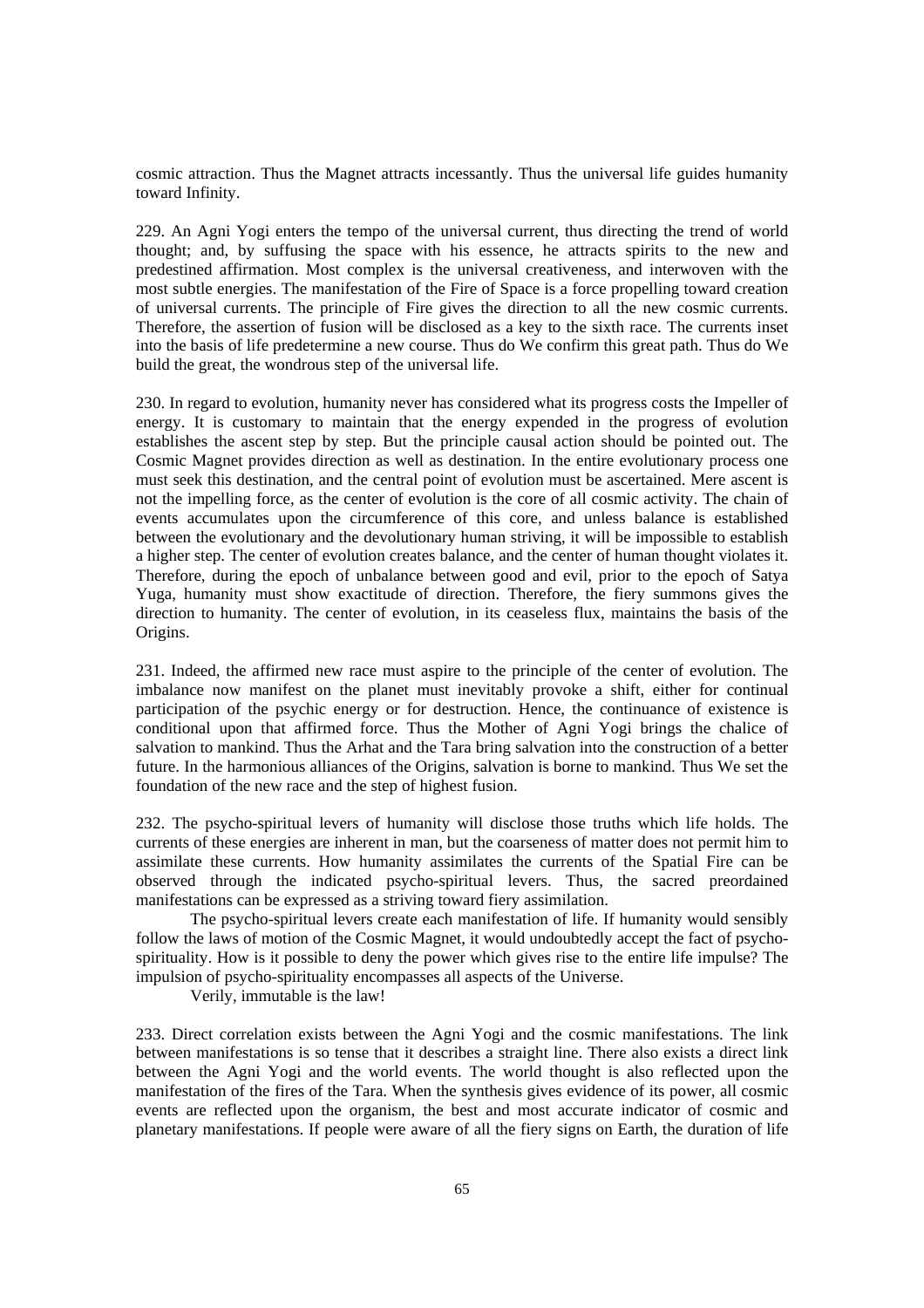cosmic attraction. Thus the Magnet attracts incessantly. Thus the universal life guides humanity toward Infinity.

229. An Agni Yogi enters the tempo of the universal current, thus directing the trend of world thought; and, by suffusing the space with his essence, he attracts spirits to the new and predestined affirmation. Most complex is the universal creativeness, and interwoven with the most subtle energies. The manifestation of the Fire of Space is a force propelling toward creation of universal currents. The principle of Fire gives the direction to all the new cosmic currents. Therefore, the assertion of fusion will be disclosed as a key to the sixth race. The currents inset into the basis of life predetermine a new course. Thus do We confirm this great path. Thus do We build the great, the wondrous step of the universal life.

230. In regard to evolution, humanity never has considered what its progress costs the Impeller of energy. It is customary to maintain that the energy expended in the progress of evolution establishes the ascent step by step. But the principle causal action should be pointed out. The Cosmic Magnet provides direction as well as destination. In the entire evolutionary process one must seek this destination, and the central point of evolution must be ascertained. Mere ascent is not the impelling force, as the center of evolution is the core of all cosmic activity. The chain of events accumulates upon the circumference of this core, and unless balance is established between the evolutionary and the devolutionary human striving, it will be impossible to establish a higher step. The center of evolution creates balance, and the center of human thought violates it. Therefore, during the epoch of unbalance between good and evil, prior to the epoch of Satya Yuga, humanity must show exactitude of direction. Therefore, the fiery summons gives the direction to humanity. The center of evolution, in its ceaseless flux, maintains the basis of the Origins.

231. Indeed, the affirmed new race must aspire to the principle of the center of evolution. The imbalance now manifest on the planet must inevitably provoke a shift, either for continual participation of the psychic energy or for destruction. Hence, the continuance of existence is conditional upon that affirmed force. Thus the Mother of Agni Yogi brings the chalice of salvation to mankind. Thus the Arhat and the Tara bring salvation into the construction of a better future. In the harmonious alliances of the Origins, salvation is borne to mankind. Thus We set the foundation of the new race and the step of highest fusion.

232. The psycho-spiritual levers of humanity will disclose those truths which life holds. The currents of these energies are inherent in man, but the coarseness of matter does not permit him to assimilate these currents. How humanity assimilates the currents of the Spatial Fire can be observed through the indicated psycho-spiritual levers. Thus, the sacred preordained manifestations can be expressed as a striving toward fiery assimilation.

The psycho-spiritual levers create each manifestation of life. If humanity would sensibly follow the laws of motion of the Cosmic Magnet, it would undoubtedly accept the fact of psycho-spirituality. How is it possible to deny the power which gives rise to the entire life impulse? The impulsion of psycho-spirituality encompasses all aspects of the Universe.

Verily, immutable is the law!

233. Direct correlation exists between the Agni Yogi and the cosmic manifestations. The link between manifestations is so tense that it describes a straight line. There also exists a direct link between the Agni Yogi and the world events. The world thought is also reflected upon the manifestation of the fires of the Tara. When the synthesis gives evidence of its power, all cosmic events are reflected upon the organism, the best and most accurate indicator of cosmic and planetary manifestations. If people were aware of all the fiery signs on Earth, the duration of life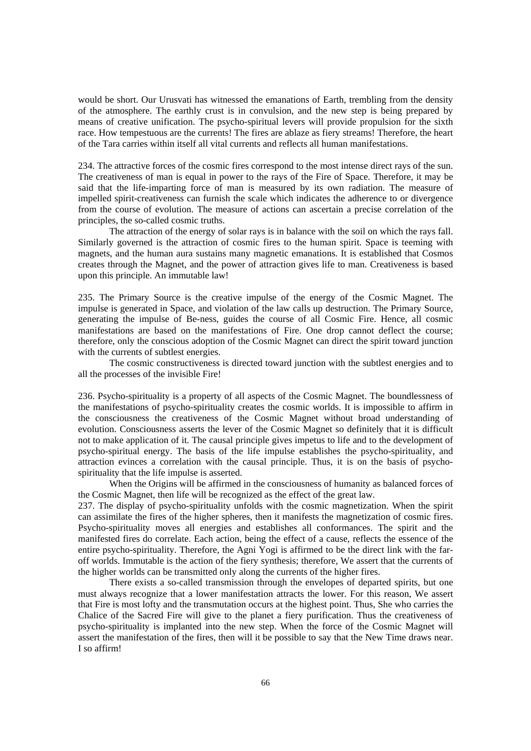would be short. Our Urusvati has witnessed the emanations of Earth, trembling from the density of the atmosphere. The earthly crust is in convulsion, and the new step is being prepared by means of creative unification. The psycho-spiritual levers will provide propulsion for the sixth race. How tempestuous are the currents! The fires are ablaze as fiery streams! Therefore, the heart of the Tara carries within itself all vital currents and reflects all human manifestations.

234. The attractive forces of the cosmic fires correspond to the most intense direct rays of the sun. The creativeness of man is equal in power to the rays of the Fire of Space. Therefore, it may be said that the life-imparting force of man is measured by its own radiation. The measure of impelled spirit-creativeness can furnish the scale which indicates the adherence to or divergence from the course of evolution. The measure of actions can ascertain a precise correlation of the principles, the so-called cosmic truths.

The attraction of the energy of solar rays is in balance with the soil on which the rays fall. Similarly governed is the attraction of cosmic fires to the human spirit. Space is teeming with magnets, and the human aura sustains many magnetic emanations. It is established that Cosmos creates through the Magnet, and the power of attraction gives life to man. Creativeness is based upon this principle. An immutable law!

235. The Primary Source is the creative impulse of the energy of the Cosmic Magnet. The impulse is generated in Space, and violation of the law calls up destruction. The Primary Source, generating the impulse of Be-ness, guides the course of all Cosmic Fire. Hence, all cosmic manifestations are based on the manifestations of Fire. One drop cannot deflect the course; therefore, only the conscious adoption of the Cosmic Magnet can direct the spirit toward junction with the currents of subtlest energies.

The cosmic constructiveness is directed toward junction with the subtlest energies and to all the processes of the invisible Fire!

236. Psycho-spirituality is a property of all aspects of the Cosmic Magnet. The boundlessness of the manifestations of psycho-spirituality creates the cosmic worlds. It is impossible to affirm in the consciousness the creativeness of the Cosmic Magnet without broad understanding of evolution. Consciousness asserts the lever of the Cosmic Magnet so definitely that it is difficult not to make application of it. The causal principle gives impetus to life and to the development of psycho-spiritual energy. The basis of the life impulse establishes the psycho-spirituality, and attraction evinces a correlation with the causal principle. Thus, it is on the basis of psycho-spirituality that the life impulse is asserted.

When the Origins will be affirmed in the consciousness of humanity as balanced forces of the Cosmic Magnet, then life will be recognized as the effect of the great law.

237. The display of psycho-spirituality unfolds with the cosmic magnetization. When the spirit can assimilate the fires of the higher spheres, then it manifests the magnetization of cosmic fires. Psycho-spirituality moves all energies and establishes all conformances. The spirit and the manifested fires do correlate. Each action, being the effect of a cause, reflects the essence of the entire psycho-spirituality. Therefore, the Agni Yogi is affirmed to be the direct link with the far-off worlds. Immutable is the action of the fiery synthesis; therefore, We assert that the currents of the higher worlds can be transmitted only along the currents of the higher fires.

There exists a so-called transmission through the envelopes of departed spirits, but one must always recognize that a lower manifestation attracts the lower. For this reason, We assert that Fire is most lofty and the transmutation occurs at the highest point. Thus, She who carries the Chalice of the Sacred Fire will give to the planet a fiery purification. Thus the creativeness of psycho-spirituality is implanted into the new step. When the force of the Cosmic Magnet will assert the manifestation of the fires, then will it be possible to say that the New Time draws near. I so affirm!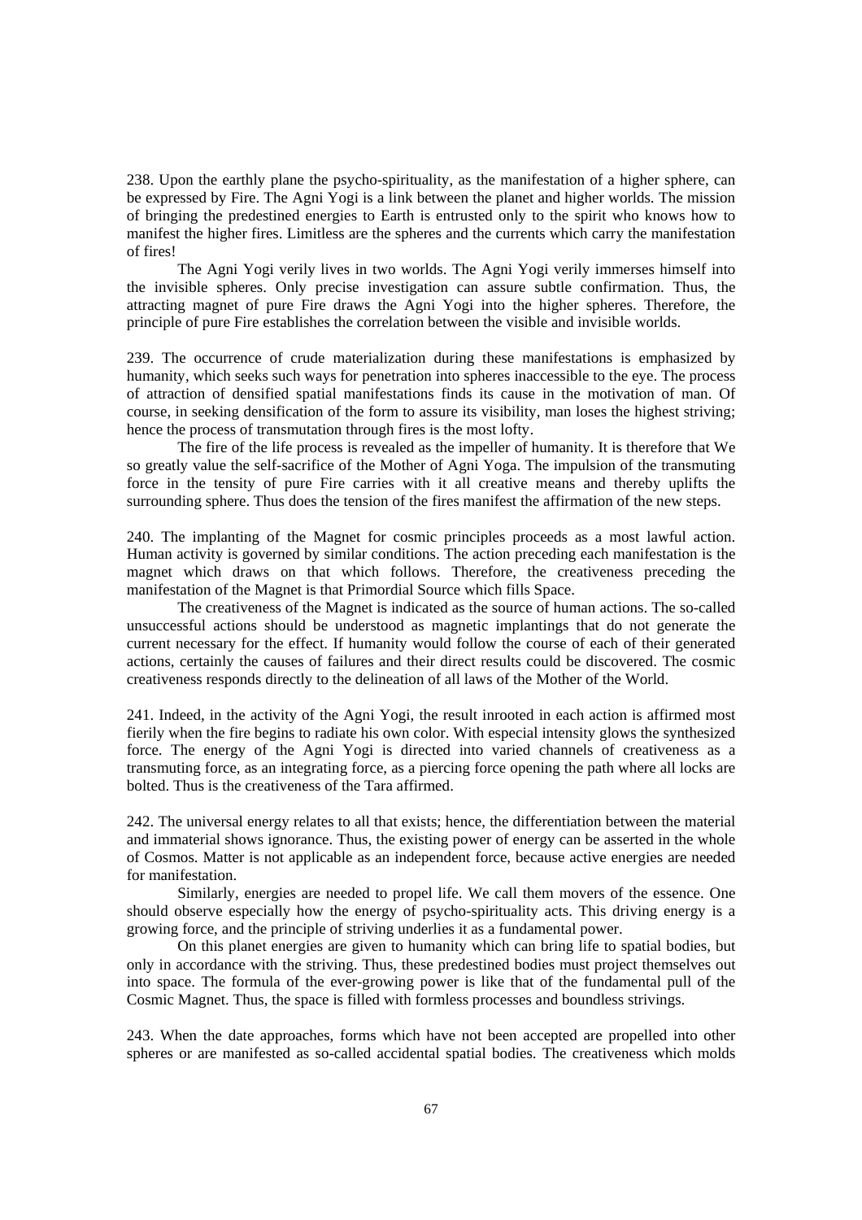238. Upon the earthly plane the psycho-spirituality, as the manifestation of a higher sphere, can be expressed by Fire. The Agni Yogi is a link between the planet and higher worlds. The mission of bringing the predestined energies to Earth is entrusted only to the spirit who knows how to manifest the higher fires. Limitless are the spheres and the currents which carry the manifestation of fires!

The Agni Yogi verily lives in two worlds. The Agni Yogi verily immerses himself into the invisible spheres. Only precise investigation can assure subtle confirmation. Thus, the attracting magnet of pure Fire draws the Agni Yogi into the higher spheres. Therefore, the principle of pure Fire establishes the correlation between the visible and invisible worlds.

239. The occurrence of crude materialization during these manifestations is emphasized by humanity, which seeks such ways for penetration into spheres inaccessible to the eye. The process of attraction of densified spatial manifestations finds its cause in the motivation of man. Of course, in seeking densification of the form to assure its visibility, man loses the highest striving; hence the process of transmutation through fires is the most lofty.

The fire of the life process is revealed as the impeller of humanity. It is therefore that We so greatly value the self-sacrifice of the Mother of Agni Yoga. The impulsion of the transmuting force in the tensity of pure Fire carries with it all creative means and thereby uplifts the surrounding sphere. Thus does the tension of the fires manifest the affirmation of the new steps.

240. The implanting of the Magnet for cosmic principles proceeds as a most lawful action. Human activity is governed by similar conditions. The action preceding each manifestation is the magnet which draws on that which follows. Therefore, the creativeness preceding the manifestation of the Magnet is that Primordial Source which fills Space.

The creativeness of the Magnet is indicated as the source of human actions. The so-called unsuccessful actions should be understood as magnetic implantings that do not generate the current necessary for the effect. If humanity would follow the course of each of their generated actions, certainly the causes of failures and their direct results could be discovered. The cosmic creativeness responds directly to the delineation of all laws of the Mother of the World.

241. Indeed, in the activity of the Agni Yogi, the result inrooted in each action is affirmed most fierily when the fire begins to radiate his own color. With especial intensity glows the synthesized force. The energy of the Agni Yogi is directed into varied channels of creativeness as a transmuting force, as an integrating force, as a piercing force opening the path where all locks are bolted. Thus is the creativeness of the Tara affirmed.

242. The universal energy relates to all that exists; hence, the differentiation between the material and immaterial shows ignorance. Thus, the existing power of energy can be asserted in the whole of Cosmos. Matter is not applicable as an independent force, because active energies are needed for manifestation.

Similarly, energies are needed to propel life. We call them movers of the essence. One should observe especially how the energy of psycho-spirituality acts. This driving energy is a growing force, and the principle of striving underlies it as a fundamental power.

On this planet energies are given to humanity which can bring life to spatial bodies, but only in accordance with the striving. Thus, these predestined bodies must project themselves out into space. The formula of the ever-growing power is like that of the fundamental pull of the Cosmic Magnet. Thus, the space is filled with formless processes and boundless strivings.

243. When the date approaches, forms which have not been accepted are propelled into other spheres or are manifested as so-called accidental spatial bodies. The creativeness which molds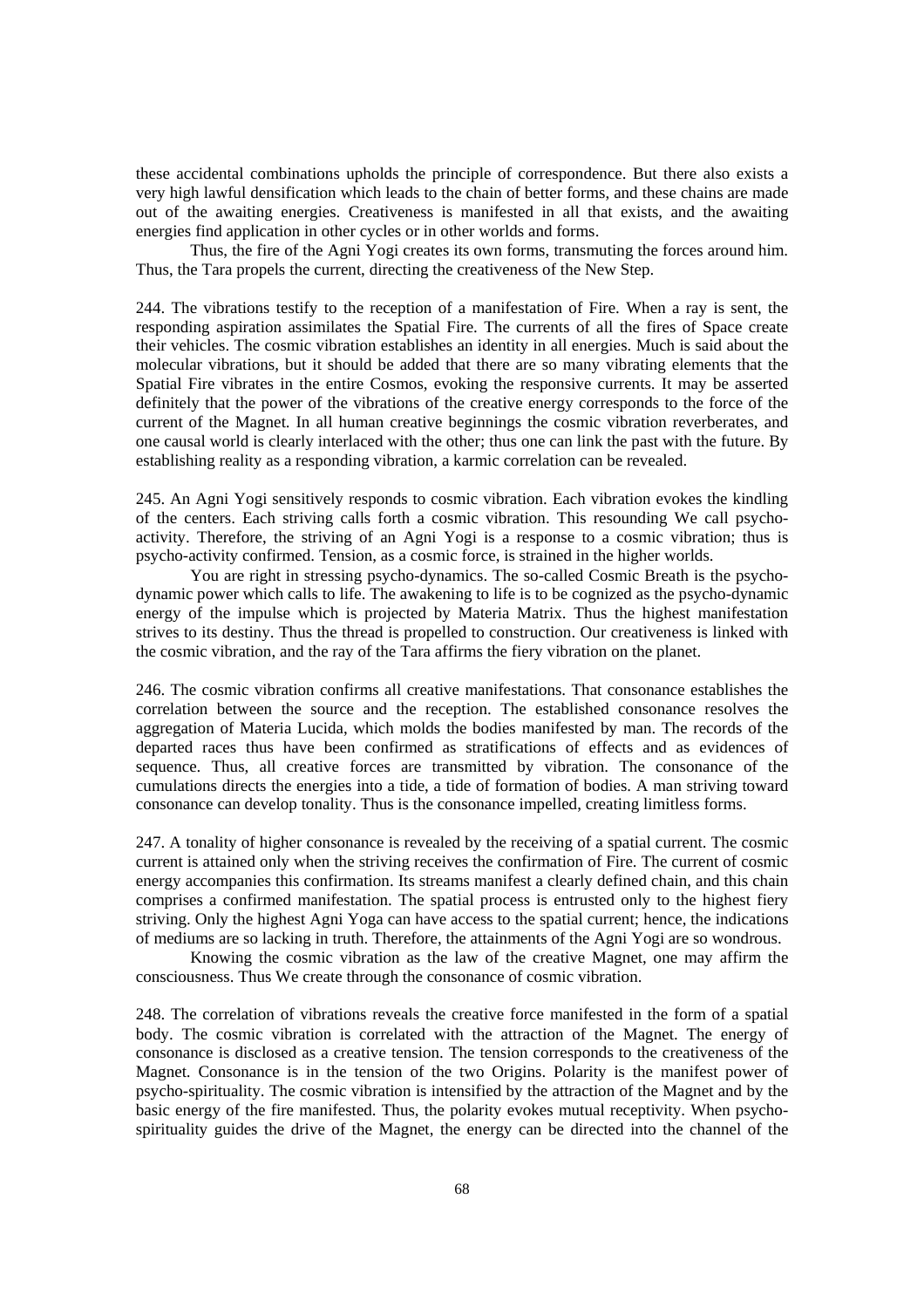these accidental combinations upholds the principle of correspondence. But there also exists a very high lawful densification which leads to the chain of better forms, and these chains are made out of the awaiting energies. Creativeness is manifested in all that exists, and the awaiting energies find application in other cycles or in other worlds and forms.

Thus, the fire of the Agni Yogi creates its own forms, transmuting the forces around him. Thus, the Tara propels the current, directing the creativeness of the New Step.

244. The vibrations testify to the reception of a manifestation of Fire. When a ray is sent, the responding aspiration assimilates the Spatial Fire. The currents of all the fires of Space create their vehicles. The cosmic vibration establishes an identity in all energies. Much is said about the molecular vibrations, but it should be added that there are so many vibrating elements that the Spatial Fire vibrates in the entire Cosmos, evoking the responsive currents. It may be asserted definitely that the power of the vibrations of the creative energy corresponds to the force of the current of the Magnet. In all human creative beginnings the cosmic vibration reverberates, and one causal world is clearly interlaced with the other; thus one can link the past with the future. By establishing reality as a responding vibration, a karmic correlation can be revealed.

245. An Agni Yogi sensitively responds to cosmic vibration. Each vibration evokes the kindling of the centers. Each striving calls forth a cosmic vibration. This resounding We call psycho-activity. Therefore, the striving of an Agni Yogi is a response to a cosmic vibration; thus is psycho-activity confirmed. Tension, as a cosmic force, is strained in the higher worlds.

You are right in stressing psycho-dynamics. The so-called Cosmic Breath is the psycho-dynamic power which calls to life. The awakening to life is to be cognized as the psycho-dynamic energy of the impulse which is projected by Materia Matrix. Thus the highest manifestation strives to its destiny. Thus the thread is propelled to construction. Our creativeness is linked with the cosmic vibration, and the ray of the Tara affirms the fiery vibration on the planet.

246. The cosmic vibration confirms all creative manifestations. That consonance establishes the correlation between the source and the reception. The established consonance resolves the aggregation of Materia Lucida, which molds the bodies manifested by man. The records of the departed races thus have been confirmed as stratifications of effects and as evidences of sequence. Thus, all creative forces are transmitted by vibration. The consonance of the cumulations directs the energies into a tide, a tide of formation of bodies. A man striving toward consonance can develop tonality. Thus is the consonance impelled, creating limitless forms.

247. A tonality of higher consonance is revealed by the receiving of a spatial current. The cosmic current is attained only when the striving receives the confirmation of Fire. The current of cosmic energy accompanies this confirmation. Its streams manifest a clearly defined chain, and this chain comprises a confirmed manifestation. The spatial process is entrusted only to the highest fiery striving. Only the highest Agni Yoga can have access to the spatial current; hence, the indications of mediums are so lacking in truth. Therefore, the attainments of the Agni Yogi are so wondrous.

Knowing the cosmic vibration as the law of the creative Magnet, one may affirm the consciousness. Thus We create through the consonance of cosmic vibration.

248. The correlation of vibrations reveals the creative force manifested in the form of a spatial body. The cosmic vibration is correlated with the attraction of the Magnet. The energy of consonance is disclosed as a creative tension. The tension corresponds to the creativeness of the Magnet. Consonance is in the tension of the two Origins. Polarity is the manifest power of psycho-spirituality. The cosmic vibration is intensified by the attraction of the Magnet and by the basic energy of the fire manifested. Thus, the polarity evokes mutual receptivity. When psycho-spirituality guides the drive of the Magnet, the energy can be directed into the channel of the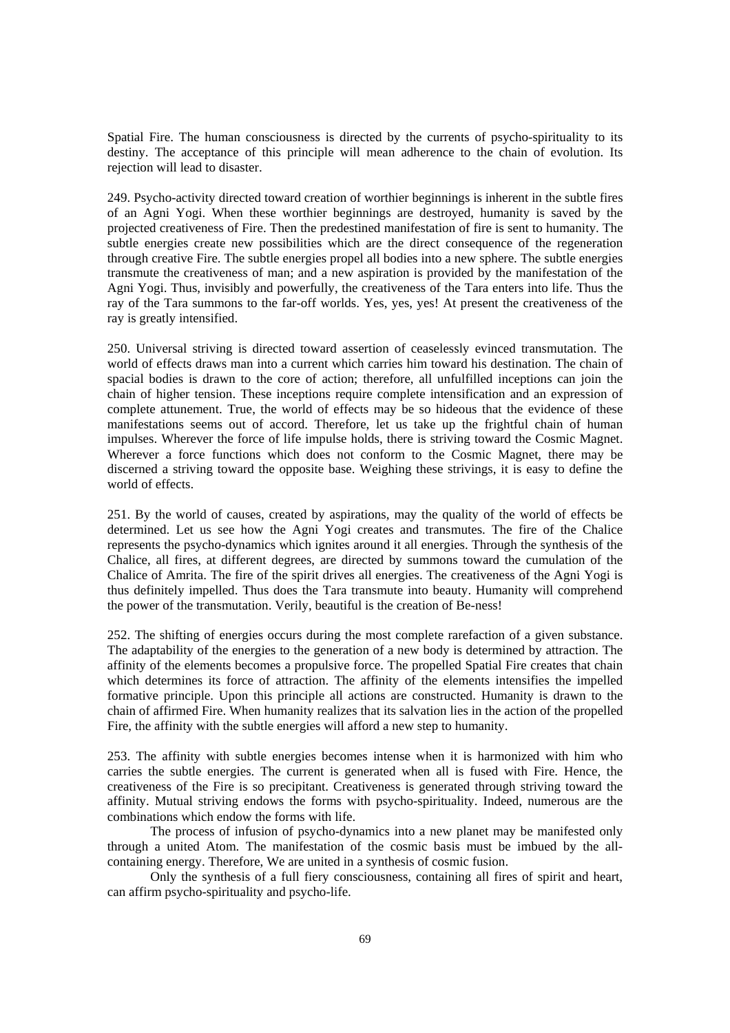Spatial Fire. The human consciousness is directed by the currents of psycho-spirituality to its destiny. The acceptance of this principle will mean adherence to the chain of evolution. Its rejection will lead to disaster.

249. Psycho-activity directed toward creation of worthier beginnings is inherent in the subtle fires of an Agni Yogi. When these worthier beginnings are destroyed, humanity is saved by the projected creativeness of Fire. Then the predestined manifestation of fire is sent to humanity. The subtle energies create new possibilities which are the direct consequence of the regeneration through creative Fire. The subtle energies propel all bodies into a new sphere. The subtle energies transmute the creativeness of man; and a new aspiration is provided by the manifestation of the Agni Yogi. Thus, invisibly and powerfully, the creativeness of the Tara enters into life. Thus the ray of the Tara summons to the far-off worlds. Yes, yes, yes! At present the creativeness of the ray is greatly intensified.

250. Universal striving is directed toward assertion of ceaselessly evinced transmutation. The world of effects draws man into a current which carries him toward his destination. The chain of spacial bodies is drawn to the core of action; therefore, all unfulfilled inceptions can join the chain of higher tension. These inceptions require complete intensification and an expression of complete attunement. True, the world of effects may be so hideous that the evidence of these manifestations seems out of accord. Therefore, let us take up the frightful chain of human impulses. Wherever the force of life impulse holds, there is striving toward the Cosmic Magnet. Wherever a force functions which does not conform to the Cosmic Magnet, there may be discerned a striving toward the opposite base. Weighing these strivings, it is easy to define the world of effects.

251. By the world of causes, created by aspirations, may the quality of the world of effects be determined. Let us see how the Agni Yogi creates and transmutes. The fire of the Chalice represents the psycho-dynamics which ignites around it all energies. Through the synthesis of the Chalice, all fires, at different degrees, are directed by summons toward the cumulation of the Chalice of Amrita. The fire of the spirit drives all energies. The creativeness of the Agni Yogi is thus definitely impelled. Thus does the Tara transmute into beauty. Humanity will comprehend the power of the transmutation. Verily, beautiful is the creation of Be-ness!

252. The shifting of energies occurs during the most complete rarefaction of a given substance. The adaptability of the energies to the generation of a new body is determined by attraction. The affinity of the elements becomes a propulsive force. The propelled Spatial Fire creates that chain which determines its force of attraction. The affinity of the elements intensifies the impelled formative principle. Upon this principle all actions are constructed. Humanity is drawn to the chain of affirmed Fire. When humanity realizes that its salvation lies in the action of the propelled Fire, the affinity with the subtle energies will afford a new step to humanity.

253. The affinity with subtle energies becomes intense when it is harmonized with him who carries the subtle energies. The current is generated when all is fused with Fire. Hence, the creativeness of the Fire is so precipitant. Creativeness is generated through striving toward the affinity. Mutual striving endows the forms with psycho-spirituality. Indeed, numerous are the combinations which endow the forms with life.

The process of infusion of psycho-dynamics into a new planet may be manifested only through a united Atom. The manifestation of the cosmic basis must be imbued by the all-containing energy. Therefore, We are united in a synthesis of cosmic fusion.

Only the synthesis of a full fiery consciousness, containing all fires of spirit and heart, can affirm psycho-spirituality and psycho-life.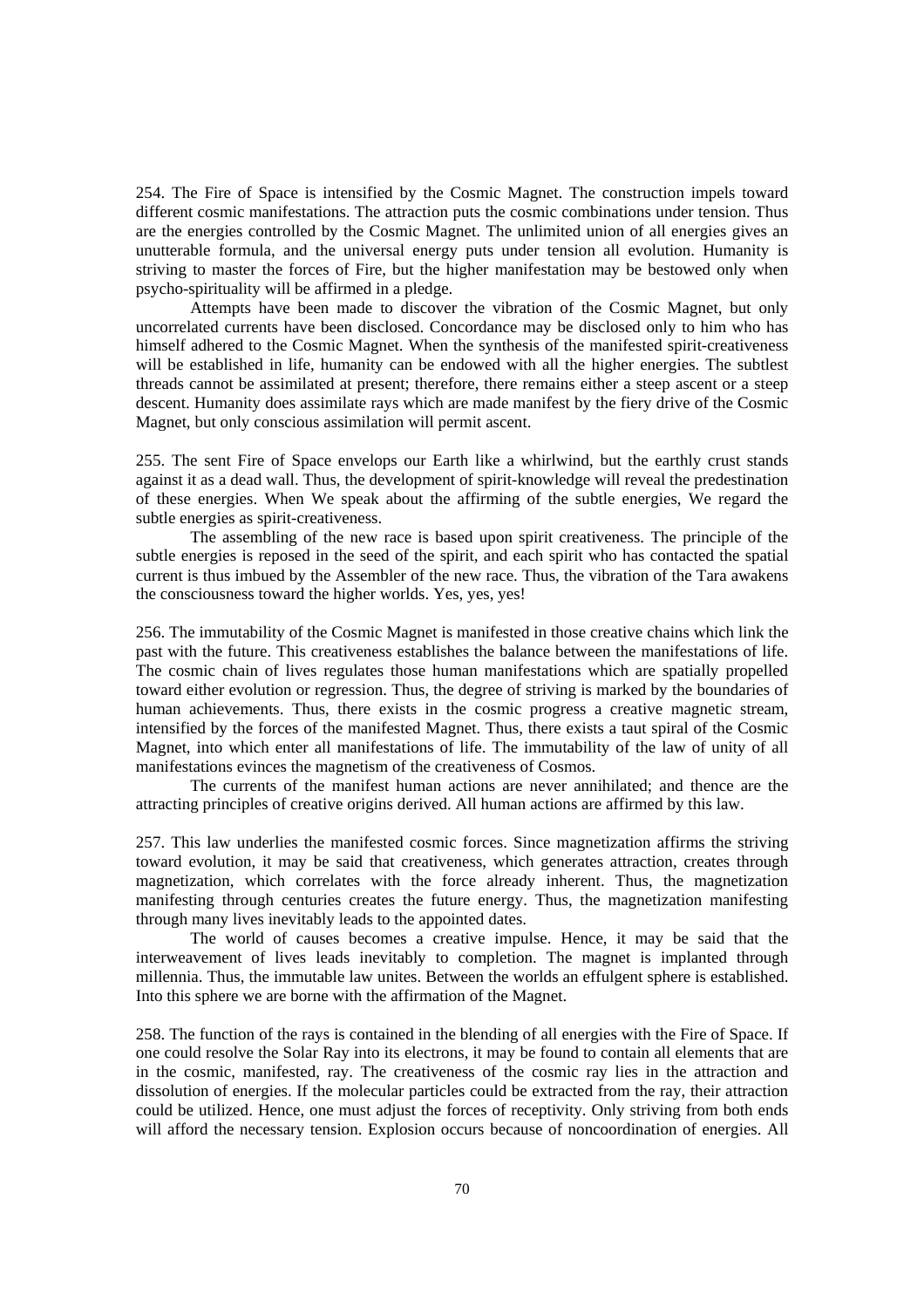254. The Fire of Space is intensified by the Cosmic Magnet. The construction impels toward different cosmic manifestations. The attraction puts the cosmic combinations under tension. Thus are the energies controlled by the Cosmic Magnet. The unlimited union of all energies gives an unutterable formula, and the universal energy puts under tension all evolution. Humanity is striving to master the forces of Fire, but the higher manifestation may be bestowed only when psycho-spirituality will be affirmed in a pledge.

Attempts have been made to discover the vibration of the Cosmic Magnet, but only uncorrelated currents have been disclosed. Concordance may be disclosed only to him who has himself adhered to the Cosmic Magnet. When the synthesis of the manifested spirit-creativeness will be established in life, humanity can be endowed with all the higher energies. The subtlest threads cannot be assimilated at present; therefore, there remains either a steep ascent or a steep descent. Humanity does assimilate rays which are made manifest by the fiery drive of the Cosmic Magnet, but only conscious assimilation will permit ascent.

255. The sent Fire of Space envelops our Earth like a whirlwind, but the earthly crust stands against it as a dead wall. Thus, the development of spirit-knowledge will reveal the predestination of these energies. When We speak about the affirming of the subtle energies, We regard the subtle energies as spirit-creativeness.

The assembling of the new race is based upon spirit creativeness. The principle of the subtle energies is reposed in the seed of the spirit, and each spirit who has contacted the spatial current is thus imbued by the Assembler of the new race. Thus, the vibration of the Tara awakens the consciousness toward the higher worlds. Yes, yes, yes!

256. The immutability of the Cosmic Magnet is manifested in those creative chains which link the past with the future. This creativeness establishes the balance between the manifestations of life. The cosmic chain of lives regulates those human manifestations which are spatially propelled toward either evolution or regression. Thus, the degree of striving is marked by the boundaries of human achievements. Thus, there exists in the cosmic progress a creative magnetic stream, intensified by the forces of the manifested Magnet. Thus, there exists a taut spiral of the Cosmic Magnet, into which enter all manifestations of life. The immutability of the law of unity of all manifestations evinces the magnetism of the creativeness of Cosmos.

The currents of the manifest human actions are never annihilated; and thence are the attracting principles of creative origins derived. All human actions are affirmed by this law.

257. This law underlies the manifested cosmic forces. Since magnetization affirms the striving toward evolution, it may be said that creativeness, which generates attraction, creates through magnetization, which correlates with the force already inherent. Thus, the magnetization manifesting through centuries creates the future energy. Thus, the magnetization manifesting through many lives inevitably leads to the appointed dates.

The world of causes becomes a creative impulse. Hence, it may be said that the interweavement of lives leads inevitably to completion. The magnet is implanted through millennia. Thus, the immutable law unites. Between the worlds an effulgent sphere is established. Into this sphere we are borne with the affirmation of the Magnet.

258. The function of the rays is contained in the blending of all energies with the Fire of Space. If one could resolve the Solar Ray into its electrons, it may be found to contain all elements that are in the cosmic, manifested, ray. The creativeness of the cosmic ray lies in the attraction and dissolution of energies. If the molecular particles could be extracted from the ray, their attraction could be utilized. Hence, one must adjust the forces of receptivity. Only striving from both ends will afford the necessary tension. Explosion occurs because of noncoordination of energies. All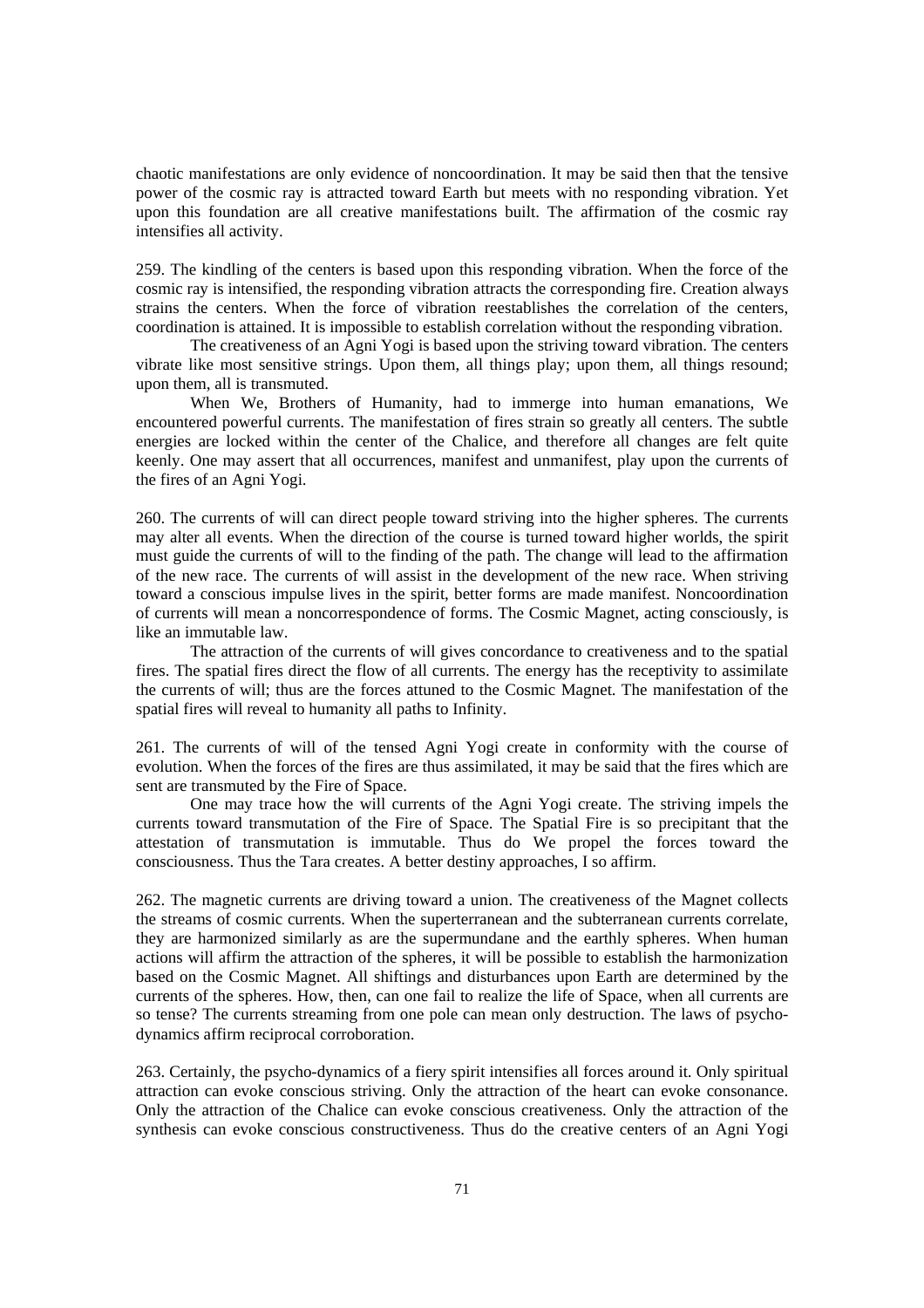chaotic manifestations are only evidence of noncoordination. It may be said then that the tensive power of the cosmic ray is attracted toward Earth but meets with no responding vibration. Yet upon this foundation are all creative manifestations built. The affirmation of the cosmic ray intensifies all activity.

259. The kindling of the centers is based upon this responding vibration. When the force of the cosmic ray is intensified, the responding vibration attracts the corresponding fire. Creation always strains the centers. When the force of vibration reestablishes the correlation of the centers, coordination is attained. It is impossible to establish correlation without the responding vibration.

The creativeness of an Agni Yogi is based upon the striving toward vibration. The centers vibrate like most sensitive strings. Upon them, all things play; upon them, all things resound; upon them, all is transmuted.

When We, Brothers of Humanity, had to immerge into human emanations, We encountered powerful currents. The manifestation of fires strain so greatly all centers. The subtle energies are locked within the center of the Chalice, and therefore all changes are felt quite keenly. One may assert that all occurrences, manifest and unmanifest, play upon the currents of the fires of an Agni Yogi.

260. The currents of will can direct people toward striving into the higher spheres. The currents may alter all events. When the direction of the course is turned toward higher worlds, the spirit must guide the currents of will to the finding of the path. The change will lead to the affirmation of the new race. The currents of will assist in the development of the new race. When striving toward a conscious impulse lives in the spirit, better forms are made manifest. Noncoordination of currents will mean a noncorrespondence of forms. The Cosmic Magnet, acting consciously, is like an immutable law.

The attraction of the currents of will gives concordance to creativeness and to the spatial fires. The spatial fires direct the flow of all currents. The energy has the receptivity to assimilate the currents of will; thus are the forces attuned to the Cosmic Magnet. The manifestation of the spatial fires will reveal to humanity all paths to Infinity.

261. The currents of will of the tensed Agni Yogi create in conformity with the course of evolution. When the forces of the fires are thus assimilated, it may be said that the fires which are sent are transmuted by the Fire of Space.

One may trace how the will currents of the Agni Yogi create. The striving impels the currents toward transmutation of the Fire of Space. The Spatial Fire is so precipitant that the attestation of transmutation is immutable. Thus do We propel the forces toward the consciousness. Thus the Tara creates. A better destiny approaches, I so affirm.

262. The magnetic currents are driving toward a union. The creativeness of the Magnet collects the streams of cosmic currents. When the superterranean and the subterranean currents correlate, they are harmonized similarly as are the supermundane and the earthly spheres. When human actions will affirm the attraction of the spheres, it will be possible to establish the harmonization based on the Cosmic Magnet. All shiftings and disturbances upon Earth are determined by the currents of the spheres. How, then, can one fail to realize the life of Space, when all currents are so tense? The currents streaming from one pole can mean only destruction. The laws of psycho-dynamics affirm reciprocal corroboration.

263. Certainly, the psycho-dynamics of a fiery spirit intensifies all forces around it. Only spiritual attraction can evoke conscious striving. Only the attraction of the heart can evoke consonance. Only the attraction of the Chalice can evoke conscious creativeness. Only the attraction of the synthesis can evoke conscious constructiveness. Thus do the creative centers of an Agni Yogi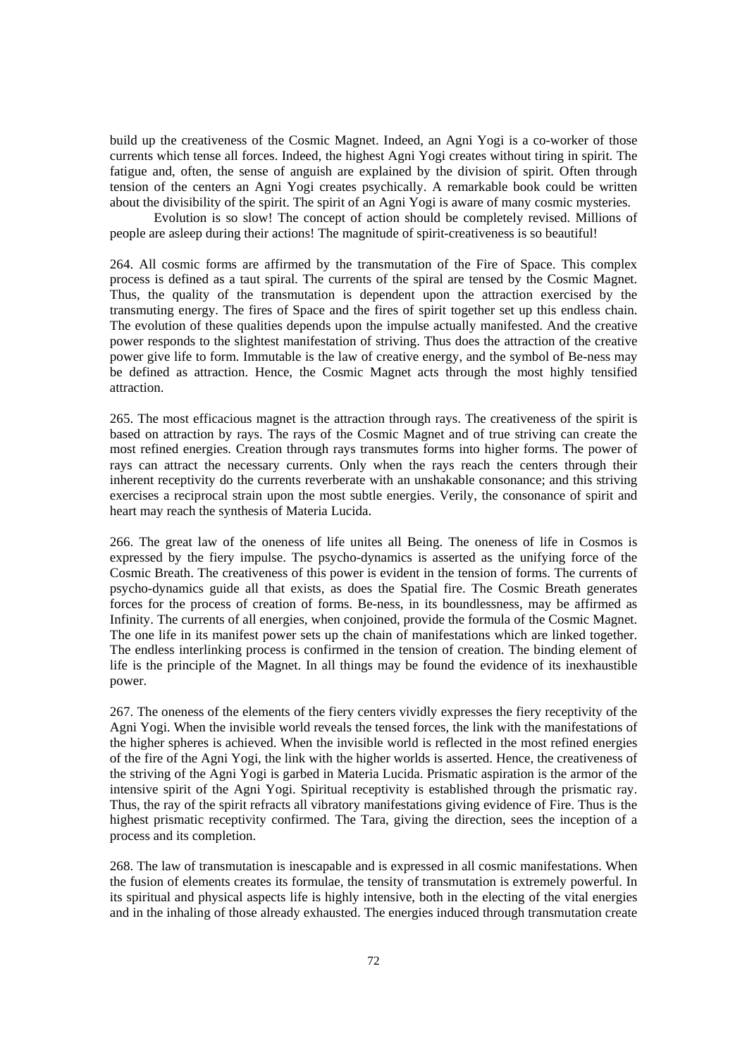build up the creativeness of the Cosmic Magnet. Indeed, an Agni Yogi is a co-worker of those currents which tense all forces. Indeed, the highest Agni Yogi creates without tiring in spirit. The fatigue and, often, the sense of anguish are explained by the division of spirit. Often through tension of the centers an Agni Yogi creates psychically. A remarkable book could be written about the divisibility of the spirit. The spirit of an Agni Yogi is aware of many cosmic mysteries.

Evolution is so slow! The concept of action should be completely revised. Millions of people are asleep during their actions! The magnitude of spirit-creativeness is so beautiful!

264. All cosmic forms are affirmed by the transmutation of the Fire of Space. This complex process is defined as a taut spiral. The currents of the spiral are tensed by the Cosmic Magnet. Thus, the quality of the transmutation is dependent upon the attraction exercised by the transmuting energy. The fires of Space and the fires of spirit together set up this endless chain. The evolution of these qualities depends upon the impulse actually manifested. And the creative power responds to the slightest manifestation of striving. Thus does the attraction of the creative power give life to form. Immutable is the law of creative energy, and the symbol of Be-ness may be defined as attraction. Hence, the Cosmic Magnet acts through the most highly tensified attraction.

265. The most efficacious magnet is the attraction through rays. The creativeness of the spirit is based on attraction by rays. The rays of the Cosmic Magnet and of true striving can create the most refined energies. Creation through rays transmutes forms into higher forms. The power of rays can attract the necessary currents. Only when the rays reach the centers through their inherent receptivity do the currents reverberate with an unshakable consonance; and this striving exercises a reciprocal strain upon the most subtle energies. Verily, the consonance of spirit and heart may reach the synthesis of Materia Lucida.

266. The great law of the oneness of life unites all Being. The oneness of life in Cosmos is expressed by the fiery impulse. The psycho-dynamics is asserted as the unifying force of the Cosmic Breath. The creativeness of this power is evident in the tension of forms. The currents of psycho-dynamics guide all that exists, as does the Spatial fire. The Cosmic Breath generates forces for the process of creation of forms. Be-ness, in its boundlessness, may be affirmed as Infinity. The currents of all energies, when conjoined, provide the formula of the Cosmic Magnet. The one life in its manifest power sets up the chain of manifestations which are linked together. The endless interlinking process is confirmed in the tension of creation. The binding element of life is the principle of the Magnet. In all things may be found the evidence of its inexhaustible power.

267. The oneness of the elements of the fiery centers vividly expresses the fiery receptivity of the Agni Yogi. When the invisible world reveals the tensed forces, the link with the manifestations of the higher spheres is achieved. When the invisible world is reflected in the most refined energies of the fire of the Agni Yogi, the link with the higher worlds is asserted. Hence, the creativeness of the striving of the Agni Yogi is garbed in Materia Lucida. Prismatic aspiration is the armor of the intensive spirit of the Agni Yogi. Spiritual receptivity is established through the prismatic ray. Thus, the ray of the spirit refracts all vibratory manifestations giving evidence of Fire. Thus is the highest prismatic receptivity confirmed. The Tara, giving the direction, sees the inception of a process and its completion.

268. The law of transmutation is inescapable and is expressed in all cosmic manifestations. When the fusion of elements creates its formulae, the tensity of transmutation is extremely powerful. In its spiritual and physical aspects life is highly intensive, both in the electing of the vital energies and in the inhaling of those already exhausted. The energies induced through transmutation create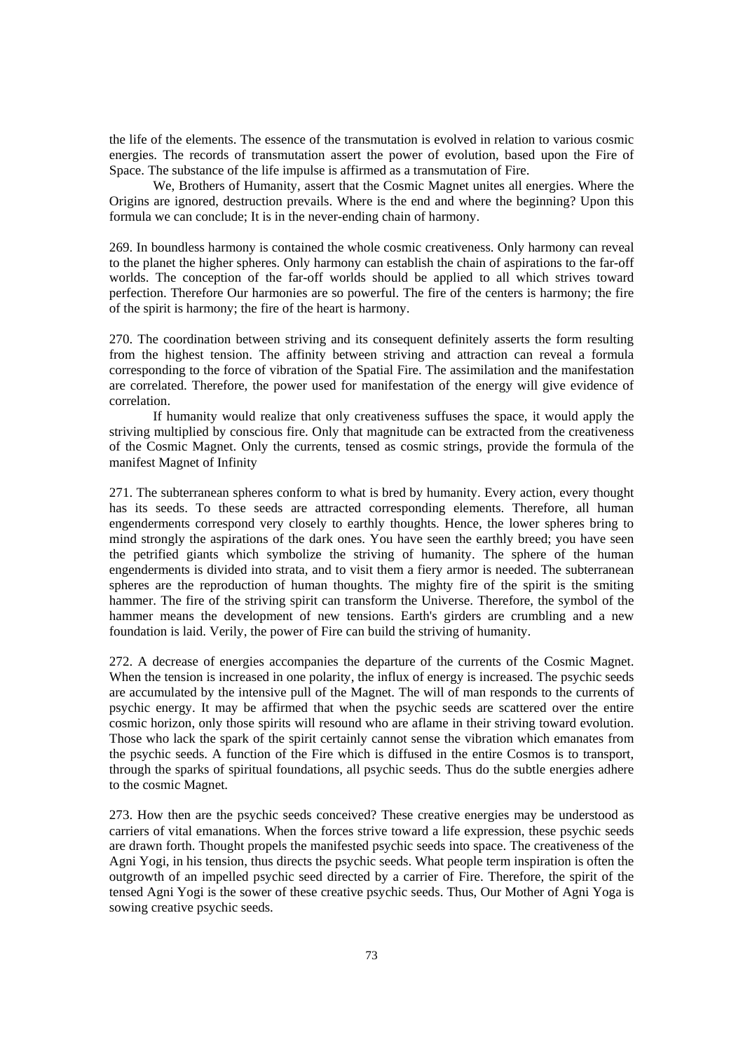the life of the elements. The essence of the transmutation is evolved in relation to various cosmic energies. The records of transmutation assert the power of evolution, based upon the Fire of Space. The substance of the life impulse is affirmed as a transmutation of Fire.

We, Brothers of Humanity, assert that the Cosmic Magnet unites all energies. Where the Origins are ignored, destruction prevails. Where is the end and where the beginning? Upon this formula we can conclude; It is in the never-ending chain of harmony.

269. In boundless harmony is contained the whole cosmic creativeness. Only harmony can reveal to the planet the higher spheres. Only harmony can establish the chain of aspirations to the far-off worlds. The conception of the far-off worlds should be applied to all which strives toward perfection. Therefore Our harmonies are so powerful. The fire of the centers is harmony; the fire of the spirit is harmony; the fire of the heart is harmony.

270. The coordination between striving and its consequent definitely asserts the form resulting from the highest tension. The affinity between striving and attraction can reveal a formula corresponding to the force of vibration of the Spatial Fire. The assimilation and the manifestation are correlated. Therefore, the power used for manifestation of the energy will give evidence of correlation.

If humanity would realize that only creativeness suffuses the space, it would apply the striving multiplied by conscious fire. Only that magnitude can be extracted from the creativeness of the Cosmic Magnet. Only the currents, tensed as cosmic strings, provide the formula of the manifest Magnet of Infinity

271. The subterranean spheres conform to what is bred by humanity. Every action, every thought has its seeds. To these seeds are attracted corresponding elements. Therefore, all human engenderments correspond very closely to earthly thoughts. Hence, the lower spheres bring to mind strongly the aspirations of the dark ones. You have seen the earthly breed; you have seen the petrified giants which symbolize the striving of humanity. The sphere of the human engenderments is divided into strata, and to visit them a fiery armor is needed. The subterranean spheres are the reproduction of human thoughts. The mighty fire of the spirit is the smiting hammer. The fire of the striving spirit can transform the Universe. Therefore, the symbol of the hammer means the development of new tensions. Earth's girders are crumbling and a new foundation is laid. Verily, the power of Fire can build the striving of humanity.

272. A decrease of energies accompanies the departure of the currents of the Cosmic Magnet. When the tension is increased in one polarity, the influx of energy is increased. The psychic seeds are accumulated by the intensive pull of the Magnet. The will of man responds to the currents of psychic energy. It may be affirmed that when the psychic seeds are scattered over the entire cosmic horizon, only those spirits will resound who are aflame in their striving toward evolution. Those who lack the spark of the spirit certainly cannot sense the vibration which emanates from the psychic seeds. A function of the Fire which is diffused in the entire Cosmos is to transport, through the sparks of spiritual foundations, all psychic seeds. Thus do the subtle energies adhere to the cosmic Magnet.

273. How then are the psychic seeds conceived? These creative energies may be understood as carriers of vital emanations. When the forces strive toward a life expression, these psychic seeds are drawn forth. Thought propels the manifested psychic seeds into space. The creativeness of the Agni Yogi, in his tension, thus directs the psychic seeds. What people term inspiration is often the outgrowth of an impelled psychic seed directed by a carrier of Fire. Therefore, the spirit of the tensed Agni Yogi is the sower of these creative psychic seeds. Thus, Our Mother of Agni Yoga is sowing creative psychic seeds.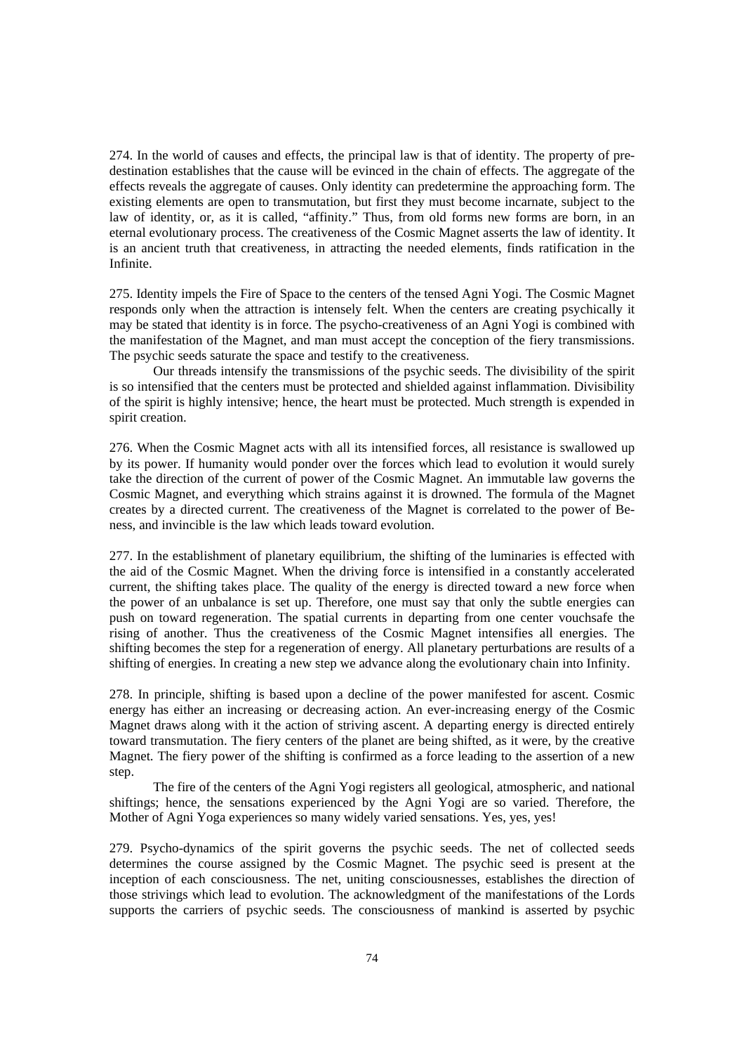274. In the world of causes and effects, the principal law is that of identity. The property of predestination establishes that the cause will be evinced in the chain of effects. The aggregate of the effects reveals the aggregate of causes. Only identity can predetermine the approaching form. The existing elements are open to transmutation, but first they must become incarnate, subject to the law of identity, or, as it is called, "affinity." Thus, from old forms new forms are born, in an eternal evolutionary process. The creativeness of the Cosmic Magnet asserts the law of identity. It is an ancient truth that creativeness, in attracting the needed elements, finds ratification in the Infinite.

275. Identity impels the Fire of Space to the centers of the tensed Agni Yogi. The Cosmic Magnet responds only when the attraction is intensely felt. When the centers are creating psychically it may be stated that identity is in force. The psycho-creativeness of an Agni Yogi is combined with the manifestation of the Magnet, and man must accept the conception of the fiery transmissions. The psychic seeds saturate the space and testify to the creativeness.

Our threads intensify the transmissions of the psychic seeds. The divisibility of the spirit is so intensified that the centers must be protected and shielded against inflammation. Divisibility of the spirit is highly intensive; hence, the heart must be protected. Much strength is expended in spirit creation.

276. When the Cosmic Magnet acts with all its intensified forces, all resistance is swallowed up by its power. If humanity would ponder over the forces which lead to evolution it would surely take the direction of the current of power of the Cosmic Magnet. An immutable law governs the Cosmic Magnet, and everything which strains against it is drowned. The formula of the Magnet creates by a directed current. The creativeness of the Magnet is correlated to the power of Be-ness, and invincible is the law which leads toward evolution.

277. In the establishment of planetary equilibrium, the shifting of the luminaries is effected with the aid of the Cosmic Magnet. When the driving force is intensified in a constantly accelerated current, the shifting takes place. The quality of the energy is directed toward a new force when the power of an unbalance is set up. Therefore, one must say that only the subtle energies can push on toward regeneration. The spatial currents in departing from one center vouchsafe the rising of another. Thus the creativeness of the Cosmic Magnet intensifies all energies. The shifting becomes the step for a regeneration of energy. All planetary perturbations are results of a shifting of energies. In creating a new step we advance along the evolutionary chain into Infinity.

278. In principle, shifting is based upon a decline of the power manifested for ascent. Cosmic energy has either an increasing or decreasing action. An ever-increasing energy of the Cosmic Magnet draws along with it the action of striving ascent. A departing energy is directed entirely toward transmutation. The fiery centers of the planet are being shifted, as it were, by the creative Magnet. The fiery power of the shifting is confirmed as a force leading to the assertion of a new step.

The fire of the centers of the Agni Yogi registers all geological, atmospheric, and national shiftings; hence, the sensations experienced by the Agni Yogi are so varied. Therefore, the Mother of Agni Yoga experiences so many widely varied sensations. Yes, yes, yes!

279. Psycho-dynamics of the spirit governs the psychic seeds. The net of collected seeds determines the course assigned by the Cosmic Magnet. The psychic seed is present at the inception of each consciousness. The net, uniting consciousnesses, establishes the direction of those strivings which lead to evolution. The acknowledgment of the manifestations of the Lords supports the carriers of psychic seeds. The consciousness of mankind is asserted by psychic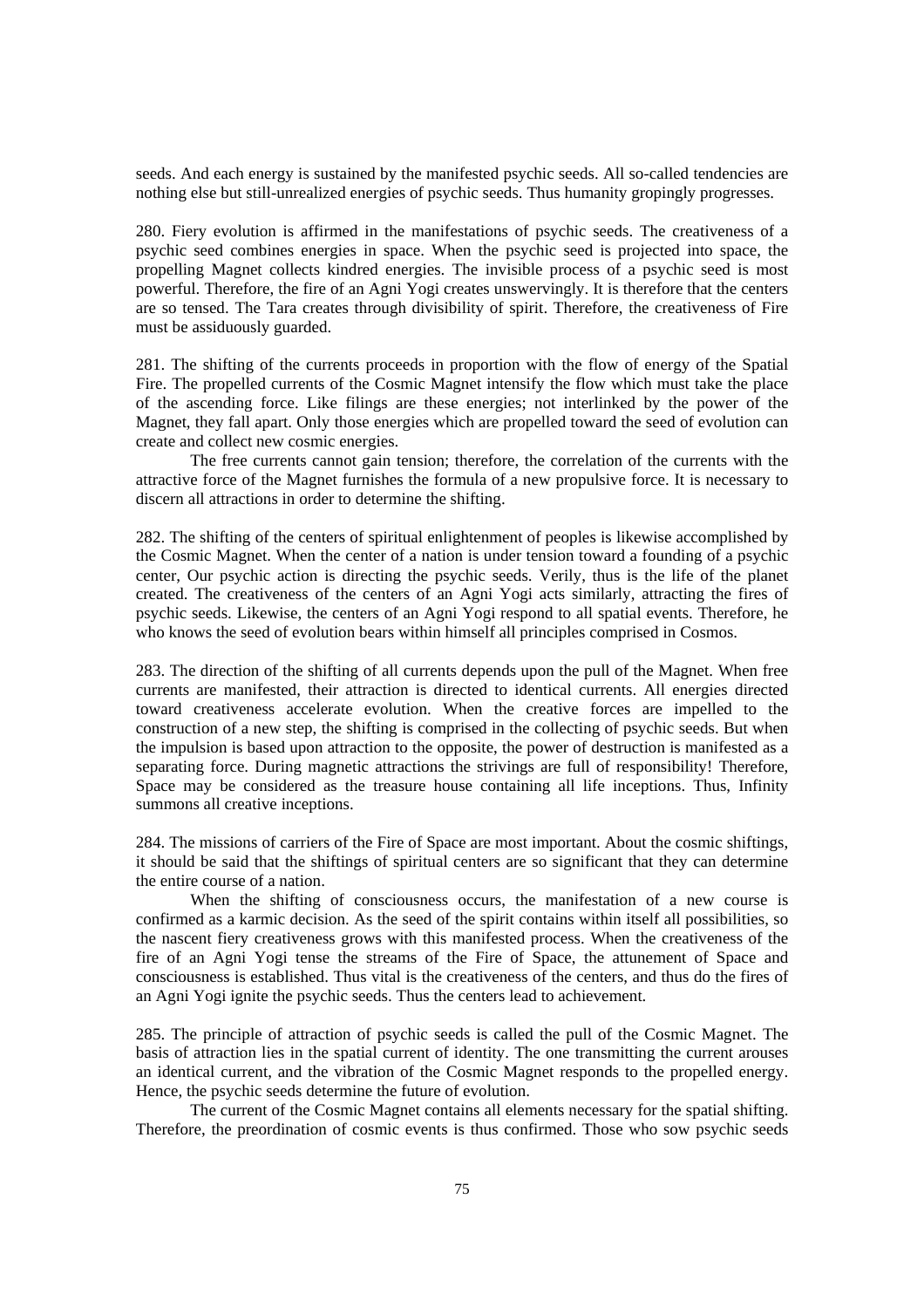seeds. And each energy is sustained by the manifested psychic seeds. All so-called tendencies are nothing else but still-unrealized energies of psychic seeds. Thus humanity gropingly progresses.

280. Fiery evolution is affirmed in the manifestations of psychic seeds. The creativeness of a psychic seed combines energies in space. When the psychic seed is projected into space, the propelling Magnet collects kindred energies. The invisible process of a psychic seed is most powerful. Therefore, the fire of an Agni Yogi creates unswervingly. It is therefore that the centers are so tensed. The Tara creates through divisibility of spirit. Therefore, the creativeness of Fire must be assiduously guarded.

281. The shifting of the currents proceeds in proportion with the flow of energy of the Spatial Fire. The propelled currents of the Cosmic Magnet intensify the flow which must take the place of the ascending force. Like filings are these energies; not interlinked by the power of the Magnet, they fall apart. Only those energies which are propelled toward the seed of evolution can create and collect new cosmic energies.

The free currents cannot gain tension; therefore, the correlation of the currents with the attractive force of the Magnet furnishes the formula of a new propulsive force. It is necessary to discern all attractions in order to determine the shifting.

282. The shifting of the centers of spiritual enlightenment of peoples is likewise accomplished by the Cosmic Magnet. When the center of a nation is under tension toward a founding of a psychic center, Our psychic action is directing the psychic seeds. Verily, thus is the life of the planet created. The creativeness of the centers of an Agni Yogi acts similarly, attracting the fires of psychic seeds. Likewise, the centers of an Agni Yogi respond to all spatial events. Therefore, he who knows the seed of evolution bears within himself all principles comprised in Cosmos.

283. The direction of the shifting of all currents depends upon the pull of the Magnet. When free currents are manifested, their attraction is directed to identical currents. All energies directed toward creativeness accelerate evolution. When the creative forces are impelled to the construction of a new step, the shifting is comprised in the collecting of psychic seeds. But when the impulsion is based upon attraction to the opposite, the power of destruction is manifested as a separating force. During magnetic attractions the strivings are full of responsibility! Therefore, Space may be considered as the treasure house containing all life inceptions. Thus, Infinity summons all creative inceptions.

284. The missions of carriers of the Fire of Space are most important. About the cosmic shiftings, it should be said that the shiftings of spiritual centers are so significant that they can determine the entire course of a nation.

When the shifting of consciousness occurs, the manifestation of a new course is confirmed as a karmic decision. As the seed of the spirit contains within itself all possibilities, so the nascent fiery creativeness grows with this manifested process. When the creativeness of the fire of an Agni Yogi tense the streams of the Fire of Space, the attunement of Space and consciousness is established. Thus vital is the creativeness of the centers, and thus do the fires of an Agni Yogi ignite the psychic seeds. Thus the centers lead to achievement.

285. The principle of attraction of psychic seeds is called the pull of the Cosmic Magnet. The basis of attraction lies in the spatial current of identity. The one transmitting the current arouses an identical current, and the vibration of the Cosmic Magnet responds to the propelled energy. Hence, the psychic seeds determine the future of evolution.

The current of the Cosmic Magnet contains all elements necessary for the spatial shifting. Therefore, the preordination of cosmic events is thus confirmed. Those who sow psychic seeds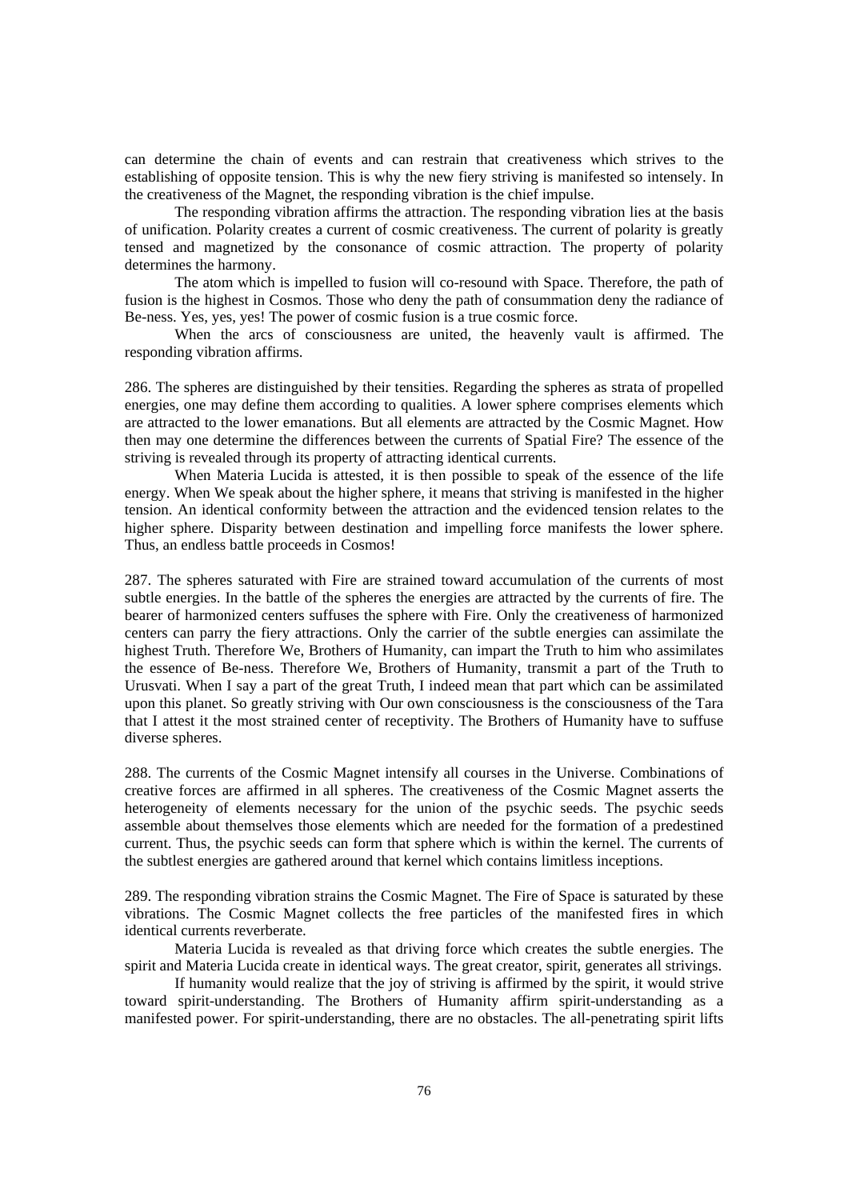can determine the chain of events and can restrain that creativeness which strives to the establishing of opposite tension. This is why the new fiery striving is manifested so intensely. In the creativeness of the Magnet, the responding vibration is the chief impulse.

The responding vibration affirms the attraction. The responding vibration lies at the basis of unification. Polarity creates a current of cosmic creativeness. The current of polarity is greatly tensed and magnetized by the consonance of cosmic attraction. The property of polarity determines the harmony.

The atom which is impelled to fusion will co-resound with Space. Therefore, the path of fusion is the highest in Cosmos. Those who deny the path of consummation deny the radiance of Be-ness. Yes, yes, yes! The power of cosmic fusion is a true cosmic force.

When the arcs of consciousness are united, the heavenly vault is affirmed. The responding vibration affirms.

286. The spheres are distinguished by their tensities. Regarding the spheres as strata of propelled energies, one may define them according to qualities. A lower sphere comprises elements which are attracted to the lower emanations. But all elements are attracted by the Cosmic Magnet. How then may one determine the differences between the currents of Spatial Fire? The essence of the striving is revealed through its property of attracting identical currents.

When Materia Lucida is attested, it is then possible to speak of the essence of the life energy. When We speak about the higher sphere, it means that striving is manifested in the higher tension. An identical conformity between the attraction and the evidenced tension relates to the higher sphere. Disparity between destination and impelling force manifests the lower sphere. Thus, an endless battle proceeds in Cosmos!

287. The spheres saturated with Fire are strained toward accumulation of the currents of most subtle energies. In the battle of the spheres the energies are attracted by the currents of fire. The bearer of harmonized centers suffuses the sphere with Fire. Only the creativeness of harmonized centers can parry the fiery attractions. Only the carrier of the subtle energies can assimilate the highest Truth. Therefore We, Brothers of Humanity, can impart the Truth to him who assimilates the essence of Be-ness. Therefore We, Brothers of Humanity, transmit a part of the Truth to Urusvati. When I say a part of the great Truth, I indeed mean that part which can be assimilated upon this planet. So greatly striving with Our own consciousness is the consciousness of the Tara that I attest it the most strained center of receptivity. The Brothers of Humanity have to suffuse diverse spheres.

288. The currents of the Cosmic Magnet intensify all courses in the Universe. Combinations of creative forces are affirmed in all spheres. The creativeness of the Cosmic Magnet asserts the heterogeneity of elements necessary for the union of the psychic seeds. The psychic seeds assemble about themselves those elements which are needed for the formation of a predestined current. Thus, the psychic seeds can form that sphere which is within the kernel. The currents of the subtlest energies are gathered around that kernel which contains limitless inceptions.

289. The responding vibration strains the Cosmic Magnet. The Fire of Space is saturated by these vibrations. The Cosmic Magnet collects the free particles of the manifested fires in which identical currents reverberate.

Materia Lucida is revealed as that driving force which creates the subtle energies. The spirit and Materia Lucida create in identical ways. The great creator, spirit, generates all strivings.

If humanity would realize that the joy of striving is affirmed by the spirit, it would strive toward spirit-understanding. The Brothers of Humanity affirm spirit-understanding as a manifested power. For spirit-understanding, there are no obstacles. The all-penetrating spirit lifts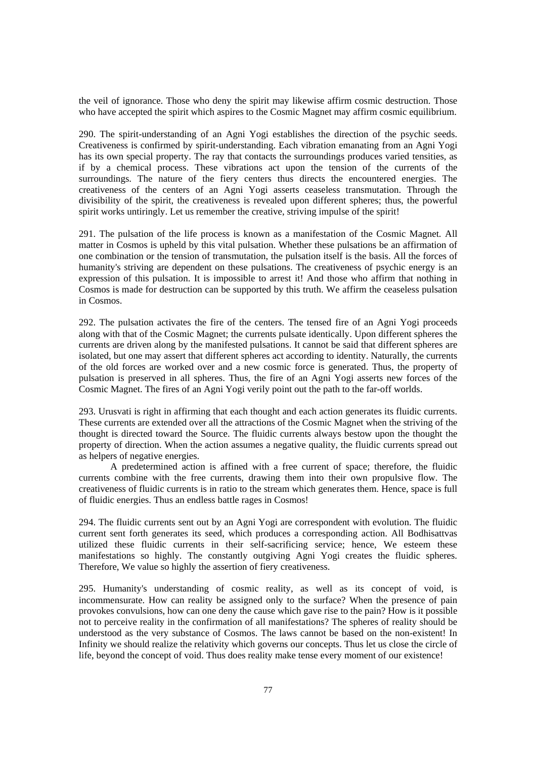the veil of ignorance. Those who deny the spirit may likewise affirm cosmic destruction. Those who have accepted the spirit which aspires to the Cosmic Magnet may affirm cosmic equilibrium.

290. The spirit-understanding of an Agni Yogi establishes the direction of the psychic seeds. Creativeness is confirmed by spirit-understanding. Each vibration emanating from an Agni Yogi has its own special property. The ray that contacts the surroundings produces varied tensities, as if by a chemical process. These vibrations act upon the tension of the currents of the surroundings. The nature of the fiery centers thus directs the encountered energies. The creativeness of the centers of an Agni Yogi asserts ceaseless transmutation. Through the divisibility of the spirit, the creativeness is revealed upon different spheres; thus, the powerful spirit works untiringly. Let us remember the creative, striving impulse of the spirit!

291. The pulsation of the life process is known as a manifestation of the Cosmic Magnet. All matter in Cosmos is upheld by this vital pulsation. Whether these pulsations be an affirmation of one combination or the tension of transmutation, the pulsation itself is the basis. All the forces of humanity's striving are dependent on these pulsations. The creativeness of psychic energy is an expression of this pulsation. It is impossible to arrest it! And those who affirm that nothing in Cosmos is made for destruction can be supported by this truth. We affirm the ceaseless pulsation in Cosmos.

292. The pulsation activates the fire of the centers. The tensed fire of an Agni Yogi proceeds along with that of the Cosmic Magnet; the currents pulsate identically. Upon different spheres the currents are driven along by the manifested pulsations. It cannot be said that different spheres are isolated, but one may assert that different spheres act according to identity. Naturally, the currents of the old forces are worked over and a new cosmic force is generated. Thus, the property of pulsation is preserved in all spheres. Thus, the fire of an Agni Yogi asserts new forces of the Cosmic Magnet. The fires of an Agni Yogi verily point out the path to the far-off worlds.

293. Urusvati is right in affirming that each thought and each action generates its fluidic currents. These currents are extended over all the attractions of the Cosmic Magnet when the striving of the thought is directed toward the Source. The fluidic currents always bestow upon the thought the property of direction. When the action assumes a negative quality, the fluidic currents spread out as helpers of negative energies.

A predetermined action is affined with a free current of space; therefore, the fluidic currents combine with the free currents, drawing them into their own propulsive flow. The creativeness of fluidic currents is in ratio to the stream which generates them. Hence, space is full of fluidic energies. Thus an endless battle rages in Cosmos!

294. The fluidic currents sent out by an Agni Yogi are correspondent with evolution. The fluidic current sent forth generates its seed, which produces a corresponding action. All Bodhisattvas utilized these fluidic currents in their self-sacrificing service; hence, We esteem these manifestations so highly. The constantly outgiving Agni Yogi creates the fluidic spheres. Therefore, We value so highly the assertion of fiery creativeness.

295. Humanity's understanding of cosmic reality, as well as its concept of void, is incommensurate. How can reality be assigned only to the surface? When the presence of pain provokes convulsions, how can one deny the cause which gave rise to the pain? How is it possible not to perceive reality in the confirmation of all manifestations? The spheres of reality should be understood as the very substance of Cosmos. The laws cannot be based on the non-existent! In Infinity we should realize the relativity which governs our concepts. Thus let us close the circle of life, beyond the concept of void. Thus does reality make tense every moment of our existence!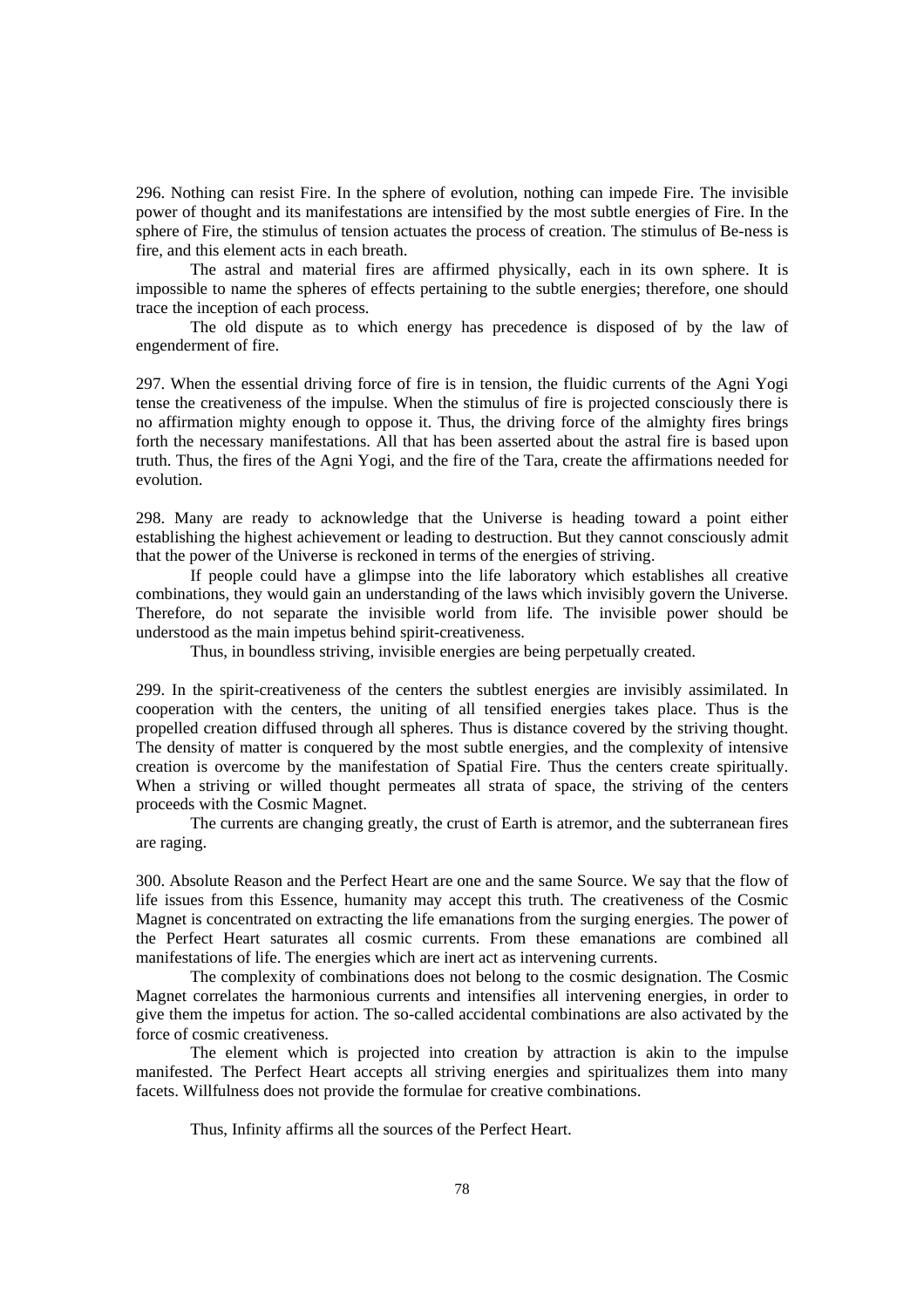296. Nothing can resist Fire. In the sphere of evolution, nothing can impede Fire. The invisible power of thought and its manifestations are intensified by the most subtle energies of Fire. In the sphere of Fire, the stimulus of tension actuates the process of creation. The stimulus of Be-ness is fire, and this element acts in each breath.

The astral and material fires are affirmed physically, each in its own sphere. It is impossible to name the spheres of effects pertaining to the subtle energies; therefore, one should trace the inception of each process.

The old dispute as to which energy has precedence is disposed of by the law of engenderment of fire.

297. When the essential driving force of fire is in tension, the fluidic currents of the Agni Yogi tense the creativeness of the impulse. When the stimulus of fire is projected consciously there is no affirmation mighty enough to oppose it. Thus, the driving force of the almighty fires brings forth the necessary manifestations. All that has been asserted about the astral fire is based upon truth. Thus, the fires of the Agni Yogi, and the fire of the Tara, create the affirmations needed for evolution.

298. Many are ready to acknowledge that the Universe is heading toward a point either establishing the highest achievement or leading to destruction. But they cannot consciously admit that the power of the Universe is reckoned in terms of the energies of striving.

If people could have a glimpse into the life laboratory which establishes all creative combinations, they would gain an understanding of the laws which invisibly govern the Universe. Therefore, do not separate the invisible world from life. The invisible power should be understood as the main impetus behind spirit-creativeness.

Thus, in boundless striving, invisible energies are being perpetually created.

299. In the spirit-creativeness of the centers the subtlest energies are invisibly assimilated. In cooperation with the centers, the uniting of all tensified energies takes place. Thus is the propelled creation diffused through all spheres. Thus is distance covered by the striving thought. The density of matter is conquered by the most subtle energies, and the complexity of intensive creation is overcome by the manifestation of Spatial Fire. Thus the centers create spiritually. When a striving or willed thought permeates all strata of space, the striving of the centers proceeds with the Cosmic Magnet.

The currents are changing greatly, the crust of Earth is atremor, and the subterranean fires are raging.

300. Absolute Reason and the Perfect Heart are one and the same Source. We say that the flow of life issues from this Essence, humanity may accept this truth. The creativeness of the Cosmic Magnet is concentrated on extracting the life emanations from the surging energies. The power of the Perfect Heart saturates all cosmic currents. From these emanations are combined all manifestations of life. The energies which are inert act as intervening currents.

The complexity of combinations does not belong to the cosmic designation. The Cosmic Magnet correlates the harmonious currents and intensifies all intervening energies, in order to give them the impetus for action. The so-called accidental combinations are also activated by the force of cosmic creativeness.

The element which is projected into creation by attraction is akin to the impulse manifested. The Perfect Heart accepts all striving energies and spiritualizes them into many facets. Willfulness does not provide the formulae for creative combinations.

Thus, Infinity affirms all the sources of the Perfect Heart.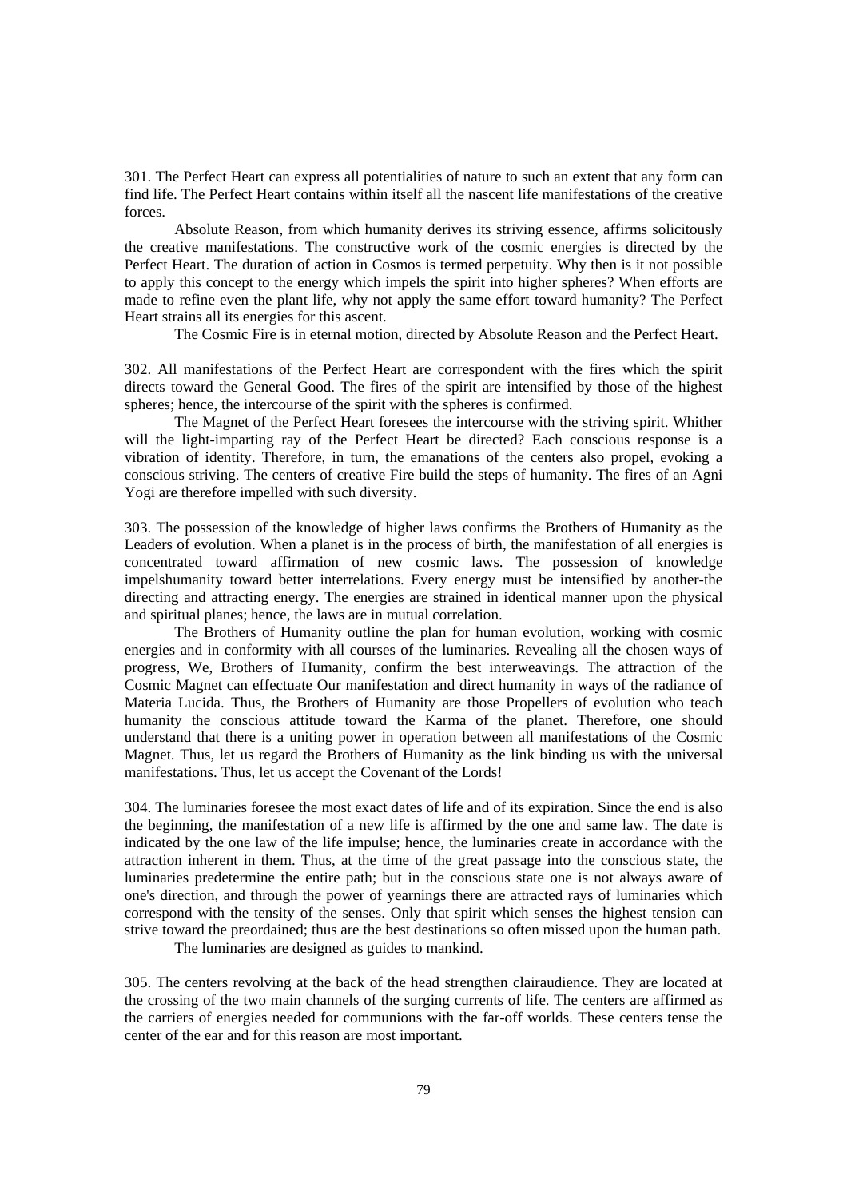301. The Perfect Heart can express all potentialities of nature to such an extent that any form can find life. The Perfect Heart contains within itself all the nascent life manifestations of the creative forces.

Absolute Reason, from which humanity derives its striving essence, affirms solicitously the creative manifestations. The constructive work of the cosmic energies is directed by the Perfect Heart. The duration of action in Cosmos is termed perpetuity. Why then is it not possible to apply this concept to the energy which impels the spirit into higher spheres? When efforts are made to refine even the plant life, why not apply the same effort toward humanity? The Perfect Heart strains all its energies for this ascent.

The Cosmic Fire is in eternal motion, directed by Absolute Reason and the Perfect Heart.

302. All manifestations of the Perfect Heart are correspondent with the fires which the spirit directs toward the General Good. The fires of the spirit are intensified by those of the highest spheres; hence, the intercourse of the spirit with the spheres is confirmed.

The Magnet of the Perfect Heart foresees the intercourse with the striving spirit. Whither will the light-imparting ray of the Perfect Heart be directed? Each conscious response is a vibration of identity. Therefore, in turn, the emanations of the centers also propel, evoking a conscious striving. The centers of creative Fire build the steps of humanity. The fires of an Agni Yogi are therefore impelled with such diversity.

303. The possession of the knowledge of higher laws confirms the Brothers of Humanity as the Leaders of evolution. When a planet is in the process of birth, the manifestation of all energies is concentrated toward affirmation of new cosmic laws. The possession of knowledge impelshumanity toward better interrelations. Every energy must be intensified by another-the directing and attracting energy. The energies are strained in identical manner upon the physical and spiritual planes; hence, the laws are in mutual correlation.

The Brothers of Humanity outline the plan for human evolution, working with cosmic energies and in conformity with all courses of the luminaries. Revealing all the chosen ways of progress, We, Brothers of Humanity, confirm the best interweavings. The attraction of the Cosmic Magnet can effectuate Our manifestation and direct humanity in ways of the radiance of Materia Lucida. Thus, the Brothers of Humanity are those Propellers of evolution who teach humanity the conscious attitude toward the Karma of the planet. Therefore, one should understand that there is a uniting power in operation between all manifestations of the Cosmic Magnet. Thus, let us regard the Brothers of Humanity as the link binding us with the universal manifestations. Thus, let us accept the Covenant of the Lords!

304. The luminaries foresee the most exact dates of life and of its expiration. Since the end is also the beginning, the manifestation of a new life is affirmed by the one and same law. The date is indicated by the one law of the life impulse; hence, the luminaries create in accordance with the attraction inherent in them. Thus, at the time of the great passage into the conscious state, the luminaries predetermine the entire path; but in the conscious state one is not always aware of one's direction, and through the power of yearnings there are attracted rays of luminaries which correspond with the tensity of the senses. Only that spirit which senses the highest tension can strive toward the preordained; thus are the best destinations so often missed upon the human path.

The luminaries are designed as guides to mankind.

305. The centers revolving at the back of the head strengthen clairaudience. They are located at the crossing of the two main channels of the surging currents of life. The centers are affirmed as the carriers of energies needed for communions with the far-off worlds. These centers tense the center of the ear and for this reason are most important.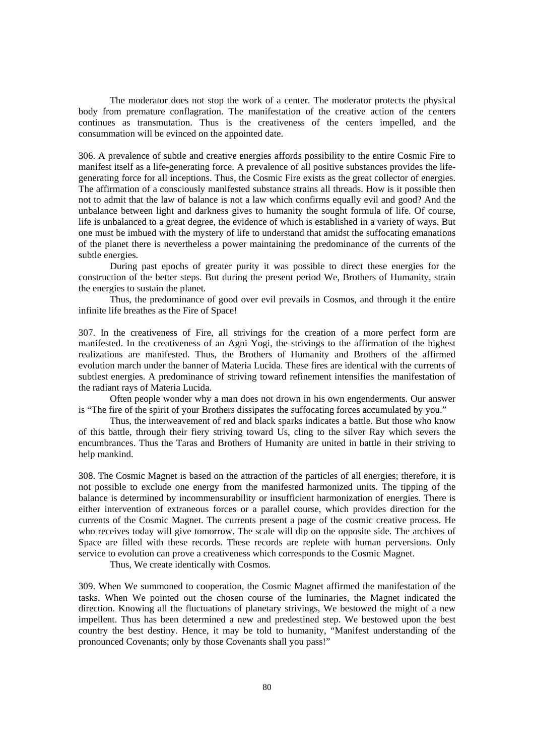The moderator does not stop the work of a center. The moderator protects the physical body from premature conflagration. The manifestation of the creative action of the centers continues as transmutation. Thus is the creativeness of the centers impelled, and the consummation will be evinced on the appointed date.

306. A prevalence of subtle and creative energies affords possibility to the entire Cosmic Fire to manifest itself as a life-generating force. A prevalence of all positive substances provides the life-generating force for all inceptions. Thus, the Cosmic Fire exists as the great collector of energies. The affirmation of a consciously manifested substance strains all threads. How is it possible then not to admit that the law of balance is not a law which confirms equally evil and good? And the unbalance between light and darkness gives to humanity the sought formula of life. Of course, life is unbalanced to a great degree, the evidence of which is established in a variety of ways. But one must be imbued with the mystery of life to understand that amidst the suffocating emanations of the planet there is nevertheless a power maintaining the predominance of the currents of the subtle energies.

During past epochs of greater purity it was possible to direct these energies for the construction of the better steps. But during the present period We, Brothers of Humanity, strain the energies to sustain the planet.

Thus, the predominance of good over evil prevails in Cosmos, and through it the entire infinite life breathes as the Fire of Space!

307. In the creativeness of Fire, all strivings for the creation of a more perfect form are manifested. In the creativeness of an Agni Yogi, the strivings to the affirmation of the highest realizations are manifested. Thus, the Brothers of Humanity and Brothers of the affirmed evolution march under the banner of Materia Lucida. These fires are identical with the currents of subtlest energies. A predominance of striving toward refinement intensifies the manifestation of the radiant rays of Materia Lucida.

Often people wonder why a man does not drown in his own engenderments. Our answer is "The fire of the spirit of your Brothers dissipates the suffocating forces accumulated by you."

Thus, the interweavement of red and black sparks indicates a battle. But those who know of this battle, through their fiery striving toward Us, cling to the silver Ray which severs the encumbrances. Thus the Taras and Brothers of Humanity are united in battle in their striving to help mankind.

308. The Cosmic Magnet is based on the attraction of the particles of all energies; therefore, it is not possible to exclude one energy from the manifested harmonized units. The tipping of the balance is determined by incommensurability or insufficient harmonization of energies. There is either intervention of extraneous forces or a parallel course, which provides direction for the currents of the Cosmic Magnet. The currents present a page of the cosmic creative process. He who receives today will give tomorrow. The scale will dip on the opposite side. The archives of Space are filled with these records. These records are replete with human perversions. Only service to evolution can prove a creativeness which corresponds to the Cosmic Magnet.

Thus, We create identically with Cosmos.

309. When We summoned to cooperation, the Cosmic Magnet affirmed the manifestation of the tasks. When We pointed out the chosen course of the luminaries, the Magnet indicated the direction. Knowing all the fluctuations of planetary strivings, We bestowed the might of a new impellent. Thus has been determined a new and predestined step. We bestowed upon the best country the best destiny. Hence, it may be told to humanity, "Manifest understanding of the pronounced Covenants; only by those Covenants shall you pass!"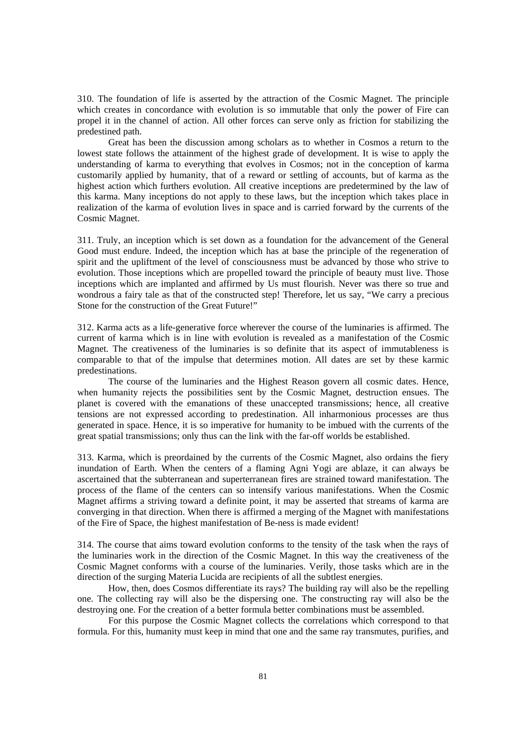310. The foundation of life is asserted by the attraction of the Cosmic Magnet. The principle which creates in concordance with evolution is so immutable that only the power of Fire can propel it in the channel of action. All other forces can serve only as friction for stabilizing the predestined path.

Great has been the discussion among scholars as to whether in Cosmos a return to the lowest state follows the attainment of the highest grade of development. It is wise to apply the understanding of karma to everything that evolves in Cosmos; not in the conception of karma customarily applied by humanity, that of a reward or settling of accounts, but of karma as the highest action which furthers evolution. All creative inceptions are predetermined by the law of this karma. Many inceptions do not apply to these laws, but the inception which takes place in realization of the karma of evolution lives in space and is carried forward by the currents of the Cosmic Magnet.

311. Truly, an inception which is set down as a foundation for the advancement of the General Good must endure. Indeed, the inception which has at base the principle of the regeneration of spirit and the upliftment of the level of consciousness must be advanced by those who strive to evolution. Those inceptions which are propelled toward the principle of beauty must live. Those inceptions which are implanted and affirmed by Us must flourish. Never was there so true and wondrous a fairy tale as that of the constructed step! Therefore, let us say, "We carry a precious Stone for the construction of the Great Future!"

312. Karma acts as a life-generative force wherever the course of the luminaries is affirmed. The current of karma which is in line with evolution is revealed as a manifestation of the Cosmic Magnet. The creativeness of the luminaries is so definite that its aspect of immutableness is comparable to that of the impulse that determines motion. All dates are set by these karmic predestinations.

The course of the luminaries and the Highest Reason govern all cosmic dates. Hence, when humanity rejects the possibilities sent by the Cosmic Magnet, destruction ensues. The planet is covered with the emanations of these unaccepted transmissions; hence, all creative tensions are not expressed according to predestination. All inharmonious processes are thus generated in space. Hence, it is so imperative for humanity to be imbued with the currents of the great spatial transmissions; only thus can the link with the far-off worlds be established.

313. Karma, which is preordained by the currents of the Cosmic Magnet, also ordains the fiery inundation of Earth. When the centers of a flaming Agni Yogi are ablaze, it can always be ascertained that the subterranean and superterranean fires are strained toward manifestation. The process of the flame of the centers can so intensify various manifestations. When the Cosmic Magnet affirms a striving toward a definite point, it may be asserted that streams of karma are converging in that direction. When there is affirmed a merging of the Magnet with manifestations of the Fire of Space, the highest manifestation of Be-ness is made evident!

314. The course that aims toward evolution conforms to the tensity of the task when the rays of the luminaries work in the direction of the Cosmic Magnet. In this way the creativeness of the Cosmic Magnet conforms with a course of the luminaries. Verily, those tasks which are in the direction of the surging Materia Lucida are recipients of all the subtlest energies.

How, then, does Cosmos differentiate its rays? The building ray will also be the repelling one. The collecting ray will also be the dispersing one. The constructing ray will also be the destroying one. For the creation of a better formula better combinations must be assembled.

For this purpose the Cosmic Magnet collects the correlations which correspond to that formula. For this, humanity must keep in mind that one and the same ray transmutes, purifies, and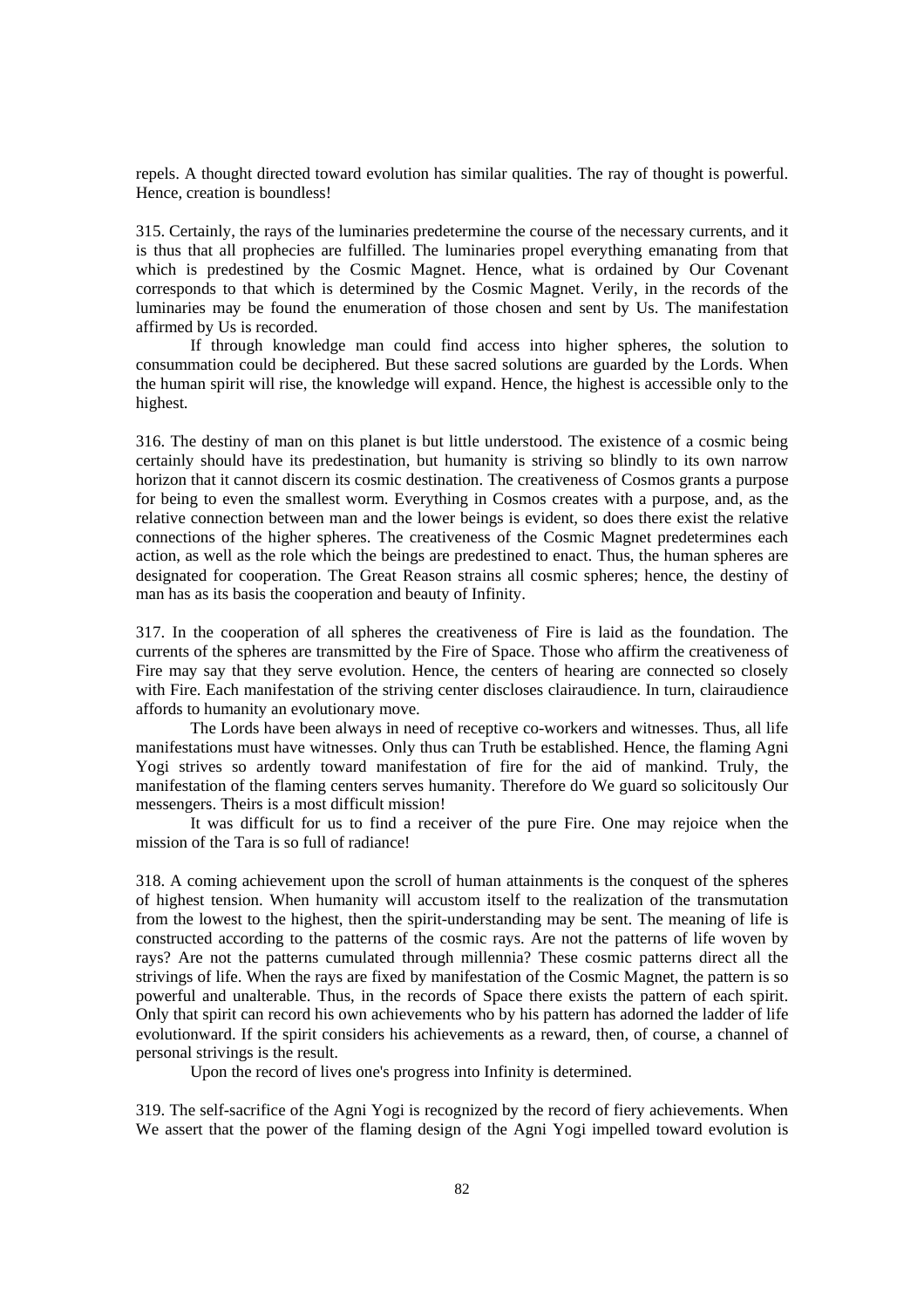repels. A thought directed toward evolution has similar qualities. The ray of thought is powerful. Hence, creation is boundless!

315. Certainly, the rays of the luminaries predetermine the course of the necessary currents, and it is thus that all prophecies are fulfilled. The luminaries propel everything emanating from that which is predestined by the Cosmic Magnet. Hence, what is ordained by Our Covenant corresponds to that which is determined by the Cosmic Magnet. Verily, in the records of the luminaries may be found the enumeration of those chosen and sent by Us. The manifestation affirmed by Us is recorded.

If through knowledge man could find access into higher spheres, the solution to consummation could be deciphered. But these sacred solutions are guarded by the Lords. When the human spirit will rise, the knowledge will expand. Hence, the highest is accessible only to the highest.

316. The destiny of man on this planet is but little understood. The existence of a cosmic being certainly should have its predestination, but humanity is striving so blindly to its own narrow horizon that it cannot discern its cosmic destination. The creativeness of Cosmos grants a purpose for being to even the smallest worm. Everything in Cosmos creates with a purpose, and, as the relative connection between man and the lower beings is evident, so does there exist the relative connections of the higher spheres. The creativeness of the Cosmic Magnet predetermines each action, as well as the role which the beings are predestined to enact. Thus, the human spheres are designated for cooperation. The Great Reason strains all cosmic spheres; hence, the destiny of man has as its basis the cooperation and beauty of Infinity.

317. In the cooperation of all spheres the creativeness of Fire is laid as the foundation. The currents of the spheres are transmitted by the Fire of Space. Those who affirm the creativeness of Fire may say that they serve evolution. Hence, the centers of hearing are connected so closely with Fire. Each manifestation of the striving center discloses clairaudience. In turn, clairaudience affords to humanity an evolutionary move.

The Lords have been always in need of receptive co-workers and witnesses. Thus, all life manifestations must have witnesses. Only thus can Truth be established. Hence, the flaming Agni Yogi strives so ardently toward manifestation of fire for the aid of mankind. Truly, the manifestation of the flaming centers serves humanity. Therefore do We guard so solicitously Our messengers. Theirs is a most difficult mission!

It was difficult for us to find a receiver of the pure Fire. One may rejoice when the mission of the Tara is so full of radiance!

318. A coming achievement upon the scroll of human attainments is the conquest of the spheres of highest tension. When humanity will accustom itself to the realization of the transmutation from the lowest to the highest, then the spirit-understanding may be sent. The meaning of life is constructed according to the patterns of the cosmic rays. Are not the patterns of life woven by rays? Are not the patterns cumulated through millennia? These cosmic patterns direct all the strivings of life. When the rays are fixed by manifestation of the Cosmic Magnet, the pattern is so powerful and unalterable. Thus, in the records of Space there exists the pattern of each spirit. Only that spirit can record his own achievements who by his pattern has adorned the ladder of life evolutionward. If the spirit considers his achievements as a reward, then, of course, a channel of personal strivings is the result.

Upon the record of lives one's progress into Infinity is determined.

319. The self-sacrifice of the Agni Yogi is recognized by the record of fiery achievements. When We assert that the power of the flaming design of the Agni Yogi impelled toward evolution is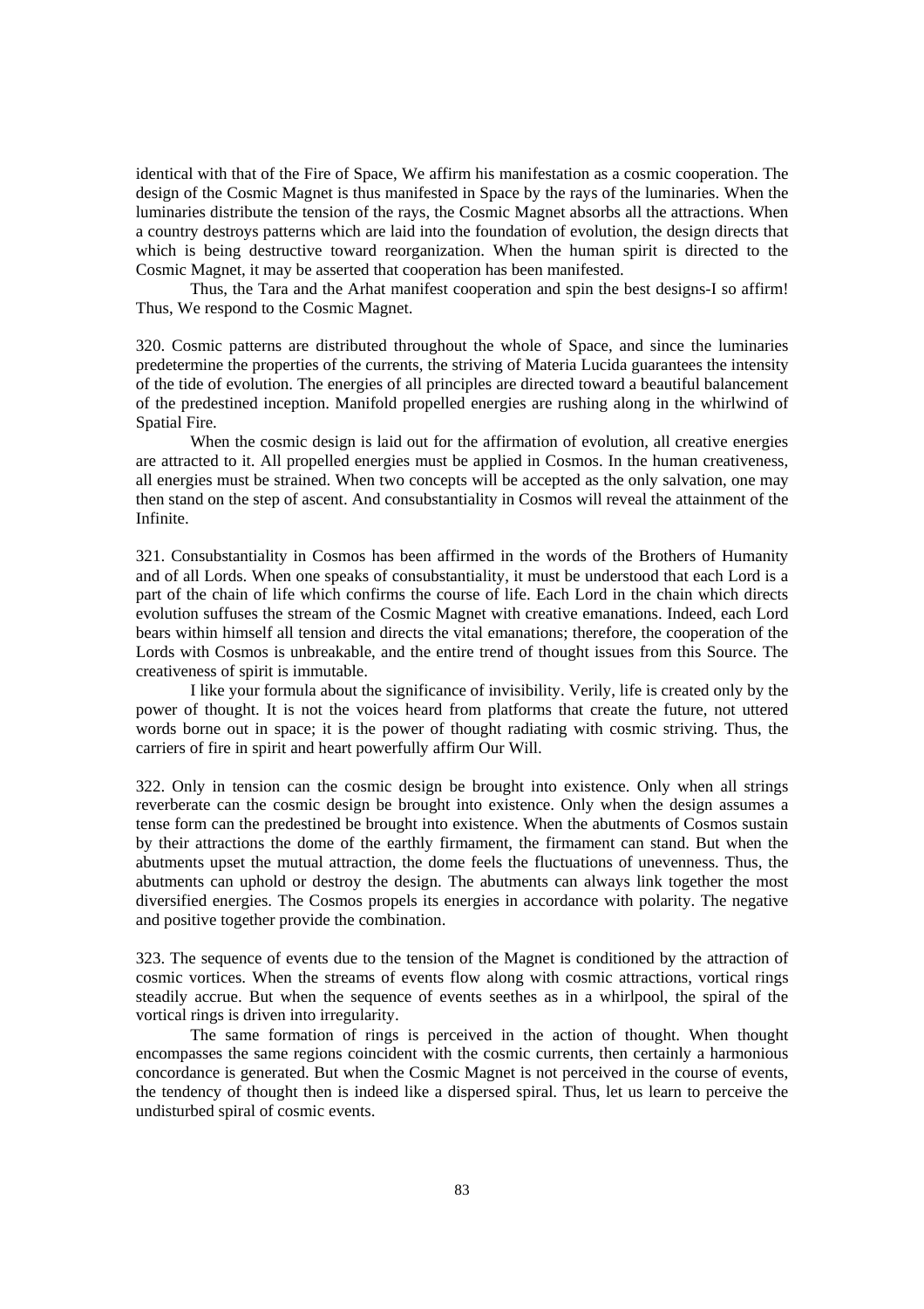identical with that of the Fire of Space, We affirm his manifestation as a cosmic cooperation. The design of the Cosmic Magnet is thus manifested in Space by the rays of the luminaries. When the luminaries distribute the tension of the rays, the Cosmic Magnet absorbs all the attractions. When a country destroys patterns which are laid into the foundation of evolution, the design directs that which is being destructive toward reorganization. When the human spirit is directed to the Cosmic Magnet, it may be asserted that cooperation has been manifested.

Thus, the Tara and the Arhat manifest cooperation and spin the best designs-I so affirm! Thus, We respond to the Cosmic Magnet.

320. Cosmic patterns are distributed throughout the whole of Space, and since the luminaries predetermine the properties of the currents, the striving of Materia Lucida guarantees the intensity of the tide of evolution. The energies of all principles are directed toward a beautiful balancement of the predestined inception. Manifold propelled energies are rushing along in the whirlwind of Spatial Fire.

When the cosmic design is laid out for the affirmation of evolution, all creative energies are attracted to it. All propelled energies must be applied in Cosmos. In the human creativeness, all energies must be strained. When two concepts will be accepted as the only salvation, one may then stand on the step of ascent. And consubstantiality in Cosmos will reveal the attainment of the Infinite.

321. Consubstantiality in Cosmos has been affirmed in the words of the Brothers of Humanity and of all Lords. When one speaks of consubstantiality, it must be understood that each Lord is a part of the chain of life which confirms the course of life. Each Lord in the chain which directs evolution suffuses the stream of the Cosmic Magnet with creative emanations. Indeed, each Lord bears within himself all tension and directs the vital emanations; therefore, the cooperation of the Lords with Cosmos is unbreakable, and the entire trend of thought issues from this Source. The creativeness of spirit is immutable.

I like your formula about the significance of invisibility. Verily, life is created only by the power of thought. It is not the voices heard from platforms that create the future, not uttered words borne out in space; it is the power of thought radiating with cosmic striving. Thus, the carriers of fire in spirit and heart powerfully affirm Our Will.

322. Only in tension can the cosmic design be brought into existence. Only when all strings reverberate can the cosmic design be brought into existence. Only when the design assumes a tense form can the predestined be brought into existence. When the abutments of Cosmos sustain by their attractions the dome of the earthly firmament, the firmament can stand. But when the abutments upset the mutual attraction, the dome feels the fluctuations of unevenness. Thus, the abutments can uphold or destroy the design. The abutments can always link together the most diversified energies. The Cosmos propels its energies in accordance with polarity. The negative and positive together provide the combination.

323. The sequence of events due to the tension of the Magnet is conditioned by the attraction of cosmic vortices. When the streams of events flow along with cosmic attractions, vortical rings steadily accrue. But when the sequence of events seethes as in a whirlpool, the spiral of the vortical rings is driven into irregularity.

The same formation of rings is perceived in the action of thought. When thought encompasses the same regions coincident with the cosmic currents, then certainly a harmonious concordance is generated. But when the Cosmic Magnet is not perceived in the course of events, the tendency of thought then is indeed like a dispersed spiral. Thus, let us learn to perceive the undisturbed spiral of cosmic events.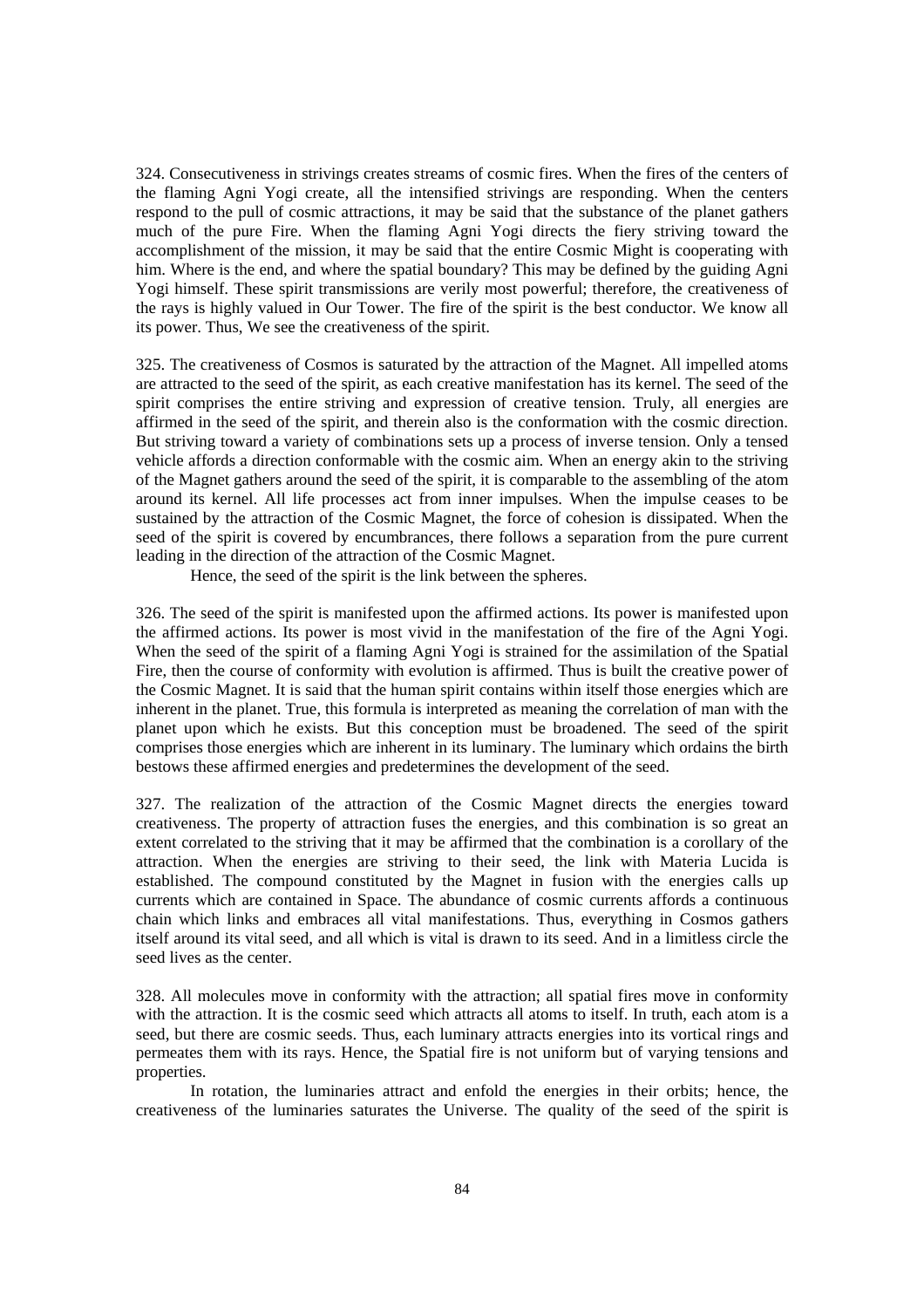324. Consecutiveness in strivings creates streams of cosmic fires. When the fires of the centers of the flaming Agni Yogi create, all the intensified strivings are responding. When the centers respond to the pull of cosmic attractions, it may be said that the substance of the planet gathers much of the pure Fire. When the flaming Agni Yogi directs the fiery striving toward the accomplishment of the mission, it may be said that the entire Cosmic Might is cooperating with him. Where is the end, and where the spatial boundary? This may be defined by the guiding Agni Yogi himself. These spirit transmissions are verily most powerful; therefore, the creativeness of the rays is highly valued in Our Tower. The fire of the spirit is the best conductor. We know all its power. Thus, We see the creativeness of the spirit.

325. The creativeness of Cosmos is saturated by the attraction of the Magnet. All impelled atoms are attracted to the seed of the spirit, as each creative manifestation has its kernel. The seed of the spirit comprises the entire striving and expression of creative tension. Truly, all energies are affirmed in the seed of the spirit, and therein also is the conformation with the cosmic direction. But striving toward a variety of combinations sets up a process of inverse tension. Only a tensed vehicle affords a direction conformable with the cosmic aim. When an energy akin to the striving of the Magnet gathers around the seed of the spirit, it is comparable to the assembling of the atom around its kernel. All life processes act from inner impulses. When the impulse ceases to be sustained by the attraction of the Cosmic Magnet, the force of cohesion is dissipated. When the seed of the spirit is covered by encumbrances, there follows a separation from the pure current leading in the direction of the attraction of the Cosmic Magnet.

Hence, the seed of the spirit is the link between the spheres.

326. The seed of the spirit is manifested upon the affirmed actions. Its power is manifested upon the affirmed actions. Its power is most vivid in the manifestation of the fire of the Agni Yogi. When the seed of the spirit of a flaming Agni Yogi is strained for the assimilation of the Spatial Fire, then the course of conformity with evolution is affirmed. Thus is built the creative power of the Cosmic Magnet. It is said that the human spirit contains within itself those energies which are inherent in the planet. True, this formula is interpreted as meaning the correlation of man with the planet upon which he exists. But this conception must be broadened. The seed of the spirit comprises those energies which are inherent in its luminary. The luminary which ordains the birth bestows these affirmed energies and predetermines the development of the seed.

327. The realization of the attraction of the Cosmic Magnet directs the energies toward creativeness. The property of attraction fuses the energies, and this combination is so great an extent correlated to the striving that it may be affirmed that the combination is a corollary of the attraction. When the energies are striving to their seed, the link with Materia Lucida is established. The compound constituted by the Magnet in fusion with the energies calls up currents which are contained in Space. The abundance of cosmic currents affords a continuous chain which links and embraces all vital manifestations. Thus, everything in Cosmos gathers itself around its vital seed, and all which is vital is drawn to its seed. And in a limitless circle the seed lives as the center.

328. All molecules move in conformity with the attraction; all spatial fires move in conformity with the attraction. It is the cosmic seed which attracts all atoms to itself. In truth, each atom is a seed, but there are cosmic seeds. Thus, each luminary attracts energies into its vortical rings and permeates them with its rays. Hence, the Spatial fire is not uniform but of varying tensions and properties.

In rotation, the luminaries attract and enfold the energies in their orbits; hence, the creativeness of the luminaries saturates the Universe. The quality of the seed of the spirit is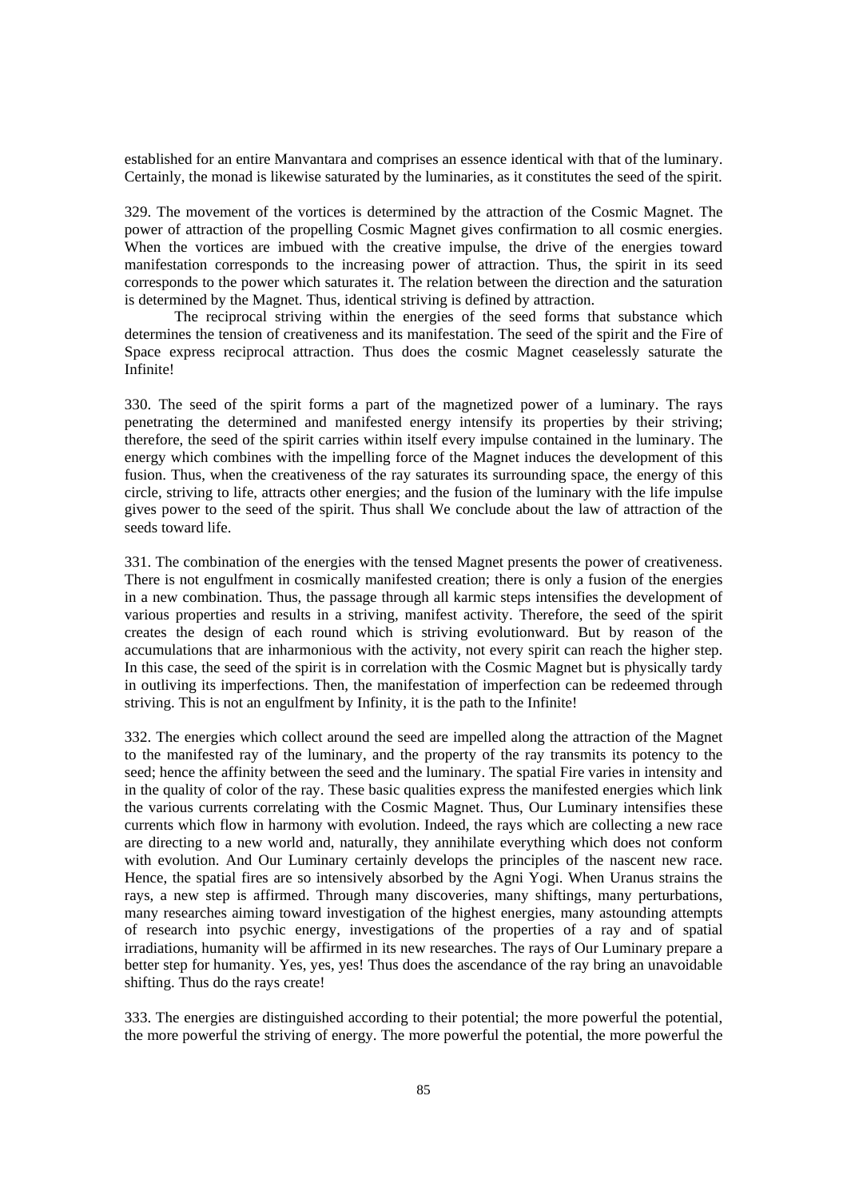established for an entire Manvantara and comprises an essence identical with that of the luminary. Certainly, the monad is likewise saturated by the luminaries, as it constitutes the seed of the spirit.

329. The movement of the vortices is determined by the attraction of the Cosmic Magnet. The power of attraction of the propelling Cosmic Magnet gives confirmation to all cosmic energies. When the vortices are imbued with the creative impulse, the drive of the energies toward manifestation corresponds to the increasing power of attraction. Thus, the spirit in its seed corresponds to the power which saturates it. The relation between the direction and the saturation is determined by the Magnet. Thus, identical striving is defined by attraction.

The reciprocal striving within the energies of the seed forms that substance which determines the tension of creativeness and its manifestation. The seed of the spirit and the Fire of Space express reciprocal attraction. Thus does the cosmic Magnet ceaselessly saturate the Infinite!

330. The seed of the spirit forms a part of the magnetized power of a luminary. The rays penetrating the determined and manifested energy intensify its properties by their striving; therefore, the seed of the spirit carries within itself every impulse contained in the luminary. The energy which combines with the impelling force of the Magnet induces the development of this fusion. Thus, when the creativeness of the ray saturates its surrounding space, the energy of this circle, striving to life, attracts other energies; and the fusion of the luminary with the life impulse gives power to the seed of the spirit. Thus shall We conclude about the law of attraction of the seeds toward life.

331. The combination of the energies with the tensed Magnet presents the power of creativeness. There is not engulfment in cosmically manifested creation; there is only a fusion of the energies in a new combination. Thus, the passage through all karmic steps intensifies the development of various properties and results in a striving, manifest activity. Therefore, the seed of the spirit creates the design of each round which is striving evolutionward. But by reason of the accumulations that are inharmonious with the activity, not every spirit can reach the higher step. In this case, the seed of the spirit is in correlation with the Cosmic Magnet but is physically tardy in outliving its imperfections. Then, the manifestation of imperfection can be redeemed through striving. This is not an engulfment by Infinity, it is the path to the Infinite!

332. The energies which collect around the seed are impelled along the attraction of the Magnet to the manifested ray of the luminary, and the property of the ray transmits its potency to the seed; hence the affinity between the seed and the luminary. The spatial Fire varies in intensity and in the quality of color of the ray. These basic qualities express the manifested energies which link the various currents correlating with the Cosmic Magnet. Thus, Our Luminary intensifies these currents which flow in harmony with evolution. Indeed, the rays which are collecting a new race are directing to a new world and, naturally, they annihilate everything which does not conform with evolution. And Our Luminary certainly develops the principles of the nascent new race. Hence, the spatial fires are so intensively absorbed by the Agni Yogi. When Uranus strains the rays, a new step is affirmed. Through many discoveries, many shiftings, many perturbations, many researches aiming toward investigation of the highest energies, many astounding attempts of research into psychic energy, investigations of the properties of a ray and of spatial irradiations, humanity will be affirmed in its new researches. The rays of Our Luminary prepare a better step for humanity. Yes, yes, yes! Thus does the ascendance of the ray bring an unavoidable shifting. Thus do the rays create!

333. The energies are distinguished according to their potential; the more powerful the potential, the more powerful the striving of energy. The more powerful the potential, the more powerful the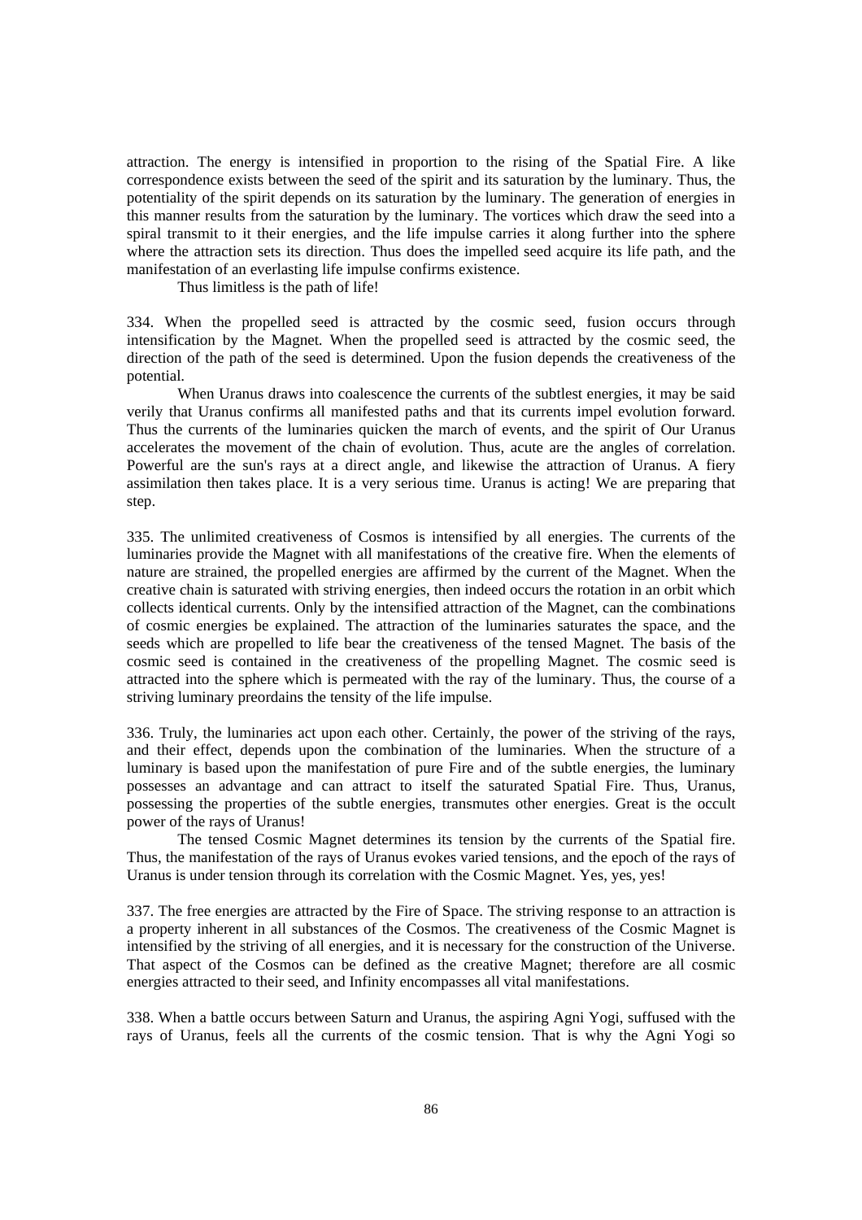attraction. The energy is intensified in proportion to the rising of the Spatial Fire. A like correspondence exists between the seed of the spirit and its saturation by the luminary. Thus, the potentiality of the spirit depends on its saturation by the luminary. The generation of energies in this manner results from the saturation by the luminary. The vortices which draw the seed into a spiral transmit to it their energies, and the life impulse carries it along further into the sphere where the attraction sets its direction. Thus does the impelled seed acquire its life path, and the manifestation of an everlasting life impulse confirms existence.

Thus limitless is the path of life!

334. When the propelled seed is attracted by the cosmic seed, fusion occurs through intensification by the Magnet. When the propelled seed is attracted by the cosmic seed, the direction of the path of the seed is determined. Upon the fusion depends the creativeness of the potential.

When Uranus draws into coalescence the currents of the subtlest energies, it may be said verily that Uranus confirms all manifested paths and that its currents impel evolution forward. Thus the currents of the luminaries quicken the march of events, and the spirit of Our Uranus accelerates the movement of the chain of evolution. Thus, acute are the angles of correlation. Powerful are the sun's rays at a direct angle, and likewise the attraction of Uranus. A fiery assimilation then takes place. It is a very serious time. Uranus is acting! We are preparing that step.

335. The unlimited creativeness of Cosmos is intensified by all energies. The currents of the luminaries provide the Magnet with all manifestations of the creative fire. When the elements of nature are strained, the propelled energies are affirmed by the current of the Magnet. When the creative chain is saturated with striving energies, then indeed occurs the rotation in an orbit which collects identical currents. Only by the intensified attraction of the Magnet, can the combinations of cosmic energies be explained. The attraction of the luminaries saturates the space, and the seeds which are propelled to life bear the creativeness of the tensed Magnet. The basis of the cosmic seed is contained in the creativeness of the propelling Magnet. The cosmic seed is attracted into the sphere which is permeated with the ray of the luminary. Thus, the course of a striving luminary preordains the tensity of the life impulse.

336. Truly, the luminaries act upon each other. Certainly, the power of the striving of the rays, and their effect, depends upon the combination of the luminaries. When the structure of a luminary is based upon the manifestation of pure Fire and of the subtle energies, the luminary possesses an advantage and can attract to itself the saturated Spatial Fire. Thus, Uranus, possessing the properties of the subtle energies, transmutes other energies. Great is the occult power of the rays of Uranus!

The tensed Cosmic Magnet determines its tension by the currents of the Spatial fire. Thus, the manifestation of the rays of Uranus evokes varied tensions, and the epoch of the rays of Uranus is under tension through its correlation with the Cosmic Magnet. Yes, yes, yes!

337. The free energies are attracted by the Fire of Space. The striving response to an attraction is a property inherent in all substances of the Cosmos. The creativeness of the Cosmic Magnet is intensified by the striving of all energies, and it is necessary for the construction of the Universe. That aspect of the Cosmos can be defined as the creative Magnet; therefore are all cosmic energies attracted to their seed, and Infinity encompasses all vital manifestations.

338. When a battle occurs between Saturn and Uranus, the aspiring Agni Yogi, suffused with the rays of Uranus, feels all the currents of the cosmic tension. That is why the Agni Yogi so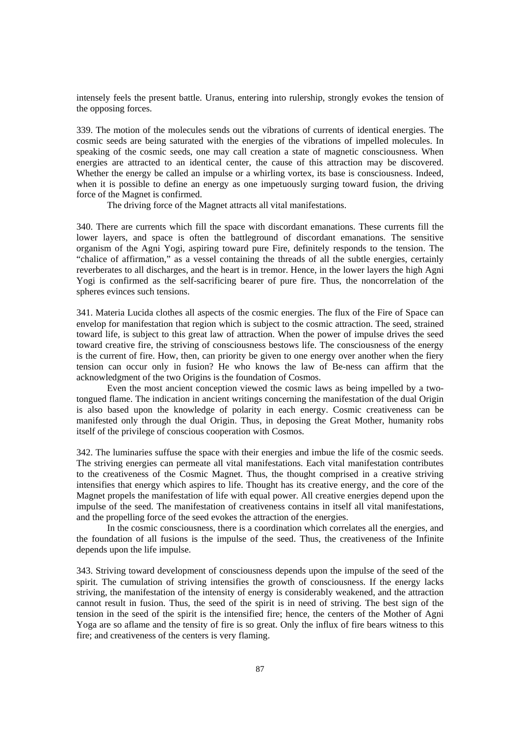intensely feels the present battle. Uranus, entering into rulership, strongly evokes the tension of the opposing forces.

339. The motion of the molecules sends out the vibrations of currents of identical energies. The cosmic seeds are being saturated with the energies of the vibrations of impelled molecules. In speaking of the cosmic seeds, one may call creation a state of magnetic consciousness. When energies are attracted to an identical center, the cause of this attraction may be discovered. Whether the energy be called an impulse or a whirling vortex, its base is consciousness. Indeed, when it is possible to define an energy as one impetuously surging toward fusion, the driving force of the Magnet is confirmed.

The driving force of the Magnet attracts all vital manifestations.

340. There are currents which fill the space with discordant emanations. These currents fill the lower layers, and space is often the battleground of discordant emanations. The sensitive organism of the Agni Yogi, aspiring toward pure Fire, definitely responds to the tension. The "chalice of affirmation," as a vessel containing the threads of all the subtle energies, certainly reverberates to all discharges, and the heart is in tremor. Hence, in the lower layers the high Agni Yogi is confirmed as the self-sacrificing bearer of pure fire. Thus, the noncorrelation of the spheres evinces such tensions.

341. Materia Lucida clothes all aspects of the cosmic energies. The flux of the Fire of Space can envelop for manifestation that region which is subject to the cosmic attraction. The seed, strained toward life, is subject to this great law of attraction. When the power of impulse drives the seed toward creative fire, the striving of consciousness bestows life. The consciousness of the energy is the current of fire. How, then, can priority be given to one energy over another when the fiery tension can occur only in fusion? He who knows the law of Be-ness can affirm that the acknowledgment of the two Origins is the foundation of Cosmos.

Even the most ancient conception viewed the cosmic laws as being impelled by a two-tongued flame. The indication in ancient writings concerning the manifestation of the dual Origin is also based upon the knowledge of polarity in each energy. Cosmic creativeness can be manifested only through the dual Origin. Thus, in deposing the Great Mother, humanity robs itself of the privilege of conscious cooperation with Cosmos.

342. The luminaries suffuse the space with their energies and imbue the life of the cosmic seeds. The striving energies can permeate all vital manifestations. Each vital manifestation contributes to the creativeness of the Cosmic Magnet. Thus, the thought comprised in a creative striving intensifies that energy which aspires to life. Thought has its creative energy, and the core of the Magnet propels the manifestation of life with equal power. All creative energies depend upon the impulse of the seed. The manifestation of creativeness contains in itself all vital manifestations, and the propelling force of the seed evokes the attraction of the energies.

In the cosmic consciousness, there is a coordination which correlates all the energies, and the foundation of all fusions is the impulse of the seed. Thus, the creativeness of the Infinite depends upon the life impulse.

343. Striving toward development of consciousness depends upon the impulse of the seed of the spirit. The cumulation of striving intensifies the growth of consciousness. If the energy lacks striving, the manifestation of the intensity of energy is considerably weakened, and the attraction cannot result in fusion. Thus, the seed of the spirit is in need of striving. The best sign of the tension in the seed of the spirit is the intensified fire; hence, the centers of the Mother of Agni Yoga are so aflame and the tensity of fire is so great. Only the influx of fire bears witness to this fire; and creativeness of the centers is very flaming.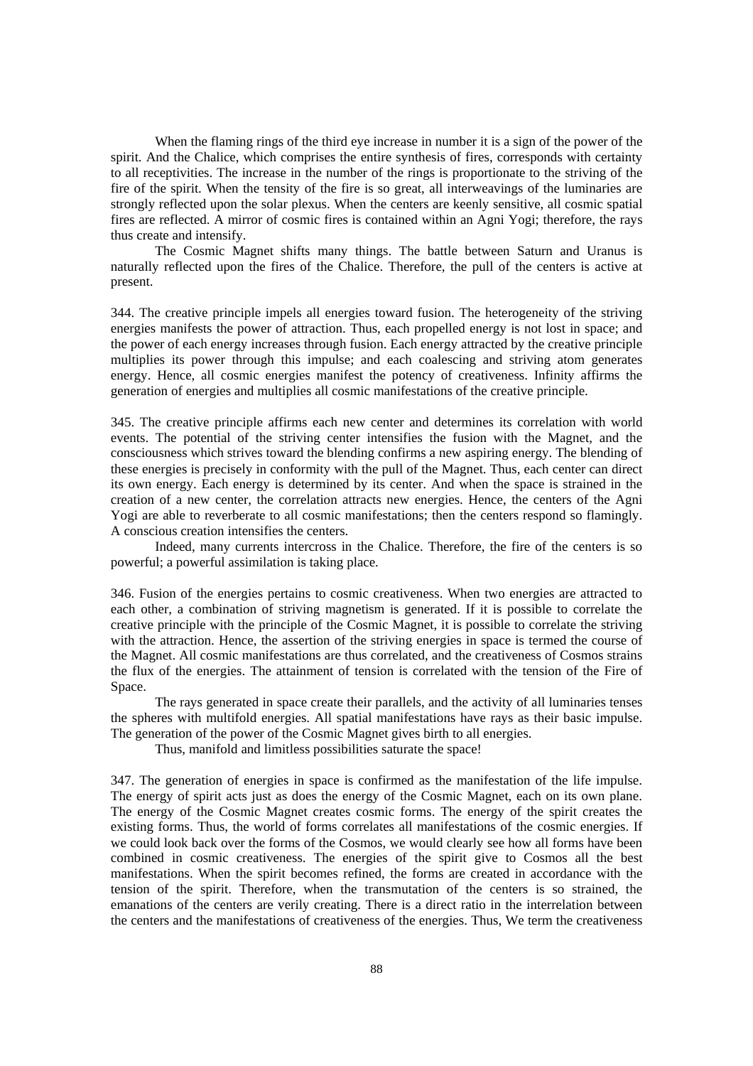When the flaming rings of the third eye increase in number it is a sign of the power of the spirit. And the Chalice, which comprises the entire synthesis of fires, corresponds with certainty to all receptivities. The increase in the number of the rings is proportionate to the striving of the fire of the spirit. When the tensity of the fire is so great, all interweavings of the luminaries are strongly reflected upon the solar plexus. When the centers are keenly sensitive, all cosmic spatial fires are reflected. A mirror of cosmic fires is contained within an Agni Yogi; therefore, the rays thus create and intensify.

The Cosmic Magnet shifts many things. The battle between Saturn and Uranus is naturally reflected upon the fires of the Chalice. Therefore, the pull of the centers is active at present.

344. The creative principle impels all energies toward fusion. The heterogeneity of the striving energies manifests the power of attraction. Thus, each propelled energy is not lost in space; and the power of each energy increases through fusion. Each energy attracted by the creative principle multiplies its power through this impulse; and each coalescing and striving atom generates energy. Hence, all cosmic energies manifest the potency of creativeness. Infinity affirms the generation of energies and multiplies all cosmic manifestations of the creative principle.

345. The creative principle affirms each new center and determines its correlation with world events. The potential of the striving center intensifies the fusion with the Magnet, and the consciousness which strives toward the blending confirms a new aspiring energy. The blending of these energies is precisely in conformity with the pull of the Magnet. Thus, each center can direct its own energy. Each energy is determined by its center. And when the space is strained in the creation of a new center, the correlation attracts new energies. Hence, the centers of the Agni Yogi are able to reverberate to all cosmic manifestations; then the centers respond so flamingly. A conscious creation intensifies the centers.

Indeed, many currents intercross in the Chalice. Therefore, the fire of the centers is so powerful; a powerful assimilation is taking place.

346. Fusion of the energies pertains to cosmic creativeness. When two energies are attracted to each other, a combination of striving magnetism is generated. If it is possible to correlate the creative principle with the principle of the Cosmic Magnet, it is possible to correlate the striving with the attraction. Hence, the assertion of the striving energies in space is termed the course of the Magnet. All cosmic manifestations are thus correlated, and the creativeness of Cosmos strains the flux of the energies. The attainment of tension is correlated with the tension of the Fire of Space.

The rays generated in space create their parallels, and the activity of all luminaries tenses the spheres with multifold energies. All spatial manifestations have rays as their basic impulse. The generation of the power of the Cosmic Magnet gives birth to all energies.

Thus, manifold and limitless possibilities saturate the space!

347. The generation of energies in space is confirmed as the manifestation of the life impulse. The energy of spirit acts just as does the energy of the Cosmic Magnet, each on its own plane. The energy of the Cosmic Magnet creates cosmic forms. The energy of the spirit creates the existing forms. Thus, the world of forms correlates all manifestations of the cosmic energies. If we could look back over the forms of the Cosmos, we would clearly see how all forms have been combined in cosmic creativeness. The energies of the spirit give to Cosmos all the best manifestations. When the spirit becomes refined, the forms are created in accordance with the tension of the spirit. Therefore, when the transmutation of the centers is so strained, the emanations of the centers are verily creating. There is a direct ratio in the interrelation between the centers and the manifestations of creativeness of the energies. Thus, We term the creativeness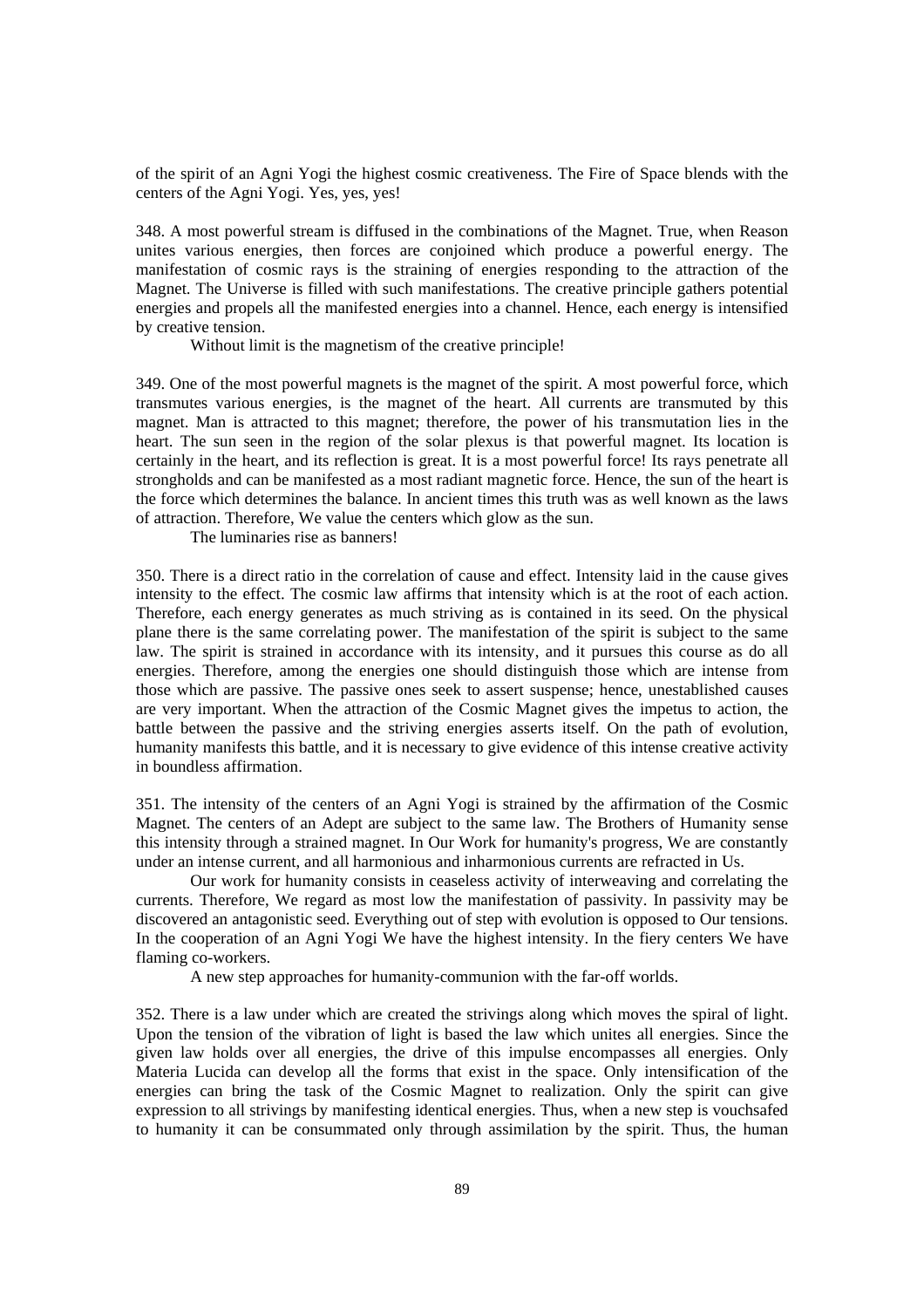of the spirit of an Agni Yogi the highest cosmic creativeness. The Fire of Space blends with the centers of the Agni Yogi. Yes, yes, yes!

348. A most powerful stream is diffused in the combinations of the Magnet. True, when Reason unites various energies, then forces are conjoined which produce a powerful energy. The manifestation of cosmic rays is the straining of energies responding to the attraction of the Magnet. The Universe is filled with such manifestations. The creative principle gathers potential energies and propels all the manifested energies into a channel. Hence, each energy is intensified by creative tension.

Without limit is the magnetism of the creative principle!

349. One of the most powerful magnets is the magnet of the spirit. A most powerful force, which transmutes various energies, is the magnet of the heart. All currents are transmuted by this magnet. Man is attracted to this magnet; therefore, the power of his transmutation lies in the heart. The sun seen in the region of the solar plexus is that powerful magnet. Its location is certainly in the heart, and its reflection is great. It is a most powerful force! Its rays penetrate all strongholds and can be manifested as a most radiant magnetic force. Hence, the sun of the heart is the force which determines the balance. In ancient times this truth was as well known as the laws of attraction. Therefore, We value the centers which glow as the sun.

The luminaries rise as banners!

350. There is a direct ratio in the correlation of cause and effect. Intensity laid in the cause gives intensity to the effect. The cosmic law affirms that intensity which is at the root of each action. Therefore, each energy generates as much striving as is contained in its seed. On the physical plane there is the same correlating power. The manifestation of the spirit is subject to the same law. The spirit is strained in accordance with its intensity, and it pursues this course as do all energies. Therefore, among the energies one should distinguish those which are intense from those which are passive. The passive ones seek to assert suspense; hence, unestablished causes are very important. When the attraction of the Cosmic Magnet gives the impetus to action, the battle between the passive and the striving energies asserts itself. On the path of evolution, humanity manifests this battle, and it is necessary to give evidence of this intense creative activity in boundless affirmation.

351. The intensity of the centers of an Agni Yogi is strained by the affirmation of the Cosmic Magnet. The centers of an Adept are subject to the same law. The Brothers of Humanity sense this intensity through a strained magnet. In Our Work for humanity's progress, We are constantly under an intense current, and all harmonious and inharmonious currents are refracted in Us.

Our work for humanity consists in ceaseless activity of interweaving and correlating the currents. Therefore, We regard as most low the manifestation of passivity. In passivity may be discovered an antagonistic seed. Everything out of step with evolution is opposed to Our tensions. In the cooperation of an Agni Yogi We have the highest intensity. In the fiery centers We have flaming co-workers.

A new step approaches for humanity-communion with the far-off worlds.

352. There is a law under which are created the strivings along which moves the spiral of light. Upon the tension of the vibration of light is based the law which unites all energies. Since the given law holds over all energies, the drive of this impulse encompasses all energies. Only Materia Lucida can develop all the forms that exist in the space. Only intensification of the energies can bring the task of the Cosmic Magnet to realization. Only the spirit can give expression to all strivings by manifesting identical energies. Thus, when a new step is vouchsafed to humanity it can be consummated only through assimilation by the spirit. Thus, the human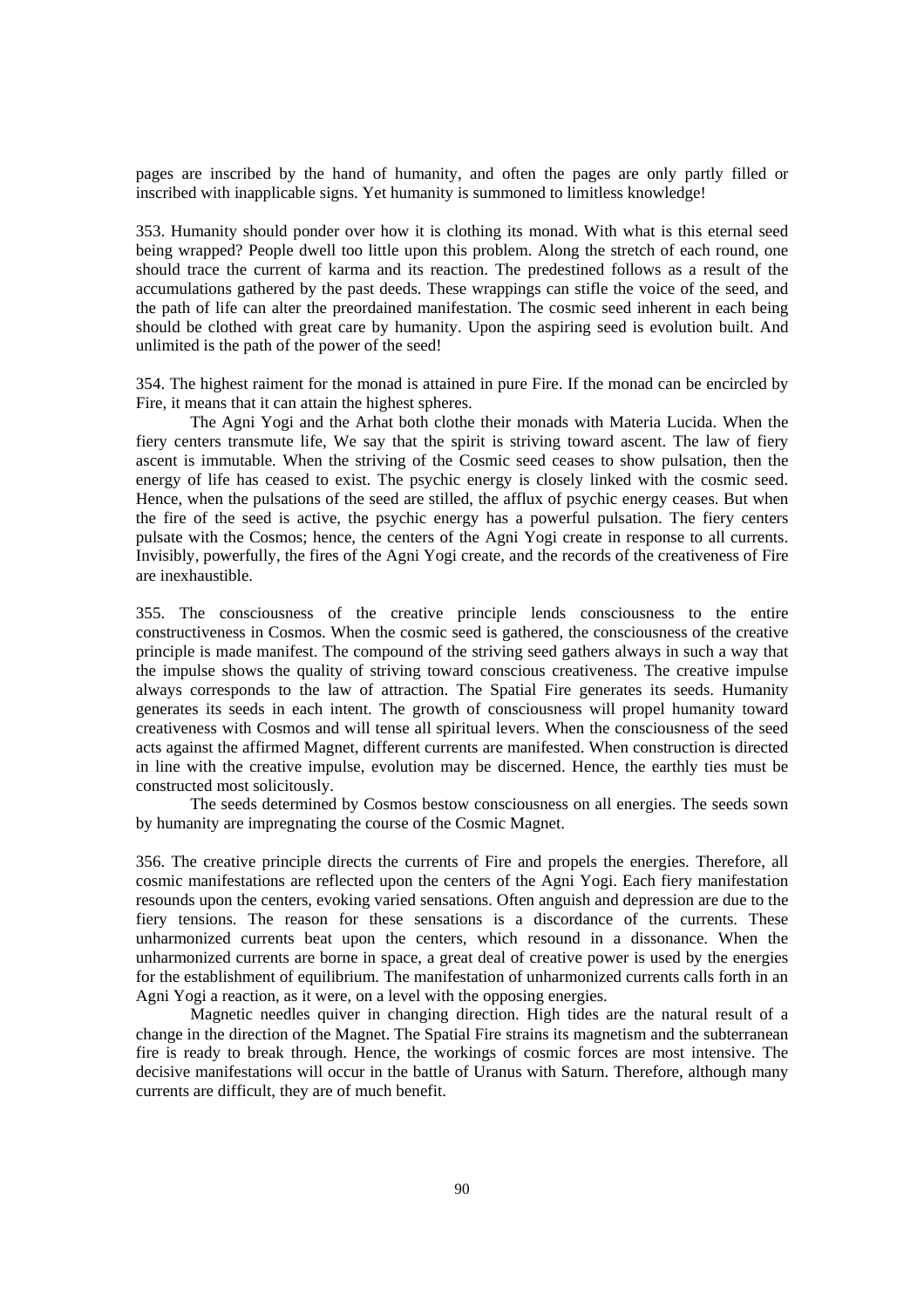pages are inscribed by the hand of humanity, and often the pages are only partly filled or inscribed with inapplicable signs. Yet humanity is summoned to limitless knowledge!

353. Humanity should ponder over how it is clothing its monad. With what is this eternal seed being wrapped? People dwell too little upon this problem. Along the stretch of each round, one should trace the current of karma and its reaction. The predestined follows as a result of the accumulations gathered by the past deeds. These wrappings can stifle the voice of the seed, and the path of life can alter the preordained manifestation. The cosmic seed inherent in each being should be clothed with great care by humanity. Upon the aspiring seed is evolution built. And unlimited is the path of the power of the seed!

354. The highest raiment for the monad is attained in pure Fire. If the monad can be encircled by Fire, it means that it can attain the highest spheres.

The Agni Yogi and the Arhat both clothe their monads with Materia Lucida. When the fiery centers transmute life, We say that the spirit is striving toward ascent. The law of fiery ascent is immutable. When the striving of the Cosmic seed ceases to show pulsation, then the energy of life has ceased to exist. The psychic energy is closely linked with the cosmic seed. Hence, when the pulsations of the seed are stilled, the afflux of psychic energy ceases. But when the fire of the seed is active, the psychic energy has a powerful pulsation. The fiery centers pulsate with the Cosmos; hence, the centers of the Agni Yogi create in response to all currents. Invisibly, powerfully, the fires of the Agni Yogi create, and the records of the creativeness of Fire are inexhaustible.

355. The consciousness of the creative principle lends consciousness to the entire constructiveness in Cosmos. When the cosmic seed is gathered, the consciousness of the creative principle is made manifest. The compound of the striving seed gathers always in such a way that the impulse shows the quality of striving toward conscious creativeness. The creative impulse always corresponds to the law of attraction. The Spatial Fire generates its seeds. Humanity generates its seeds in each intent. The growth of consciousness will propel humanity toward creativeness with Cosmos and will tense all spiritual levers. When the consciousness of the seed acts against the affirmed Magnet, different currents are manifested. When construction is directed in line with the creative impulse, evolution may be discerned. Hence, the earthly ties must be constructed most solicitously.

The seeds determined by Cosmos bestow consciousness on all energies. The seeds sown by humanity are impregnating the course of the Cosmic Magnet.

356. The creative principle directs the currents of Fire and propels the energies. Therefore, all cosmic manifestations are reflected upon the centers of the Agni Yogi. Each fiery manifestation resounds upon the centers, evoking varied sensations. Often anguish and depression are due to the fiery tensions. The reason for these sensations is a discordance of the currents. These unharmonized currents beat upon the centers, which resound in a dissonance. When the unharmonized currents are borne in space, a great deal of creative power is used by the energies for the establishment of equilibrium. The manifestation of unharmonized currents calls forth in an Agni Yogi a reaction, as it were, on a level with the opposing energies.

Magnetic needles quiver in changing direction. High tides are the natural result of a change in the direction of the Magnet. The Spatial Fire strains its magnetism and the subterranean fire is ready to break through. Hence, the workings of cosmic forces are most intensive. The decisive manifestations will occur in the battle of Uranus with Saturn. Therefore, although many currents are difficult, they are of much benefit.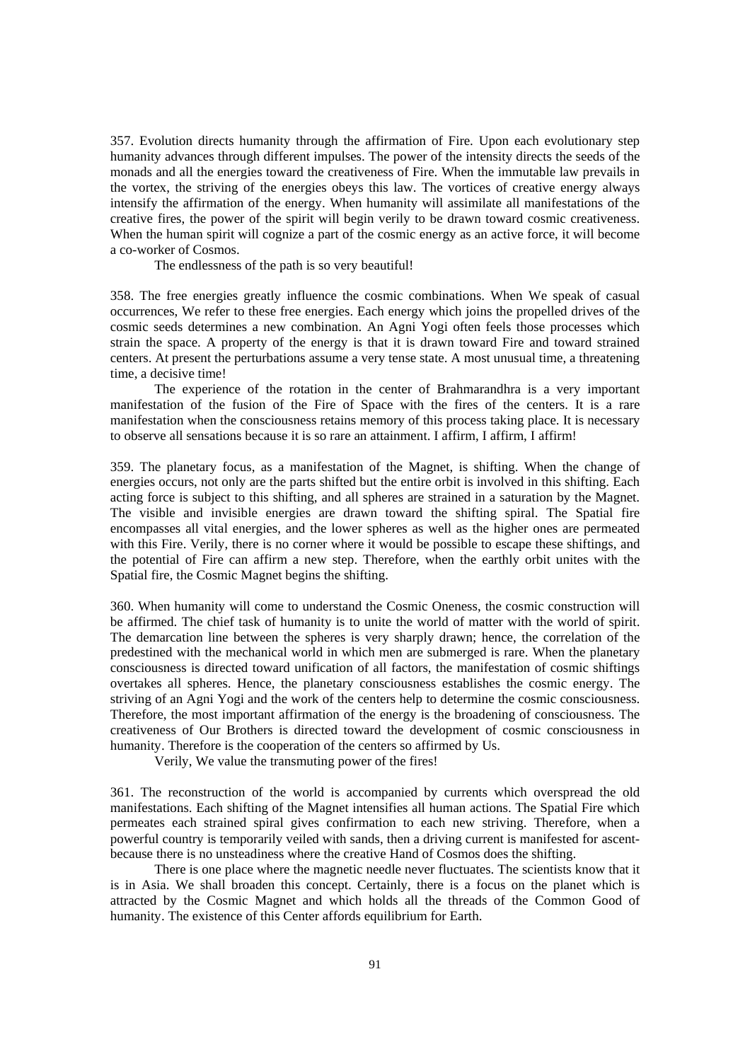357. Evolution directs humanity through the affirmation of Fire. Upon each evolutionary step humanity advances through different impulses. The power of the intensity directs the seeds of the monads and all the energies toward the creativeness of Fire. When the immutable law prevails in the vortex, the striving of the energies obeys this law. The vortices of creative energy always intensify the affirmation of the energy. When humanity will assimilate all manifestations of the creative fires, the power of the spirit will begin verily to be drawn toward cosmic creativeness. When the human spirit will cognize a part of the cosmic energy as an active force, it will become a co-worker of Cosmos.

The endlessness of the path is so very beautiful!

358. The free energies greatly influence the cosmic combinations. When We speak of casual occurrences, We refer to these free energies. Each energy which joins the propelled drives of the cosmic seeds determines a new combination. An Agni Yogi often feels those processes which strain the space. A property of the energy is that it is drawn toward Fire and toward strained centers. At present the perturbations assume a very tense state. A most unusual time, a threatening time, a decisive time!

The experience of the rotation in the center of Brahmarandhra is a very important manifestation of the fusion of the Fire of Space with the fires of the centers. It is a rare manifestation when the consciousness retains memory of this process taking place. It is necessary to observe all sensations because it is so rare an attainment. I affirm, I affirm, I affirm!

359. The planetary focus, as a manifestation of the Magnet, is shifting. When the change of energies occurs, not only are the parts shifted but the entire orbit is involved in this shifting. Each acting force is subject to this shifting, and all spheres are strained in a saturation by the Magnet. The visible and invisible energies are drawn toward the shifting spiral. The Spatial fire encompasses all vital energies, and the lower spheres as well as the higher ones are permeated with this Fire. Verily, there is no corner where it would be possible to escape these shiftings, and the potential of Fire can affirm a new step. Therefore, when the earthly orbit unites with the Spatial fire, the Cosmic Magnet begins the shifting.

360. When humanity will come to understand the Cosmic Oneness, the cosmic construction will be affirmed. The chief task of humanity is to unite the world of matter with the world of spirit. The demarcation line between the spheres is very sharply drawn; hence, the correlation of the predestined with the mechanical world in which men are submerged is rare. When the planetary consciousness is directed toward unification of all factors, the manifestation of cosmic shiftings overtakes all spheres. Hence, the planetary consciousness establishes the cosmic energy. The striving of an Agni Yogi and the work of the centers help to determine the cosmic consciousness. Therefore, the most important affirmation of the energy is the broadening of consciousness. The creativeness of Our Brothers is directed toward the development of cosmic consciousness in humanity. Therefore is the cooperation of the centers so affirmed by Us.

Verily, We value the transmuting power of the fires!

361. The reconstruction of the world is accompanied by currents which overspread the old manifestations. Each shifting of the Magnet intensifies all human actions. The Spatial Fire which permeates each strained spiral gives confirmation to each new striving. Therefore, when a powerful country is temporarily veiled with sands, then a driving current is manifested for ascent-because there is no unsteadiness where the creative Hand of Cosmos does the shifting.

There is one place where the magnetic needle never fluctuates. The scientists know that it is in Asia. We shall broaden this concept. Certainly, there is a focus on the planet which is attracted by the Cosmic Magnet and which holds all the threads of the Common Good of humanity. The existence of this Center affords equilibrium for Earth.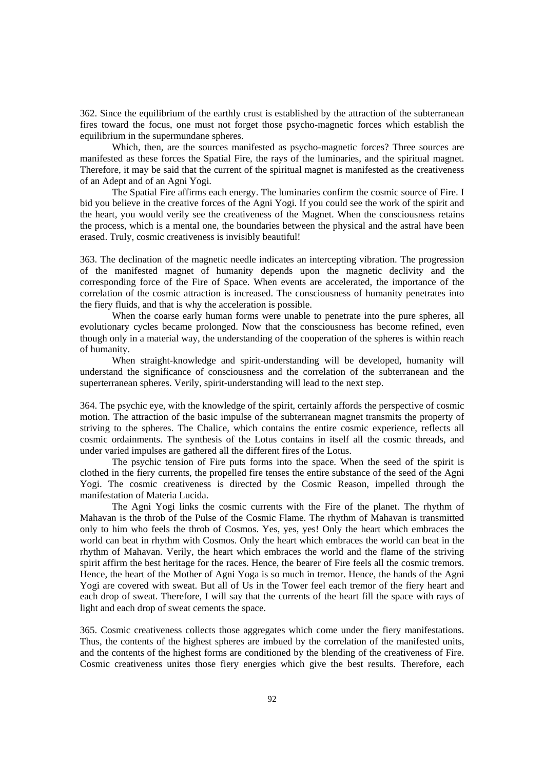362. Since the equilibrium of the earthly crust is established by the attraction of the subterranean fires toward the focus, one must not forget those psycho-magnetic forces which establish the equilibrium in the supermundane spheres.

Which, then, are the sources manifested as psycho-magnetic forces? Three sources are manifested as these forces the Spatial Fire, the rays of the luminaries, and the spiritual magnet. Therefore, it may be said that the current of the spiritual magnet is manifested as the creativeness of an Adept and of an Agni Yogi.

The Spatial Fire affirms each energy. The luminaries confirm the cosmic source of Fire. I bid you believe in the creative forces of the Agni Yogi. If you could see the work of the spirit and the heart, you would verily see the creativeness of the Magnet. When the consciousness retains the process, which is a mental one, the boundaries between the physical and the astral have been erased. Truly, cosmic creativeness is invisibly beautiful!

363. The declination of the magnetic needle indicates an intercepting vibration. The progression of the manifested magnet of humanity depends upon the magnetic declivity and the corresponding force of the Fire of Space. When events are accelerated, the importance of the correlation of the cosmic attraction is increased. The consciousness of humanity penetrates into the fiery fluids, and that is why the acceleration is possible.

When the coarse early human forms were unable to penetrate into the pure spheres, all evolutionary cycles became prolonged. Now that the consciousness has become refined, even though only in a material way, the understanding of the cooperation of the spheres is within reach of humanity.

When straight-knowledge and spirit-understanding will be developed, humanity will understand the significance of consciousness and the correlation of the subterranean and the superterranean spheres. Verily, spirit-understanding will lead to the next step.

364. The psychic eye, with the knowledge of the spirit, certainly affords the perspective of cosmic motion. The attraction of the basic impulse of the subterranean magnet transmits the property of striving to the spheres. The Chalice, which contains the entire cosmic experience, reflects all cosmic ordainments. The synthesis of the Lotus contains in itself all the cosmic threads, and under varied impulses are gathered all the different fires of the Lotus.

The psychic tension of Fire puts forms into the space. When the seed of the spirit is clothed in the fiery currents, the propelled fire tenses the entire substance of the seed of the Agni Yogi. The cosmic creativeness is directed by the Cosmic Reason, impelled through the manifestation of Materia Lucida.

The Agni Yogi links the cosmic currents with the Fire of the planet. The rhythm of Mahavan is the throb of the Pulse of the Cosmic Flame. The rhythm of Mahavan is transmitted only to him who feels the throb of Cosmos. Yes, yes, yes! Only the heart which embraces the world can beat in rhythm with Cosmos. Only the heart which embraces the world can beat in the rhythm of Mahavan. Verily, the heart which embraces the world and the flame of the striving spirit affirm the best heritage for the races. Hence, the bearer of Fire feels all the cosmic tremors. Hence, the heart of the Mother of Agni Yoga is so much in tremor. Hence, the hands of the Agni Yogi are covered with sweat. But all of Us in the Tower feel each tremor of the fiery heart and each drop of sweat. Therefore, I will say that the currents of the heart fill the space with rays of light and each drop of sweat cements the space.

365. Cosmic creativeness collects those aggregates which come under the fiery manifestations. Thus, the contents of the highest spheres are imbued by the correlation of the manifested units, and the contents of the highest forms are conditioned by the blending of the creativeness of Fire. Cosmic creativeness unites those fiery energies which give the best results. Therefore, each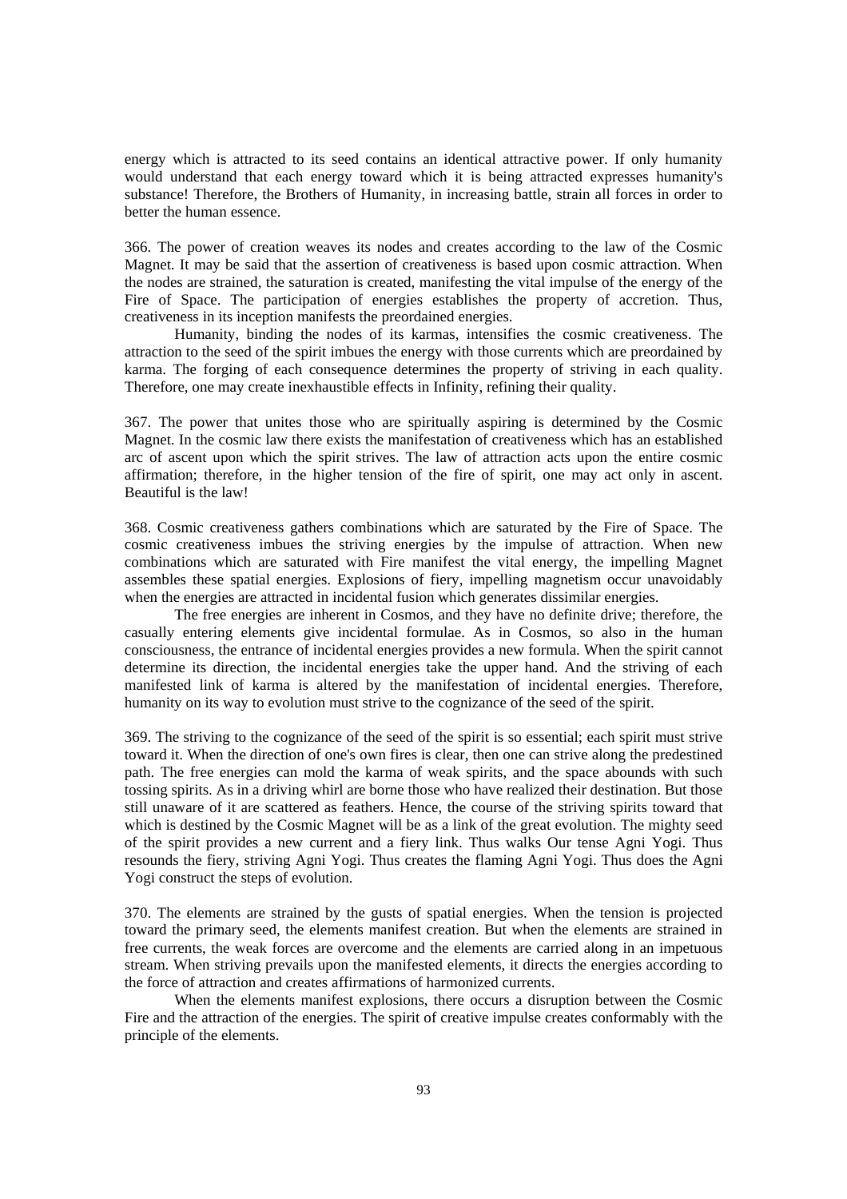energy which is attracted to its seed contains an identical attractive power. If only humanity would understand that each energy toward which it is being attracted expresses humanity's substance! Therefore, the Brothers of Humanity, in increasing battle, strain all forces in order to better the human essence.

366. The power of creation weaves its nodes and creates according to the law of the Cosmic Magnet. It may be said that the assertion of creativeness is based upon cosmic attraction. When the nodes are strained, the saturation is created, manifesting the vital impulse of the energy of the Fire of Space. The participation of energies establishes the property of accretion. Thus, creativeness in its inception manifests the preordained energies.

Humanity, binding the nodes of its karmas, intensifies the cosmic creativeness. The attraction to the seed of the spirit imbues the energy with those currents which are preordained by karma. The forging of each consequence determines the property of striving in each quality. Therefore, one may create inexhaustible effects in Infinity, refining their quality.

367. The power that unites those who are spiritually aspiring is determined by the Cosmic Magnet. In the cosmic law there exists the manifestation of creativeness which has an established arc of ascent upon which the spirit strives. The law of attraction acts upon the entire cosmic affirmation; therefore, in the higher tension of the fire of spirit, one may act only in ascent. Beautiful is the law!

368. Cosmic creativeness gathers combinations which are saturated by the Fire of Space. The cosmic creativeness imbues the striving energies by the impulse of attraction. When new combinations which are saturated with Fire manifest the vital energy, the impelling Magnet assembles these spatial energies. Explosions of fiery, impelling magnetism occur unavoidably when the energies are attracted in incidental fusion which generates dissimilar energies.

The free energies are inherent in Cosmos, and they have no definite drive; therefore, the casually entering elements give incidental formulae. As in Cosmos, so also in the human consciousness, the entrance of incidental energies provides a new formula. When the spirit cannot determine its direction, the incidental energies take the upper hand. And the striving of each manifested link of karma is altered by the manifestation of incidental energies. Therefore, humanity on its way to evolution must strive to the cognizance of the seed of the spirit.

369. The striving to the cognizance of the seed of the spirit is so essential; each spirit must strive toward it. When the direction of one's own fires is clear, then one can strive along the predestined path. The free energies can mold the karma of weak spirits, and the space abounds with such tossing spirits. As in a driving whirl are borne those who have realized their destination. But those still unaware of it are scattered as feathers. Hence, the course of the striving spirits toward that which is destined by the Cosmic Magnet will be as a link of the great evolution. The mighty seed of the spirit provides a new current and a fiery link. Thus walks Our tense Agni Yogi. Thus resounds the fiery, striving Agni Yogi. Thus creates the flaming Agni Yogi. Thus does the Agni Yogi construct the steps of evolution.

370. The elements are strained by the gusts of spatial energies. When the tension is projected toward the primary seed, the elements manifest creation. But when the elements are strained in free currents, the weak forces are overcome and the elements are carried along in an impetuous stream. When striving prevails upon the manifested elements, it directs the energies according to the force of attraction and creates affirmations of harmonized currents.

When the elements manifest explosions, there occurs a disruption between the Cosmic Fire and the attraction of the energies. The spirit of creative impulse creates conformably with the principle of the elements.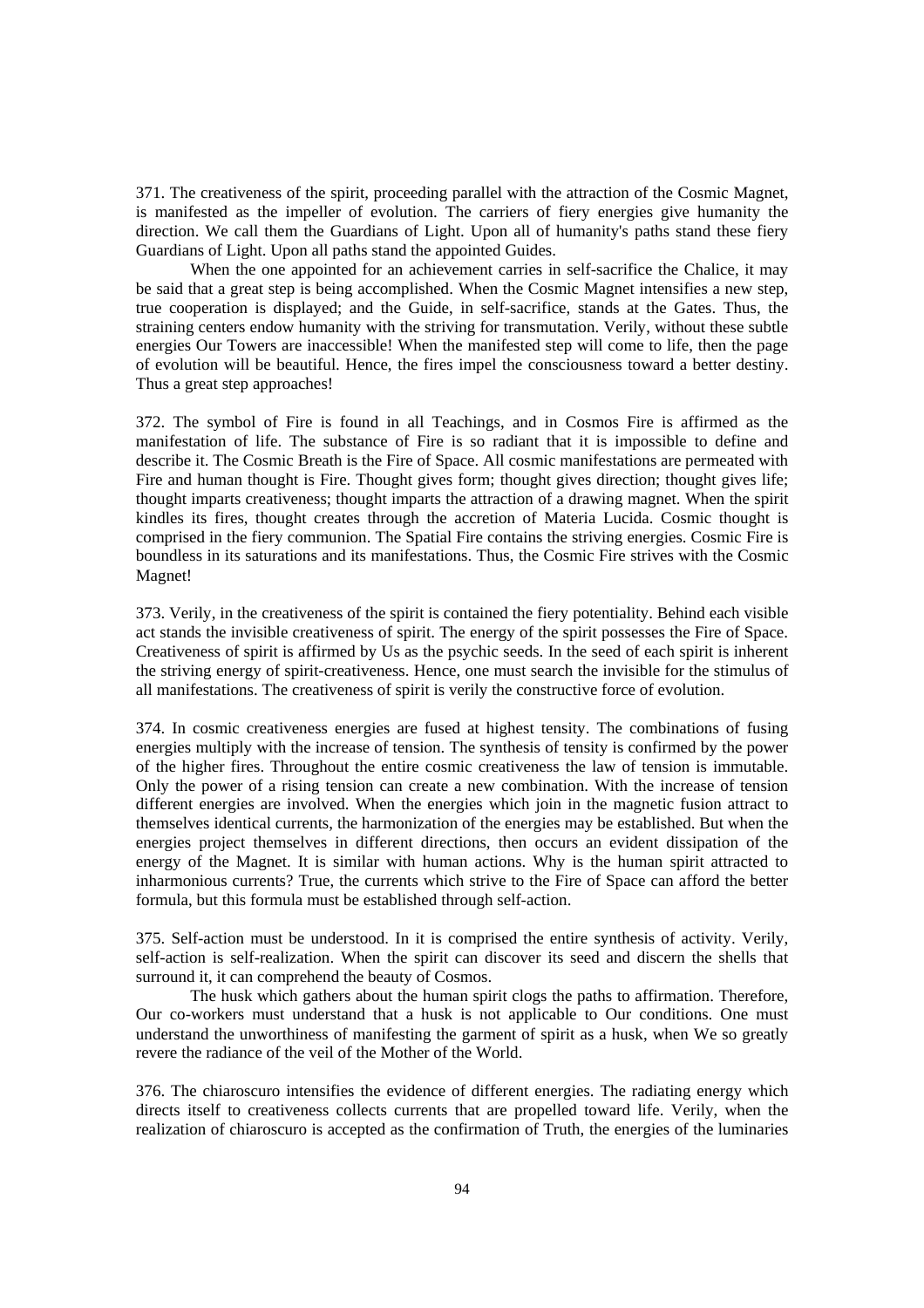371. The creativeness of the spirit, proceeding parallel with the attraction of the Cosmic Magnet, is manifested as the impeller of evolution. The carriers of fiery energies give humanity the direction. We call them the Guardians of Light. Upon all of humanity's paths stand these fiery Guardians of Light. Upon all paths stand the appointed Guides.

When the one appointed for an achievement carries in self-sacrifice the Chalice, it may be said that a great step is being accomplished. When the Cosmic Magnet intensifies a new step, true cooperation is displayed; and the Guide, in self-sacrifice, stands at the Gates. Thus, the straining centers endow humanity with the striving for transmutation. Verily, without these subtle energies Our Towers are inaccessible! When the manifested step will come to life, then the page of evolution will be beautiful. Hence, the fires impel the consciousness toward a better destiny. Thus a great step approaches!

372. The symbol of Fire is found in all Teachings, and in Cosmos Fire is affirmed as the manifestation of life. The substance of Fire is so radiant that it is impossible to define and describe it. The Cosmic Breath is the Fire of Space. All cosmic manifestations are permeated with Fire and human thought is Fire. Thought gives form; thought gives direction; thought gives life; thought imparts creativeness; thought imparts the attraction of a drawing magnet. When the spirit kindles its fires, thought creates through the accretion of Materia Lucida. Cosmic thought is comprised in the fiery communion. The Spatial Fire contains the striving energies. Cosmic Fire is boundless in its saturations and its manifestations. Thus, the Cosmic Fire strives with the Cosmic Magnet!

373. Verily, in the creativeness of the spirit is contained the fiery potentiality. Behind each visible act stands the invisible creativeness of spirit. The energy of the spirit possesses the Fire of Space. Creativeness of spirit is affirmed by Us as the psychic seeds. In the seed of each spirit is inherent the striving energy of spirit-creativeness. Hence, one must search the invisible for the stimulus of all manifestations. The creativeness of spirit is verily the constructive force of evolution.

374. In cosmic creativeness energies are fused at highest tensity. The combinations of fusing energies multiply with the increase of tension. The synthesis of tensity is confirmed by the power of the higher fires. Throughout the entire cosmic creativeness the law of tension is immutable. Only the power of a rising tension can create a new combination. With the increase of tension different energies are involved. When the energies which join in the magnetic fusion attract to themselves identical currents, the harmonization of the energies may be established. But when the energies project themselves in different directions, then occurs an evident dissipation of the energy of the Magnet. It is similar with human actions. Why is the human spirit attracted to inharmonious currents? True, the currents which strive to the Fire of Space can afford the better formula, but this formula must be established through self-action.

375. Self-action must be understood. In it is comprised the entire synthesis of activity. Verily, self-action is self-realization. When the spirit can discover its seed and discern the shells that surround it, it can comprehend the beauty of Cosmos.

The husk which gathers about the human spirit clogs the paths to affirmation. Therefore, Our co-workers must understand that a husk is not applicable to Our conditions. One must understand the unworthiness of manifesting the garment of spirit as a husk, when We so greatly revere the radiance of the veil of the Mother of the World.

376. The chiaroscuro intensifies the evidence of different energies. The radiating energy which directs itself to creativeness collects currents that are propelled toward life. Verily, when the realization of chiaroscuro is accepted as the confirmation of Truth, the energies of the luminaries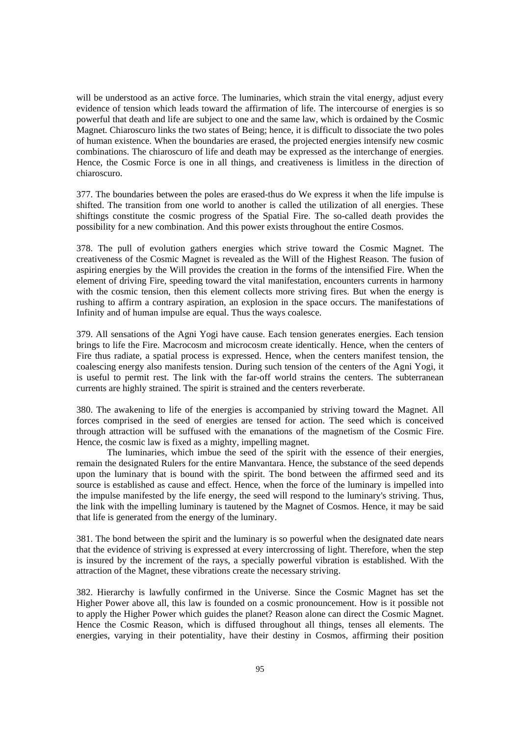will be understood as an active force. The luminaries, which strain the vital energy, adjust every evidence of tension which leads toward the affirmation of life. The intercourse of energies is so powerful that death and life are subject to one and the same law, which is ordained by the Cosmic Magnet. Chiaroscuro links the two states of Being; hence, it is difficult to dissociate the two poles of human existence. When the boundaries are erased, the projected energies intensify new cosmic combinations. The chiaroscuro of life and death may be expressed as the interchange of energies. Hence, the Cosmic Force is one in all things, and creativeness is limitless in the direction of chiaroscuro.

377. The boundaries between the poles are erased-thus do We express it when the life impulse is shifted. The transition from one world to another is called the utilization of all energies. These shiftings constitute the cosmic progress of the Spatial Fire. The so-called death provides the possibility for a new combination. And this power exists throughout the entire Cosmos.

378. The pull of evolution gathers energies which strive toward the Cosmic Magnet. The creativeness of the Cosmic Magnet is revealed as the Will of the Highest Reason. The fusion of aspiring energies by the Will provides the creation in the forms of the intensified Fire. When the element of driving Fire, speeding toward the vital manifestation, encounters currents in harmony with the cosmic tension, then this element collects more striving fires. But when the energy is rushing to affirm a contrary aspiration, an explosion in the space occurs. The manifestations of Infinity and of human impulse are equal. Thus the ways coalesce.

379. All sensations of the Agni Yogi have cause. Each tension generates energies. Each tension brings to life the Fire. Macrocosm and microcosm create identically. Hence, when the centers of Fire thus radiate, a spatial process is expressed. Hence, when the centers manifest tension, the coalescing energy also manifests tension. During such tension of the centers of the Agni Yogi, it is useful to permit rest. The link with the far-off world strains the centers. The subterranean currents are highly strained. The spirit is strained and the centers reverberate.

380. The awakening to life of the energies is accompanied by striving toward the Magnet. All forces comprised in the seed of energies are tensed for action. The seed which is conceived through attraction will be suffused with the emanations of the magnetism of the Cosmic Fire. Hence, the cosmic law is fixed as a mighty, impelling magnet.

The luminaries, which imbue the seed of the spirit with the essence of their energies, remain the designated Rulers for the entire Manvantara. Hence, the substance of the seed depends upon the luminary that is bound with the spirit. The bond between the affirmed seed and its source is established as cause and effect. Hence, when the force of the luminary is impelled into the impulse manifested by the life energy, the seed will respond to the luminary's striving. Thus, the link with the impelling luminary is tautened by the Magnet of Cosmos. Hence, it may be said that life is generated from the energy of the luminary.

381. The bond between the spirit and the luminary is so powerful when the designated date nears that the evidence of striving is expressed at every intercrossing of light. Therefore, when the step is insured by the increment of the rays, a specially powerful vibration is established. With the attraction of the Magnet, these vibrations create the necessary striving.

382. Hierarchy is lawfully confirmed in the Universe. Since the Cosmic Magnet has set the Higher Power above all, this law is founded on a cosmic pronouncement. How is it possible not to apply the Higher Power which guides the planet? Reason alone can direct the Cosmic Magnet. Hence the Cosmic Reason, which is diffused throughout all things, tenses all elements. The energies, varying in their potentiality, have their destiny in Cosmos, affirming their position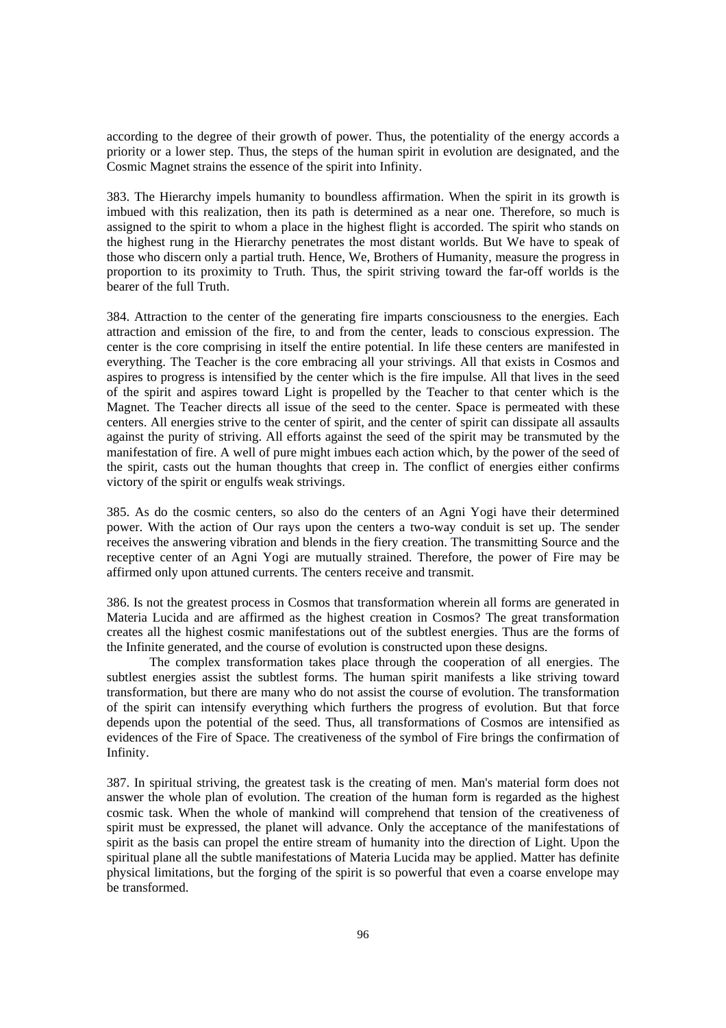according to the degree of their growth of power. Thus, the potentiality of the energy accords a priority or a lower step. Thus, the steps of the human spirit in evolution are designated, and the Cosmic Magnet strains the essence of the spirit into Infinity.

383. The Hierarchy impels humanity to boundless affirmation. When the spirit in its growth is imbued with this realization, then its path is determined as a near one. Therefore, so much is assigned to the spirit to whom a place in the highest flight is accorded. The spirit who stands on the highest rung in the Hierarchy penetrates the most distant worlds. But We have to speak of those who discern only a partial truth. Hence, We, Brothers of Humanity, measure the progress in proportion to its proximity to Truth. Thus, the spirit striving toward the far-off worlds is the bearer of the full Truth.

384. Attraction to the center of the generating fire imparts consciousness to the energies. Each attraction and emission of the fire, to and from the center, leads to conscious expression. The center is the core comprising in itself the entire potential. In life these centers are manifested in everything. The Teacher is the core embracing all your strivings. All that exists in Cosmos and aspires to progress is intensified by the center which is the fire impulse. All that lives in the seed of the spirit and aspires toward Light is propelled by the Teacher to that center which is the Magnet. The Teacher directs all issue of the seed to the center. Space is permeated with these centers. All energies strive to the center of spirit, and the center of spirit can dissipate all assaults against the purity of striving. All efforts against the seed of the spirit may be transmuted by the manifestation of fire. A well of pure might imbues each action which, by the power of the seed of the spirit, casts out the human thoughts that creep in. The conflict of energies either confirms victory of the spirit or engulfs weak strivings.

385. As do the cosmic centers, so also do the centers of an Agni Yogi have their determined power. With the action of Our rays upon the centers a two-way conduit is set up. The sender receives the answering vibration and blends in the fiery creation. The transmitting Source and the receptive center of an Agni Yogi are mutually strained. Therefore, the power of Fire may be affirmed only upon attuned currents. The centers receive and transmit.

386. Is not the greatest process in Cosmos that transformation wherein all forms are generated in Materia Lucida and are affirmed as the highest creation in Cosmos? The great transformation creates all the highest cosmic manifestations out of the subtlest energies. Thus are the forms of the Infinite generated, and the course of evolution is constructed upon these designs.

The complex transformation takes place through the cooperation of all energies. The subtlest energies assist the subtlest forms. The human spirit manifests a like striving toward transformation, but there are many who do not assist the course of evolution. The transformation of the spirit can intensify everything which furthers the progress of evolution. But that force depends upon the potential of the seed. Thus, all transformations of Cosmos are intensified as evidences of the Fire of Space. The creativeness of the symbol of Fire brings the confirmation of Infinity.

387. In spiritual striving, the greatest task is the creating of men. Man's material form does not answer the whole plan of evolution. The creation of the human form is regarded as the highest cosmic task. When the whole of mankind will comprehend that tension of the creativeness of spirit must be expressed, the planet will advance. Only the acceptance of the manifestations of spirit as the basis can propel the entire stream of humanity into the direction of Light. Upon the spiritual plane all the subtle manifestations of Materia Lucida may be applied. Matter has definite physical limitations, but the forging of the spirit is so powerful that even a coarse envelope may be transformed.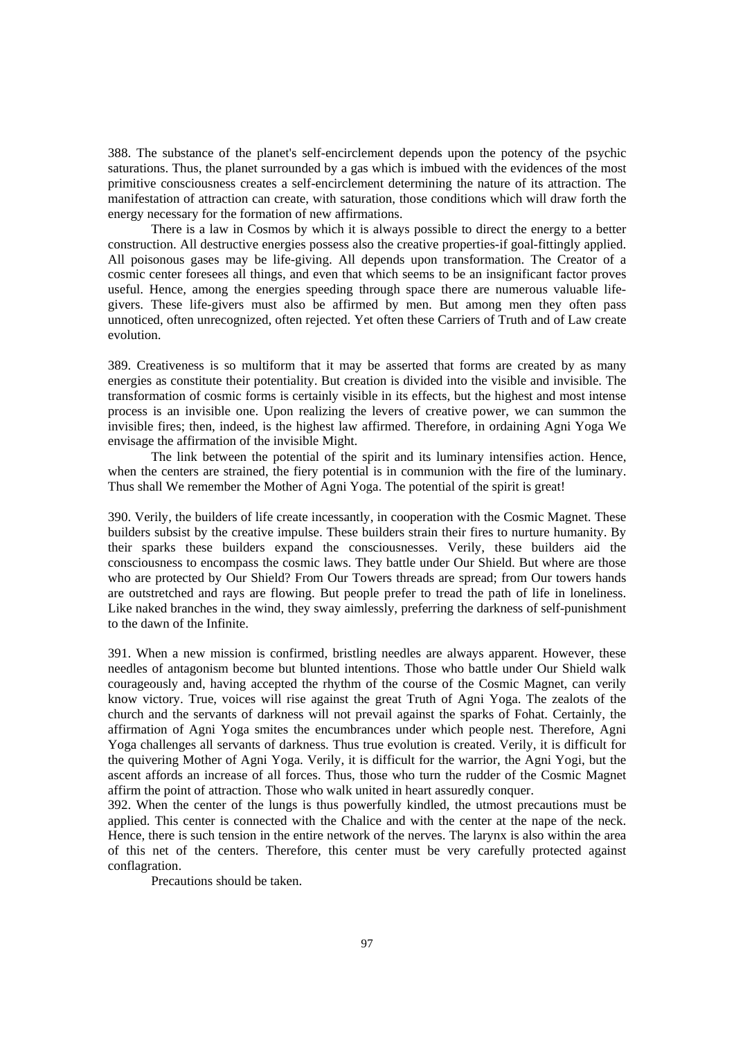388. The substance of the planet's self-encirclement depends upon the potency of the psychic saturations. Thus, the planet surrounded by a gas which is imbued with the evidences of the most primitive consciousness creates a self-encirclement determining the nature of its attraction. The manifestation of attraction can create, with saturation, those conditions which will draw forth the energy necessary for the formation of new affirmations.

There is a law in Cosmos by which it is always possible to direct the energy to a better construction. All destructive energies possess also the creative properties-if goal-fittingly applied. All poisonous gases may be life-giving. All depends upon transformation. The Creator of a cosmic center foresees all things, and even that which seems to be an insignificant factor proves useful. Hence, among the energies speeding through space there are numerous valuable life-givers. These life-givers must also be affirmed by men. But among men they often pass unnoticed, often unrecognized, often rejected. Yet often these Carriers of Truth and of Law create evolution.

389. Creativeness is so multiform that it may be asserted that forms are created by as many energies as constitute their potentiality. But creation is divided into the visible and invisible. The transformation of cosmic forms is certainly visible in its effects, but the highest and most intense process is an invisible one. Upon realizing the levers of creative power, we can summon the invisible fires; then, indeed, is the highest law affirmed. Therefore, in ordaining Agni Yoga We envisage the affirmation of the invisible Might.

The link between the potential of the spirit and its luminary intensifies action. Hence, when the centers are strained, the fiery potential is in communion with the fire of the luminary. Thus shall We remember the Mother of Agni Yoga. The potential of the spirit is great!

390. Verily, the builders of life create incessantly, in cooperation with the Cosmic Magnet. These builders subsist by the creative impulse. These builders strain their fires to nurture humanity. By their sparks these builders expand the consciousnesses. Verily, these builders aid the consciousness to encompass the cosmic laws. They battle under Our Shield. But where are those who are protected by Our Shield? From Our Towers threads are spread; from Our towers hands are outstretched and rays are flowing. But people prefer to tread the path of life in loneliness. Like naked branches in the wind, they sway aimlessly, preferring the darkness of self-punishment to the dawn of the Infinite.

391. When a new mission is confirmed, bristling needles are always apparent. However, these needles of antagonism become but blunted intentions. Those who battle under Our Shield walk courageously and, having accepted the rhythm of the course of the Cosmic Magnet, can verily know victory. True, voices will rise against the great Truth of Agni Yoga. The zealots of the church and the servants of darkness will not prevail against the sparks of Fohat. Certainly, the affirmation of Agni Yoga smites the encumbrances under which people nest. Therefore, Agni Yoga challenges all servants of darkness. Thus true evolution is created. Verily, it is difficult for the quivering Mother of Agni Yoga. Verily, it is difficult for the warrior, the Agni Yogi, but the ascent affords an increase of all forces. Thus, those who turn the rudder of the Cosmic Magnet affirm the point of attraction. Those who walk united in heart assuredly conquer.

392. When the center of the lungs is thus powerfully kindled, the utmost precautions must be applied. This center is connected with the Chalice and with the center at the nape of the neck. Hence, there is such tension in the entire network of the nerves. The larynx is also within the area of this net of the centers. Therefore, this center must be very carefully protected against conflagration.

Precautions should be taken.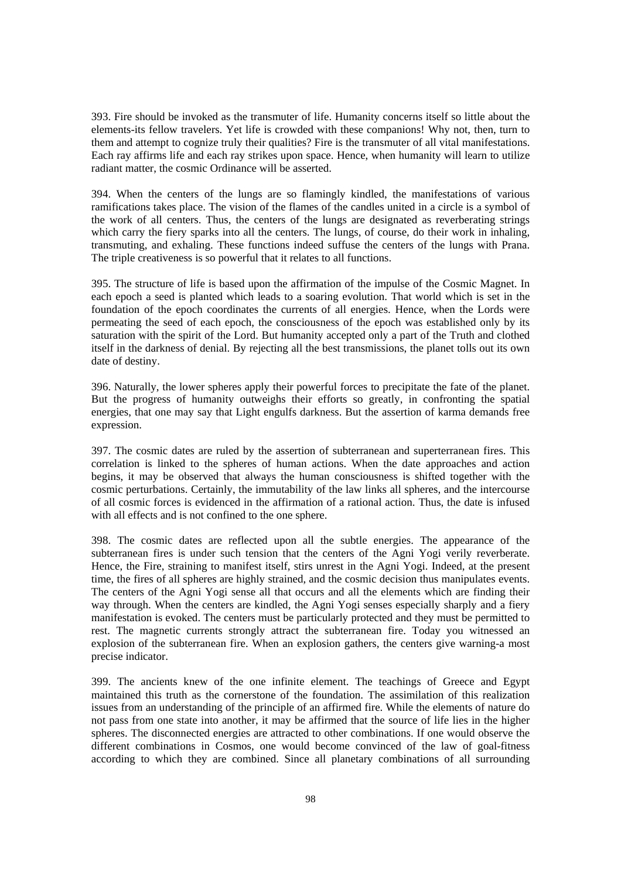393. Fire should be invoked as the transmuter of life. Humanity concerns itself so little about the elements-its fellow travelers. Yet life is crowded with these companions! Why not, then, turn to them and attempt to cognize truly their qualities? Fire is the transmuter of all vital manifestations. Each ray affirms life and each ray strikes upon space. Hence, when humanity will learn to utilize radiant matter, the cosmic Ordinance will be asserted.

394. When the centers of the lungs are so flamingly kindled, the manifestations of various ramifications takes place. The vision of the flames of the candles united in a circle is a symbol of the work of all centers. Thus, the centers of the lungs are designated as reverberating strings which carry the fiery sparks into all the centers. The lungs, of course, do their work in inhaling, transmuting, and exhaling. These functions indeed suffuse the centers of the lungs with Prana. The triple creativeness is so powerful that it relates to all functions.

395. The structure of life is based upon the affirmation of the impulse of the Cosmic Magnet. In each epoch a seed is planted which leads to a soaring evolution. That world which is set in the foundation of the epoch coordinates the currents of all energies. Hence, when the Lords were permeating the seed of each epoch, the consciousness of the epoch was established only by its saturation with the spirit of the Lord. But humanity accepted only a part of the Truth and clothed itself in the darkness of denial. By rejecting all the best transmissions, the planet tolls out its own date of destiny.

396. Naturally, the lower spheres apply their powerful forces to precipitate the fate of the planet. But the progress of humanity outweighs their efforts so greatly, in confronting the spatial energies, that one may say that Light engulfs darkness. But the assertion of karma demands free expression.

397. The cosmic dates are ruled by the assertion of subterranean and superterranean fires. This correlation is linked to the spheres of human actions. When the date approaches and action begins, it may be observed that always the human consciousness is shifted together with the cosmic perturbations. Certainly, the immutability of the law links all spheres, and the intercourse of all cosmic forces is evidenced in the affirmation of a rational action. Thus, the date is infused with all effects and is not confined to the one sphere.

398. The cosmic dates are reflected upon all the subtle energies. The appearance of the subterranean fires is under such tension that the centers of the Agni Yogi verily reverberate. Hence, the Fire, straining to manifest itself, stirs unrest in the Agni Yogi. Indeed, at the present time, the fires of all spheres are highly strained, and the cosmic decision thus manipulates events. The centers of the Agni Yogi sense all that occurs and all the elements which are finding their way through. When the centers are kindled, the Agni Yogi senses especially sharply and a fiery manifestation is evoked. The centers must be particularly protected and they must be permitted to rest. The magnetic currents strongly attract the subterranean fire. Today you witnessed an explosion of the subterranean fire. When an explosion gathers, the centers give warning-a most precise indicator.

399. The ancients knew of the one infinite element. The teachings of Greece and Egypt maintained this truth as the cornerstone of the foundation. The assimilation of this realization issues from an understanding of the principle of an affirmed fire. While the elements of nature do not pass from one state into another, it may be affirmed that the source of life lies in the higher spheres. The disconnected energies are attracted to other combinations. If one would observe the different combinations in Cosmos, one would become convinced of the law of goal-fitness according to which they are combined. Since all planetary combinations of all surrounding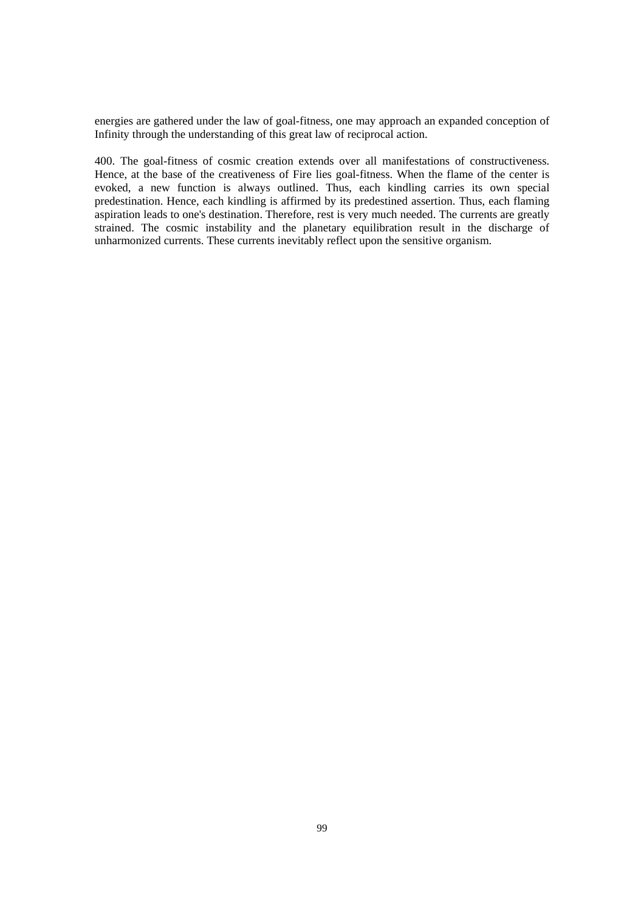energies are gathered under the law of goal-fitness, one may approach an expanded conception of Infinity through the understanding of this great law of reciprocal action.

400. The goal-fitness of cosmic creation extends over all manifestations of constructiveness. Hence, at the base of the creativeness of Fire lies goal-fitness. When the flame of the center is evoked, a new function is always outlined. Thus, each kindling carries its own special predestination. Hence, each kindling is affirmed by its predestined assertion. Thus, each flaming aspiration leads to one's destination. Therefore, rest is very much needed. The currents are greatly strained. The cosmic instability and the planetary equilibration result in the discharge of unharmonized currents. These currents inevitably reflect upon the sensitive organism.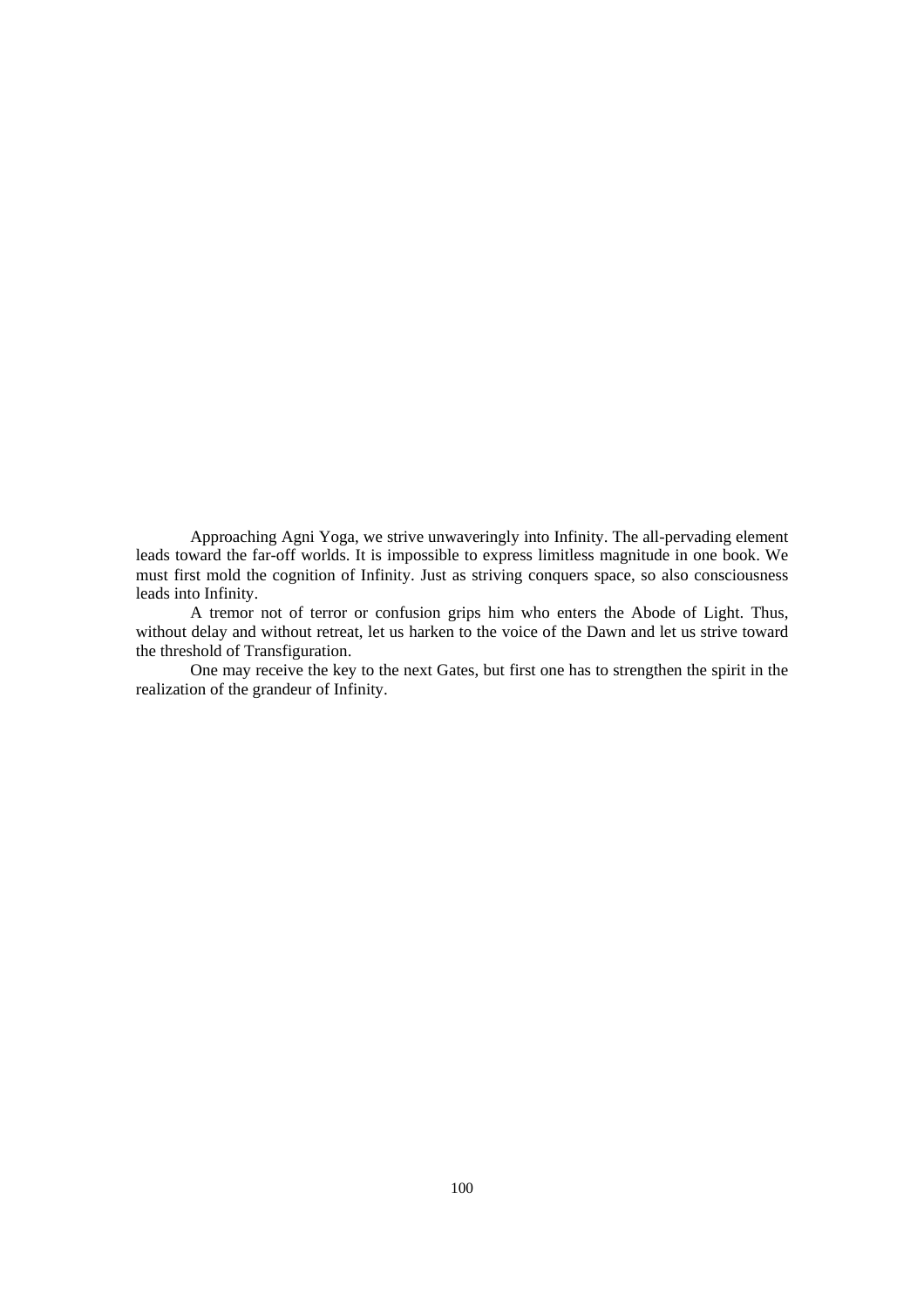Approaching Agni Yoga, we strive unwaveringly into Infinity. The all-pervading element leads toward the far-off worlds. It is impossible to express limitless magnitude in one book. We must first mold the cognition of Infinity. Just as striving conquers space, so also consciousness leads into Infinity.

A tremor not of terror or confusion grips him who enters the Abode of Light. Thus, without delay and without retreat, let us harken to the voice of the Dawn and let us strive toward the threshold of Transfiguration.

One may receive the key to the next Gates, but first one has to strengthen the spirit in the realization of the grandeur of Infinity.